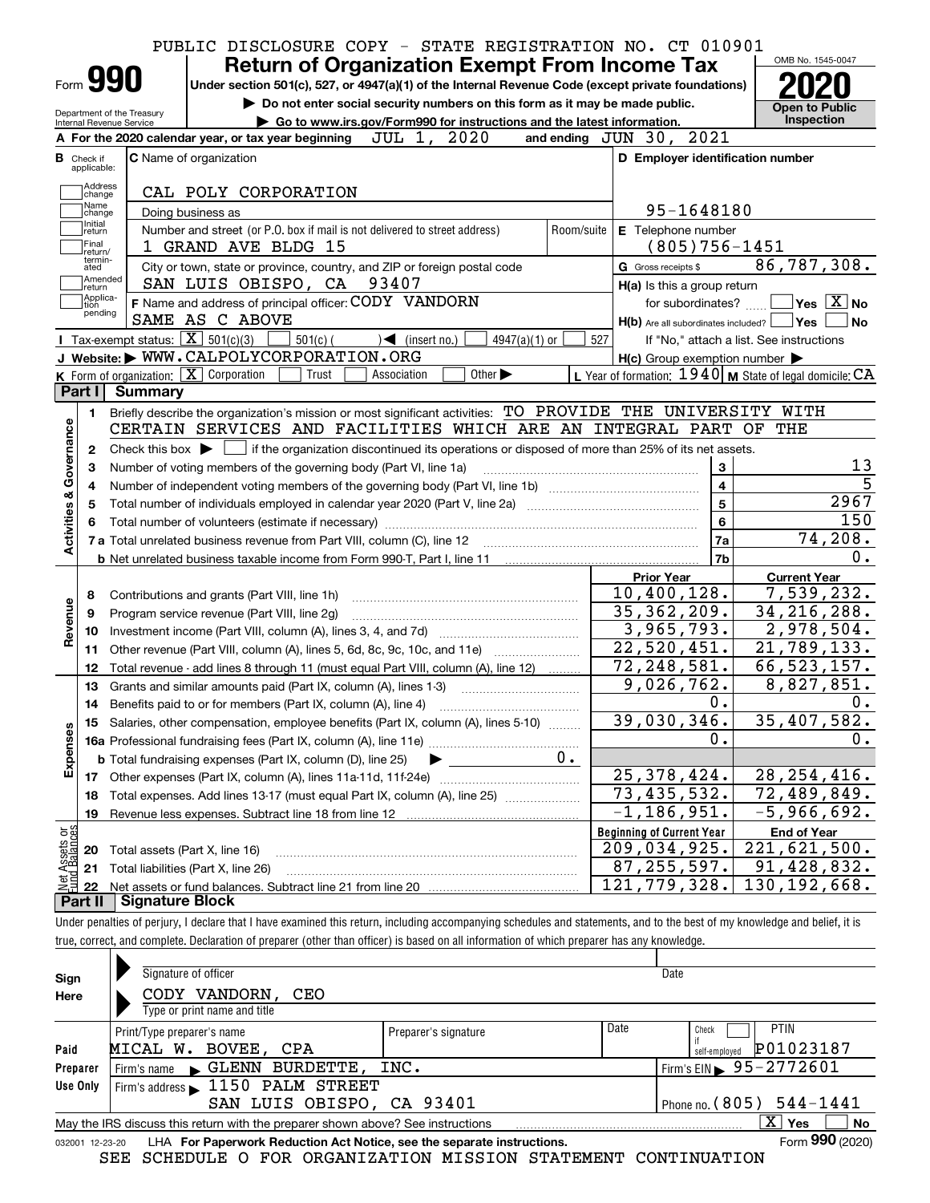PUBLIC DISCLOSURE COPY - STATE REGISTRATION NO. CT 010901

# Form 990 — Return of Organization Exempt From Income Tax

Under section 501(c), 527, or 4947(a)(1) of the Internal Revenue Code (except private foundations)

▶ Do not enter social security numbers on this form as it may be made public.

▶ Go to www.irs.gov/Form990 for instructions and the latest information.

Department of the Treasury, Internal Revenue Service

OMB No. 1545-0047 — **2020** — Open to Public Inspection

**A** For the 2020 calendar year, or tax year beginning JUL 1, 2020 and ending JUN 30, 2021

**B** Check if applicable: Address change, Name change, Initial return, Final return/terminated, Amended return, Application pending

**C** Name of organization: CAL POLY CORPORATION

Doing business as

Number and street (or P.O. box if mail is not delivered to street address): 1 GRAND AVE BLDG 15 — Room/suite

City or town, state or province, country, and ZIP or foreign postal code: SAN LUIS OBISPO, CA 93407

**D** Employer identification number: 95-1648180

**E** Telephone number: (805)756-1451

**G** Gross receipts $ 86,787,308.

**F** Name and address of principal officer: CODY VANDORN, SAME AS C ABOVE

**H(a)** Is this a group return for subordinates? Yes [ ] No [X]

**H(b)** Are all subordinates included? Yes [ ] No [ ] — If "No," attach a list. See instructions

**H(c)** Group exemption number ▶

**I** Tax-exempt status: [X] 501(c)(3) [ ] 501(c) ( ) ◀ (insert no.) [ ] 4947(a)(1) or [ ] 527

**J** Website: ▶ WWW.CALPOLYCORPORATION.ORG

**K** Form of organization: [X] Corporation [ ] Trust [ ] Association [ ] Other ▶

**L** Year of formation: 1940 **M** State of legal domicile: CA

## Part I Summary

**Activities & Governance**

1. Briefly describe the organization's mission or most significant activities: TO PROVIDE THE UNIVERSITY WITH CERTAIN SERVICES AND FACILITIES WHICH ARE AN INTEGRAL PART OF THE
2. Check this box ▶ [ ] if the organization discontinued its operations or disposed of more than 25% of its net assets.

| | | Line | Value |
|---|---|---|---|
| 3 | Number of voting members of the governing body (Part VI, line 1a) | 3 | 13 |
| 4 | Number of independent voting members of the governing body (Part VI, line 1b) | 4 | 5 |
| 5 | Total number of individuals employed in calendar year 2020 (Part V, line 2a) | 5 | 2967 |
| 6 | Total number of volunteers (estimate if necessary) | 6 | 150 |
| 7a | Total unrelated business revenue from Part VIII, column (C), line 12 | 7a | 74,208. |
| 7b | Net unrelated business taxable income from Form 990-T, Part I, line 11 | 7b | 0. |

| | | Prior Year | Current Year |
|---|---|---|---|
| **Revenue** | | | |
| 8 | Contributions and grants (Part VIII, line 1h) | 10,400,128. | 7,539,232. |
| 9 | Program service revenue (Part VIII, line 2g) | 35,362,209. | 34,216,288. |
| 10 | Investment income (Part VIII, column (A), lines 3, 4, and 7d) | 3,965,793. | 2,978,504. |
| 11 | Other revenue (Part VIII, column (A), lines 5, 6d, 8c, 9c, 10c, and 11e) | 22,520,451. | 21,789,133. |
| 12 | Total revenue - add lines 8 through 11 (must equal Part VIII, column (A), line 12) | 72,248,581. | 66,523,157. |
| **Expenses** | | | |
| 13 | Grants and similar amounts paid (Part IX, column (A), lines 1-3) | 9,026,762. | 8,827,851. |
| 14 | Benefits paid to or for members (Part IX, column (A), line 4) | 0. | 0. |
| 15 | Salaries, other compensation, employee benefits (Part IX, column (A), lines 5-10) | 39,030,346. | 35,407,582. |
| 16a | Professional fundraising fees (Part IX, column (A), line 11e) | 0. | 0. |
| b | Total fundraising expenses (Part IX, column (D), line 25) ▶ 0. | | |
| 17 | Other expenses (Part IX, column (A), lines 11a-11d, 11f-24e) | 25,378,424. | 28,254,416. |
| 18 | Total expenses. Add lines 13-17 (must equal Part IX, column (A), line 25) | 73,435,532. | 72,489,849. |
| 19 | Revenue less expenses. Subtract line 18 from line 12 | -1,186,951. | -5,966,692. |

| **Net Assets or Fund Balances** | | Beginning of Current Year | End of Year |
|---|---|---|---|
| 20 | Total assets (Part X, line 16) | 209,034,925. | 221,621,500. |
| 21 | Total liabilities (Part X, line 26) | 87,255,597. | 91,428,832. |
| 22 | Net assets or fund balances. Subtract line 21 from line 20 | 121,779,328. | 130,192,668. |

## Part II Signature Block

Under penalties of perjury, I declare that I have examined this return, including accompanying schedules and statements, and to the best of my knowledge and belief, it is true, correct, and complete. Declaration of preparer (other than officer) is based on all information of which preparer has any knowledge.

**Sign Here**

Signature of officer — Date

CODY VANDORN, CEO

Type or print name and title

**Paid Preparer Use Only**

| Print/Type preparer's name | Preparer's signature | Date | Check if self-employed | PTIN |
|---|---|---|---|---|
| MICAL W. BOVEE, CPA | | | [ ] | P01023187 |

Firm's name ▶ GLENN BURDETTE, INC. — Firm's EIN ▶ 95-2772601

Firm's address ▶ 1150 PALM STREET, SAN LUIS OBISPO, CA 93401 — Phone no. (805) 544-1441

May the IRS discuss this return with the preparer shown above? See instructions [X] Yes [ ] No

032001 12-23-20 LHA For Paperwork Reduction Act Notice, see the separate instructions. Form **990** (2020)

SEE SCHEDULE O FOR ORGANIZATION MISSION STATEMENT CONTINUATION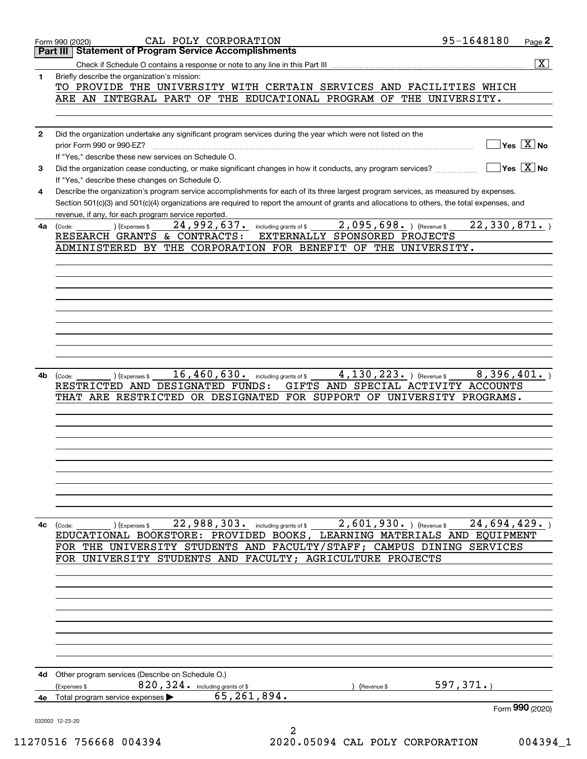Form 990 (2020) CAL POLY CORPORATION 95-1648180

## Part III Statement of Program Service Accomplishments

Check if Schedule O contains a response or note to any line in this Part III [X]

**1** Briefly describe the organization's mission:

TO PROVIDE THE UNIVERSITY WITH CERTAIN SERVICES AND FACILITIES WHICH ARE AN INTEGRAL PART OF THE EDUCATIONAL PROGRAM OF THE UNIVERSITY.

**2** Did the organization undertake any significant program services during the year which were not listed on the prior Form 990 or 990-EZ? Yes [ ] No [X]

If "Yes," describe these new services on Schedule O.

**3** Did the organization cease conducting, or make significant changes in how it conducts, any program services? Yes [ ] No [X]

If "Yes," describe these changes on Schedule O.

**4** Describe the organization's program service accomplishments for each of its three largest program services, as measured by expenses. Section 501(c)(3) and 501(c)(4) organizations are required to report the amount of grants and allocations to others, the total expenses, and revenue, if any, for each program service reported.

**4a** (Code: ) (Expenses $ 24,992,637. including grants of $ 2,095,698. ) (Revenue $ 22,330,871. )

RESEARCH GRANTS & CONTRACTS: EXTERNALLY SPONSORED PROJECTS ADMINISTERED BY THE CORPORATION FOR BENEFIT OF THE UNIVERSITY.

**4b** (Code: ) (Expenses $ 16,460,630. including grants of $ 4,130,223. ) (Revenue $ 8,396,401. )

RESTRICTED AND DESIGNATED FUNDS: GIFTS AND SPECIAL ACTIVITY ACCOUNTS THAT ARE RESTRICTED OR DESIGNATED FOR SUPPORT OF UNIVERSITY PROGRAMS.

**4c** (Code: ) (Expenses $ 22,988,303. including grants of $ 2,601,930. ) (Revenue $ 24,694,429. )

EDUCATIONAL BOOKSTORE: PROVIDED BOOKS, LEARNING MATERIALS AND EQUIPMENT FOR THE UNIVERSITY STUDENTS AND FACULTY/STAFF; CAMPUS DINING SERVICES FOR UNIVERSITY STUDENTS AND FACULTY; AGRICULTURE PROJECTS

**4d** Other program services (Describe on Schedule O.)

(Expenses $ 820,324. including grants of $ ) (Revenue $ 597,371.)

**4e** Total program service expenses ▶ 65,261,894.

Form **990** (2020)

032002 12-23-20

11270516 756668 004394 2020.05094 CAL POLY CORPORATION 004394_1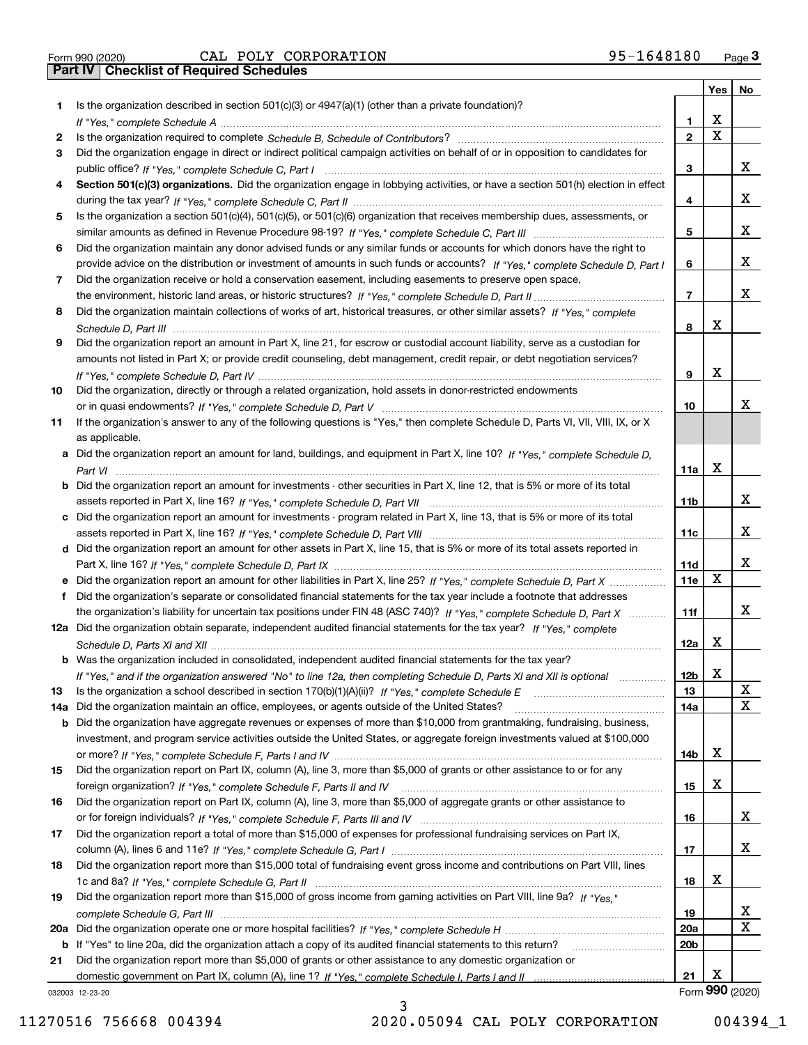Form 990 (2020) CAL POLY CORPORATION 95-1648180 Page 3

## Part IV Checklist of Required Schedules

| | | | Yes | No |
|---|---|---|---|---|
| 1 | Is the organization described in section 501(c)(3) or 4947(a)(1) (other than a private foundation)? *If "Yes," complete Schedule A* | 1 | X | |
| 2 | Is the organization required to complete *Schedule B, Schedule of Contributors*? | 2 | X | |
| 3 | Did the organization engage in direct or indirect political campaign activities on behalf of or in opposition to candidates for public office? *If "Yes," complete Schedule C, Part I* | 3 | | X |
| 4 | **Section 501(c)(3) organizations.** Did the organization engage in lobbying activities, or have a section 501(h) election in effect during the tax year? *If "Yes," complete Schedule C, Part II* | 4 | | X |
| 5 | Is the organization a section 501(c)(4), 501(c)(5), or 501(c)(6) organization that receives membership dues, assessments, or similar amounts as defined in Revenue Procedure 98-19? *If "Yes," complete Schedule C, Part III* | 5 | | X |
| 6 | Did the organization maintain any donor advised funds or any similar funds or accounts for which donors have the right to provide advice on the distribution or investment of amounts in such funds or accounts? *If "Yes," complete Schedule D, Part I* | 6 | | X |
| 7 | Did the organization receive or hold a conservation easement, including easements to preserve open space, the environment, historic land areas, or historic structures? *If "Yes," complete Schedule D, Part II* | 7 | | X |
| 8 | Did the organization maintain collections of works of art, historical treasures, or other similar assets? *If "Yes," complete Schedule D, Part III* | 8 | X | |
| 9 | Did the organization report an amount in Part X, line 21, for escrow or custodial account liability, serve as a custodian for amounts not listed in Part X; or provide credit counseling, debt management, credit repair, or debt negotiation services? *If "Yes," complete Schedule D, Part IV* | 9 | X | |
| 10 | Did the organization, directly or through a related organization, hold assets in donor-restricted endowments or in quasi endowments? *If "Yes," complete Schedule D, Part V* | 10 | | X |
| 11 | If the organization's answer to any of the following questions is "Yes," then complete Schedule D, Parts VI, VII, VIII, IX, or X as applicable. | | | |
| a | Did the organization report an amount for land, buildings, and equipment in Part X, line 10? *If "Yes," complete Schedule D, Part VI* | 11a | X | |
| b | Did the organization report an amount for investments - other securities in Part X, line 12, that is 5% or more of its total assets reported in Part X, line 16? *If "Yes," complete Schedule D, Part VII* | 11b | | X |
| c | Did the organization report an amount for investments - program related in Part X, line 13, that is 5% or more of its total assets reported in Part X, line 16? *If "Yes," complete Schedule D, Part VIII* | 11c | | X |
| d | Did the organization report an amount for other assets in Part X, line 15, that is 5% or more of its total assets reported in Part X, line 16? *If "Yes," complete Schedule D, Part IX* | 11d | | X |
| e | Did the organization report an amount for other liabilities in Part X, line 25? *If "Yes," complete Schedule D, Part X* | 11e | X | |
| f | Did the organization's separate or consolidated financial statements for the tax year include a footnote that addresses the organization's liability for uncertain tax positions under FIN 48 (ASC 740)? *If "Yes," complete Schedule D, Part X* | 11f | | X |
| 12a | Did the organization obtain separate, independent audited financial statements for the tax year? *If "Yes," complete Schedule D, Parts XI and XII* | 12a | X | |
| b | Was the organization included in consolidated, independent audited financial statements for the tax year? *If "Yes," and if the organization answered "No" to line 12a, then completing Schedule D, Parts XI and XII is optional* | 12b | X | |
| 13 | Is the organization a school described in section 170(b)(1)(A)(ii)? *If "Yes," complete Schedule E* | 13 | | X |
| 14a | Did the organization maintain an office, employees, or agents outside of the United States? | 14a | | X |
| b | Did the organization have aggregate revenues or expenses of more than $10,000 from grantmaking, fundraising, business, investment, and program service activities outside the United States, or aggregate foreign investments valued at $100,000 or more? *If "Yes," complete Schedule F, Parts I and IV* | 14b | X | |
| 15 | Did the organization report on Part IX, column (A), line 3, more than $5,000 of grants or other assistance to or for any foreign organization? *If "Yes," complete Schedule F, Parts II and IV* | 15 | X | |
| 16 | Did the organization report on Part IX, column (A), line 3, more than $5,000 of aggregate grants or other assistance to or for foreign individuals? *If "Yes," complete Schedule F, Parts III and IV* | 16 | | X |
| 17 | Did the organization report a total of more than $15,000 of expenses for professional fundraising services on Part IX, column (A), lines 6 and 11e? *If "Yes," complete Schedule G, Part I* | 17 | | X |
| 18 | Did the organization report more than $15,000 total of fundraising event gross income and contributions on Part VIII, lines 1c and 8a? *If "Yes," complete Schedule G, Part II* | 18 | X | |
| 19 | Did the organization report more than $15,000 of gross income from gaming activities on Part VIII, line 9a? *If "Yes," complete Schedule G, Part III* | 19 | | X |
| 20a | Did the organization operate one or more hospital facilities? *If "Yes," complete Schedule H* | 20a | | X |
| b | If "Yes" to line 20a, did the organization attach a copy of its audited financial statements to this return? | 20b | | |
| 21 | Did the organization report more than $5,000 of grants or other assistance to any domestic organization or domestic government on Part IX, column (A), line 1? *If "Yes," complete Schedule I, Parts I and II* | 21 | X | |

032003 12-23-20 Form **990** (2020)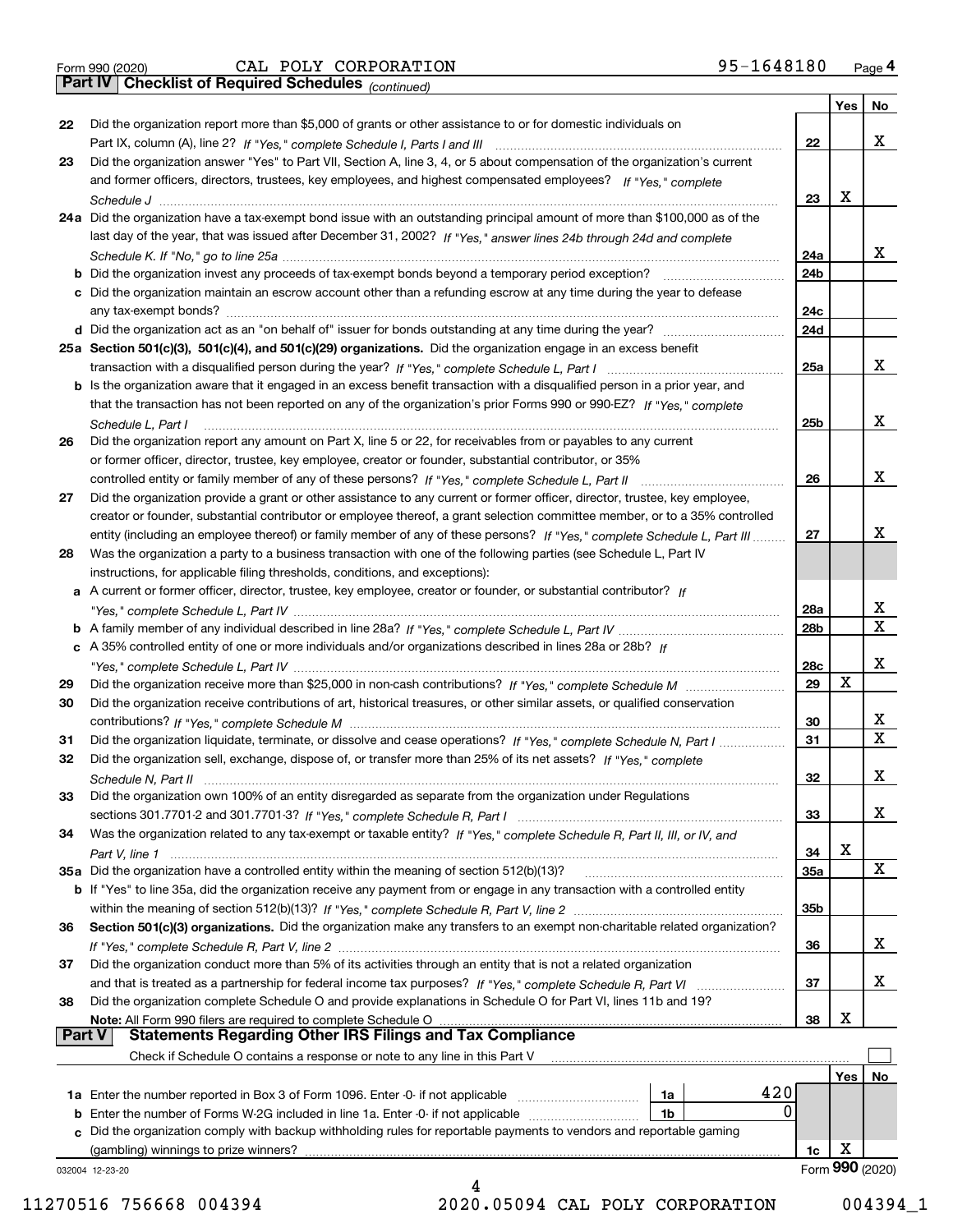Form 990 (2020) CAL POLY CORPORATION 95-1648180 Page 4

**Part IV Checklist of Required Schedules** *(continued)*

| | | | Yes | No |
|---|---|---|---|---|
| 22 | Did the organization report more than $5,000 of grants or other assistance to or for domestic individuals on Part IX, column (A), line 2? *If "Yes," complete Schedule I, Parts I and III* | 22 | | X |
| 23 | Did the organization answer "Yes" to Part VII, Section A, line 3, 4, or 5 about compensation of the organization's current and former officers, directors, trustees, key employees, and highest compensated employees? *If "Yes," complete Schedule J* | 23 | X | |
| 24a | Did the organization have a tax-exempt bond issue with an outstanding principal amount of more than $100,000 as of the last day of the year, that was issued after December 31, 2002? *If "Yes," answer lines 24b through 24d and complete Schedule K. If "No," go to line 25a* | 24a | | X |
| b | Did the organization invest any proceeds of tax-exempt bonds beyond a temporary period exception? | 24b | | |
| c | Did the organization maintain an escrow account other than a refunding escrow at any time during the year to defease any tax-exempt bonds? | 24c | | |
| d | Did the organization act as an "on behalf of" issuer for bonds outstanding at any time during the year? | 24d | | |
| 25a | **Section 501(c)(3), 501(c)(4), and 501(c)(29) organizations.** Did the organization engage in an excess benefit transaction with a disqualified person during the year? *If "Yes," complete Schedule L, Part I* | 25a | | X |
| b | Is the organization aware that it engaged in an excess benefit transaction with a disqualified person in a prior year, and that the transaction has not been reported on any of the organization's prior Forms 990 or 990-EZ? *If "Yes," complete Schedule L, Part I* | 25b | | X |
| 26 | Did the organization report any amount on Part X, line 5 or 22, for receivables from or payables to any current or former officer, director, trustee, key employee, creator or founder, substantial contributor, or 35% controlled entity or family member of any of these persons? *If "Yes," complete Schedule L, Part II* | 26 | | X |
| 27 | Did the organization provide a grant or other assistance to any current or former officer, director, trustee, key employee, creator or founder, substantial contributor or employee thereof, a grant selection committee member, or to a 35% controlled entity (including an employee thereof) or family member of any of these persons? *If "Yes," complete Schedule L, Part III* | 27 | | X |
| 28 | Was the organization a party to a business transaction with one of the following parties (see Schedule L, Part IV instructions, for applicable filing thresholds, conditions, and exceptions): | | | |
| a | A current or former officer, director, trustee, key employee, creator or founder, or substantial contributor? *If "Yes," complete Schedule L, Part IV* | 28a | | X |
| b | A family member of any individual described in line 28a? *If "Yes," complete Schedule L, Part IV* | 28b | | X |
| c | A 35% controlled entity of one or more individuals and/or organizations described in lines 28a or 28b? *If "Yes," complete Schedule L, Part IV* | 28c | | X |
| 29 | Did the organization receive more than $25,000 in non-cash contributions? *If "Yes," complete Schedule M* | 29 | X | |
| 30 | Did the organization receive contributions of art, historical treasures, or other similar assets, or qualified conservation contributions? *If "Yes," complete Schedule M* | 30 | | X |
| 31 | Did the organization liquidate, terminate, or dissolve and cease operations? *If "Yes," complete Schedule N, Part I* | 31 | | X |
| 32 | Did the organization sell, exchange, dispose of, or transfer more than 25% of its net assets? *If "Yes," complete Schedule N, Part II* | 32 | | X |
| 33 | Did the organization own 100% of an entity disregarded as separate from the organization under Regulations sections 301.7701-2 and 301.7701-3? *If "Yes," complete Schedule R, Part I* | 33 | | X |
| 34 | Was the organization related to any tax-exempt or taxable entity? *If "Yes," complete Schedule R, Part II, III, or IV, and Part V, line 1* | 34 | X | |
| 35a | Did the organization have a controlled entity within the meaning of section 512(b)(13)? | 35a | | X |
| b | If "Yes" to line 35a, did the organization receive any payment from or engage in any transaction with a controlled entity within the meaning of section 512(b)(13)? *If "Yes," complete Schedule R, Part V, line 2* | 35b | | |
| 36 | **Section 501(c)(3) organizations.** Did the organization make any transfers to an exempt non-charitable related organization? *If "Yes," complete Schedule R, Part V, line 2* | 36 | | X |
| 37 | Did the organization conduct more than 5% of its activities through an entity that is not a related organization and that is treated as a partnership for federal income tax purposes? *If "Yes," complete Schedule R, Part VI* | 37 | | X |
| 38 | Did the organization complete Schedule O and provide explanations in Schedule O for Part VI, lines 11b and 19? **Note:** All Form 990 filers are required to complete Schedule O | 38 | X | |

**Part V Statements Regarding Other IRS Filings and Tax Compliance**

Check if Schedule O contains a response or note to any line in this Part V ☐

| | | | | | Yes | No |
|---|---|---|---|---|---|---|
| 1a | Enter the number reported in Box 3 of Form 1096. Enter -0- if not applicable | 1a | 420 | | | |
| b | Enter the number of Forms W-2G included in line 1a. Enter -0- if not applicable | 1b | 0 | | | |
| c | Did the organization comply with backup withholding rules for reportable payments to vendors and reportable gaming (gambling) winnings to prize winners? | | | 1c | X | |

Form **990** (2020)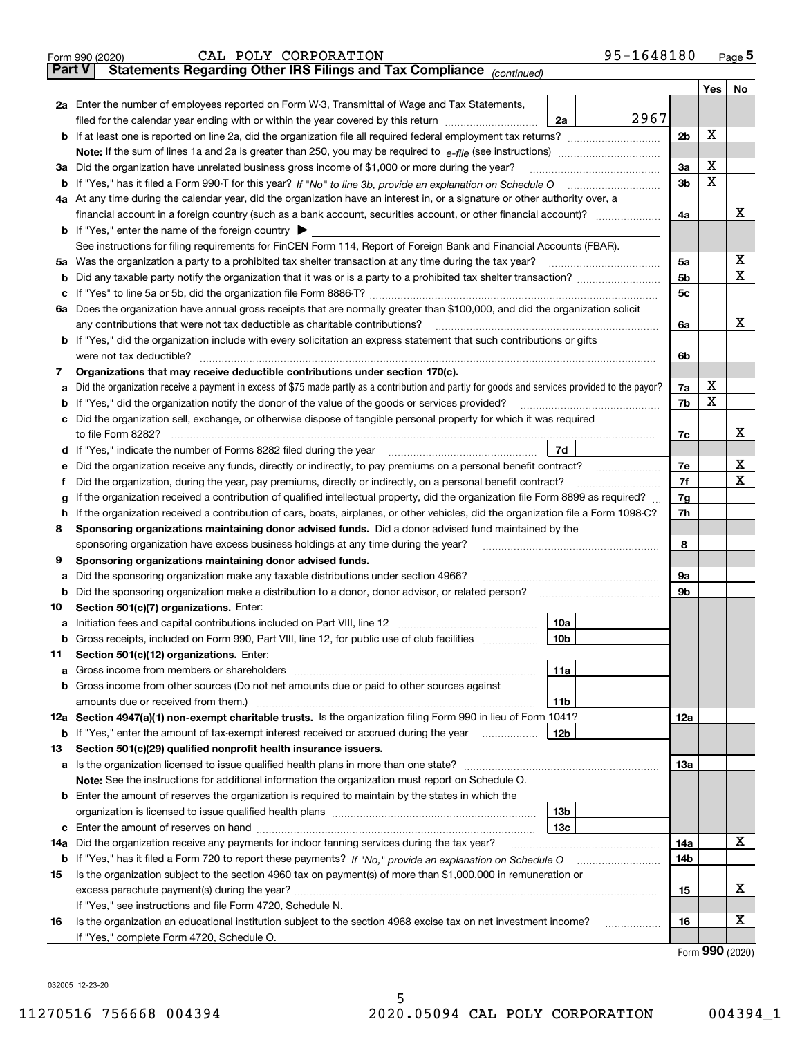Form 990 (2020) CAL POLY CORPORATION 95-1648180 Page 5

## Part V Statements Regarding Other IRS Filings and Tax Compliance *(continued)*

| | | | | | Yes | No |
|---|---|---|---|---|---|---|
| **2a** | Enter the number of employees reported on Form W-3, Transmittal of Wage and Tax Statements, filed for the calendar year ending with or within the year covered by this return | 2a | 2967 | | | |
| **b** | If at least one is reported on line 2a, did the organization file all required federal employment tax returns? | | | 2b | X | |
| | **Note:** If the sum of lines 1a and 2a is greater than 250, you may be required to *e-file* (see instructions) | | | | | |
| **3a** | Did the organization have unrelated business gross income of $1,000 or more during the year? | | | 3a | X | |
| **b** | If "Yes," has it filed a Form 990-T for this year? *If "No" to line 3b, provide an explanation on Schedule O* | | | 3b | X | |
| **4a** | At any time during the calendar year, did the organization have an interest in, or a signature or other authority over, a financial account in a foreign country (such as a bank account, securities account, or other financial account)? | | | 4a | | X |
| **b** | If "Yes," enter the name of the foreign country ▶ | | | | | |
| | See instructions for filing requirements for FinCEN Form 114, Report of Foreign Bank and Financial Accounts (FBAR). | | | | | |
| **5a** | Was the organization a party to a prohibited tax shelter transaction at any time during the tax year? | | | 5a | | X |
| **b** | Did any taxable party notify the organization that it was or is a party to a prohibited tax shelter transaction? | | | 5b | | X |
| **c** | If "Yes" to line 5a or 5b, did the organization file Form 8886-T? | | | 5c | | |
| **6a** | Does the organization have annual gross receipts that are normally greater than $100,000, and did the organization solicit any contributions that were not tax deductible as charitable contributions? | | | 6a | | X |
| **b** | If "Yes," did the organization include with every solicitation an express statement that such contributions or gifts were not tax deductible? | | | 6b | | |
| **7** | **Organizations that may receive deductible contributions under section 170(c).** | | | | | |
| **a** | Did the organization receive a payment in excess of $75 made partly as a contribution and partly for goods and services provided to the payor? | | | 7a | X | |
| **b** | If "Yes," did the organization notify the donor of the value of the goods or services provided? | | | 7b | X | |
| **c** | Did the organization sell, exchange, or otherwise dispose of tangible personal property for which it was required to file Form 8282? | | | 7c | | X |
| **d** | If "Yes," indicate the number of Forms 8282 filed during the year | 7d | | | | |
| **e** | Did the organization receive any funds, directly or indirectly, to pay premiums on a personal benefit contract? | | | 7e | | X |
| **f** | Did the organization, during the year, pay premiums, directly or indirectly, on a personal benefit contract? | | | 7f | | X |
| **g** | If the organization received a contribution of qualified intellectual property, did the organization file Form 8899 as required? | | | 7g | | |
| **h** | If the organization received a contribution of cars, boats, airplanes, or other vehicles, did the organization file a Form 1098-C? | | | 7h | | |
| **8** | **Sponsoring organizations maintaining donor advised funds.** Did a donor advised fund maintained by the sponsoring organization have excess business holdings at any time during the year? | | | 8 | | |
| **9** | **Sponsoring organizations maintaining donor advised funds.** | | | | | |
| **a** | Did the sponsoring organization make any taxable distributions under section 4966? | | | 9a | | |
| **b** | Did the sponsoring organization make a distribution to a donor, donor advisor, or related person? | | | 9b | | |
| **10** | **Section 501(c)(7) organizations.** Enter: | | | | | |
| **a** | Initiation fees and capital contributions included on Part VIII, line 12 | 10a | | | | |
| **b** | Gross receipts, included on Form 990, Part VIII, line 12, for public use of club facilities | 10b | | | | |
| **11** | **Section 501(c)(12) organizations.** Enter: | | | | | |
| **a** | Gross income from members or shareholders | 11a | | | | |
| **b** | Gross income from other sources (Do not net amounts due or paid to other sources against amounts due or received from them.) | 11b | | | | |
| **12a** | **Section 4947(a)(1) non-exempt charitable trusts.** Is the organization filing Form 990 in lieu of Form 1041? | | | 12a | | |
| **b** | If "Yes," enter the amount of tax-exempt interest received or accrued during the year | 12b | | | | |
| **13** | **Section 501(c)(29) qualified nonprofit health insurance issuers.** | | | | | |
| **a** | Is the organization licensed to issue qualified health plans in more than one state? | | | 13a | | |
| | **Note:** See the instructions for additional information the organization must report on Schedule O. | | | | | |
| **b** | Enter the amount of reserves the organization is required to maintain by the states in which the organization is licensed to issue qualified health plans | 13b | | | | |
| **c** | Enter the amount of reserves on hand | 13c | | | | |
| **14a** | Did the organization receive any payments for indoor tanning services during the tax year? | | | 14a | | X |
| **b** | If "Yes," has it filed a Form 720 to report these payments? *If "No," provide an explanation on Schedule O* | | | 14b | | |
| **15** | Is the organization subject to the section 4960 tax on payment(s) of more than $1,000,000 in remuneration or excess parachute payment(s) during the year? | | | 15 | | X |
| | If "Yes," see instructions and file Form 4720, Schedule N. | | | | | |
| **16** | Is the organization an educational institution subject to the section 4968 excise tax on net investment income? | | | 16 | | X |
| | If "Yes," complete Form 4720, Schedule O. | | | | | |

Form **990** (2020)

032005 12-23-20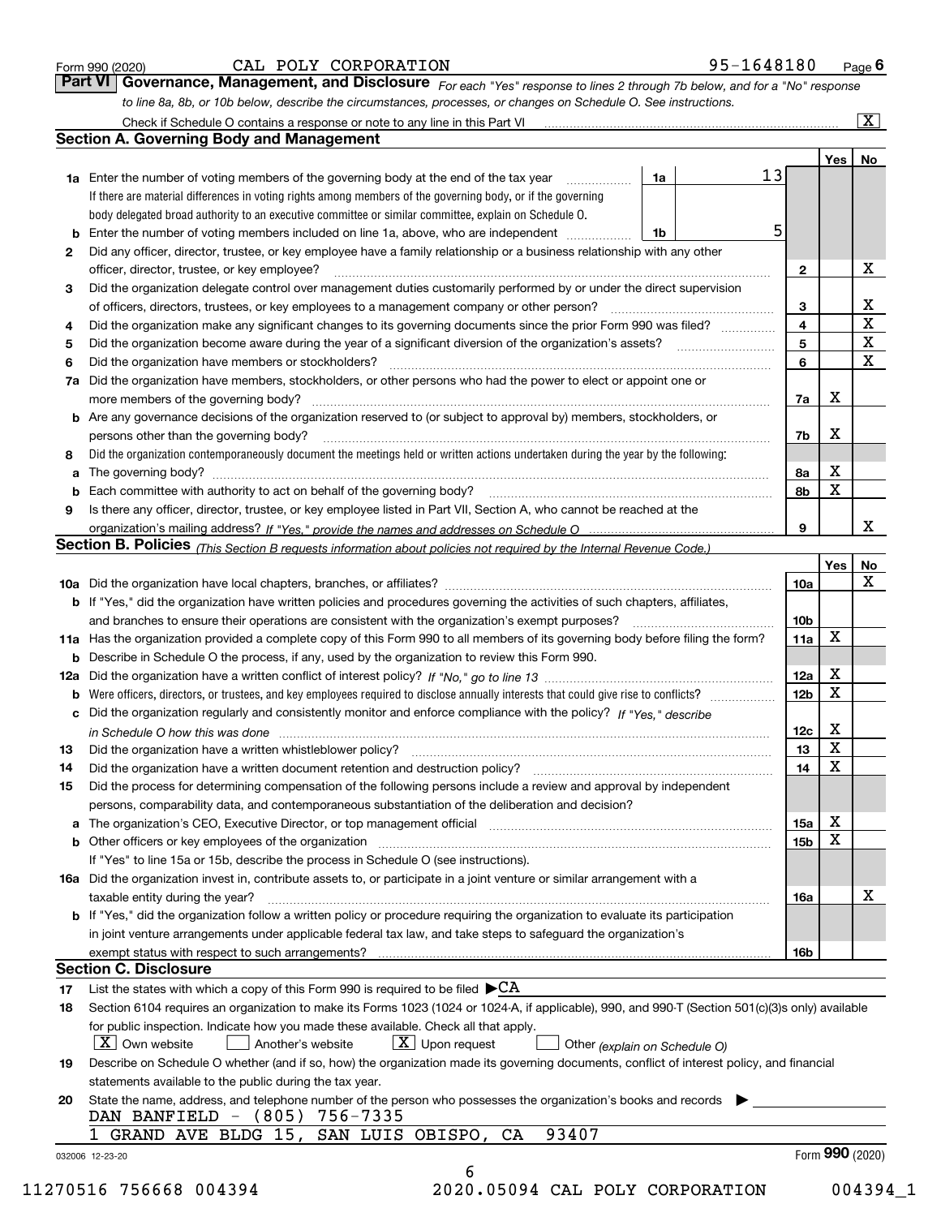Form 990 (2020) CAL POLY CORPORATION 95-1648180 Page 6

**Part VI Governance, Management, and Disclosure** *For each "Yes" response to lines 2 through 7b below, and for a "No" response to line 8a, 8b, or 10b below, describe the circumstances, processes, or changes on Schedule O. See instructions.*

Check if Schedule O contains a response or note to any line in this Part VI [X]

## Section A. Governing Body and Management

| | | | Yes | No |
|---|---|---|---|---|
| **1a** | Enter the number of voting members of the governing body at the end of the tax year — **1a** 13<br>If there are material differences in voting rights among members of the governing body, or if the governing body delegated broad authority to an executive committee or similar committee, explain on Schedule O. | | | |
| **b** | Enter the number of voting members included on line 1a, above, who are independent — **1b** 5 | | | |
| **2** | Did any officer, director, trustee, or key employee have a family relationship or a business relationship with any other officer, director, trustee, or key employee? | 2 | | X |
| **3** | Did the organization delegate control over management duties customarily performed by or under the direct supervision of officers, directors, trustees, or key employees to a management company or other person? | 3 | | X |
| **4** | Did the organization make any significant changes to its governing documents since the prior Form 990 was filed? | 4 | | X |
| **5** | Did the organization become aware during the year of a significant diversion of the organization's assets? | 5 | | X |
| **6** | Did the organization have members or stockholders? | 6 | | X |
| **7a** | Did the organization have members, stockholders, or other persons who had the power to elect or appoint one or more members of the governing body? | 7a | X | |
| **b** | Are any governance decisions of the organization reserved to (or subject to approval by) members, stockholders, or persons other than the governing body? | 7b | X | |
| **8** | Did the organization contemporaneously document the meetings held or written actions undertaken during the year by the following: | | | |
| **a** | The governing body? | 8a | X | |
| **b** | Each committee with authority to act on behalf of the governing body? | 8b | X | |
| **9** | Is there any officer, director, trustee, or key employee listed in Part VII, Section A, who cannot be reached at the organization's mailing address? *If "Yes," provide the names and addresses on Schedule O* | 9 | | X |

## Section B. Policies *(This Section B requests information about policies not required by the Internal Revenue Code.)*

| | | | Yes | No |
|---|---|---|---|---|
| **10a** | Did the organization have local chapters, branches, or affiliates? | 10a | | X |
| **b** | If "Yes," did the organization have written policies and procedures governing the activities of such chapters, affiliates, and branches to ensure their operations are consistent with the organization's exempt purposes? | 10b | | |
| **11a** | Has the organization provided a complete copy of this Form 990 to all members of its governing body before filing the form? | 11a | X | |
| **b** | Describe in Schedule O the process, if any, used by the organization to review this Form 990. | | | |
| **12a** | Did the organization have a written conflict of interest policy? *If "No," go to line 13* | 12a | X | |
| **b** | Were officers, directors, or trustees, and key employees required to disclose annually interests that could give rise to conflicts? | 12b | X | |
| **c** | Did the organization regularly and consistently monitor and enforce compliance with the policy? *If "Yes," describe in Schedule O how this was done* | 12c | X | |
| **13** | Did the organization have a written whistleblower policy? | 13 | X | |
| **14** | Did the organization have a written document retention and destruction policy? | 14 | X | |
| **15** | Did the process for determining compensation of the following persons include a review and approval by independent persons, comparability data, and contemporaneous substantiation of the deliberation and decision? | | | |
| **a** | The organization's CEO, Executive Director, or top management official | 15a | X | |
| **b** | Other officers or key employees of the organization | 15b | X | |
| | If "Yes" to line 15a or 15b, describe the process in Schedule O (see instructions). | | | |
| **16a** | Did the organization invest in, contribute assets to, or participate in a joint venture or similar arrangement with a taxable entity during the year? | 16a | | X |
| **b** | If "Yes," did the organization follow a written policy or procedure requiring the organization to evaluate its participation in joint venture arrangements under applicable federal tax law, and take steps to safeguard the organization's exempt status with respect to such arrangements? | 16b | | |

## Section C. Disclosure

**17** List the states with which a copy of this Form 990 is required to be filed ▶CA

**18** Section 6104 requires an organization to make its Forms 1023 (1024 or 1024-A, if applicable), 990, and 990-T (Section 501(c)(3)s only) available for public inspection. Indicate how you made these available. Check all that apply.

[X] Own website [ ] Another's website [X] Upon request [ ] Other *(explain on Schedule O)*

**19** Describe on Schedule O whether (and if so, how) the organization made its governing documents, conflict of interest policy, and financial statements available to the public during the tax year.

**20** State the name, address, and telephone number of the person who possesses the organization's books and records ▶

DAN BANFIELD - (805) 756-7335
1 GRAND AVE BLDG 15, SAN LUIS OBISPO, CA 93407

032006 12-23-20 Form **990** (2020)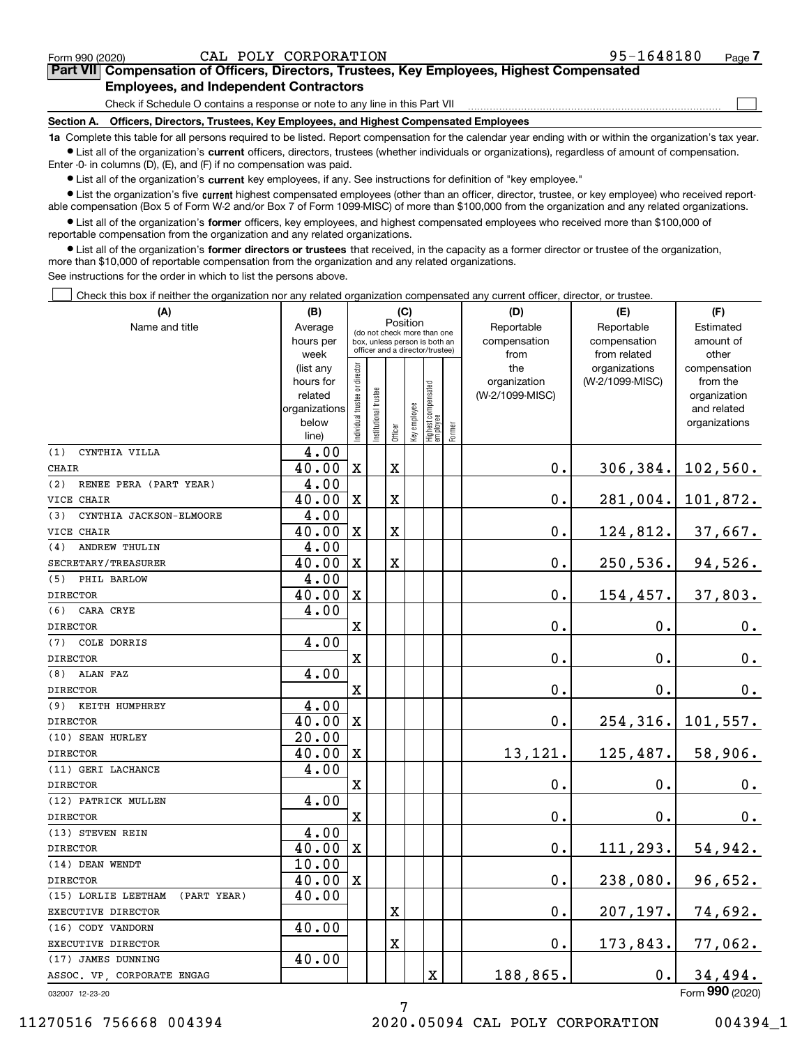Form 990 (2020) CAL POLY CORPORATION 95-1648180 Page 7

**Part VII Compensation of Officers, Directors, Trustees, Key Employees, Highest Compensated Employees, and Independent Contractors**

Check if Schedule O contains a response or note to any line in this Part VII

**Section A. Officers, Directors, Trustees, Key Employees, and Highest Compensated Employees**

**1a** Complete this table for all persons required to be listed. Report compensation for the calendar year ending with or within the organization's tax year.

- List all of the organization's **current** officers, directors, trustees (whether individuals or organizations), regardless of amount of compensation. Enter -0- in columns (D), (E), and (F) if no compensation was paid.
- List all of the organization's **current** key employees, if any. See instructions for definition of "key employee."
- List the organization's five **current** highest compensated employees (other than an officer, director, trustee, or key employee) who received reportable compensation (Box 5 of Form W-2 and/or Box 7 of Form 1099-MISC) of more than $100,000 from the organization and any related organizations.
- List all of the organization's **former** officers, key employees, and highest compensated employees who received more than $100,000 of reportable compensation from the organization and any related organizations.
- List all of the organization's **former directors or trustees** that received, in the capacity as a former director or trustee of the organization, more than $10,000 of reportable compensation from the organization and any related organizations.

See instructions for the order in which to list the persons above.

Check this box if neither the organization nor any related organization compensated any current officer, director, or trustee.

| (A) Name and title | (B) Average hours per week (list any hours for related organizations below line) | (C) Individual trustee or director | Institutional trustee | Officer | Key employee | Highest compensated employee | Former | (D) Reportable compensation from the organization (W-2/1099-MISC) | (E) Reportable compensation from related organizations (W-2/1099-MISC) | (F) Estimated amount of other compensation from the organization and related organizations |
|---|---|---|---|---|---|---|---|---|---|---|
| (1) CYNTHIA VILLA<br>CHAIR | 4.00<br>40.00 | X | | X | | | | 0. | 306,384. | 102,560. |
| (2) RENEE PERA (PART YEAR)<br>VICE CHAIR | 4.00<br>40.00 | X | | X | | | | 0. | 281,004. | 101,872. |
| (3) CYNTHIA JACKSON-ELMOORE<br>VICE CHAIR | 4.00<br>40.00 | X | | X | | | | 0. | 124,812. | 37,667. |
| (4) ANDREW THULIN<br>SECRETARY/TREASURER | 4.00<br>40.00 | X | | X | | | | 0. | 250,536. | 94,526. |
| (5) PHIL BARLOW<br>DIRECTOR | 4.00<br>40.00 | X | | | | | | 0. | 154,457. | 37,803. |
| (6) CARA CRYE<br>DIRECTOR | 4.00 | X | | | | | | 0. | 0. | 0. |
| (7) COLE DORRIS<br>DIRECTOR | 4.00 | X | | | | | | 0. | 0. | 0. |
| (8) ALAN FAZ<br>DIRECTOR | 4.00 | X | | | | | | 0. | 0. | 0. |
| (9) KEITH HUMPHREY<br>DIRECTOR | 4.00<br>40.00 | X | | | | | | 0. | 254,316. | 101,557. |
| (10) SEAN HURLEY<br>DIRECTOR | 20.00<br>40.00 | X | | | | | | 13,121. | 125,487. | 58,906. |
| (11) GERI LACHANCE<br>DIRECTOR | 4.00 | X | | | | | | 0. | 0. | 0. |
| (12) PATRICK MULLEN<br>DIRECTOR | 4.00 | X | | | | | | 0. | 0. | 0. |
| (13) STEVEN REIN<br>DIRECTOR | 4.00<br>40.00 | X | | | | | | 0. | 111,293. | 54,942. |
| (14) DEAN WENDT<br>DIRECTOR | 10.00<br>40.00 | X | | | | | | 0. | 238,080. | 96,652. |
| (15) LORLIE LEETHAM (PART YEAR)<br>EXECUTIVE DIRECTOR | 40.00 | | | X | | | | 0. | 207,197. | 74,692. |
| (16) CODY VANDORN<br>EXECUTIVE DIRECTOR | 40.00 | | | X | | | | 0. | 173,843. | 77,062. |
| (17) JAMES DUNNING<br>ASSOC. VP, CORPORATE ENGAG | 40.00 | | | | | X | | 188,865. | 0. | 34,494. |

032007 12-23-20 Form 990 (2020)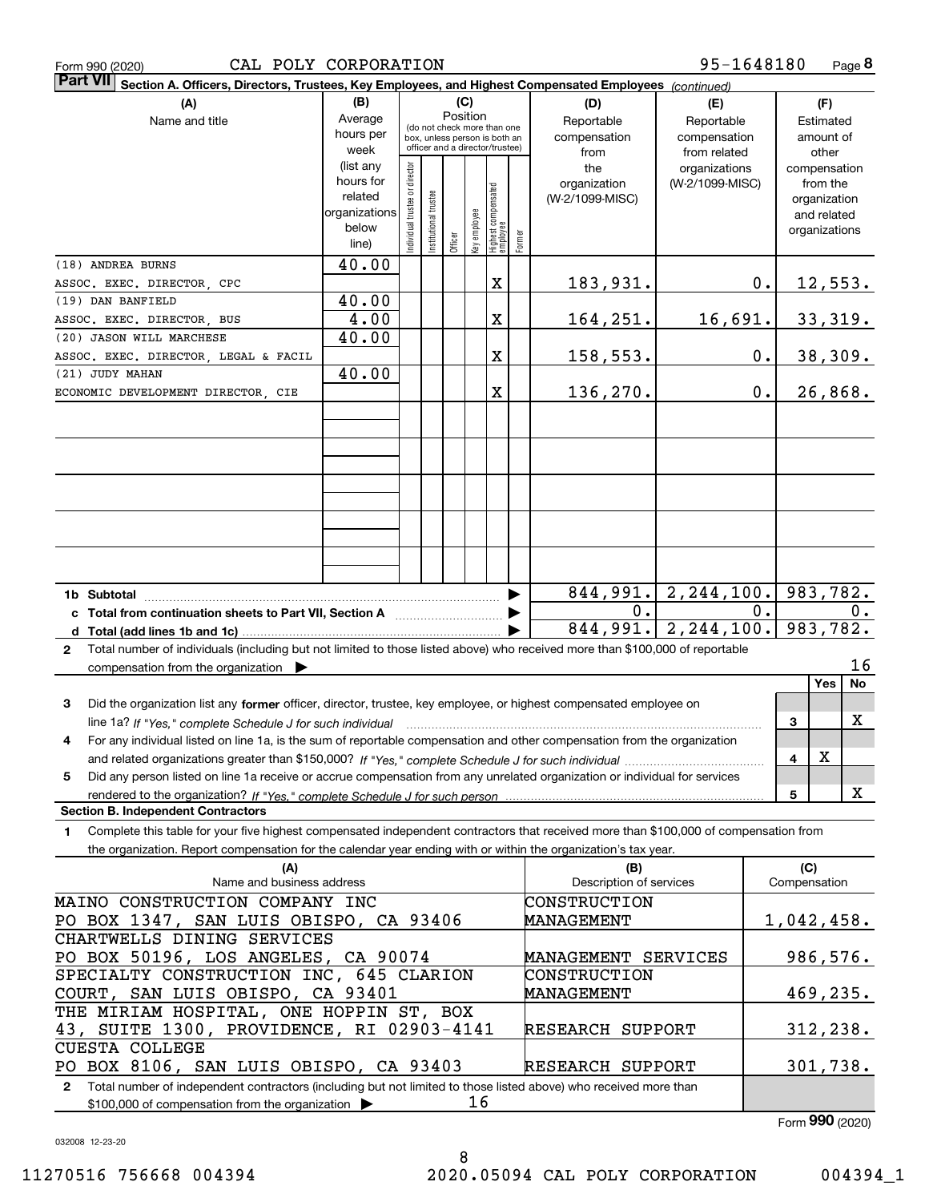Form 990 (2020) CAL POLY CORPORATION 95-1648180

**Part VII Section A. Officers, Directors, Trustees, Key Employees, and Highest Compensated Employees** *(continued)*

| (A) Name and title | (B) Average hours per week (list any hours for related organizations below line) | (C) Position: Individual trustee or director | Institutional trustee | Officer | Key employee | Highest compensated employee | Former | (D) Reportable compensation from the organization (W-2/1099-MISC) | (E) Reportable compensation from related organizations (W-2/1099-MISC) | (F) Estimated amount of other compensation from the organization and related organizations |
|---|---|---|---|---|---|---|---|---|---|---|
| (18) ANDREA BURNS<br>ASSOC. EXEC. DIRECTOR, CPC | 40.00 | | | | | X | | 183,931. | 0. | 12,553. |
| (19) DAN BANFIELD<br>ASSOC. EXEC. DIRECTOR, BUS | 40.00<br>4.00 | | | | | X | | 164,251. | 16,691. | 33,319. |
| (20) JASON WILL MARCHESE<br>ASSOC. EXEC. DIRECTOR, LEGAL & FACIL | 40.00 | | | | | X | | 158,553. | 0. | 38,309. |
| (21) JUDY MAHAN<br>ECONOMIC DEVELOPMENT DIRECTOR, CIE | 40.00 | | | | | X | | 136,270. | 0. | 26,868. |
| **1b Subtotal** | | | | | | | | 844,991. | 2,244,100. | 983,782. |
| **c Total from continuation sheets to Part VII, Section A** | | | | | | | | 0. | 0. | 0. |
| **d Total (add lines 1b and 1c)** | | | | | | | | 844,991. | 2,244,100. | 983,782. |

**2** Total number of individuals (including but not limited to those listed above) who received more than $100,000 of reportable compensation from the organization ▶ 16

| | | Yes | No |
|---|---|---|---|
| **3** Did the organization list any **former** officer, director, trustee, key employee, or highest compensated employee on line 1a? *If "Yes," complete Schedule J for such individual* | 3 | | X |
| **4** For any individual listed on line 1a, is the sum of reportable compensation and other compensation from the organization and related organizations greater than $150,000? *If "Yes," complete Schedule J for such individual* | 4 | X | |
| **5** Did any person listed on line 1a receive or accrue compensation from any unrelated organization or individual for services rendered to the organization? *If "Yes," complete Schedule J for such person* | 5 | | X |

**Section B. Independent Contractors**

**1** Complete this table for your five highest compensated independent contractors that received more than $100,000 of compensation from the organization. Report compensation for the calendar year ending with or within the organization's tax year.

| (A) Name and business address | (B) Description of services | (C) Compensation |
|---|---|---|
| MAINO CONSTRUCTION COMPANY INC<br>PO BOX 1347, SAN LUIS OBISPO, CA 93406 | CONSTRUCTION MANAGEMENT | 1,042,458. |
| CHARTWELLS DINING SERVICES<br>PO BOX 50196, LOS ANGELES, CA 90074 | MANAGEMENT SERVICES | 986,576. |
| SPECIALTY CONSTRUCTION INC, 645 CLARION COURT, SAN LUIS OBISPO, CA 93401 | CONSTRUCTION MANAGEMENT | 469,235. |
| THE MIRIAM HOSPITAL, ONE HOPPIN ST, BOX 43, SUITE 1300, PROVIDENCE, RI 02903-4141 | RESEARCH SUPPORT | 312,238. |
| CUESTA COLLEGE<br>PO BOX 8106, SAN LUIS OBISPO, CA 93403 | RESEARCH SUPPORT | 301,738. |

**2** Total number of independent contractors (including but not limited to those listed above) who received more than $100,000 of compensation from the organization ▶ 16

Form **990** (2020)

032008 12-23-20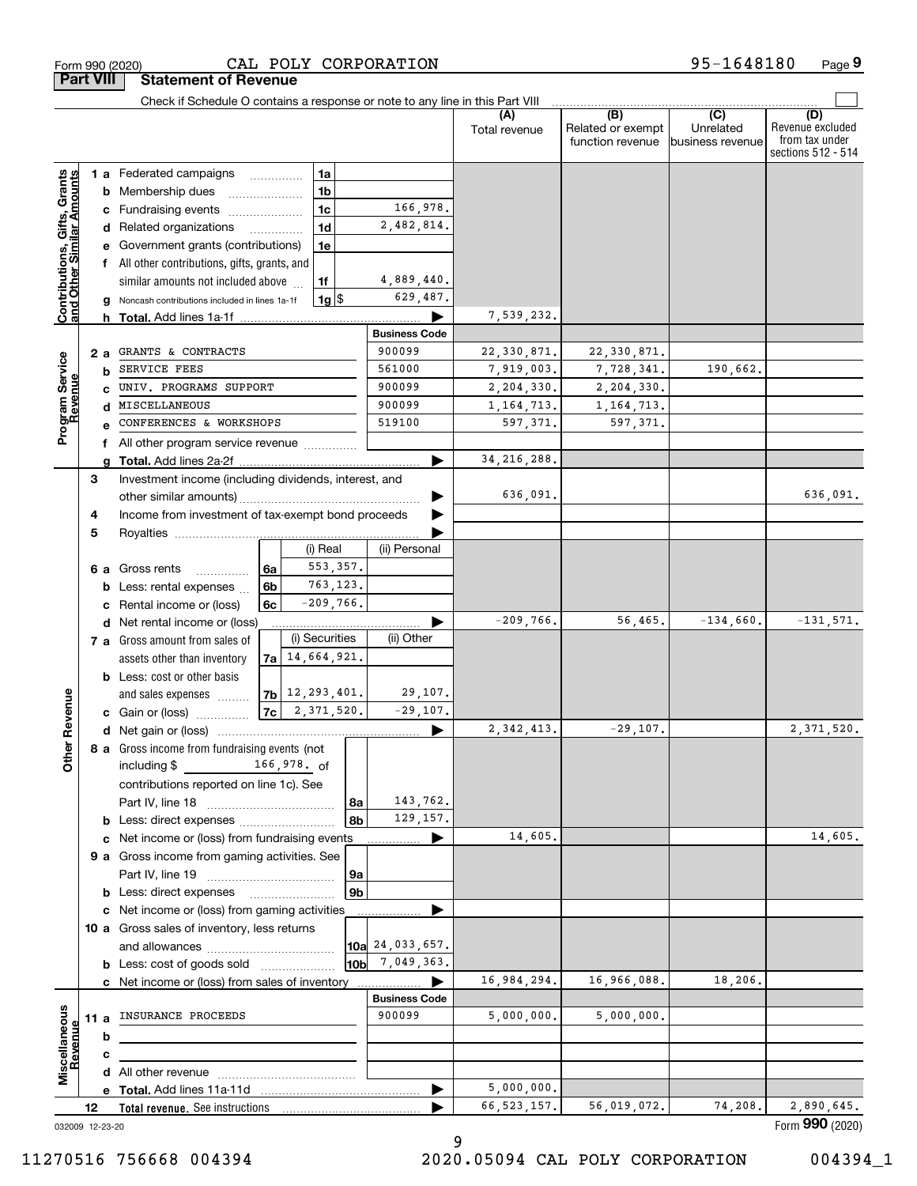Form 990 (2020) CAL POLY CORPORATION 95-1648180

## Part VIII Statement of Revenue

Check if Schedule O contains a response or note to any line in this Part VIII

| | | | | (A) Total revenue | (B) Related or exempt function revenue | (C) Unrelated business revenue | (D) Revenue excluded from tax under sections 512 - 514 |
|---|---|---|---|---|---|---|---|
| **Contributions, Gifts, Grants and Other Similar Amounts** | 1 a Federated campaigns | 1a | | | | | |
| | b Membership dues | 1b | | | | | |
| | c Fundraising events | 1c | 166,978. | | | | |
| | d Related organizations | 1d | 2,482,814. | | | | |
| | e Government grants (contributions) | 1e | | | | | |
| | f All other contributions, gifts, grants, and similar amounts not included above | 1f | 4,889,440. | | | | |
| | g Noncash contributions included in lines 1a-1f | 1g $ | 629,487. | | | | |
| | h **Total.** Add lines 1a-1f | | | 7,539,232. | | | |
| **Program Service Revenue** | | | **Business Code** | | | | |
| | 2 a GRANTS & CONTRACTS | | 900099 | 22,330,871. | 22,330,871. | | |
| | b SERVICE FEES | | 561000 | 7,919,003. | 7,728,341. | 190,662. | |
| | c UNIV. PROGRAMS SUPPORT | | 900099 | 2,204,330. | 2,204,330. | | |
| | d MISCELLANEOUS | | 900099 | 1,164,713. | 1,164,713. | | |
| | e CONFERENCES & WORKSHOPS | | 519100 | 597,371. | 597,371. | | |
| | f All other program service revenue | | | | | | |
| | g **Total.** Add lines 2a-2f | | | 34,216,288. | | | |
| **Other Revenue** | 3 Investment income (including dividends, interest, and other similar amounts) | | | 636,091. | | | 636,091. |
| | 4 Income from investment of tax-exempt bond proceeds | | | | | | |
| | 5 Royalties | | | | | | |
| | | (i) Real | (ii) Personal | | | | |
| | 6 a Gross rents 6a | 553,357. | | | | | |
| | b Less: rental expenses 6b | 763,123. | | | | | |
| | c Rental income or (loss) 6c | -209,766. | | | | | |
| | d Net rental income or (loss) | | | -209,766. | 56,465. | -134,660. | -131,571. |
| | | (i) Securities | (ii) Other | | | | |
| | 7 a Gross amount from sales of assets other than inventory 7a | 14,664,921. | | | | | |
| | b Less: cost or other basis and sales expenses 7b | 12,293,401. | 29,107. | | | | |
| | c Gain or (loss) 7c | 2,371,520. | -29,107. | | | | |
| | d Net gain or (loss) | | | 2,342,413. | -29,107. | | 2,371,520. |
| | 8 a Gross income from fundraising events (not including $ 166,978. of contributions reported on line 1c). See Part IV, line 18 | 8a | 143,762. | | | | |
| | b Less: direct expenses | 8b | 129,157. | | | | |
| | c Net income or (loss) from fundraising events | | | 14,605. | | | 14,605. |
| | 9 a Gross income from gaming activities. See Part IV, line 19 | 9a | | | | | |
| | b Less: direct expenses | 9b | | | | | |
| | c Net income or (loss) from gaming activities | | | | | | |
| | 10 a Gross sales of inventory, less returns and allowances | 10a | 24,033,657. | | | | |
| | b Less: cost of goods sold | 10b | 7,049,363. | | | | |
| | c Net income or (loss) from sales of inventory | | | 16,984,294. | 16,966,088. | 18,206. | |
| **Miscellaneous Revenue** | | | **Business Code** | | | | |
| | 11 a INSURANCE PROCEEDS | | 900099 | 5,000,000. | 5,000,000. | | |
| | b | | | | | | |
| | c | | | | | | |
| | d All other revenue | | | | | | |
| | e **Total.** Add lines 11a-11d | | | 5,000,000. | | | |
| | 12 **Total revenue.** See instructions | | | 66,523,157. | 56,019,072. | 74,208. | 2,890,645. |

032009 12-23-20 Form **990** (2020)

11270516 756668 004394 2020.05094 CAL POLY CORPORATION 004394_1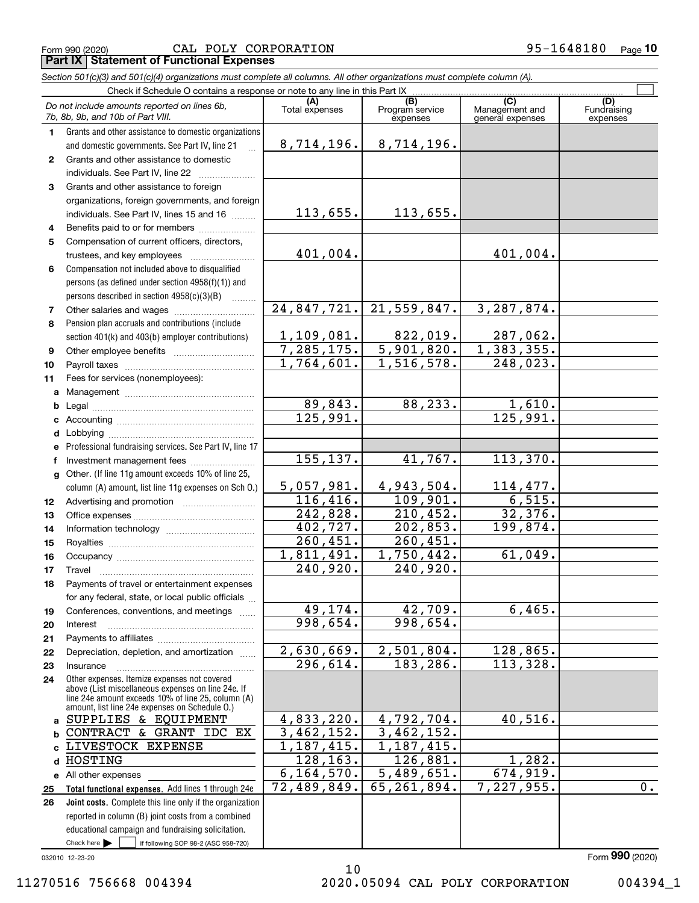Form 990 (2020) CAL POLY CORPORATION 95-1648180 Page **10**

## Part IX Statement of Functional Expenses

*Section 501(c)(3) and 501(c)(4) organizations must complete all columns. All other organizations must complete column (A).*

Check if Schedule O contains a response or note to any line in this Part IX ☐

| | *Do not include amounts reported on lines 6b, 7b, 8b, 9b, and 10b of Part VIII.* | (A) Total expenses | (B) Program service expenses | (C) Management and general expenses | (D) Fundraising expenses |
|---|---|---|---|---|---|
| 1 | Grants and other assistance to domestic organizations and domestic governments. See Part IV, line 21 | 8,714,196. | 8,714,196. | | |
| 2 | Grants and other assistance to domestic individuals. See Part IV, line 22 | | | | |
| 3 | Grants and other assistance to foreign organizations, foreign governments, and foreign individuals. See Part IV, lines 15 and 16 | 113,655. | 113,655. | | |
| 4 | Benefits paid to or for members | | | | |
| 5 | Compensation of current officers, directors, trustees, and key employees | 401,004. | | 401,004. | |
| 6 | Compensation not included above to disqualified persons (as defined under section 4958(f)(1)) and persons described in section 4958(c)(3)(B) | | | | |
| 7 | Other salaries and wages | 24,847,721. | 21,559,847. | 3,287,874. | |
| 8 | Pension plan accruals and contributions (include section 401(k) and 403(b) employer contributions) | 1,109,081. | 822,019. | 287,062. | |
| 9 | Other employee benefits | 7,285,175. | 5,901,820. | 1,383,355. | |
| 10 | Payroll taxes | 1,764,601. | 1,516,578. | 248,023. | |
| 11 | Fees for services (nonemployees): | | | | |
| a | Management | | | | |
| b | Legal | 89,843. | 88,233. | 1,610. | |
| c | Accounting | 125,991. | | 125,991. | |
| d | Lobbying | | | | |
| e | Professional fundraising services. See Part IV, line 17 | | | | |
| f | Investment management fees | 155,137. | 41,767. | 113,370. | |
| g | Other. (If line 11g amount exceeds 10% of line 25, column (A) amount, list line 11g expenses on Sch O.) | 5,057,981. | 4,943,504. | 114,477. | |
| 12 | Advertising and promotion | 116,416. | 109,901. | 6,515. | |
| 13 | Office expenses | 242,828. | 210,452. | 32,376. | |
| 14 | Information technology | 402,727. | 202,853. | 199,874. | |
| 15 | Royalties | 260,451. | 260,451. | | |
| 16 | Occupancy | 1,811,491. | 1,750,442. | 61,049. | |
| 17 | Travel | 240,920. | 240,920. | | |
| 18 | Payments of travel or entertainment expenses for any federal, state, or local public officials | | | | |
| 19 | Conferences, conventions, and meetings | 49,174. | 42,709. | 6,465. | |
| 20 | Interest | 998,654. | 998,654. | | |
| 21 | Payments to affiliates | | | | |
| 22 | Depreciation, depletion, and amortization | 2,630,669. | 2,501,804. | 128,865. | |
| 23 | Insurance | 296,614. | 183,286. | 113,328. | |
| 24 | Other expenses. Itemize expenses not covered above (List miscellaneous expenses on line 24e. If line 24e amount exceeds 10% of line 25, column (A) amount, list line 24e expenses on Schedule O.) | | | | |
| a | SUPPLIES & EQUIPMENT | 4,833,220. | 4,792,704. | 40,516. | |
| b | CONTRACT & GRANT IDC EX | 3,462,152. | 3,462,152. | | |
| c | LIVESTOCK EXPENSE | 1,187,415. | 1,187,415. | | |
| d | HOSTING | 128,163. | 126,881. | 1,282. | |
| e | All other expenses | 6,164,570. | 5,489,651. | 674,919. | |
| 25 | **Total functional expenses.** Add lines 1 through 24e | 72,489,849. | 65,261,894. | 7,227,955. | 0. |
| 26 | **Joint costs.** Complete this line only if the organization reported in column (B) joint costs from a combined educational campaign and fundraising solicitation. Check here ☐ if following SOP 98-2 (ASC 958-720) | | | | |

032010 12-23-20

Form **990** (2020)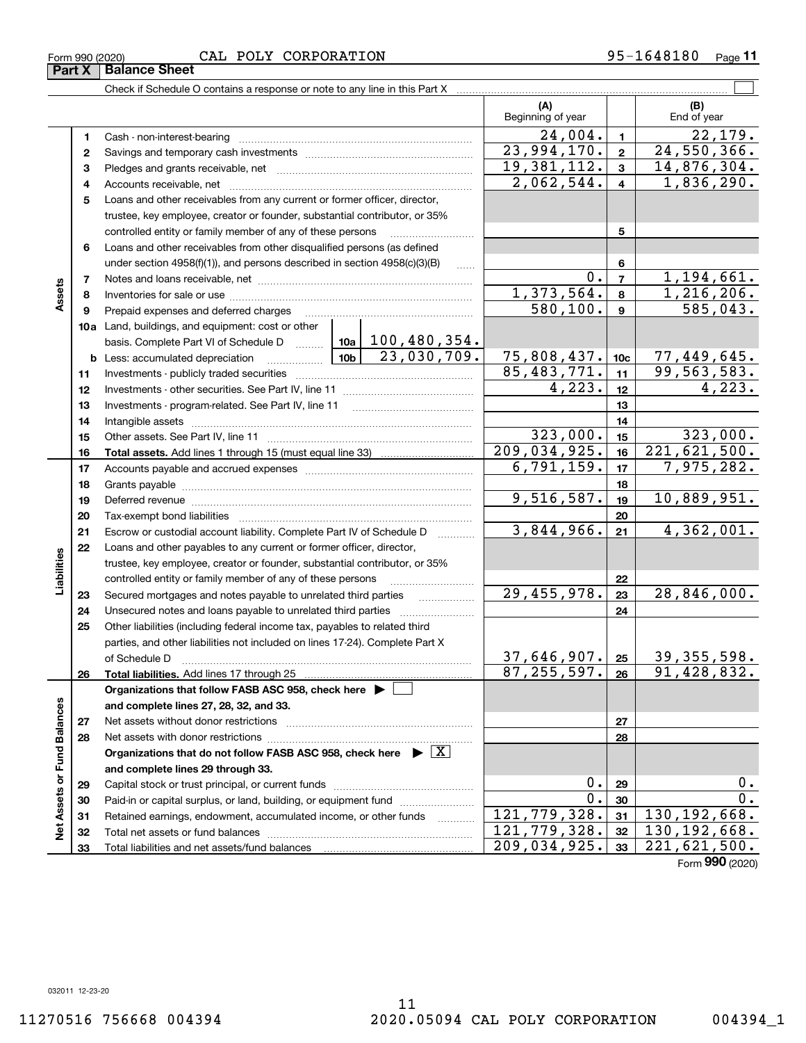Form 990 (2020) CAL POLY CORPORATION 95-1648180 Page 11

## Part X Balance Sheet

Check if Schedule O contains a response or note to any line in this Part X ☐

| Section | Line | Description | | (A) Beginning of year | | (B) End of year |
|---|---|---|---|---|---|---|
| Assets | 1 | Cash - non-interest-bearing | | 24,004. | 1 | 22,179. |
| | 2 | Savings and temporary cash investments | | 23,994,170. | 2 | 24,550,366. |
| | 3 | Pledges and grants receivable, net | | 19,381,112. | 3 | 14,876,304. |
| | 4 | Accounts receivable, net | | 2,062,544. | 4 | 1,836,290. |
| | 5 | Loans and other receivables from any current or former officer, director, trustee, key employee, creator or founder, substantial contributor, or 35% controlled entity or family member of any of these persons | | | 5 | |
| | 6 | Loans and other receivables from other disqualified persons (as defined under section 4958(f)(1)), and persons described in section 4958(c)(3)(B) | | | 6 | |
| | 7 | Notes and loans receivable, net | | 0. | 7 | 1,194,661. |
| | 8 | Inventories for sale or use | | 1,373,564. | 8 | 1,216,206. |
| | 9 | Prepaid expenses and deferred charges | | 580,100. | 9 | 585,043. |
| | 10a | Land, buildings, and equipment: cost or other basis. Complete Part VI of Schedule D | 10a 100,480,354. | | | |
| | b | Less: accumulated depreciation | 10b 23,030,709. | 75,808,437. | 10c | 77,449,645. |
| | 11 | Investments - publicly traded securities | | 85,483,771. | 11 | 99,563,583. |
| | 12 | Investments - other securities. See Part IV, line 11 | | 4,223. | 12 | 4,223. |
| | 13 | Investments - program-related. See Part IV, line 11 | | | 13 | |
| | 14 | Intangible assets | | | 14 | |
| | 15 | Other assets. See Part IV, line 11 | | 323,000. | 15 | 323,000. |
| | 16 | **Total assets.** Add lines 1 through 15 (must equal line 33) | | 209,034,925. | 16 | 221,621,500. |
| Liabilities | 17 | Accounts payable and accrued expenses | | 6,791,159. | 17 | 7,975,282. |
| | 18 | Grants payable | | | 18 | |
| | 19 | Deferred revenue | | 9,516,587. | 19 | 10,889,951. |
| | 20 | Tax-exempt bond liabilities | | | 20 | |
| | 21 | Escrow or custodial account liability. Complete Part IV of Schedule D | | 3,844,966. | 21 | 4,362,001. |
| | 22 | Loans and other payables to any current or former officer, director, trustee, key employee, creator or founder, substantial contributor, or 35% controlled entity or family member of any of these persons | | | 22 | |
| | 23 | Secured mortgages and notes payable to unrelated third parties | | 29,455,978. | 23 | 28,846,000. |
| | 24 | Unsecured notes and loans payable to unrelated third parties | | | 24 | |
| | 25 | Other liabilities (including federal income tax, payables to related third parties, and other liabilities not included on lines 17-24). Complete Part X of Schedule D | | 37,646,907. | 25 | 39,355,598. |
| | 26 | **Total liabilities.** Add lines 17 through 25 | | 87,255,597. | 26 | 91,428,832. |
| Net Assets or Fund Balances | | **Organizations that follow FASB ASC 958, check here** ☐ **and complete lines 27, 28, 32, and 33.** | | | | |
| | 27 | Net assets without donor restrictions | | | 27 | |
| | 28 | Net assets with donor restrictions | | | 28 | |
| | | **Organizations that do not follow FASB ASC 958, check here** ☒ **and complete lines 29 through 33.** | | | | |
| | 29 | Capital stock or trust principal, or current funds | | 0. | 29 | 0. |
| | 30 | Paid-in or capital surplus, or land, building, or equipment fund | | 0. | 30 | 0. |
| | 31 | Retained earnings, endowment, accumulated income, or other funds | | 121,779,328. | 31 | 130,192,668. |
| | 32 | Total net assets or fund balances | | 121,779,328. | 32 | 130,192,668. |
| | 33 | Total liabilities and net assets/fund balances | | 209,034,925. | 33 | 221,621,500. |

Form **990** (2020)

032011 12-23-20

11270516 756668 004394 2020.05094 CAL POLY CORPORATION 004394_1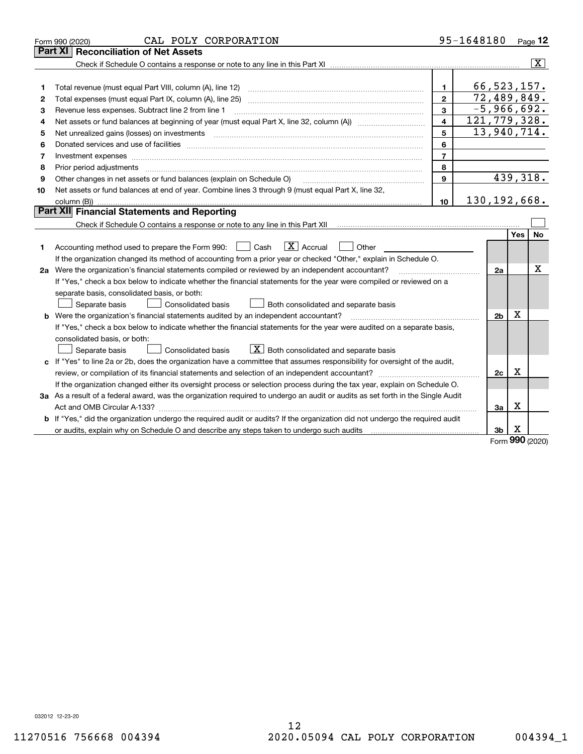Form 990 (2020) CAL POLY CORPORATION 95-1648180 Page 12

## Part XI Reconciliation of Net Assets

Check if Schedule O contains a response or note to any line in this Part XI .......... [X]

| | | | |
|---|---|---|---|
| 1 | Total revenue (must equal Part VIII, column (A), line 12) | 1 | 66,523,157. |
| 2 | Total expenses (must equal Part IX, column (A), line 25) | 2 | 72,489,849. |
| 3 | Revenue less expenses. Subtract line 2 from line 1 | 3 | -5,966,692. |
| 4 | Net assets or fund balances at beginning of year (must equal Part X, line 32, column (A)) | 4 | 121,779,328. |
| 5 | Net unrealized gains (losses) on investments | 5 | 13,940,714. |
| 6 | Donated services and use of facilities | 6 | |
| 7 | Investment expenses | 7 | |
| 8 | Prior period adjustments | 8 | |
| 9 | Other changes in net assets or fund balances (explain on Schedule O) | 9 | 439,318. |
| 10 | Net assets or fund balances at end of year. Combine lines 3 through 9 (must equal Part X, line 32, column (B)) | 10 | 130,192,668. |

## Part XII Financial Statements and Reporting

Check if Schedule O contains a response or note to any line in this Part XII .......... [ ]

| | | | Yes | No |
|---|---|---|---|---|
| 1 | Accounting method used to prepare the Form 990: [ ] Cash [X] Accrual [ ] Other | | | |
| | If the organization changed its method of accounting from a prior year or checked "Other," explain in Schedule O. | | | |
| 2a | Were the organization's financial statements compiled or reviewed by an independent accountant? | 2a | | X |
| | If "Yes," check a box below to indicate whether the financial statements for the year were compiled or reviewed on a separate basis, consolidated basis, or both: [ ] Separate basis [ ] Consolidated basis [ ] Both consolidated and separate basis | | | |
| b | Were the organization's financial statements audited by an independent accountant? | 2b | X | |
| | If "Yes," check a box below to indicate whether the financial statements for the year were audited on a separate basis, consolidated basis, or both: [ ] Separate basis [ ] Consolidated basis [X] Both consolidated and separate basis | | | |
| c | If "Yes" to line 2a or 2b, does the organization have a committee that assumes responsibility for oversight of the audit, review, or compilation of its financial statements and selection of an independent accountant? | 2c | X | |
| | If the organization changed either its oversight process or selection process during the tax year, explain on Schedule O. | | | |
| 3a | As a result of a federal award, was the organization required to undergo an audit or audits as set forth in the Single Audit Act and OMB Circular A-133? | 3a | X | |
| b | If "Yes," did the organization undergo the required audit or audits? If the organization did not undergo the required audit or audits, explain why on Schedule O and describe any steps taken to undergo such audits | 3b | X | |

Form 990 (2020)

032012 12-23-20

11270516 756668 004394 2020.05094 CAL POLY CORPORATION 004394_1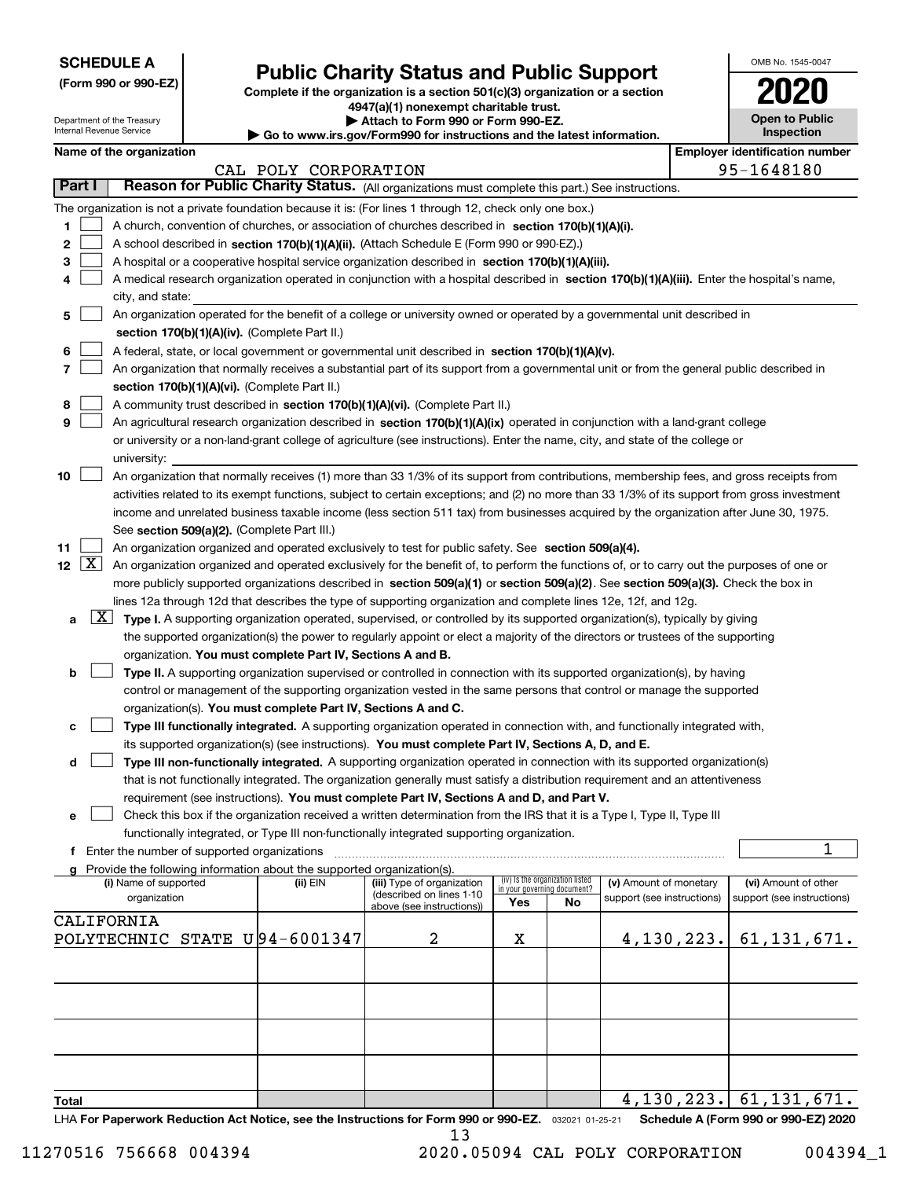**SCHEDULE A**
**(Form 990 or 990-EZ)**

Department of the Treasury
Internal Revenue Service

# Public Charity Status and Public Support

**Complete if the organization is a section 501(c)(3) organization or a section 4947(a)(1) nonexempt charitable trust.**
**▶ Attach to Form 990 or Form 990-EZ.**
**▶ Go to www.irs.gov/Form990 for instructions and the latest information.**

OMB No. 1545-0047

**2020**

**Open to Public Inspection**

**Name of the organization:** CAL POLY CORPORATION
**Employer identification number:** 95-1648180

## Part I — Reason for Public Charity Status. (All organizations must complete this part.) See instructions.

The organization is not a private foundation because it is: (For lines 1 through 12, check only one box.)

1. [ ] A church, convention of churches, or association of churches described in **section 170(b)(1)(A)(i).**
2. [ ] A school described in **section 170(b)(1)(A)(ii).** (Attach Schedule E (Form 990 or 990-EZ).)
3. [ ] A hospital or a cooperative hospital service organization described in **section 170(b)(1)(A)(iii).**
4. [ ] A medical research organization operated in conjunction with a hospital described in **section 170(b)(1)(A)(iii).** Enter the hospital's name, city, and state:
5. [ ] An organization operated for the benefit of a college or university owned or operated by a governmental unit described in **section 170(b)(1)(A)(iv).** (Complete Part II.)
6. [ ] A federal, state, or local government or governmental unit described in **section 170(b)(1)(A)(v).**
7. [ ] An organization that normally receives a substantial part of its support from a governmental unit or from the general public described in **section 170(b)(1)(A)(vi).** (Complete Part II.)
8. [ ] A community trust described in **section 170(b)(1)(A)(vi).** (Complete Part II.)
9. [ ] An agricultural research organization described in **section 170(b)(1)(A)(ix)** operated in conjunction with a land-grant college or university or a non-land-grant college of agriculture (see instructions). Enter the name, city, and state of the college or university:
10. [ ] An organization that normally receives (1) more than 33 1/3% of its support from contributions, membership fees, and gross receipts from activities related to its exempt functions, subject to certain exceptions; and (2) no more than 33 1/3% of its support from gross investment income and unrelated business taxable income (less section 511 tax) from businesses acquired by the organization after June 30, 1975. See **section 509(a)(2).** (Complete Part III.)
11. [ ] An organization organized and operated exclusively to test for public safety. See **section 509(a)(4).**
12. [X] An organization organized and operated exclusively for the benefit of, to perform the functions of, or to carry out the purposes of one or more publicly supported organizations described in **section 509(a)(1)** or **section 509(a)(2)**. See **section 509(a)(3).** Check the box in lines 12a through 12d that describes the type of supporting organization and complete lines 12e, 12f, and 12g.
   - **a** [X] **Type I.** A supporting organization operated, supervised, or controlled by its supported organization(s), typically by giving the supported organization(s) the power to regularly appoint or elect a majority of the directors or trustees of the supporting organization. **You must complete Part IV, Sections A and B.**
   - **b** [ ] **Type II.** A supporting organization supervised or controlled in connection with its supported organization(s), by having control or management of the supporting organization vested in the same persons that control or manage the supported organization(s). **You must complete Part IV, Sections A and C.**
   - **c** [ ] **Type III functionally integrated.** A supporting organization operated in connection with, and functionally integrated with, its supported organization(s) (see instructions). **You must complete Part IV, Sections A, D, and E.**
   - **d** [ ] **Type III non-functionally integrated.** A supporting organization operated in connection with its supported organization(s) that is not functionally integrated. The organization generally must satisfy a distribution requirement and an attentiveness requirement (see instructions). **You must complete Part IV, Sections A and D, and Part V.**
   - **e** [ ] Check this box if the organization received a written determination from the IRS that it is a Type I, Type II, Type III functionally integrated, or Type III non-functionally integrated supporting organization.
   - **f** Enter the number of supported organizations: 1
   - **g** Provide the following information about the supported organization(s).

| (i) Name of supported organization | (ii) EIN | (iii) Type of organization (described on lines 1-10 above (see instructions)) | (iv) Is the organization listed in your governing document? Yes | No | (v) Amount of monetary support (see instructions) | (vi) Amount of other support (see instructions) |
|---|---|---|---|---|---|---|
| CALIFORNIA POLYTECHNIC STATE U | 94-6001347 | 2 | X | | 4,130,223. | 61,131,671. |
| | | | | | | |
| | | | | | | |
| | | | | | | |
| | | | | | | |
| **Total** | | | | | 4,130,223. | 61,131,671. |

LHA **For Paperwork Reduction Act Notice, see the Instructions for Form 990 or 990-EZ.** 032021 01-25-21 **Schedule A (Form 990 or 990-EZ) 2020**

11270516 756668 004394 2020.05094 CAL POLY CORPORATION 004394_1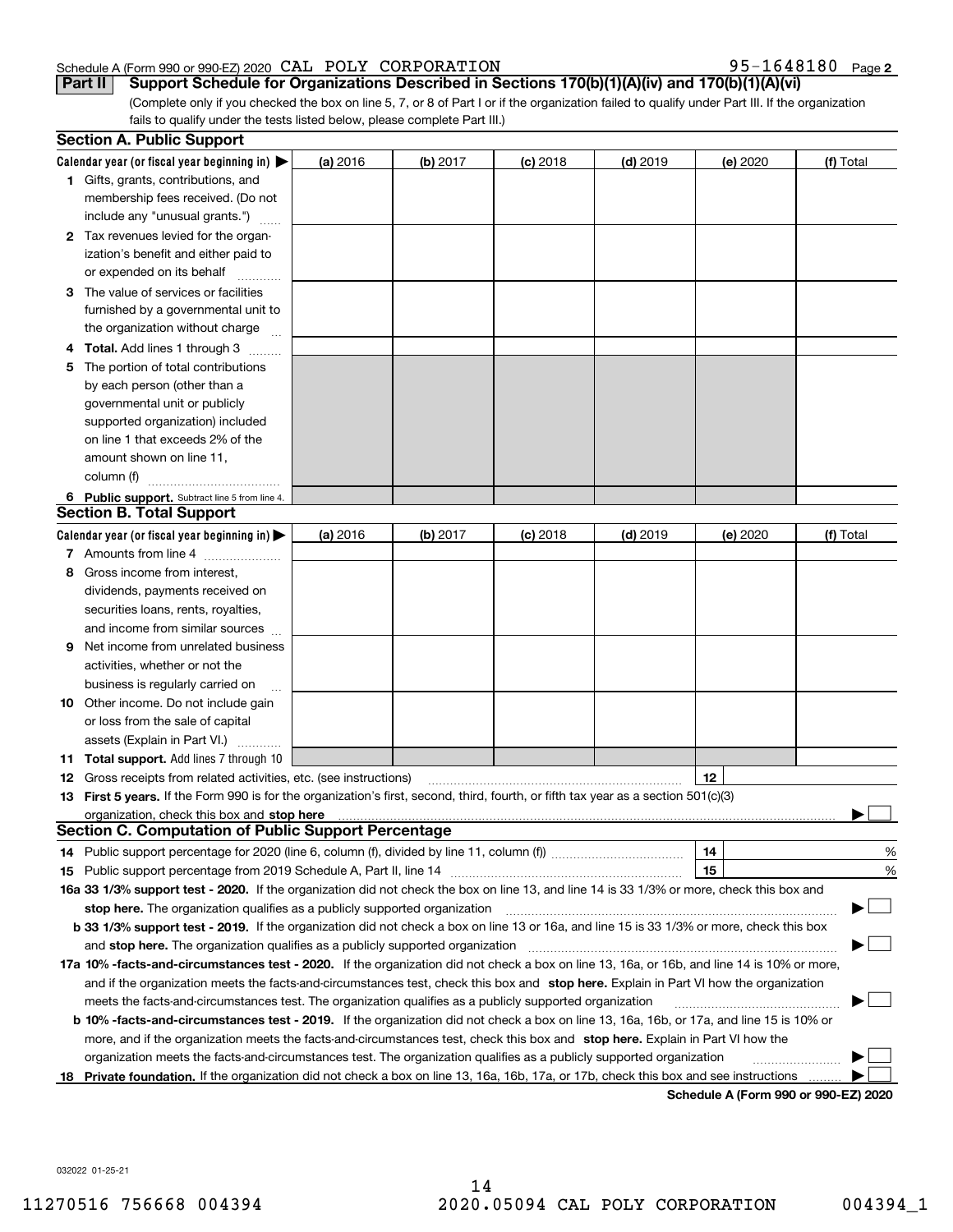Schedule A (Form 990 or 990-EZ) 2020 CAL POLY CORPORATION 95-1648180 Page 2

**Part II Support Schedule for Organizations Described in Sections 170(b)(1)(A)(iv) and 170(b)(1)(A)(vi)**

(Complete only if you checked the box on line 5, 7, or 8 of Part I or if the organization failed to qualify under Part III. If the organization fails to qualify under the tests listed below, please complete Part III.)

## Section A. Public Support

| Calendar year (or fiscal year beginning in) ▶ | (a) 2016 | (b) 2017 | (c) 2018 | (d) 2019 | (e) 2020 | (f) Total |
|---|---|---|---|---|---|---|
| **1** Gifts, grants, contributions, and membership fees received. (Do not include any "unusual grants.") | | | | | | |
| **2** Tax revenues levied for the organization's benefit and either paid to or expended on its behalf | | | | | | |
| **3** The value of services or facilities furnished by a governmental unit to the organization without charge | | | | | | |
| **4** **Total.** Add lines 1 through 3 | | | | | | |
| **5** The portion of total contributions by each person (other than a governmental unit or publicly supported organization) included on line 1 that exceeds 2% of the amount shown on line 11, column (f) | | | | | | |
| **6** **Public support.** Subtract line 5 from line 4. | | | | | | |

## Section B. Total Support

| Calendar year (or fiscal year beginning in) ▶ | (a) 2016 | (b) 2017 | (c) 2018 | (d) 2019 | (e) 2020 | (f) Total |
|---|---|---|---|---|---|---|
| **7** Amounts from line 4 | | | | | | |
| **8** Gross income from interest, dividends, payments received on securities loans, rents, royalties, and income from similar sources | | | | | | |
| **9** Net income from unrelated business activities, whether or not the business is regularly carried on | | | | | | |
| **10** Other income. Do not include gain or loss from the sale of capital assets (Explain in Part VI.) | | | | | | |
| **11** **Total support.** Add lines 7 through 10 | | | | | | |

**12** Gross receipts from related activities, etc. (see instructions) | **12** |

**13** **First 5 years.** If the Form 990 is for the organization's first, second, third, fourth, or fifth tax year as a section 501(c)(3) organization, check this box and **stop here** ▶ ☐

## Section C. Computation of Public Support Percentage

**14** Public support percentage for 2020 (line 6, column (f), divided by line 11, column (f)) | **14** | %

**15** Public support percentage from 2019 Schedule A, Part II, line 14 | **15** | %

**16a** **33 1/3% support test - 2020.** If the organization did not check the box on line 13, and line 14 is 33 1/3% or more, check this box and **stop here.** The organization qualifies as a publicly supported organization ▶ ☐

**b** **33 1/3% support test - 2019.** If the organization did not check a box on line 13 or 16a, and line 15 is 33 1/3% or more, check this box and **stop here.** The organization qualifies as a publicly supported organization ▶ ☐

**17a** **10% -facts-and-circumstances test - 2020.** If the organization did not check a box on line 13, 16a, or 16b, and line 14 is 10% or more, and if the organization meets the facts-and-circumstances test, check this box and **stop here.** Explain in Part VI how the organization meets the facts-and-circumstances test. The organization qualifies as a publicly supported organization ▶ ☐

**b** **10% -facts-and-circumstances test - 2019.** If the organization did not check a box on line 13, 16a, 16b, or 17a, and line 15 is 10% or more, and if the organization meets the facts-and-circumstances test, check this box and **stop here.** Explain in Part VI how the organization meets the facts-and-circumstances test. The organization qualifies as a publicly supported organization ▶ ☐

**18** **Private foundation.** If the organization did not check a box on line 13, 16a, 16b, 17a, or 17b, check this box and see instructions ▶ ☐

**Schedule A (Form 990 or 990-EZ) 2020**

032022 01-25-21

11270516 756668 004394 2020.05094 CAL POLY CORPORATION 004394_1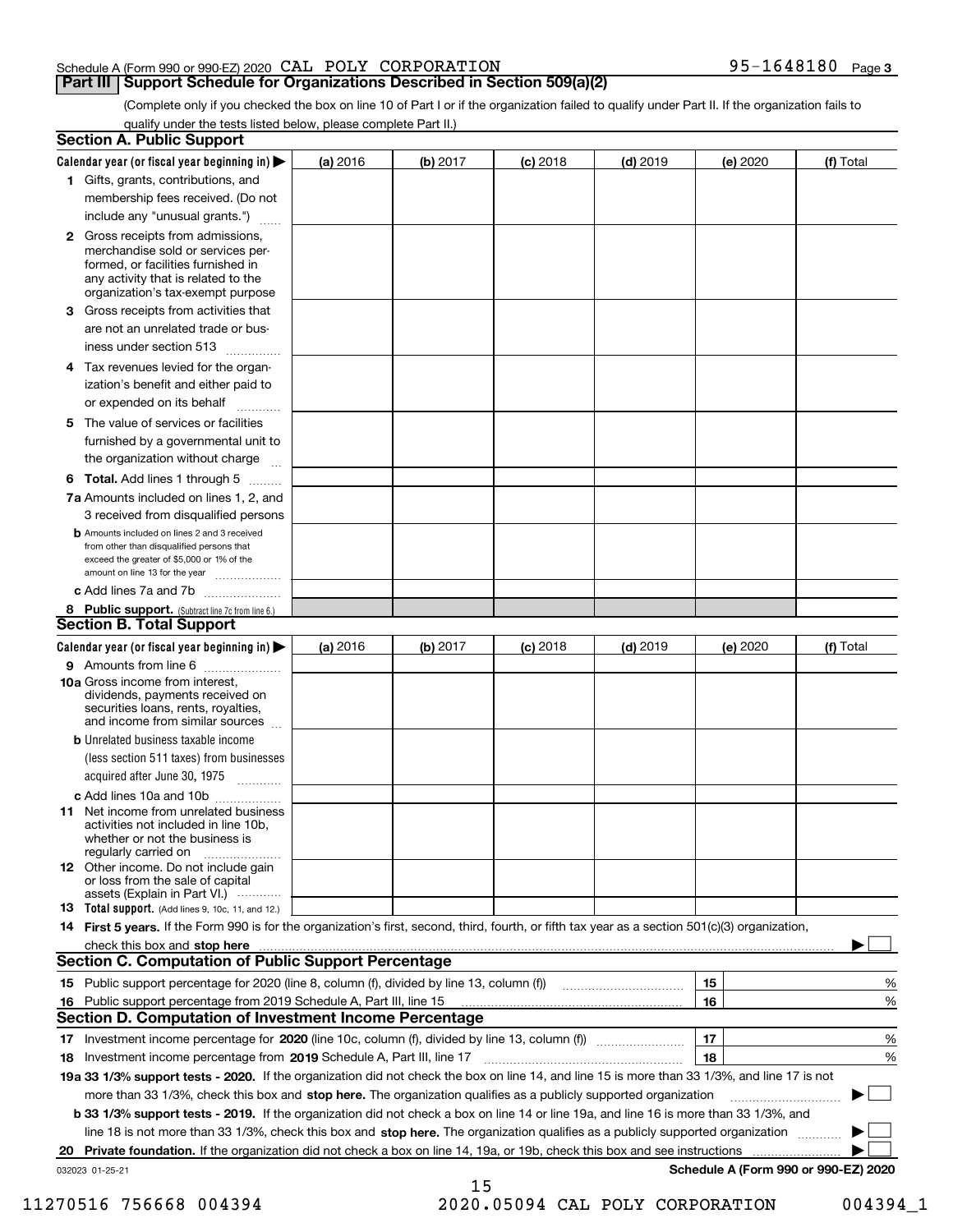Schedule A (Form 990 or 990-EZ) 2020 CAL POLY CORPORATION 95-1648180 Page 3

## Part III Support Schedule for Organizations Described in Section 509(a)(2)

(Complete only if you checked the box on line 10 of Part I or if the organization failed to qualify under Part II. If the organization fails to qualify under the tests listed below, please complete Part II.)

### Section A. Public Support

| Calendar year (or fiscal year beginning in) ▶ | (a) 2016 | (b) 2017 | (c) 2018 | (d) 2019 | (e) 2020 | (f) Total |
|---|---|---|---|---|---|---|
| 1 Gifts, grants, contributions, and membership fees received. (Do not include any "unusual grants.") | | | | | | |
| 2 Gross receipts from admissions, merchandise sold or services performed, or facilities furnished in any activity that is related to the organization's tax-exempt purpose | | | | | | |
| 3 Gross receipts from activities that are not an unrelated trade or business under section 513 | | | | | | |
| 4 Tax revenues levied for the organization's benefit and either paid to or expended on its behalf | | | | | | |
| 5 The value of services or facilities furnished by a governmental unit to the organization without charge | | | | | | |
| 6 Total. Add lines 1 through 5 | | | | | | |
| 7a Amounts included on lines 1, 2, and 3 received from disqualified persons | | | | | | |
| b Amounts included on lines 2 and 3 received from other than disqualified persons that exceed the greater of $5,000 or 1% of the amount on line 13 for the year | | | | | | |
| c Add lines 7a and 7b | | | | | | |
| 8 Public support. (Subtract line 7c from line 6.) | | | | | | |

### Section B. Total Support

| Calendar year (or fiscal year beginning in) ▶ | (a) 2016 | (b) 2017 | (c) 2018 | (d) 2019 | (e) 2020 | (f) Total |
|---|---|---|---|---|---|---|
| 9 Amounts from line 6 | | | | | | |
| 10a Gross income from interest, dividends, payments received on securities loans, rents, royalties, and income from similar sources | | | | | | |
| b Unrelated business taxable income (less section 511 taxes) from businesses acquired after June 30, 1975 | | | | | | |
| c Add lines 10a and 10b | | | | | | |
| 11 Net income from unrelated business activities not included in line 10b, whether or not the business is regularly carried on | | | | | | |
| 12 Other income. Do not include gain or loss from the sale of capital assets (Explain in Part VI.) | | | | | | |
| 13 Total support. (Add lines 9, 10c, 11, and 12.) | | | | | | |

14 **First 5 years.** If the Form 990 is for the organization's first, second, third, fourth, or fifth tax year as a section 501(c)(3) organization, check this box and **stop here** ▶ ☐

### Section C. Computation of Public Support Percentage

| | | | |
|---|---|---|---|
| 15 | Public support percentage for 2020 (line 8, column (f), divided by line 13, column (f)) | 15 | % |
| 16 | Public support percentage from 2019 Schedule A, Part III, line 15 | 16 | % |

### Section D. Computation of Investment Income Percentage

| | | | |
|---|---|---|---|
| 17 | Investment income percentage for **2020** (line 10c, column (f), divided by line 13, column (f)) | 17 | % |
| 18 | Investment income percentage from **2019** Schedule A, Part III, line 17 | 18 | % |

**19a 33 1/3% support tests - 2020.** If the organization did not check the box on line 14, and line 15 is more than 33 1/3%, and line 17 is not more than 33 1/3%, check this box and **stop here.** The organization qualifies as a publicly supported organization ▶ ☐

**b 33 1/3% support tests - 2019.** If the organization did not check a box on line 14 or line 19a, and line 16 is more than 33 1/3%, and line 18 is not more than 33 1/3%, check this box and **stop here.** The organization qualifies as a publicly supported organization ▶ ☐

**20 Private foundation.** If the organization did not check a box on line 14, 19a, or 19b, check this box and see instructions ▶ ☐

032023 01-25-21 **Schedule A (Form 990 or 990-EZ) 2020**

11270516 756668 004394 2020.05094 CAL POLY CORPORATION 004394_1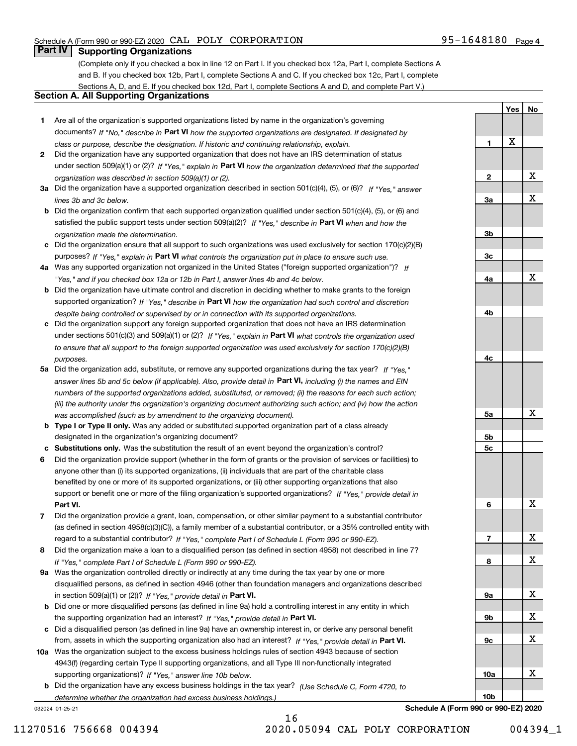Schedule A (Form 990 or 990-EZ) 2020 CAL POLY CORPORATION 95-1648180 Page 4

## Part IV Supporting Organizations

(Complete only if you checked a box in line 12 on Part I. If you checked box 12a, Part I, complete Sections A and B. If you checked box 12b, Part I, complete Sections A and C. If you checked box 12c, Part I, complete Sections A, D, and E. If you checked box 12d, Part I, complete Sections A and D, and complete Part V.)

### Section A. All Supporting Organizations

| | | Line | Yes | No |
|---|---|---|---|---|
| **1** | Are all of the organization's supported organizations listed by name in the organization's governing documents? *If "No," describe in* **Part VI** *how the supported organizations are designated. If designated by class or purpose, describe the designation. If historic and continuing relationship, explain.* | 1 | X | |
| **2** | Did the organization have any supported organization that does not have an IRS determination of status under section 509(a)(1) or (2)? *If "Yes," explain in* **Part VI** *how the organization determined that the supported organization was described in section 509(a)(1) or (2).* | 2 | | X |
| **3a** | Did the organization have a supported organization described in section 501(c)(4), (5), or (6)? *If "Yes," answer lines 3b and 3c below.* | 3a | | X |
| **b** | Did the organization confirm that each supported organization qualified under section 501(c)(4), (5), or (6) and satisfied the public support tests under section 509(a)(2)? *If "Yes," describe in* **Part VI** *when and how the organization made the determination.* | 3b | | |
| **c** | Did the organization ensure that all support to such organizations was used exclusively for section 170(c)(2)(B) purposes? *If "Yes," explain in* **Part VI** *what controls the organization put in place to ensure such use.* | 3c | | |
| **4a** | Was any supported organization not organized in the United States ("foreign supported organization")? *If "Yes," and if you checked box 12a or 12b in Part I, answer lines 4b and 4c below.* | 4a | | X |
| **b** | Did the organization have ultimate control and discretion in deciding whether to make grants to the foreign supported organization? *If "Yes," describe in* **Part VI** *how the organization had such control and discretion despite being controlled or supervised by or in connection with its supported organizations.* | 4b | | |
| **c** | Did the organization support any foreign supported organization that does not have an IRS determination under sections 501(c)(3) and 509(a)(1) or (2)? *If "Yes," explain in* **Part VI** *what controls the organization used to ensure that all support to the foreign supported organization was used exclusively for section 170(c)(2)(B) purposes.* | 4c | | |
| **5a** | Did the organization add, substitute, or remove any supported organizations during the tax year? *If "Yes," answer lines 5b and 5c below (if applicable). Also, provide detail in* **Part VI,** *including (i) the names and EIN numbers of the supported organizations added, substituted, or removed; (ii) the reasons for each such action; (iii) the authority under the organization's organizing document authorizing such action; and (iv) how the action was accomplished (such as by amendment to the organizing document).* | 5a | | X |
| **b** | **Type I or Type II only.** Was any added or substituted supported organization part of a class already designated in the organization's organizing document? | 5b | | |
| **c** | **Substitutions only.** Was the substitution the result of an event beyond the organization's control? | 5c | | |
| **6** | Did the organization provide support (whether in the form of grants or the provision of services or facilities) to anyone other than (i) its supported organizations, (ii) individuals that are part of the charitable class benefited by one or more of its supported organizations, or (iii) other supporting organizations that also support or benefit one or more of the filing organization's supported organizations? *If "Yes," provide detail in* **Part VI.** | 6 | | X |
| **7** | Did the organization provide a grant, loan, compensation, or other similar payment to a substantial contributor (as defined in section 4958(c)(3)(C)), a family member of a substantial contributor, or a 35% controlled entity with regard to a substantial contributor? *If "Yes," complete Part I of Schedule L (Form 990 or 990-EZ).* | 7 | | X |
| **8** | Did the organization make a loan to a disqualified person (as defined in section 4958) not described in line 7? *If "Yes," complete Part I of Schedule L (Form 990 or 990-EZ).* | 8 | | X |
| **9a** | Was the organization controlled directly or indirectly at any time during the tax year by one or more disqualified persons, as defined in section 4946 (other than foundation managers and organizations described in section 509(a)(1) or (2))? *If "Yes," provide detail in* **Part VI.** | 9a | | X |
| **b** | Did one or more disqualified persons (as defined in line 9a) hold a controlling interest in any entity in which the supporting organization had an interest? *If "Yes," provide detail in* **Part VI.** | 9b | | X |
| **c** | Did a disqualified person (as defined in line 9a) have an ownership interest in, or derive any personal benefit from, assets in which the supporting organization also had an interest? *If "Yes," provide detail in* **Part VI.** | 9c | | X |
| **10a** | Was the organization subject to the excess business holdings rules of section 4943 because of section 4943(f) (regarding certain Type II supporting organizations, and all Type III non-functionally integrated supporting organizations)? *If "Yes," answer line 10b below.* | 10a | | X |
| **b** | Did the organization have any excess business holdings in the tax year? *(Use Schedule C, Form 4720, to determine whether the organization had excess business holdings.)* | 10b | | |

032024 01-25-21 **Schedule A (Form 990 or 990-EZ) 2020**

11270516 756668 004394 2020.05094 CAL POLY CORPORATION 004394_1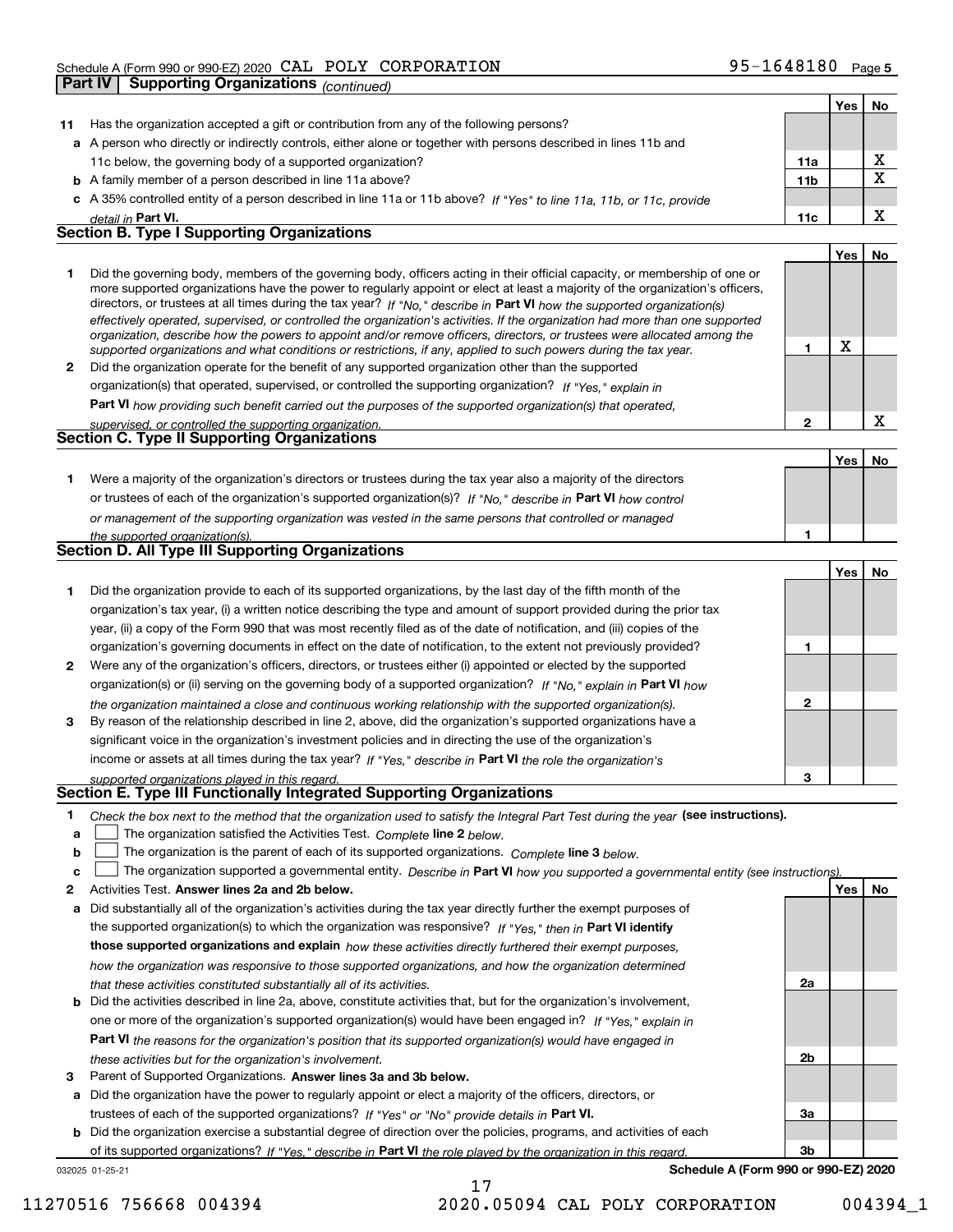Schedule A (Form 990 or 990-EZ) 2020 CAL POLY CORPORATION 95-1648180 Page 5

**Part IV | Supporting Organizations** *(continued)*

| | | | Yes | No |
|---|---|---|---|---|
| **11** | Has the organization accepted a gift or contribution from any of the following persons? | | | |
| **a** | A person who directly or indirectly controls, either alone or together with persons described in lines 11b and 11c below, the governing body of a supported organization? | **11a** | | X |
| **b** | A family member of a person described in line 11a above? | **11b** | | X |
| **c** | A 35% controlled entity of a person described in line 11a or 11b above? *If "Yes" to line 11a, 11b, or 11c, provide detail in* **Part VI.** | **11c** | | X |

**Section B. Type I Supporting Organizations**

| | | | Yes | No |
|---|---|---|---|---|
| **1** | Did the governing body, members of the governing body, officers acting in their official capacity, or membership of one or more supported organizations have the power to regularly appoint or elect at least a majority of the organization's officers, directors, or trustees at all times during the tax year? *If "No," describe in* **Part VI** *how the supported organization(s) effectively operated, supervised, or controlled the organization's activities. If the organization had more than one supported organization, describe how the powers to appoint and/or remove officers, directors, or trustees were allocated among the supported organizations and what conditions or restrictions, if any, applied to such powers during the tax year.* | **1** | X | |
| **2** | Did the organization operate for the benefit of any supported organization other than the supported organization(s) that operated, supervised, or controlled the supporting organization? *If "Yes," explain in* **Part VI** *how providing such benefit carried out the purposes of the supported organization(s) that operated, supervised, or controlled the supporting organization.* | **2** | | X |

**Section C. Type II Supporting Organizations**

| | | | Yes | No |
|---|---|---|---|---|
| **1** | Were a majority of the organization's directors or trustees during the tax year also a majority of the directors or trustees of each of the organization's supported organization(s)? *If "No," describe in* **Part VI** *how control or management of the supporting organization was vested in the same persons that controlled or managed the supported organization(s).* | **1** | | |

**Section D. All Type III Supporting Organizations**

| | | | Yes | No |
|---|---|---|---|---|
| **1** | Did the organization provide to each of its supported organizations, by the last day of the fifth month of the organization's tax year, (i) a written notice describing the type and amount of support provided during the prior tax year, (ii) a copy of the Form 990 that was most recently filed as of the date of notification, and (iii) copies of the organization's governing documents in effect on the date of notification, to the extent not previously provided? | **1** | | |
| **2** | Were any of the organization's officers, directors, or trustees either (i) appointed or elected by the supported organization(s) or (ii) serving on the governing body of a supported organization? *If "No," explain in* **Part VI** *how the organization maintained a close and continuous working relationship with the supported organization(s).* | **2** | | |
| **3** | By reason of the relationship described in line 2, above, did the organization's supported organizations have a significant voice in the organization's investment policies and in directing the use of the organization's income or assets at all times during the tax year? *If "Yes," describe in* **Part VI** *the role the organization's supported organizations played in this regard.* | **3** | | |

**Section E. Type III Functionally Integrated Supporting Organizations**

**1** *Check the box next to the method that the organization used to satisfy the Integral Part Test during the year* **(see instructions).**

**a** ☐ The organization satisfied the Activities Test. *Complete* **line 2** *below.*

**b** ☐ The organization is the parent of each of its supported organizations. *Complete* **line 3** *below.*

**c** ☐ The organization supported a governmental entity. *Describe in* **Part VI** *how you supported a governmental entity (see instructions).*

| | | | Yes | No |
|---|---|---|---|---|
| **2** | Activities Test. **Answer lines 2a and 2b below.** | | | |
| **a** | Did substantially all of the organization's activities during the tax year directly further the exempt purposes of the supported organization(s) to which the organization was responsive? *If "Yes," then in* **Part VI identify those supported organizations and explain** *how these activities directly furthered their exempt purposes, how the organization was responsive to those supported organizations, and how the organization determined that these activities constituted substantially all of its activities.* | **2a** | | |
| **b** | Did the activities described in line 2a, above, constitute activities that, but for the organization's involvement, one or more of the organization's supported organization(s) would have been engaged in? *If "Yes," explain in* **Part VI** *the reasons for the organization's position that its supported organization(s) would have engaged in these activities but for the organization's involvement.* | **2b** | | |
| **3** | Parent of Supported Organizations. **Answer lines 3a and 3b below.** | | | |
| **a** | Did the organization have the power to regularly appoint or elect a majority of the officers, directors, or trustees of each of the supported organizations? *If "Yes" or "No" provide details in* **Part VI.** | **3a** | | |
| **b** | Did the organization exercise a substantial degree of direction over the policies, programs, and activities of each of its supported organizations? *If "Yes," describe in* **Part VI** *the role played by the organization in this regard.* | **3b** | | |

032025 01-25-21 **Schedule A (Form 990 or 990-EZ) 2020**

11270516 756668 004394 2020.05094 CAL POLY CORPORATION 004394_1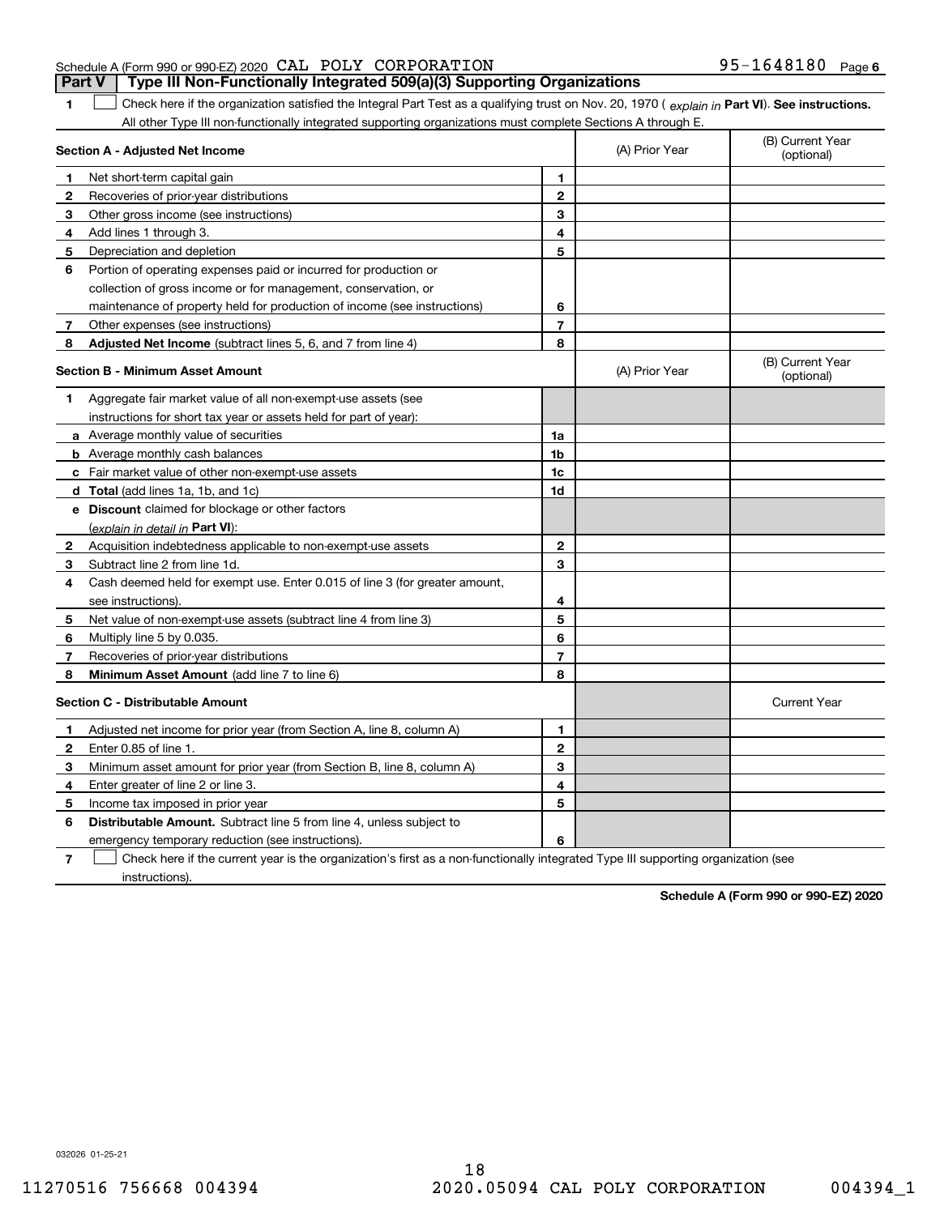Schedule A (Form 990 or 990-EZ) 2020 CAL POLY CORPORATION 95-1648180 Page 6

## Part V Type III Non-Functionally Integrated 509(a)(3) Supporting Organizations

**1** ☐ Check here if the organization satisfied the Integral Part Test as a qualifying trust on Nov. 20, 1970 ( *explain in* **Part VI**). **See instructions.** All other Type III non-functionally integrated supporting organizations must complete Sections A through E.

| **Section A - Adjusted Net Income** | | | (A) Prior Year | (B) Current Year (optional) |
|---|---|---|---|---|
| **1** | Net short-term capital gain | 1 | | |
| **2** | Recoveries of prior-year distributions | 2 | | |
| **3** | Other gross income (see instructions) | 3 | | |
| **4** | Add lines 1 through 3. | 4 | | |
| **5** | Depreciation and depletion | 5 | | |
| **6** | Portion of operating expenses paid or incurred for production or collection of gross income or for management, conservation, or maintenance of property held for production of income (see instructions) | 6 | | |
| **7** | Other expenses (see instructions) | 7 | | |
| **8** | **Adjusted Net Income** (subtract lines 5, 6, and 7 from line 4) | 8 | | |

| **Section B - Minimum Asset Amount** | | | (A) Prior Year | (B) Current Year (optional) |
|---|---|---|---|---|
| **1** | Aggregate fair market value of all non-exempt-use assets (see instructions for short tax year or assets held for part of year): | | | |
| **a** | Average monthly value of securities | 1a | | |
| **b** | Average monthly cash balances | 1b | | |
| **c** | Fair market value of other non-exempt-use assets | 1c | | |
| **d** | **Total** (add lines 1a, 1b, and 1c) | 1d | | |
| **e** | **Discount** claimed for blockage or other factors (*explain in detail in* **Part VI**): | | | |
| **2** | Acquisition indebtedness applicable to non-exempt-use assets | 2 | | |
| **3** | Subtract line 2 from line 1d. | 3 | | |
| **4** | Cash deemed held for exempt use. Enter 0.015 of line 3 (for greater amount, see instructions). | 4 | | |
| **5** | Net value of non-exempt-use assets (subtract line 4 from line 3) | 5 | | |
| **6** | Multiply line 5 by 0.035. | 6 | | |
| **7** | Recoveries of prior-year distributions | 7 | | |
| **8** | **Minimum Asset Amount** (add line 7 to line 6) | 8 | | |

| **Section C - Distributable Amount** | | | | Current Year |
|---|---|---|---|---|
| **1** | Adjusted net income for prior year (from Section A, line 8, column A) | 1 | | |
| **2** | Enter 0.85 of line 1. | 2 | | |
| **3** | Minimum asset amount for prior year (from Section B, line 8, column A) | 3 | | |
| **4** | Enter greater of line 2 or line 3. | 4 | | |
| **5** | Income tax imposed in prior year | 5 | | |
| **6** | **Distributable Amount.** Subtract line 5 from line 4, unless subject to emergency temporary reduction (see instructions). | 6 | | |

**7** ☐ Check here if the current year is the organization's first as a non-functionally integrated Type III supporting organization (see instructions).

**Schedule A (Form 990 or 990-EZ) 2020**

032026 01-25-21

11270516 756668 004394 2020.05094 CAL POLY CORPORATION 004394_1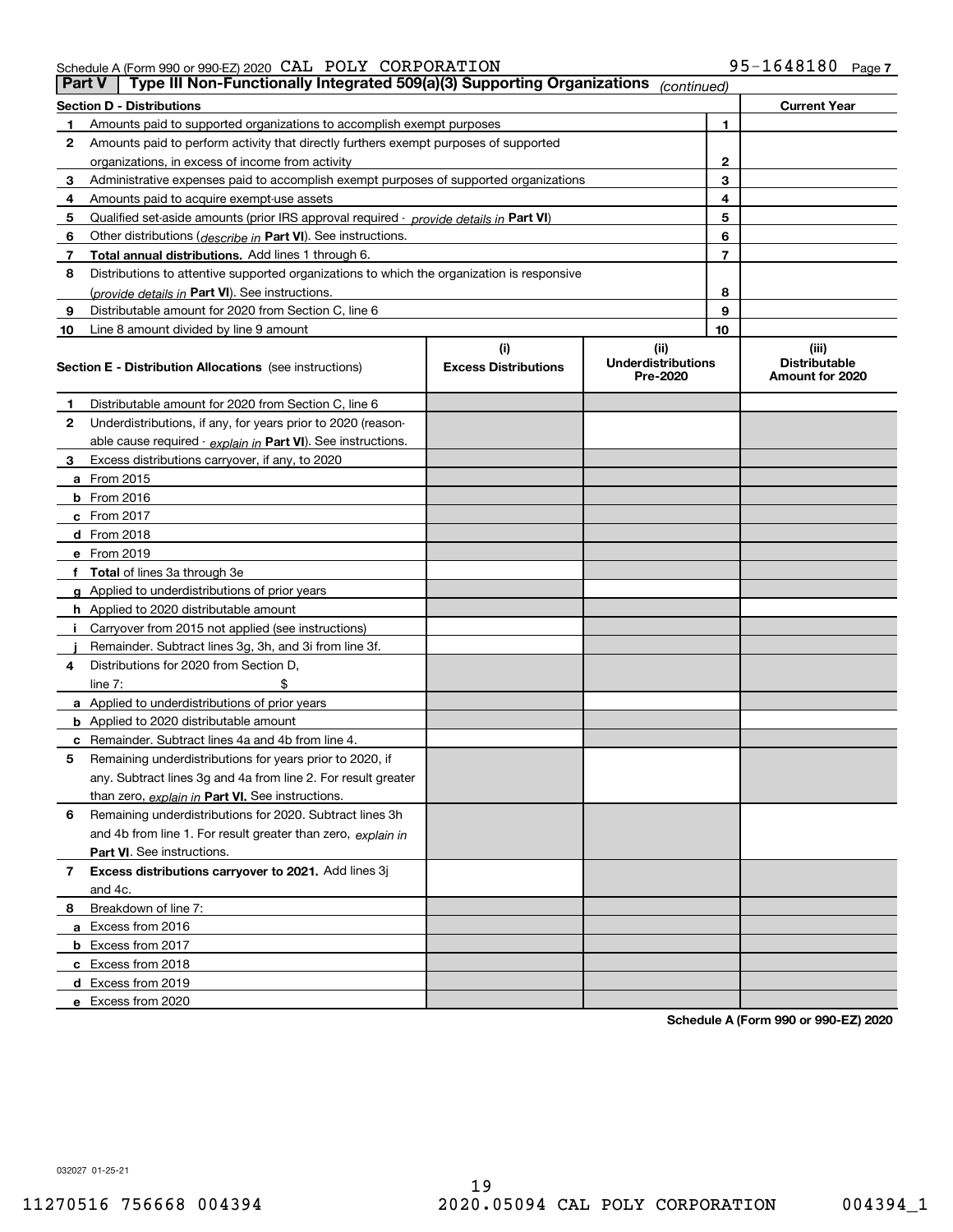Schedule A (Form 990 or 990-EZ) 2020 CAL POLY CORPORATION 95-1648180 Page 7

**Part V | Type III Non-Functionally Integrated 509(a)(3) Supporting Organizations** *(continued)*

| Section D - Distributions | | | Current Year |
|---|---|---|---|
| 1 | Amounts paid to supported organizations to accomplish exempt purposes | 1 | |
| 2 | Amounts paid to perform activity that directly furthers exempt purposes of supported organizations, in excess of income from activity | 2 | |
| 3 | Administrative expenses paid to accomplish exempt purposes of supported organizations | 3 | |
| 4 | Amounts paid to acquire exempt-use assets | 4 | |
| 5 | Qualified set-aside amounts (prior IRS approval required - *provide details in* **Part VI**) | 5 | |
| 6 | Other distributions (*describe in* **Part VI**). See instructions. | 6 | |
| 7 | **Total annual distributions.** Add lines 1 through 6. | 7 | |
| 8 | Distributions to attentive supported organizations to which the organization is responsive (*provide details in* **Part VI**). See instructions. | 8 | |
| 9 | Distributable amount for 2020 from Section C, line 6 | 9 | |
| 10 | Line 8 amount divided by line 9 amount | 10 | |

| Section E - Distribution Allocations (see instructions) | (i) Excess Distributions | (ii) Underdistributions Pre-2020 | (iii) Distributable Amount for 2020 |
|---|---|---|---|
| **1** Distributable amount for 2020 from Section C, line 6 | | | |
| **2** Underdistributions, if any, for years prior to 2020 (reasonable cause required - *explain in* **Part VI**). See instructions. | | | |
| **3** Excess distributions carryover, if any, to 2020 | | | |
| **a** From 2015 | | | |
| **b** From 2016 | | | |
| **c** From 2017 | | | |
| **d** From 2018 | | | |
| **e** From 2019 | | | |
| **f Total** of lines 3a through 3e | | | |
| **g** Applied to underdistributions of prior years | | | |
| **h** Applied to 2020 distributable amount | | | |
| **i** Carryover from 2015 not applied (see instructions) | | | |
| **j** Remainder. Subtract lines 3g, 3h, and 3i from line 3f. | | | |
| **4** Distributions for 2020 from Section D, line 7: $ | | | |
| **a** Applied to underdistributions of prior years | | | |
| **b** Applied to 2020 distributable amount | | | |
| **c** Remainder. Subtract lines 4a and 4b from line 4. | | | |
| **5** Remaining underdistributions for years prior to 2020, if any. Subtract lines 3g and 4a from line 2. For result greater than zero, *explain in* **Part VI.** See instructions. | | | |
| **6** Remaining underdistributions for 2020. Subtract lines 3h and 4b from line 1. For result greater than zero, *explain in* **Part VI**. See instructions. | | | |
| **7 Excess distributions carryover to 2021.** Add lines 3j and 4c. | | | |
| **8** Breakdown of line 7: | | | |
| **a** Excess from 2016 | | | |
| **b** Excess from 2017 | | | |
| **c** Excess from 2018 | | | |
| **d** Excess from 2019 | | | |
| **e** Excess from 2020 | | | |

**Schedule A (Form 990 or 990-EZ) 2020**

032027 01-25-21

11270516 756668 004394 2020.05094 CAL POLY CORPORATION 004394_1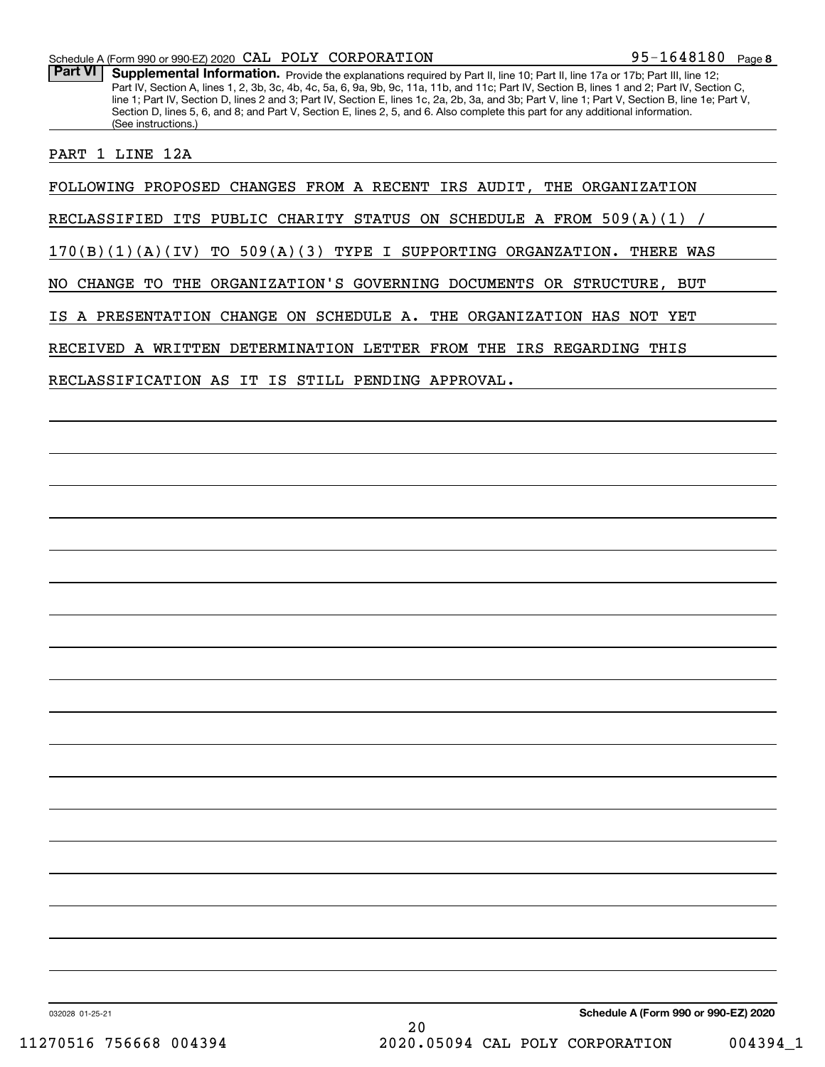Schedule A (Form 990 or 990-EZ) 2020 CAL POLY CORPORATION 95-1648180 Page 8

**Part VI** **Supplemental Information.** Provide the explanations required by Part II, line 10; Part II, line 17a or 17b; Part III, line 12; Part IV, Section A, lines 1, 2, 3b, 3c, 4b, 4c, 5a, 6, 9a, 9b, 9c, 11a, 11b, and 11c; Part IV, Section B, lines 1 and 2; Part IV, Section C, line 1; Part IV, Section D, lines 2 and 3; Part IV, Section E, lines 1c, 2a, 2b, 3a, and 3b; Part V, line 1; Part V, Section B, line 1e; Part V, Section D, lines 5, 6, and 8; and Part V, Section E, lines 2, 5, and 6. Also complete this part for any additional information. (See instructions.)

PART 1 LINE 12A

FOLLOWING PROPOSED CHANGES FROM A RECENT IRS AUDIT, THE ORGANIZATION RECLASSIFIED ITS PUBLIC CHARITY STATUS ON SCHEDULE A FROM 509(A)(1) / 170(B)(1)(A)(IV) TO 509(A)(3) TYPE I SUPPORTING ORGANZATION. THERE WAS NO CHANGE TO THE ORGANIZATION'S GOVERNING DOCUMENTS OR STRUCTURE, BUT IS A PRESENTATION CHANGE ON SCHEDULE A. THE ORGANIZATION HAS NOT YET RECEIVED A WRITTEN DETERMINATION LETTER FROM THE IRS REGARDING THIS RECLASSIFICATION AS IT IS STILL PENDING APPROVAL.

032028 01-25-21 **Schedule A (Form 990 or 990-EZ) 2020**

11270516 756668 004394 2020.05094 CAL POLY CORPORATION 004394_1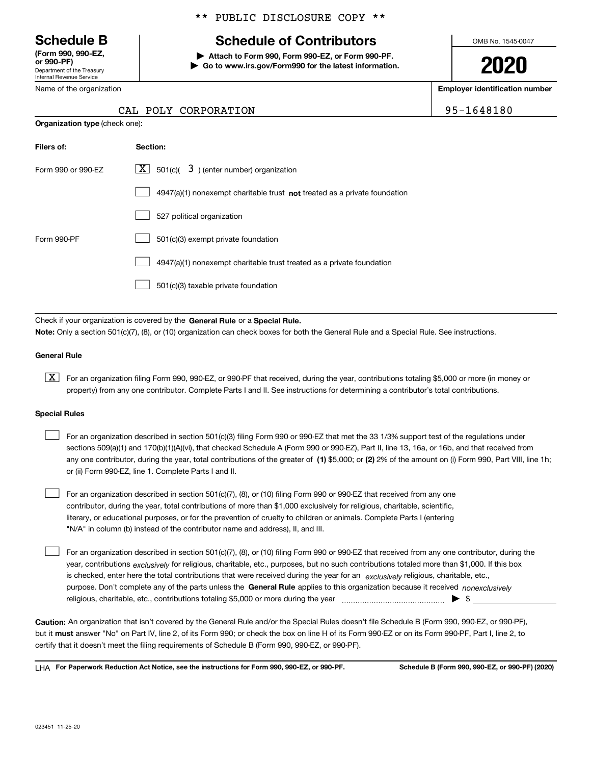** PUBLIC DISCLOSURE COPY **

# Schedule B

**(Form 990, 990-EZ, or 990-PF)**
Department of the Treasury
Internal Revenue Service

## Schedule of Contributors

**▶ Attach to Form 990, Form 990-EZ, or Form 990-PF.**
**▶ Go to www.irs.gov/Form990 for the latest information.**

OMB No. 1545-0047

**2020**

| Name of the organization | Employer identification number |
|---|---|
| CAL POLY CORPORATION | 95-1648180 |

**Organization type** (check one):

| Filers of: | Section: |
|---|---|
| Form 990 or 990-EZ | [X] 501(c)( 3 ) (enter number) organization |
| | [ ] 4947(a)(1) nonexempt charitable trust **not** treated as a private foundation |
| | [ ] 527 political organization |
| Form 990-PF | [ ] 501(c)(3) exempt private foundation |
| | [ ] 4947(a)(1) nonexempt charitable trust treated as a private foundation |
| | [ ] 501(c)(3) taxable private foundation |

Check if your organization is covered by the **General Rule** or a **Special Rule.**

**Note:** Only a section 501(c)(7), (8), or (10) organization can check boxes for both the General Rule and a Special Rule. See instructions.

**General Rule**

[X] For an organization filing Form 990, 990-EZ, or 990-PF that received, during the year, contributions totaling $5,000 or more (in money or property) from any one contributor. Complete Parts I and II. See instructions for determining a contributor's total contributions.

**Special Rules**

[ ] For an organization described in section 501(c)(3) filing Form 990 or 990-EZ that met the 33 1/3% support test of the regulations under sections 509(a)(1) and 170(b)(1)(A)(vi), that checked Schedule A (Form 990 or 990-EZ), Part II, line 13, 16a, or 16b, and that received from any one contributor, during the year, total contributions of the greater of **(1)** $5,000; or **(2)** 2% of the amount on (i) Form 990, Part VIII, line 1h; or (ii) Form 990-EZ, line 1. Complete Parts I and II.

[ ] For an organization described in section 501(c)(7), (8), or (10) filing Form 990 or 990-EZ that received from any one contributor, during the year, total contributions of more than $1,000 exclusively for religious, charitable, scientific, literary, or educational purposes, or for the prevention of cruelty to children or animals. Complete Parts I (entering "N/A" in column (b) instead of the contributor name and address), II, and III.

[ ] For an organization described in section 501(c)(7), (8), or (10) filing Form 990 or 990-EZ that received from any one contributor, during the year, contributions *exclusively* for religious, charitable, etc., purposes, but no such contributions totaled more than $1,000. If this box is checked, enter here the total contributions that were received during the year for an *exclusively* religious, charitable, etc., purpose. Don't complete any of the parts unless the **General Rule** applies to this organization because it received *nonexclusively* religious, charitable, etc., contributions totaling $5,000 or more during the year ▶ $

**Caution:** An organization that isn't covered by the General Rule and/or the Special Rules doesn't file Schedule B (Form 990, 990-EZ, or 990-PF), but it **must** answer "No" on Part IV, line 2, of its Form 990; or check the box on line H of its Form 990-EZ or on its Form 990-PF, Part I, line 2, to certify that it doesn't meet the filing requirements of Schedule B (Form 990, 990-EZ, or 990-PF).

LHA **For Paperwork Reduction Act Notice, see the instructions for Form 990, 990-EZ, or 990-PF.** **Schedule B (Form 990, 990-EZ, or 990-PF) (2020)**

023451 11-25-20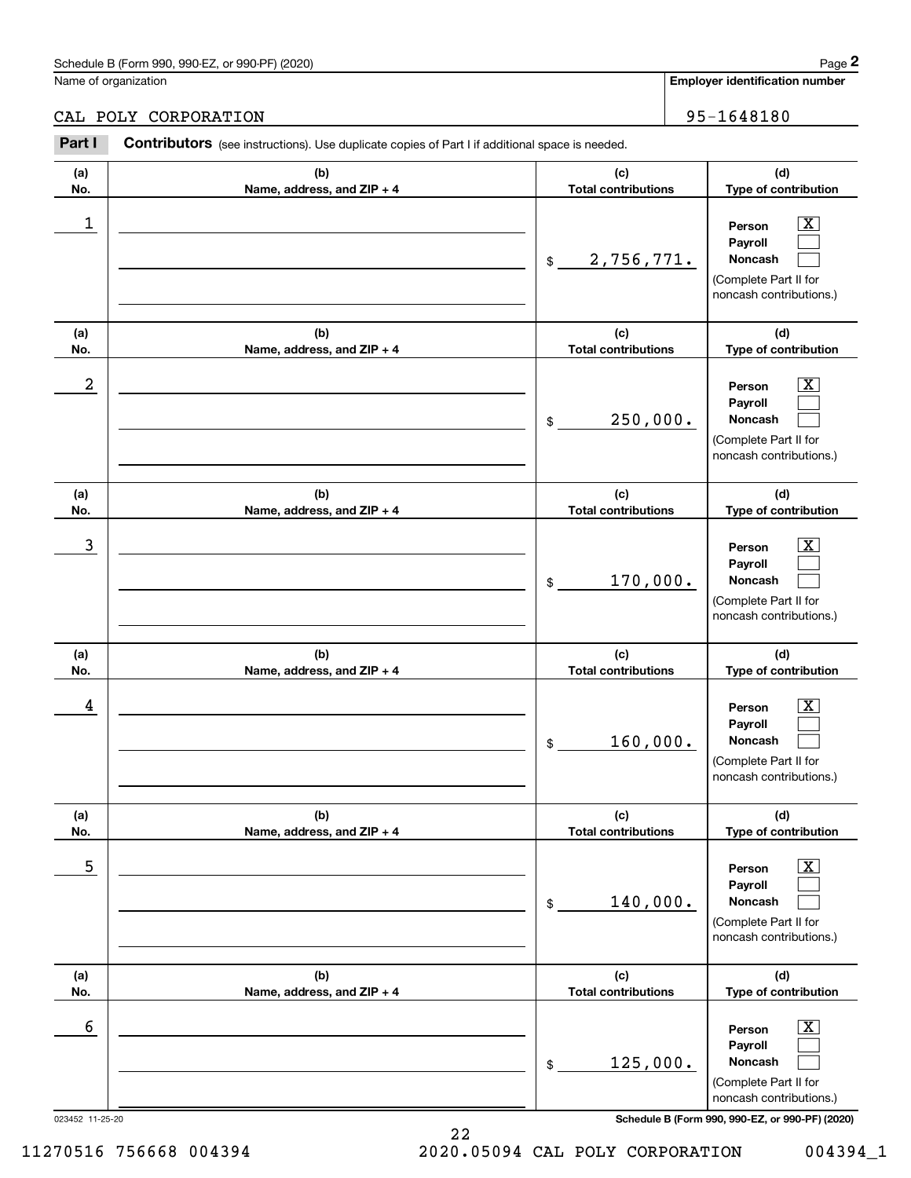Schedule B (Form 990, 990-EZ, or 990-PF) (2020)

Name of organization: CAL POLY CORPORATION

Employer identification number: 95-1648180

## Part I Contributors (see instructions). Use duplicate copies of Part I if additional space is needed.

| (a) No. | (b) Name, address, and ZIP + 4 | (c) Total contributions | (d) Type of contribution |
|---|---|---|---|
| 1 | | $ 2,756,771. | Person [X] Payroll [ ] Noncash [ ] (Complete Part II for noncash contributions.) |
| 2 | | $ 250,000. | Person [X] Payroll [ ] Noncash [ ] (Complete Part II for noncash contributions.) |
| 3 | | $ 170,000. | Person [X] Payroll [ ] Noncash [ ] (Complete Part II for noncash contributions.) |
| 4 | | $ 160,000. | Person [X] Payroll [ ] Noncash [ ] (Complete Part II for noncash contributions.) |
| 5 | | $ 140,000. | Person [X] Payroll [ ] Noncash [ ] (Complete Part II for noncash contributions.) |
| 6 | | $ 125,000. | Person [X] Payroll [ ] Noncash [ ] (Complete Part II for noncash contributions.) |

023452 11-25-20

Schedule B (Form 990, 990-EZ, or 990-PF) (2020)

11270516 756668 004394 2020.05094 CAL POLY CORPORATION 004394_1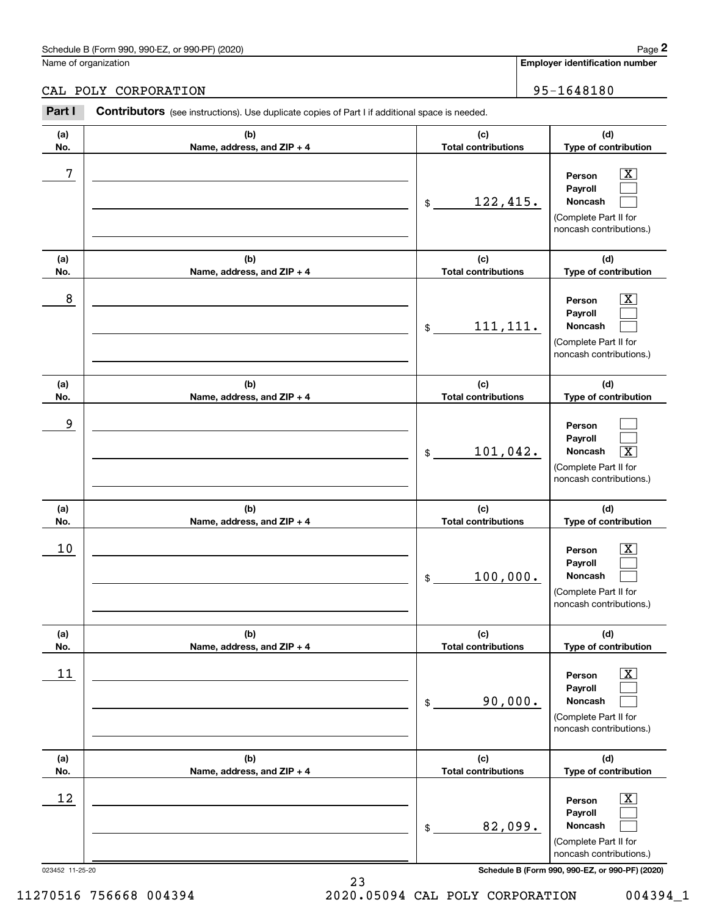Schedule B (Form 990, 990-EZ, or 990-PF) (2020) Page **2**

Name of organization: CAL POLY CORPORATION

**Employer identification number**: 95-1648180

**Part I** **Contributors** (see instructions). Use duplicate copies of Part I if additional space is needed.

| (a) No. | (b) Name, address, and ZIP + 4 | (c) Total contributions | (d) Type of contribution |
|---|---|---|---|
| 7 | | $ 122,415. | Person [X] Payroll [ ] Noncash [ ] (Complete Part II for noncash contributions.) |
| 8 | | $ 111,111. | Person [X] Payroll [ ] Noncash [ ] (Complete Part II for noncash contributions.) |
| 9 | | $ 101,042. | Person [ ] Payroll [ ] Noncash [X] (Complete Part II for noncash contributions.) |
| 10 | | $ 100,000. | Person [X] Payroll [ ] Noncash [ ] (Complete Part II for noncash contributions.) |
| 11 | | $ 90,000. | Person [X] Payroll [ ] Noncash [ ] (Complete Part II for noncash contributions.) |
| 12 | | $ 82,099. | Person [X] Payroll [ ] Noncash [ ] (Complete Part II for noncash contributions.) |

023452 11-25-20 **Schedule B (Form 990, 990-EZ, or 990-PF) (2020)**

11270516 756668 004394 2020.05094 CAL POLY CORPORATION 004394_1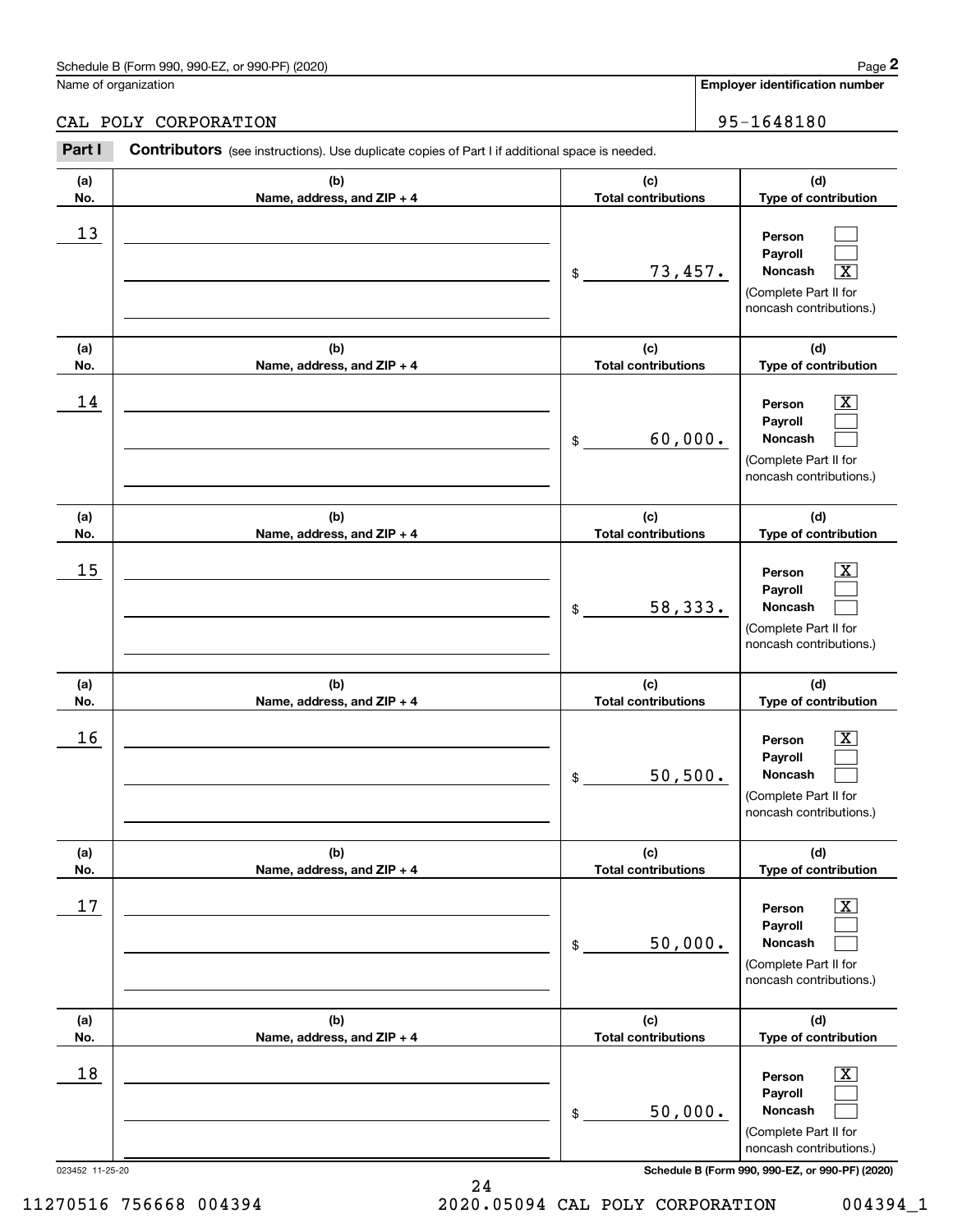Schedule B (Form 990, 990-EZ, or 990-PF) (2020)

Name of organization: CAL POLY CORPORATION

Employer identification number: 95-1648180

**Part I** **Contributors** (see instructions). Use duplicate copies of Part I if additional space is needed.

| (a) No. | (b) Name, address, and ZIP + 4 | (c) Total contributions | (d) Type of contribution |
|---|---|---|---|
| 13 | | $ 73,457. | Person [ ] Payroll [ ] Noncash [X] (Complete Part II for noncash contributions.) |
| 14 | | $ 60,000. | Person [X] Payroll [ ] Noncash [ ] (Complete Part II for noncash contributions.) |
| 15 | | $ 58,333. | Person [X] Payroll [ ] Noncash [ ] (Complete Part II for noncash contributions.) |
| 16 | | $ 50,500. | Person [X] Payroll [ ] Noncash [ ] (Complete Part II for noncash contributions.) |
| 17 | | $ 50,000. | Person [X] Payroll [ ] Noncash [ ] (Complete Part II for noncash contributions.) |
| 18 | | $ 50,000. | Person [X] Payroll [ ] Noncash [ ] (Complete Part II for noncash contributions.) |

023452 11-25-20

Schedule B (Form 990, 990-EZ, or 990-PF) (2020)

11270516 756668 004394 2020.05094 CAL POLY CORPORATION 004394_1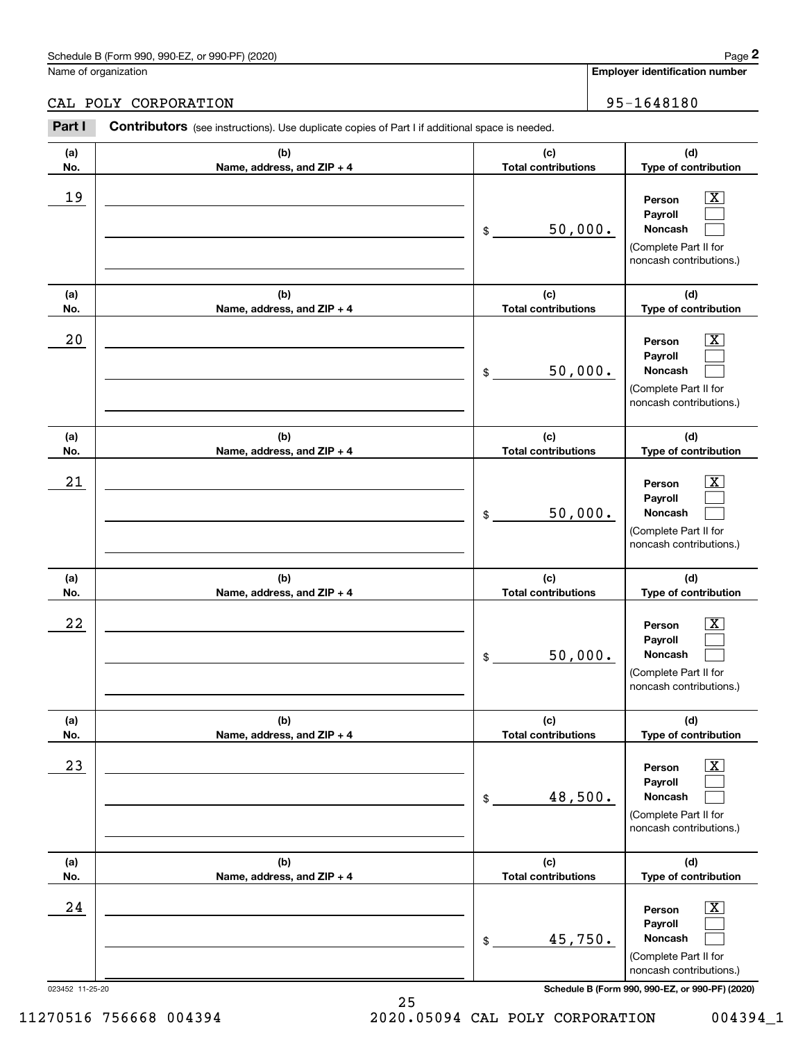Schedule B (Form 990, 990-EZ, or 990-PF) (2020)

Name of organization: CAL POLY CORPORATION

**Employer identification number**: 95-1648180

**Part I** **Contributors** (see instructions). Use duplicate copies of Part I if additional space is needed.

| (a) No. | (b) Name, address, and ZIP + 4 | (c) Total contributions | (d) Type of contribution |
|---|---|---|---|
| 19 | | $ 50,000. | Person [X] Payroll [ ] Noncash [ ] (Complete Part II for noncash contributions.) |
| 20 | | $ 50,000. | Person [X] Payroll [ ] Noncash [ ] (Complete Part II for noncash contributions.) |
| 21 | | $ 50,000. | Person [X] Payroll [ ] Noncash [ ] (Complete Part II for noncash contributions.) |
| 22 | | $ 50,000. | Person [X] Payroll [ ] Noncash [ ] (Complete Part II for noncash contributions.) |
| 23 | | $ 48,500. | Person [X] Payroll [ ] Noncash [ ] (Complete Part II for noncash contributions.) |
| 24 | | $ 45,750. | Person [X] Payroll [ ] Noncash [ ] (Complete Part II for noncash contributions.) |

023452 11-25-20

Schedule B (Form 990, 990-EZ, or 990-PF) (2020)

11270516 756668 004394 2020.05094 CAL POLY CORPORATION 004394_1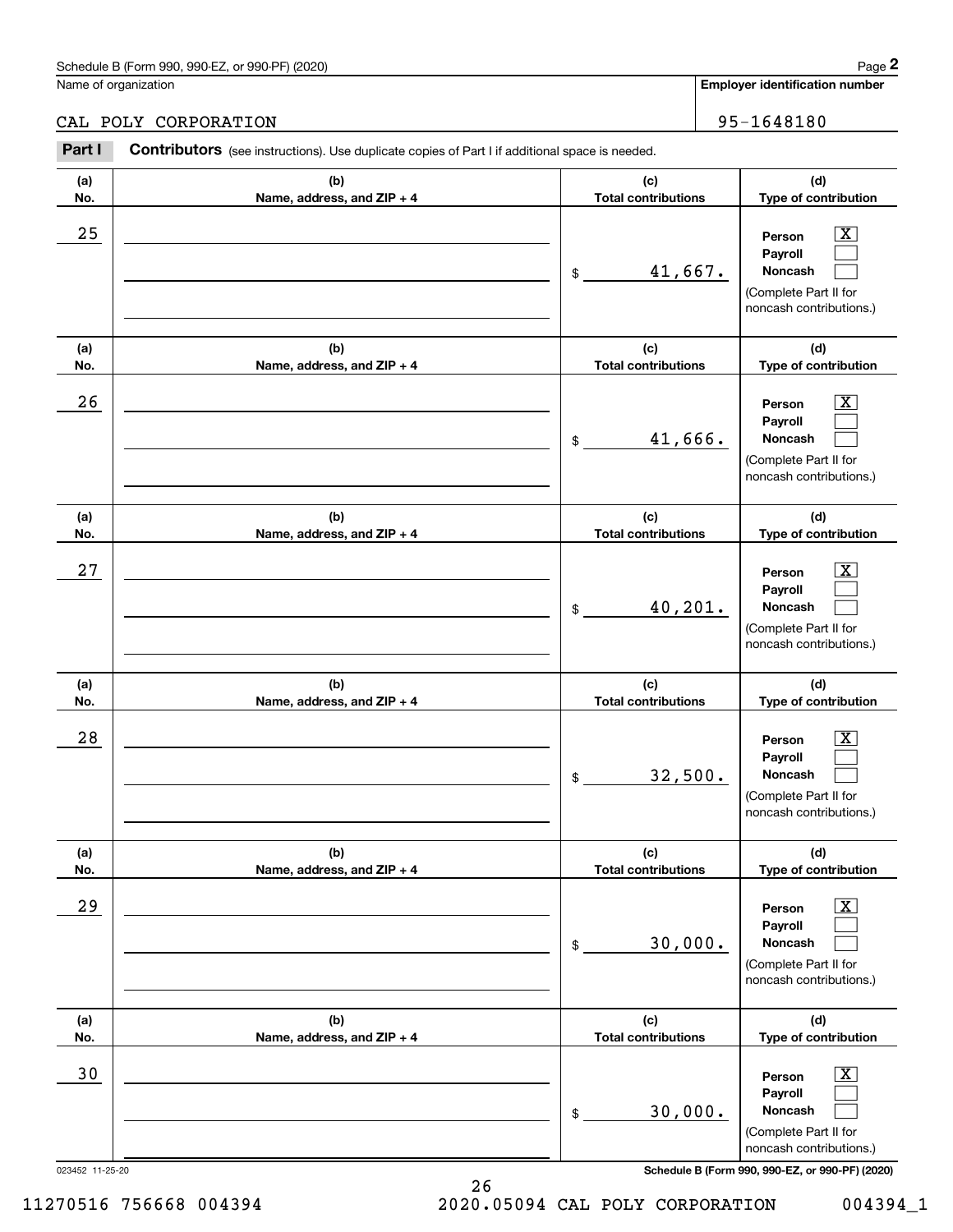Schedule B (Form 990, 990-EZ, or 990-PF) (2020)

Name of organization: CAL POLY CORPORATION

**Employer identification number**: 95-1648180

**Part I** **Contributors** (see instructions). Use duplicate copies of Part I if additional space is needed.

| (a) No. | (b) Name, address, and ZIP + 4 | (c) Total contributions | (d) Type of contribution |
|---|---|---|---|
| 25 | | $ 41,667. | Person [X] Payroll [ ] Noncash [ ] (Complete Part II for noncash contributions.) |
| 26 | | $ 41,666. | Person [X] Payroll [ ] Noncash [ ] (Complete Part II for noncash contributions.) |
| 27 | | $ 40,201. | Person [X] Payroll [ ] Noncash [ ] (Complete Part II for noncash contributions.) |
| 28 | | $ 32,500. | Person [X] Payroll [ ] Noncash [ ] (Complete Part II for noncash contributions.) |
| 29 | | $ 30,000. | Person [X] Payroll [ ] Noncash [ ] (Complete Part II for noncash contributions.) |
| 30 | | $ 30,000. | Person [X] Payroll [ ] Noncash [ ] (Complete Part II for noncash contributions.) |

023452 11-25-20

11270516 756668 004394 2020.05094 CAL POLY CORPORATION 004394_1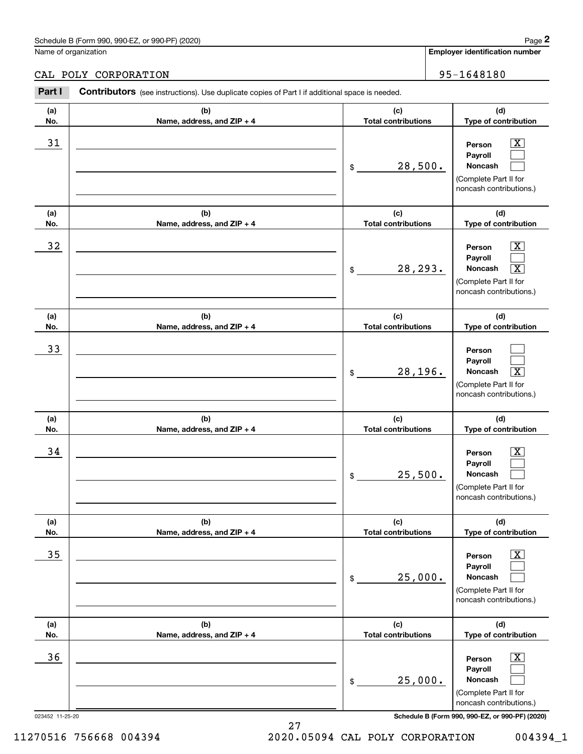Schedule B (Form 990, 990-EZ, or 990-PF) (2020) Page **2**

Name of organization: CAL POLY CORPORATION

**Employer identification number**: 95-1648180

**Part I** **Contributors** (see instructions). Use duplicate copies of Part I if additional space is needed.

| (a) No. | (b) Name, address, and ZIP + 4 | (c) Total contributions | (d) Type of contribution |
|---|---|---|---|
| 31 | | $ 28,500. | Person [X] Payroll [ ] Noncash [ ] (Complete Part II for noncash contributions.) |
| 32 | | $ 28,293. | Person [X] Payroll [ ] Noncash [X] (Complete Part II for noncash contributions.) |
| 33 | | $ 28,196. | Person [ ] Payroll [ ] Noncash [X] (Complete Part II for noncash contributions.) |
| 34 | | $ 25,500. | Person [X] Payroll [ ] Noncash [ ] (Complete Part II for noncash contributions.) |
| 35 | | $ 25,000. | Person [X] Payroll [ ] Noncash [ ] (Complete Part II for noncash contributions.) |
| 36 | | $ 25,000. | Person [X] Payroll [ ] Noncash [ ] (Complete Part II for noncash contributions.) |

023452 11-25-20 **Schedule B (Form 990, 990-EZ, or 990-PF) (2020)**

11270516 756668 004394 2020.05094 CAL POLY CORPORATION 004394_1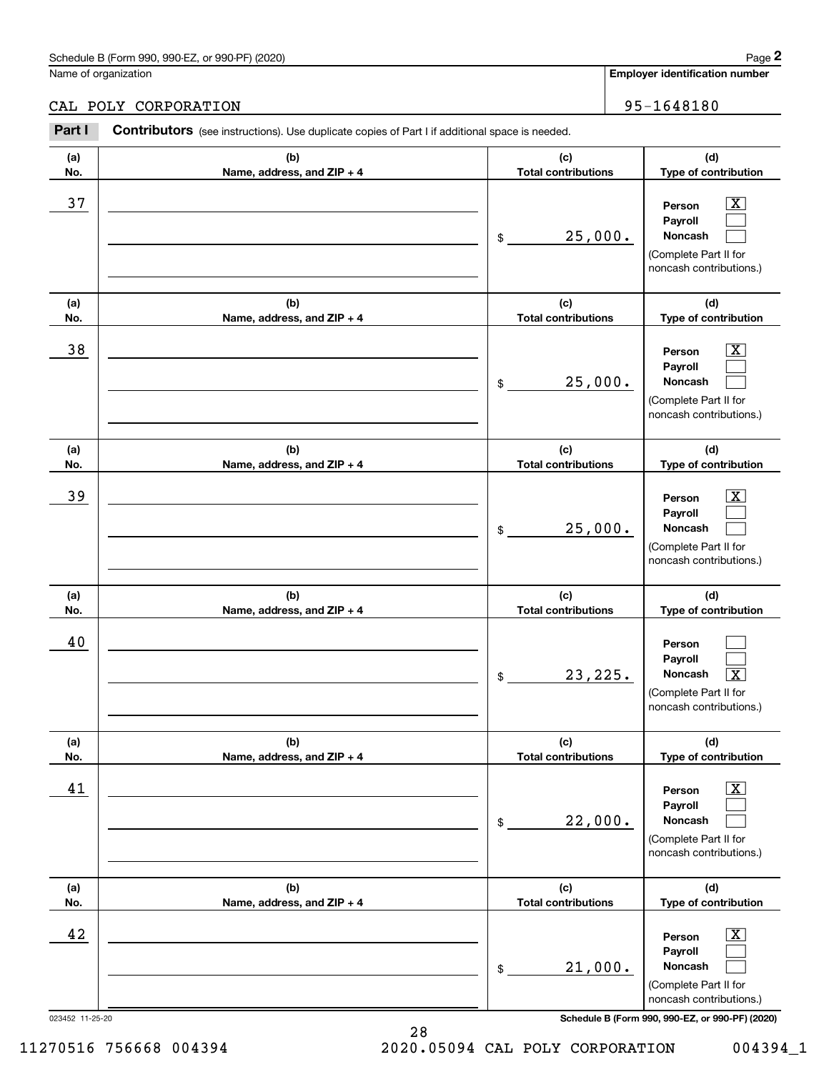Schedule B (Form 990, 990-EZ, or 990-PF) (2020)

Name of organization: CAL POLY CORPORATION

Employer identification number: 95-1648180

**Part I** **Contributors** (see instructions). Use duplicate copies of Part I if additional space is needed.

| (a) No. | (b) Name, address, and ZIP + 4 | (c) Total contributions | (d) Type of contribution |
|---|---|---|---|
| 37 | | $ 25,000. | Person [X] Payroll [ ] Noncash [ ] (Complete Part II for noncash contributions.) |
| 38 | | $ 25,000. | Person [X] Payroll [ ] Noncash [ ] (Complete Part II for noncash contributions.) |
| 39 | | $ 25,000. | Person [X] Payroll [ ] Noncash [ ] (Complete Part II for noncash contributions.) |
| 40 | | $ 23,225. | Person [ ] Payroll [ ] Noncash [X] (Complete Part II for noncash contributions.) |
| 41 | | $ 22,000. | Person [X] Payroll [ ] Noncash [ ] (Complete Part II for noncash contributions.) |
| 42 | | $ 21,000. | Person [X] Payroll [ ] Noncash [ ] (Complete Part II for noncash contributions.) |

023452 11-25-20

Schedule B (Form 990, 990-EZ, or 990-PF) (2020)

11270516 756668 004394 2020.05094 CAL POLY CORPORATION 004394_1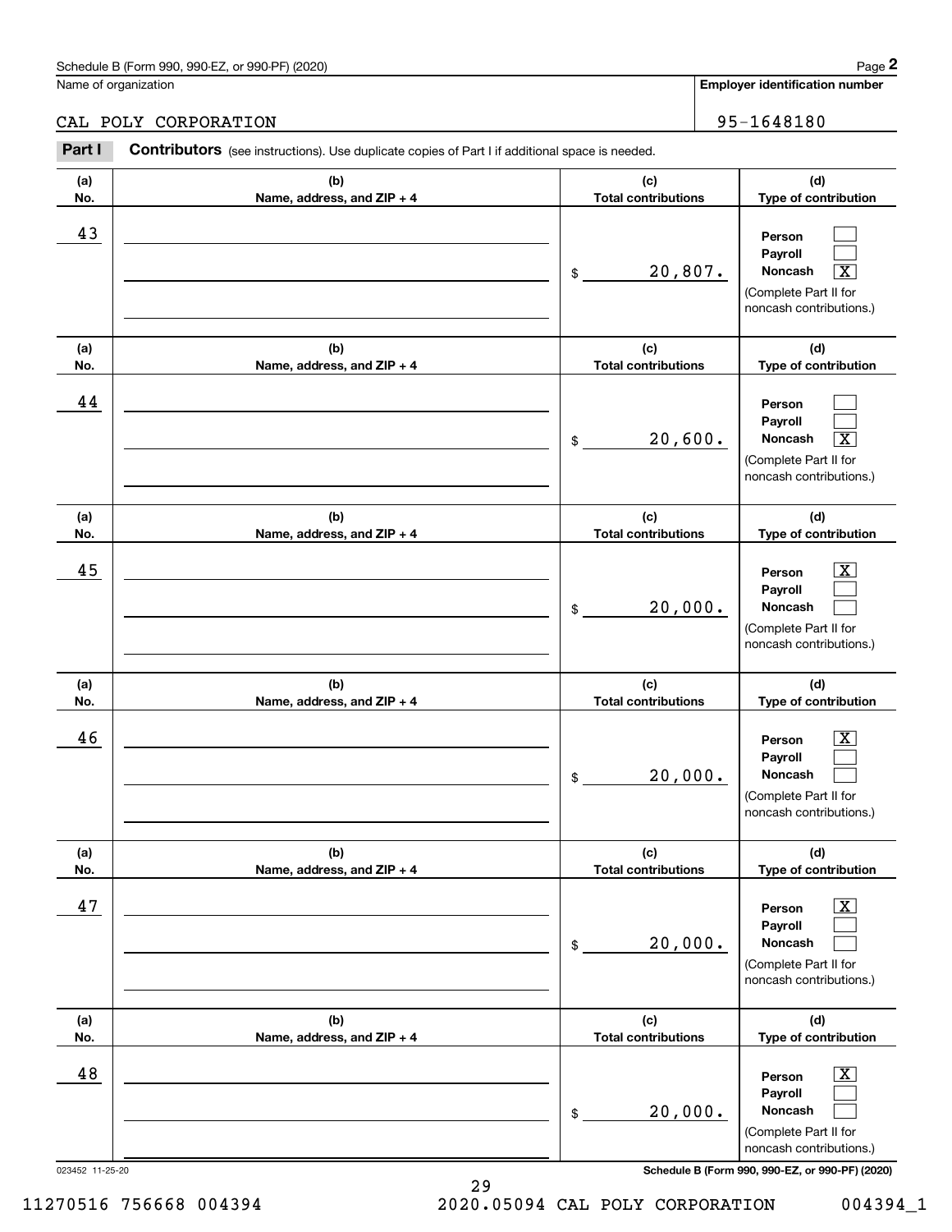Name of organization

CAL POLY CORPORATION

**Employer identification number**

95-1648180

**Part I** **Contributors** (see instructions). Use duplicate copies of Part I if additional space is needed.

| (a) No. | (b) Name, address, and ZIP + 4 | (c) Total contributions | (d) Type of contribution |
|---|---|---|---|
| 43 | | $ 20,807. | Person [ ] Payroll [ ] Noncash [X] (Complete Part II for noncash contributions.) |
| 44 | | $ 20,600. | Person [ ] Payroll [ ] Noncash [X] (Complete Part II for noncash contributions.) |
| 45 | | $ 20,000. | Person [X] Payroll [ ] Noncash [ ] (Complete Part II for noncash contributions.) |
| 46 | | $ 20,000. | Person [X] Payroll [ ] Noncash [ ] (Complete Part II for noncash contributions.) |
| 47 | | $ 20,000. | Person [X] Payroll [ ] Noncash [ ] (Complete Part II for noncash contributions.) |
| 48 | | $ 20,000. | Person [X] Payroll [ ] Noncash [ ] (Complete Part II for noncash contributions.) |

023452 11-25-20

**Schedule B (Form 990, 990-EZ, or 990-PF) (2020)**

11270516 756668 004394 2020.05094 CAL POLY CORPORATION 004394_1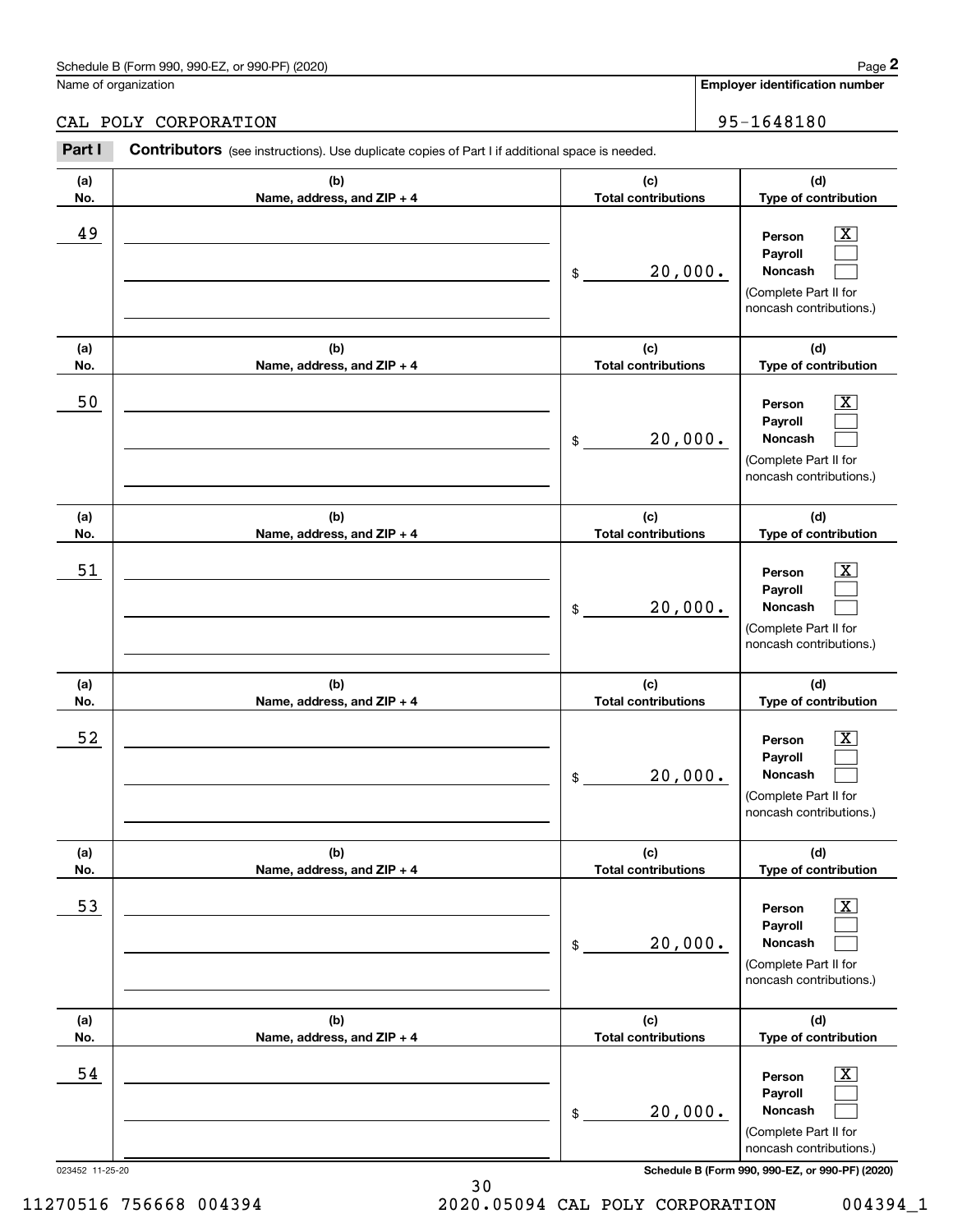Name of organization

CAL POLY CORPORATION

**Employer identification number**

95-1648180

**Part I** **Contributors** (see instructions). Use duplicate copies of Part I if additional space is needed.

| (a) No. | (b) Name, address, and ZIP + 4 | (c) Total contributions | (d) Type of contribution |
|---|---|---|---|
| 49 | | $ 20,000. | Person [X] Payroll [ ] Noncash [ ] (Complete Part II for noncash contributions.) |
| 50 | | $ 20,000. | Person [X] Payroll [ ] Noncash [ ] (Complete Part II for noncash contributions.) |
| 51 | | $ 20,000. | Person [X] Payroll [ ] Noncash [ ] (Complete Part II for noncash contributions.) |
| 52 | | $ 20,000. | Person [X] Payroll [ ] Noncash [ ] (Complete Part II for noncash contributions.) |
| 53 | | $ 20,000. | Person [X] Payroll [ ] Noncash [ ] (Complete Part II for noncash contributions.) |
| 54 | | $ 20,000. | Person [X] Payroll [ ] Noncash [ ] (Complete Part II for noncash contributions.) |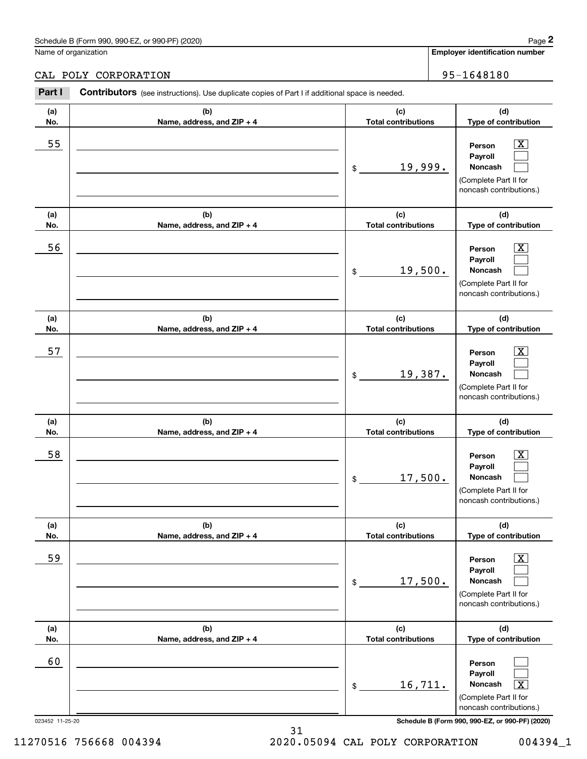Schedule B (Form 990, 990-EZ, or 990-PF) (2020) Page **2**

Name of organization: CAL POLY CORPORATION

**Employer identification number**: 95-1648180

**Part I** **Contributors** (see instructions). Use duplicate copies of Part I if additional space is needed.

| (a) No. | (b) Name, address, and ZIP + 4 | (c) Total contributions | (d) Type of contribution |
|---|---|---|---|
| 55 | | $ 19,999. | Person [X] Payroll [ ] Noncash [ ] (Complete Part II for noncash contributions.) |
| 56 | | $ 19,500. | Person [X] Payroll [ ] Noncash [ ] (Complete Part II for noncash contributions.) |
| 57 | | $ 19,387. | Person [X] Payroll [ ] Noncash [ ] (Complete Part II for noncash contributions.) |
| 58 | | $ 17,500. | Person [X] Payroll [ ] Noncash [ ] (Complete Part II for noncash contributions.) |
| 59 | | $ 17,500. | Person [X] Payroll [ ] Noncash [ ] (Complete Part II for noncash contributions.) |
| 60 | | $ 16,711. | Person [ ] Payroll [ ] Noncash [X] (Complete Part II for noncash contributions.) |

023452 11-25-20 **Schedule B (Form 990, 990-EZ, or 990-PF) (2020)**

11270516 756668 004394 2020.05094 CAL POLY CORPORATION 004394_1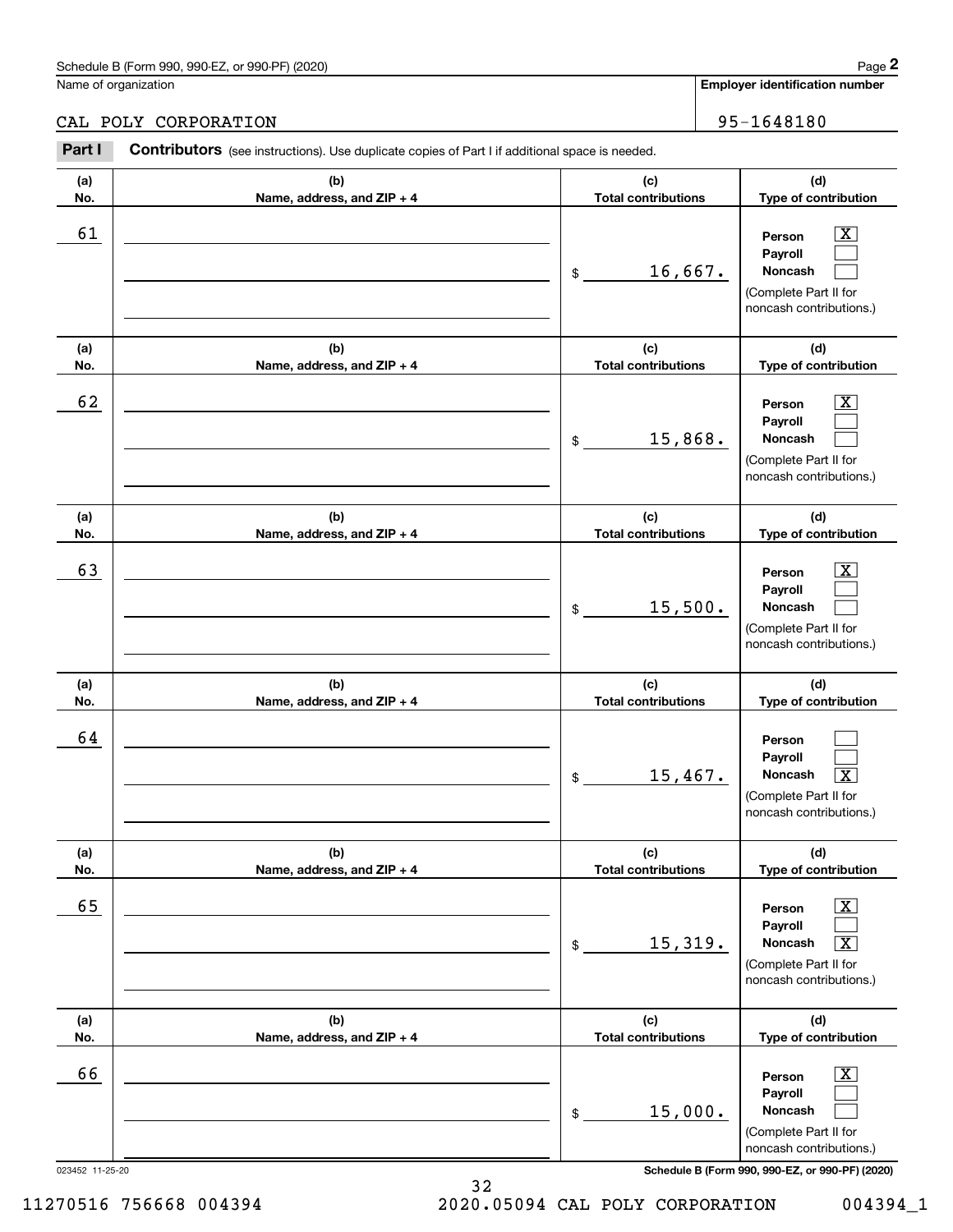Schedule B (Form 990, 990-EZ, or 990-PF) (2020)

Name of organization: CAL POLY CORPORATION

Employer identification number: 95-1648180

**Part I** **Contributors** (see instructions). Use duplicate copies of Part I if additional space is needed.

| (a) No. | (b) Name, address, and ZIP + 4 | (c) Total contributions | (d) Type of contribution |
|---|---|---|---|
| 61 | | $ 16,667. | Person [X] Payroll [ ] Noncash [ ] (Complete Part II for noncash contributions.) |
| 62 | | $ 15,868. | Person [X] Payroll [ ] Noncash [ ] (Complete Part II for noncash contributions.) |
| 63 | | $ 15,500. | Person [X] Payroll [ ] Noncash [ ] (Complete Part II for noncash contributions.) |
| 64 | | $ 15,467. | Person [ ] Payroll [ ] Noncash [X] (Complete Part II for noncash contributions.) |
| 65 | | $ 15,319. | Person [X] Payroll [ ] Noncash [X] (Complete Part II for noncash contributions.) |
| 66 | | $ 15,000. | Person [X] Payroll [ ] Noncash [ ] (Complete Part II for noncash contributions.) |

023452 11-25-20

Schedule B (Form 990, 990-EZ, or 990-PF) (2020)

11270516 756668 004394 2020.05094 CAL POLY CORPORATION 004394_1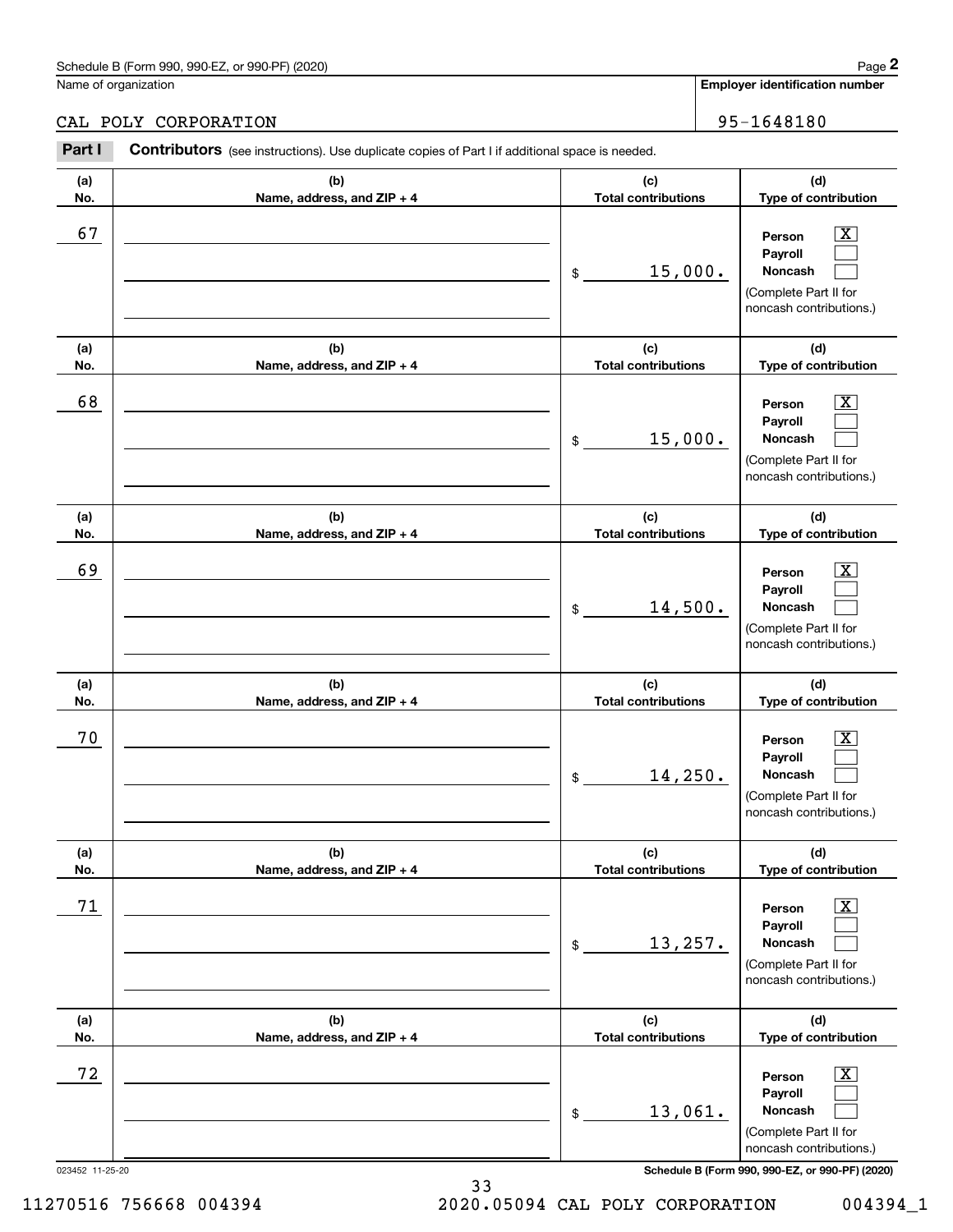Schedule B (Form 990, 990-EZ, or 990-PF) (2020)

Name of organization: CAL POLY CORPORATION

**Employer identification number**: 95-1648180

**Part I** **Contributors** (see instructions). Use duplicate copies of Part I if additional space is needed.

| (a) No. | (b) Name, address, and ZIP + 4 | (c) Total contributions | (d) Type of contribution |
|---|---|---|---|
| 67 | | $ 15,000. | Person [X] Payroll [ ] Noncash [ ] (Complete Part II for noncash contributions.) |
| 68 | | $ 15,000. | Person [X] Payroll [ ] Noncash [ ] (Complete Part II for noncash contributions.) |
| 69 | | $ 14,500. | Person [X] Payroll [ ] Noncash [ ] (Complete Part II for noncash contributions.) |
| 70 | | $ 14,250. | Person [X] Payroll [ ] Noncash [ ] (Complete Part II for noncash contributions.) |
| 71 | | $ 13,257. | Person [X] Payroll [ ] Noncash [ ] (Complete Part II for noncash contributions.) |
| 72 | | $ 13,061. | Person [X] Payroll [ ] Noncash [ ] (Complete Part II for noncash contributions.) |

023452 11-25-20

**Schedule B (Form 990, 990-EZ, or 990-PF) (2020)**

11270516 756668 004394 2020.05094 CAL POLY CORPORATION 004394_1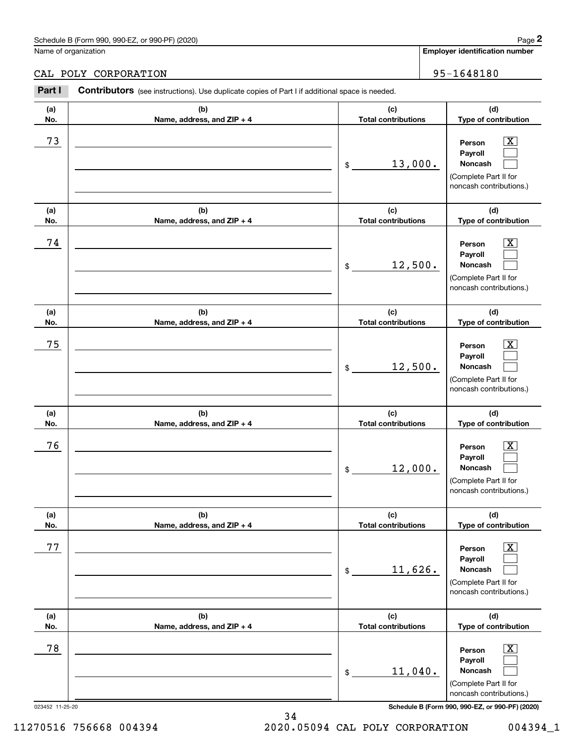Schedule B (Form 990, 990-EZ, or 990-PF) (2020)

Name of organization: CAL POLY CORPORATION

Employer identification number: 95-1648180

**Part I** **Contributors** (see instructions). Use duplicate copies of Part I if additional space is needed.

| (a) No. | (b) Name, address, and ZIP + 4 | (c) Total contributions | (d) Type of contribution |
|---|---|---|---|
| 73 | | $ 13,000. | Person [X] Payroll [ ] Noncash [ ] (Complete Part II for noncash contributions.) |
| 74 | | $ 12,500. | Person [X] Payroll [ ] Noncash [ ] (Complete Part II for noncash contributions.) |
| 75 | | $ 12,500. | Person [X] Payroll [ ] Noncash [ ] (Complete Part II for noncash contributions.) |
| 76 | | $ 12,000. | Person [X] Payroll [ ] Noncash [ ] (Complete Part II for noncash contributions.) |
| 77 | | $ 11,626. | Person [X] Payroll [ ] Noncash [ ] (Complete Part II for noncash contributions.) |
| 78 | | $ 11,040. | Person [X] Payroll [ ] Noncash [ ] (Complete Part II for noncash contributions.) |

023452 11-25-20

Schedule B (Form 990, 990-EZ, or 990-PF) (2020)

11270516 756668 004394 2020.05094 CAL POLY CORPORATION 004394_1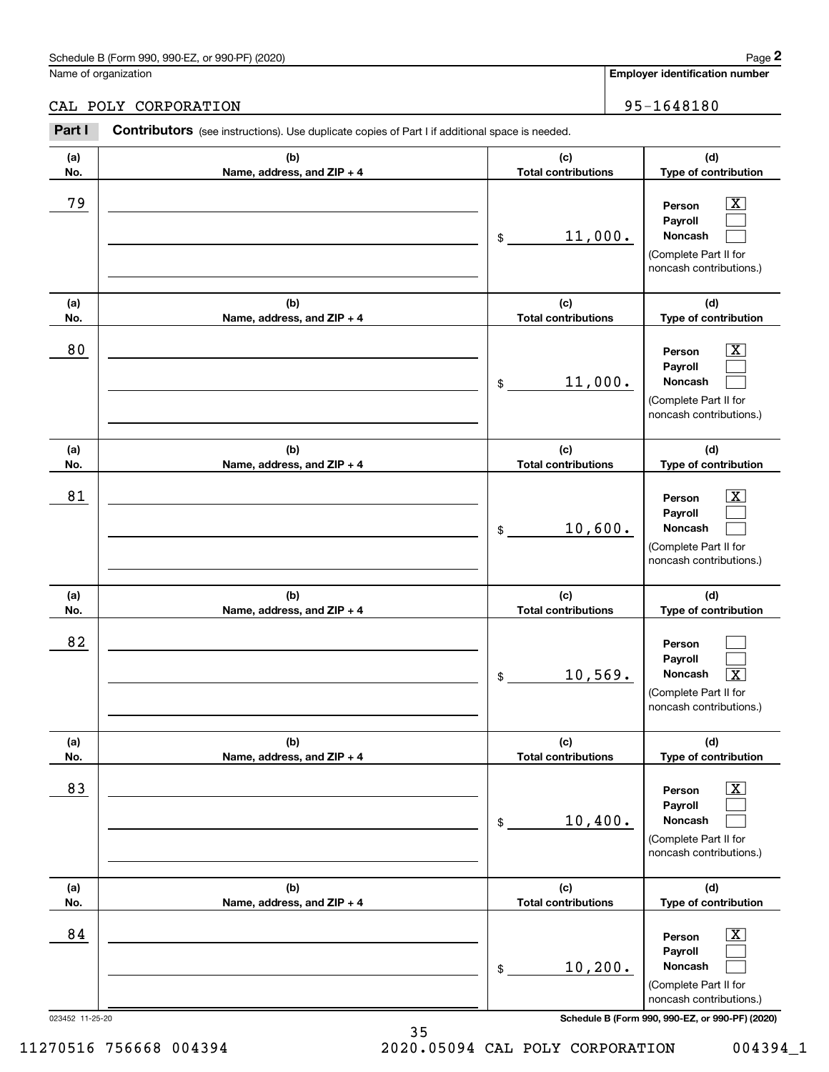Schedule B (Form 990, 990-EZ, or 990-PF) (2020) Page **2**

Name of organization: CAL POLY CORPORATION

**Employer identification number**: 95-1648180

**Part I** **Contributors** (see instructions). Use duplicate copies of Part I if additional space is needed.

| (a) No. | (b) Name, address, and ZIP + 4 | (c) Total contributions | (d) Type of contribution |
|---|---|---|---|
| 79 | | $ 11,000. | Person [X] Payroll [ ] Noncash [ ] (Complete Part II for noncash contributions.) |
| 80 | | $ 11,000. | Person [X] Payroll [ ] Noncash [ ] (Complete Part II for noncash contributions.) |
| 81 | | $ 10,600. | Person [X] Payroll [ ] Noncash [ ] (Complete Part II for noncash contributions.) |
| 82 | | $ 10,569. | Person [ ] Payroll [ ] Noncash [X] (Complete Part II for noncash contributions.) |
| 83 | | $ 10,400. | Person [X] Payroll [ ] Noncash [ ] (Complete Part II for noncash contributions.) |
| 84 | | $ 10,200. | Person [X] Payroll [ ] Noncash [ ] (Complete Part II for noncash contributions.) |

023452 11-25-20 **Schedule B (Form 990, 990-EZ, or 990-PF) (2020)**

11270516 756668 004394 2020.05094 CAL POLY CORPORATION 004394_1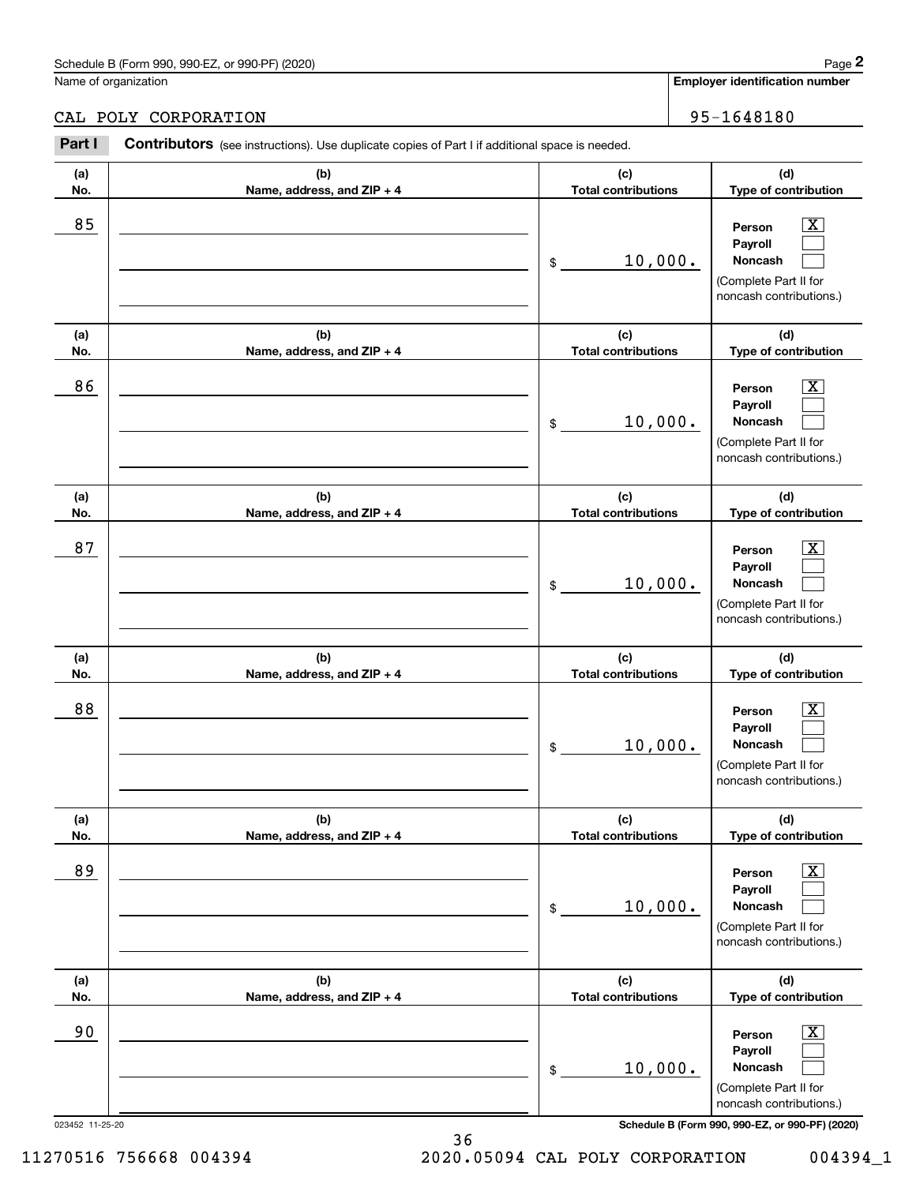Schedule B (Form 990, 990-EZ, or 990-PF) (2020)

Name of organization: CAL POLY CORPORATION

Employer identification number: 95-1648180

**Part I** **Contributors** (see instructions). Use duplicate copies of Part I if additional space is needed.

| (a) No. | (b) Name, address, and ZIP + 4 | (c) Total contributions | (d) Type of contribution |
|---|---|---|---|
| 85 | | $ 10,000. | Person [X] Payroll [ ] Noncash [ ] (Complete Part II for noncash contributions.) |
| 86 | | $ 10,000. | Person [X] Payroll [ ] Noncash [ ] (Complete Part II for noncash contributions.) |
| 87 | | $ 10,000. | Person [X] Payroll [ ] Noncash [ ] (Complete Part II for noncash contributions.) |
| 88 | | $ 10,000. | Person [X] Payroll [ ] Noncash [ ] (Complete Part II for noncash contributions.) |
| 89 | | $ 10,000. | Person [X] Payroll [ ] Noncash [ ] (Complete Part II for noncash contributions.) |
| 90 | | $ 10,000. | Person [X] Payroll [ ] Noncash [ ] (Complete Part II for noncash contributions.) |

023452 11-25-20

Schedule B (Form 990, 990-EZ, or 990-PF) (2020)

11270516 756668 004394 2020.05094 CAL POLY CORPORATION 004394_1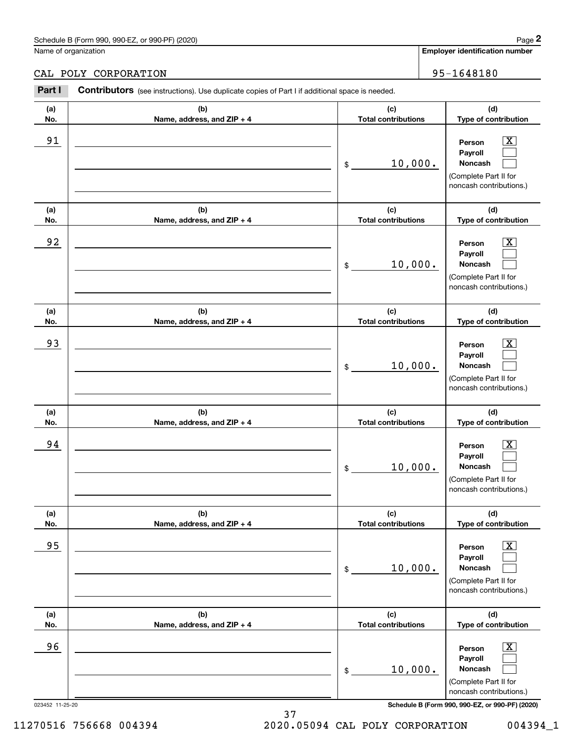Schedule B (Form 990, 990-EZ, or 990-PF) (2020)

Name of organization: CAL POLY CORPORATION

Employer identification number: 95-1648180

**Part I** **Contributors** (see instructions). Use duplicate copies of Part I if additional space is needed.

| (a) No. | (b) Name, address, and ZIP + 4 | (c) Total contributions | (d) Type of contribution |
|---|---|---|---|
| 91 | | $ 10,000. | Person [X] Payroll [ ] Noncash [ ] (Complete Part II for noncash contributions.) |
| 92 | | $ 10,000. | Person [X] Payroll [ ] Noncash [ ] (Complete Part II for noncash contributions.) |
| 93 | | $ 10,000. | Person [X] Payroll [ ] Noncash [ ] (Complete Part II for noncash contributions.) |
| 94 | | $ 10,000. | Person [X] Payroll [ ] Noncash [ ] (Complete Part II for noncash contributions.) |
| 95 | | $ 10,000. | Person [X] Payroll [ ] Noncash [ ] (Complete Part II for noncash contributions.) |
| 96 | | $ 10,000. | Person [X] Payroll [ ] Noncash [ ] (Complete Part II for noncash contributions.) |

023452 11-25-20

11270516 756668 004394 2020.05094 CAL POLY CORPORATION 004394_1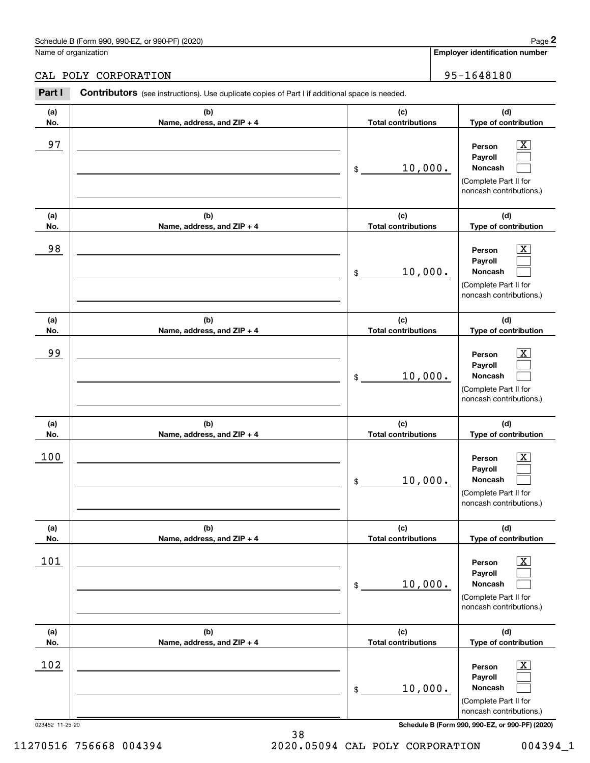Schedule B (Form 990, 990-EZ, or 990-PF) (2020)

Name of organization: CAL POLY CORPORATION

Employer identification number: 95-1648180

**Part I** **Contributors** (see instructions). Use duplicate copies of Part I if additional space is needed.

| (a) No. | (b) Name, address, and ZIP + 4 | (c) Total contributions | (d) Type of contribution |
|---|---|---|---|
| 97 | | $ 10,000. | Person [X] Payroll [ ] Noncash [ ] (Complete Part II for noncash contributions.) |
| 98 | | $ 10,000. | Person [X] Payroll [ ] Noncash [ ] (Complete Part II for noncash contributions.) |
| 99 | | $ 10,000. | Person [X] Payroll [ ] Noncash [ ] (Complete Part II for noncash contributions.) |
| 100 | | $ 10,000. | Person [X] Payroll [ ] Noncash [ ] (Complete Part II for noncash contributions.) |
| 101 | | $ 10,000. | Person [X] Payroll [ ] Noncash [ ] (Complete Part II for noncash contributions.) |
| 102 | | $ 10,000. | Person [X] Payroll [ ] Noncash [ ] (Complete Part II for noncash contributions.) |

023452 11-25-20 **Schedule B (Form 990, 990-EZ, or 990-PF) (2020)**

11270516 756668 004394 2020.05094 CAL POLY CORPORATION 004394_1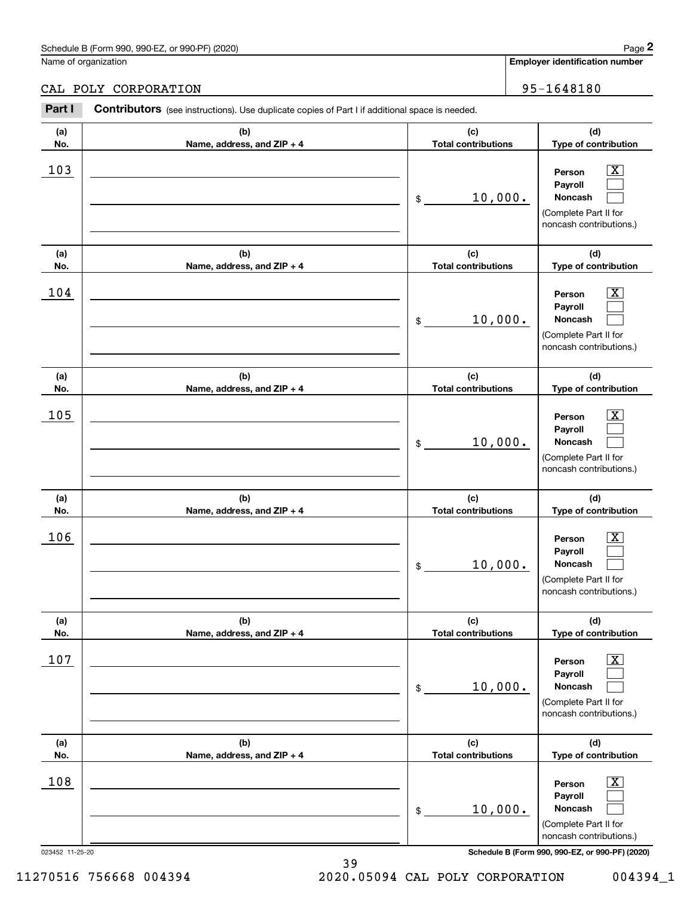Schedule B (Form 990, 990-EZ, or 990-PF) (2020)

Name of organization: CAL POLY CORPORATION

**Employer identification number:** 95-1648180

## Part I **Contributors** (see instructions). Use duplicate copies of Part I if additional space is needed.

| (a) No. | (b) Name, address, and ZIP + 4 | (c) Total contributions | (d) Type of contribution |
|---|---|---|---|
| 103 | | $ 10,000. | Person [X] Payroll [ ] Noncash [ ] (Complete Part II for noncash contributions.) |
| 104 | | $ 10,000. | Person [X] Payroll [ ] Noncash [ ] (Complete Part II for noncash contributions.) |
| 105 | | $ 10,000. | Person [X] Payroll [ ] Noncash [ ] (Complete Part II for noncash contributions.) |
| 106 | | $ 10,000. | Person [X] Payroll [ ] Noncash [ ] (Complete Part II for noncash contributions.) |
| 107 | | $ 10,000. | Person [X] Payroll [ ] Noncash [ ] (Complete Part II for noncash contributions.) |
| 108 | | $ 10,000. | Person [X] Payroll [ ] Noncash [ ] (Complete Part II for noncash contributions.) |

023452 11-25-20

**Schedule B (Form 990, 990-EZ, or 990-PF) (2020)**

11270516 756668 004394 2020.05094 CAL POLY CORPORATION 004394_1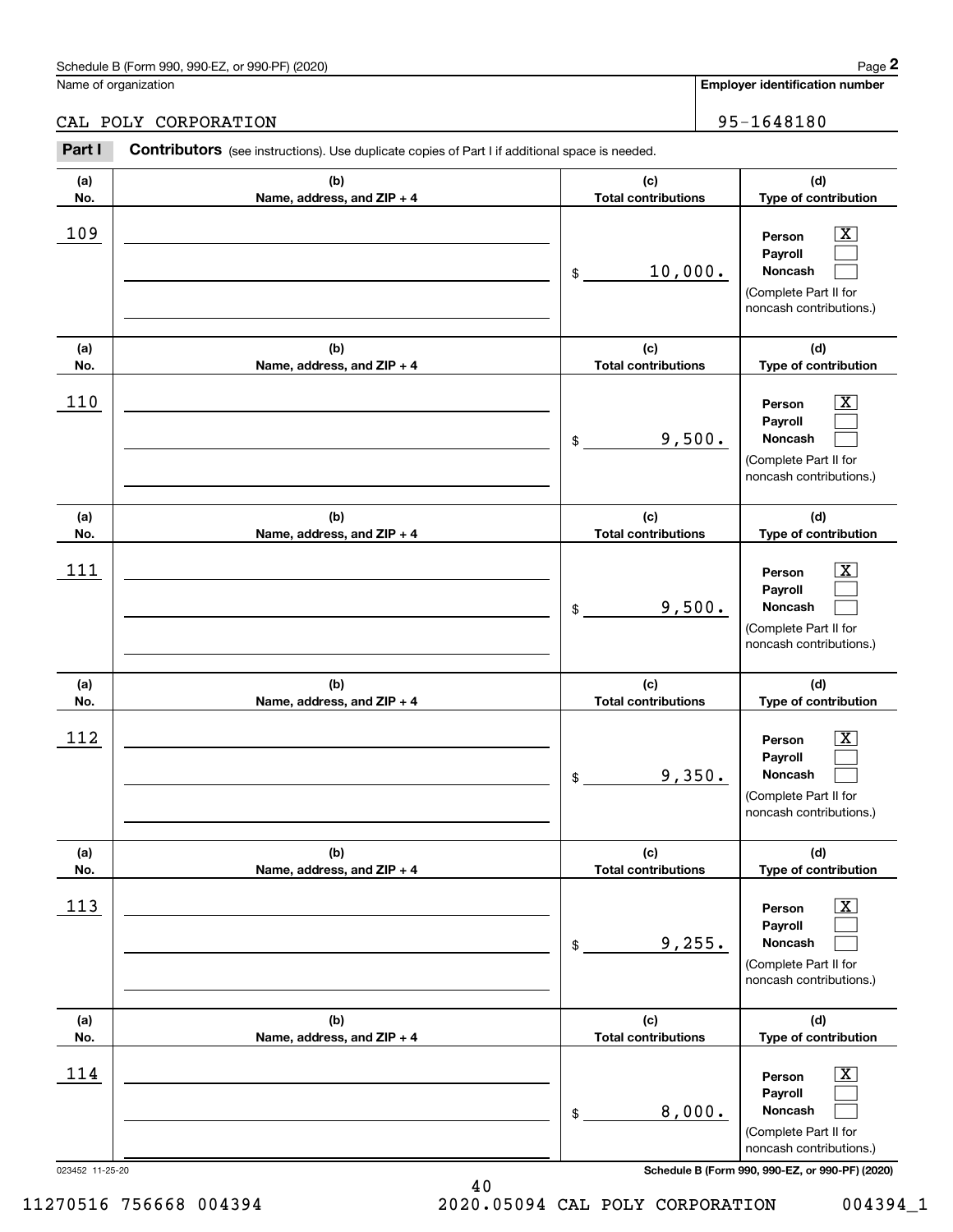Schedule B (Form 990, 990-EZ, or 990-PF) (2020)

Name of organization: CAL POLY CORPORATION

Employer identification number: 95-1648180

**Part I — Contributors** (see instructions). Use duplicate copies of Part I if additional space is needed.

| (a) No. | (b) Name, address, and ZIP + 4 | (c) Total contributions | (d) Type of contribution |
|---|---|---|---|
| 109 | | $ 10,000. | Person [X] Payroll [ ] Noncash [ ] (Complete Part II for noncash contributions.) |
| 110 | | $ 9,500. | Person [X] Payroll [ ] Noncash [ ] (Complete Part II for noncash contributions.) |
| 111 | | $ 9,500. | Person [X] Payroll [ ] Noncash [ ] (Complete Part II for noncash contributions.) |
| 112 | | $ 9,350. | Person [X] Payroll [ ] Noncash [ ] (Complete Part II for noncash contributions.) |
| 113 | | $ 9,255. | Person [X] Payroll [ ] Noncash [ ] (Complete Part II for noncash contributions.) |
| 114 | | $ 8,000. | Person [X] Payroll [ ] Noncash [ ] (Complete Part II for noncash contributions.) |

023452 11-25-20

Schedule B (Form 990, 990-EZ, or 990-PF) (2020)

11270516 756668 004394 2020.05094 CAL POLY CORPORATION 004394_1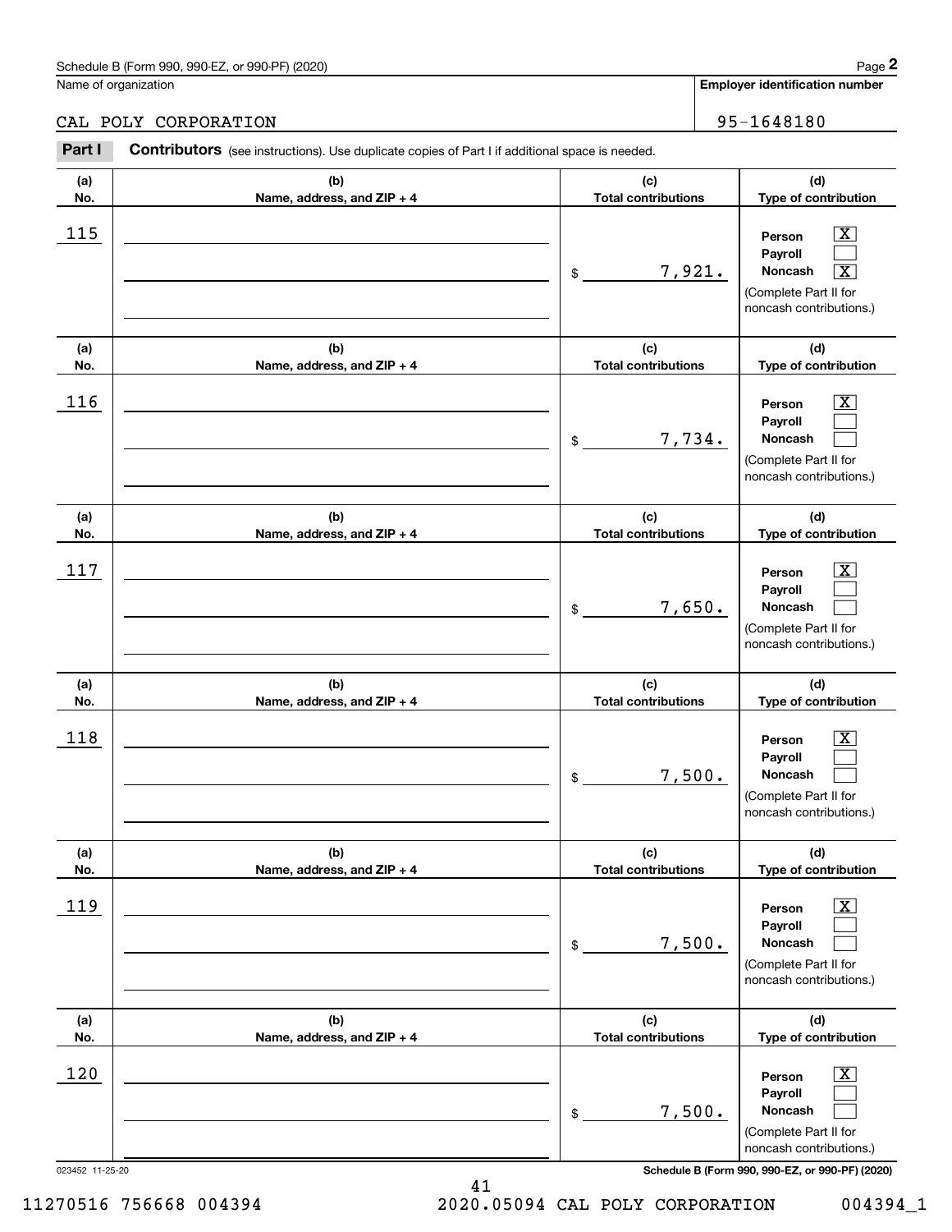Schedule B (Form 990, 990-EZ, or 990-PF) (2020)

Name of organization: CAL POLY CORPORATION

**Employer identification number:** 95-1648180

## Part I Contributors (see instructions). Use duplicate copies of Part I if additional space is needed.

| (a) No. | (b) Name, address, and ZIP + 4 | (c) Total contributions | (d) Type of contribution |
|---|---|---|---|
| 115 | | $ 7,921. | Person [X] Payroll [ ] Noncash [X] (Complete Part II for noncash contributions.) |
| 116 | | $ 7,734. | Person [X] Payroll [ ] Noncash [ ] (Complete Part II for noncash contributions.) |
| 117 | | $ 7,650. | Person [X] Payroll [ ] Noncash [ ] (Complete Part II for noncash contributions.) |
| 118 | | $ 7,500. | Person [X] Payroll [ ] Noncash [ ] (Complete Part II for noncash contributions.) |
| 119 | | $ 7,500. | Person [X] Payroll [ ] Noncash [ ] (Complete Part II for noncash contributions.) |
| 120 | | $ 7,500. | Person [X] Payroll [ ] Noncash [ ] (Complete Part II for noncash contributions.) |

023452 11-25-20

Schedule B (Form 990, 990-EZ, or 990-PF) (2020)

11270516 756668 004394 2020.05094 CAL POLY CORPORATION 004394_1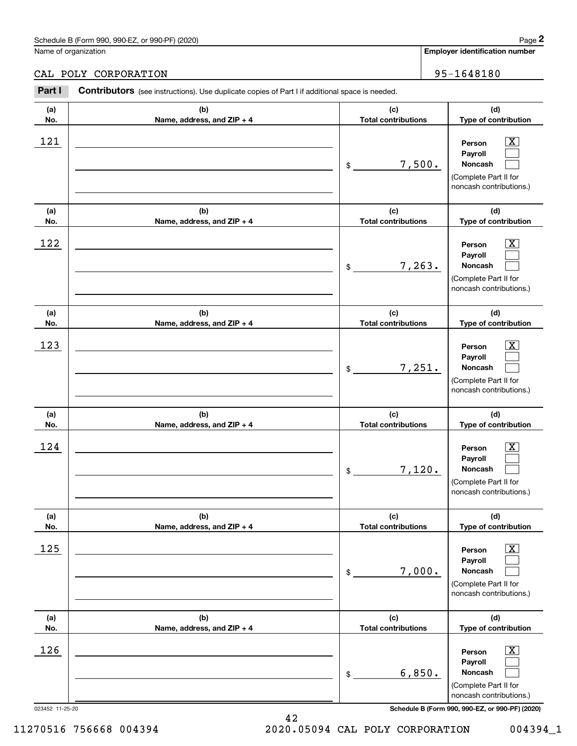Schedule B (Form 990, 990-EZ, or 990-PF) (2020)

Name of organization: CAL POLY CORPORATION

Employer identification number: 95-1648180

**Part I** **Contributors** (see instructions). Use duplicate copies of Part I if additional space is needed.

| (a) No. | (b) Name, address, and ZIP + 4 | (c) Total contributions | (d) Type of contribution |
|---|---|---|---|
| 121 | | $ 7,500. | Person [X] Payroll [ ] Noncash [ ] (Complete Part II for noncash contributions.) |
| 122 | | $ 7,263. | Person [X] Payroll [ ] Noncash [ ] (Complete Part II for noncash contributions.) |
| 123 | | $ 7,251. | Person [X] Payroll [ ] Noncash [ ] (Complete Part II for noncash contributions.) |
| 124 | | $ 7,120. | Person [X] Payroll [ ] Noncash [ ] (Complete Part II for noncash contributions.) |
| 125 | | $ 7,000. | Person [X] Payroll [ ] Noncash [ ] (Complete Part II for noncash contributions.) |
| 126 | | $ 6,850. | Person [X] Payroll [ ] Noncash [ ] (Complete Part II for noncash contributions.) |

023452 11-25-20

11270516 756668 004394 2020.05094 CAL POLY CORPORATION 004394_1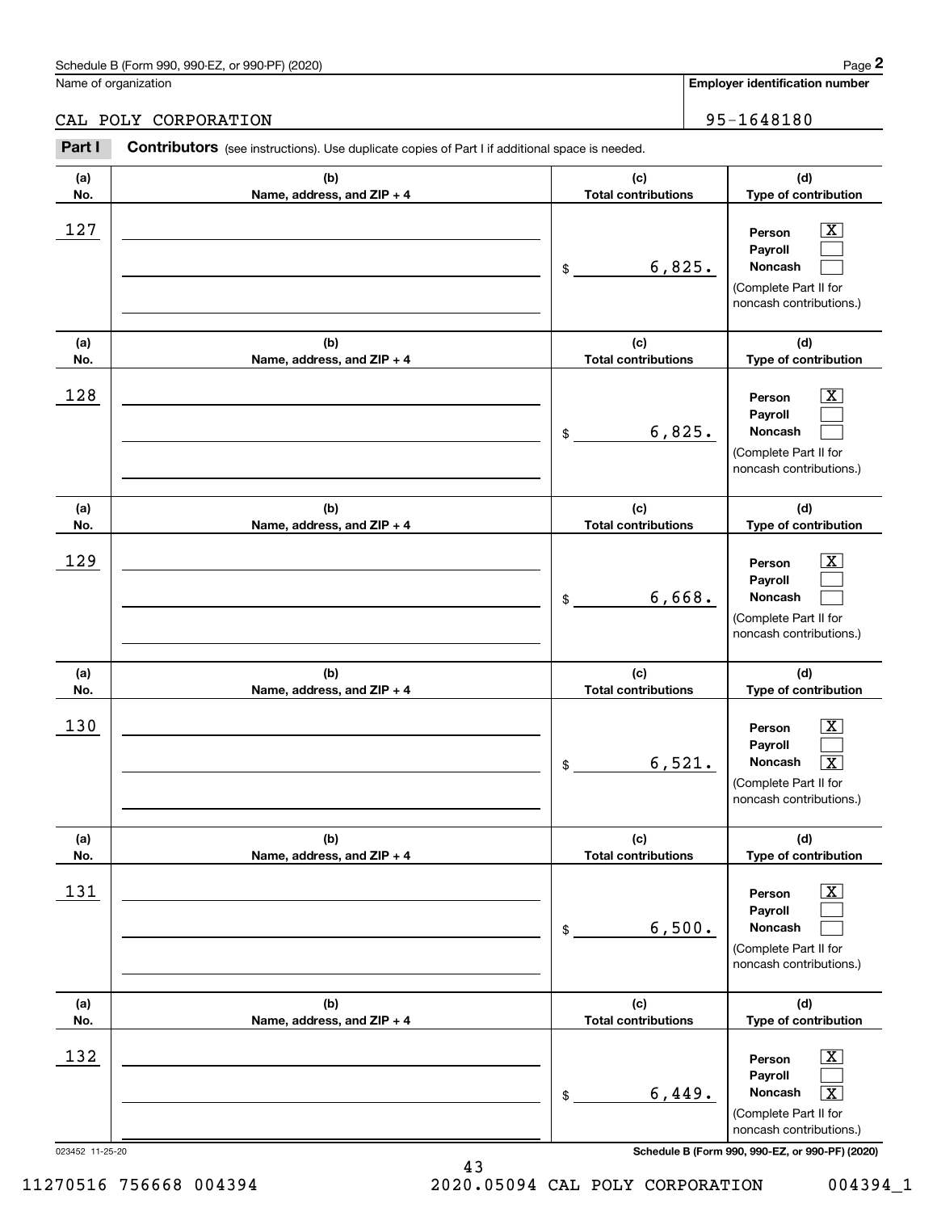Schedule B (Form 990, 990-EZ, or 990-PF) (2020)

Name of organization: CAL POLY CORPORATION

**Employer identification number**: 95-1648180

**Part I** **Contributors** (see instructions). Use duplicate copies of Part I if additional space is needed.

| (a) No. | (b) Name, address, and ZIP + 4 | (c) Total contributions | (d) Type of contribution |
|---|---|---|---|
| 127 | | $ 6,825. | Person [X] Payroll [ ] Noncash [ ] (Complete Part II for noncash contributions.) |
| 128 | | $ 6,825. | Person [X] Payroll [ ] Noncash [ ] (Complete Part II for noncash contributions.) |
| 129 | | $ 6,668. | Person [X] Payroll [ ] Noncash [ ] (Complete Part II for noncash contributions.) |
| 130 | | $ 6,521. | Person [X] Payroll [ ] Noncash [X] (Complete Part II for noncash contributions.) |
| 131 | | $ 6,500. | Person [X] Payroll [ ] Noncash [ ] (Complete Part II for noncash contributions.) |
| 132 | | $ 6,449. | Person [X] Payroll [ ] Noncash [X] (Complete Part II for noncash contributions.) |

023452 11-25-20

Schedule B (Form 990, 990-EZ, or 990-PF) (2020)

11270516 756668 004394 2020.05094 CAL POLY CORPORATION 004394_1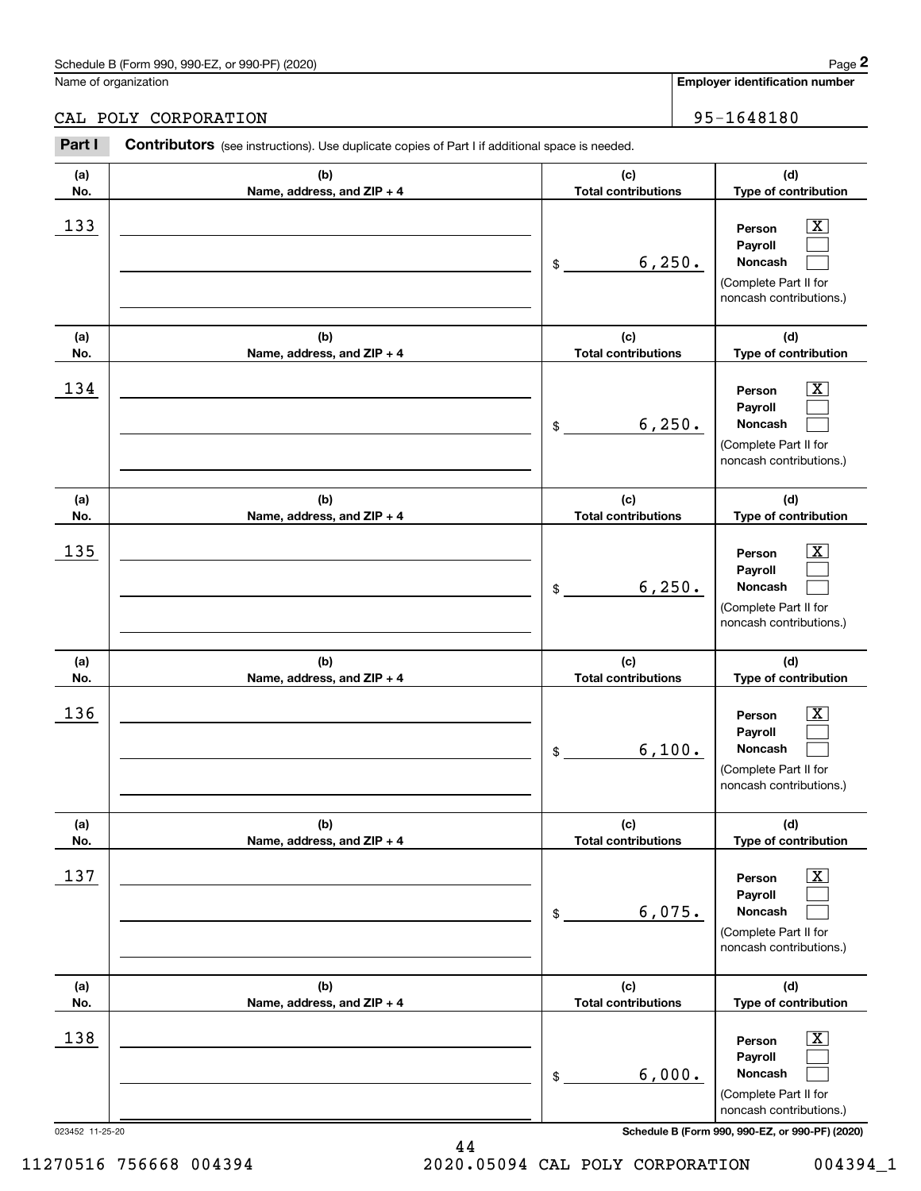Schedule B (Form 990, 990-EZ, or 990-PF) (2020)

Name of organization: CAL POLY CORPORATION

Employer identification number: 95-1648180

**Part I** **Contributors** (see instructions). Use duplicate copies of Part I if additional space is needed.

| (a) No. | (b) Name, address, and ZIP + 4 | (c) Total contributions | (d) Type of contribution |
|---|---|---|---|
| 133 | | $ 6,250. | Person [X] Payroll [ ] Noncash [ ] (Complete Part II for noncash contributions.) |
| 134 | | $ 6,250. | Person [X] Payroll [ ] Noncash [ ] (Complete Part II for noncash contributions.) |
| 135 | | $ 6,250. | Person [X] Payroll [ ] Noncash [ ] (Complete Part II for noncash contributions.) |
| 136 | | $ 6,100. | Person [X] Payroll [ ] Noncash [ ] (Complete Part II for noncash contributions.) |
| 137 | | $ 6,075. | Person [X] Payroll [ ] Noncash [ ] (Complete Part II for noncash contributions.) |
| 138 | | $ 6,000. | Person [X] Payroll [ ] Noncash [ ] (Complete Part II for noncash contributions.) |

023452 11-25-20

11270516 756668 004394 2020.05094 CAL POLY CORPORATION 004394_1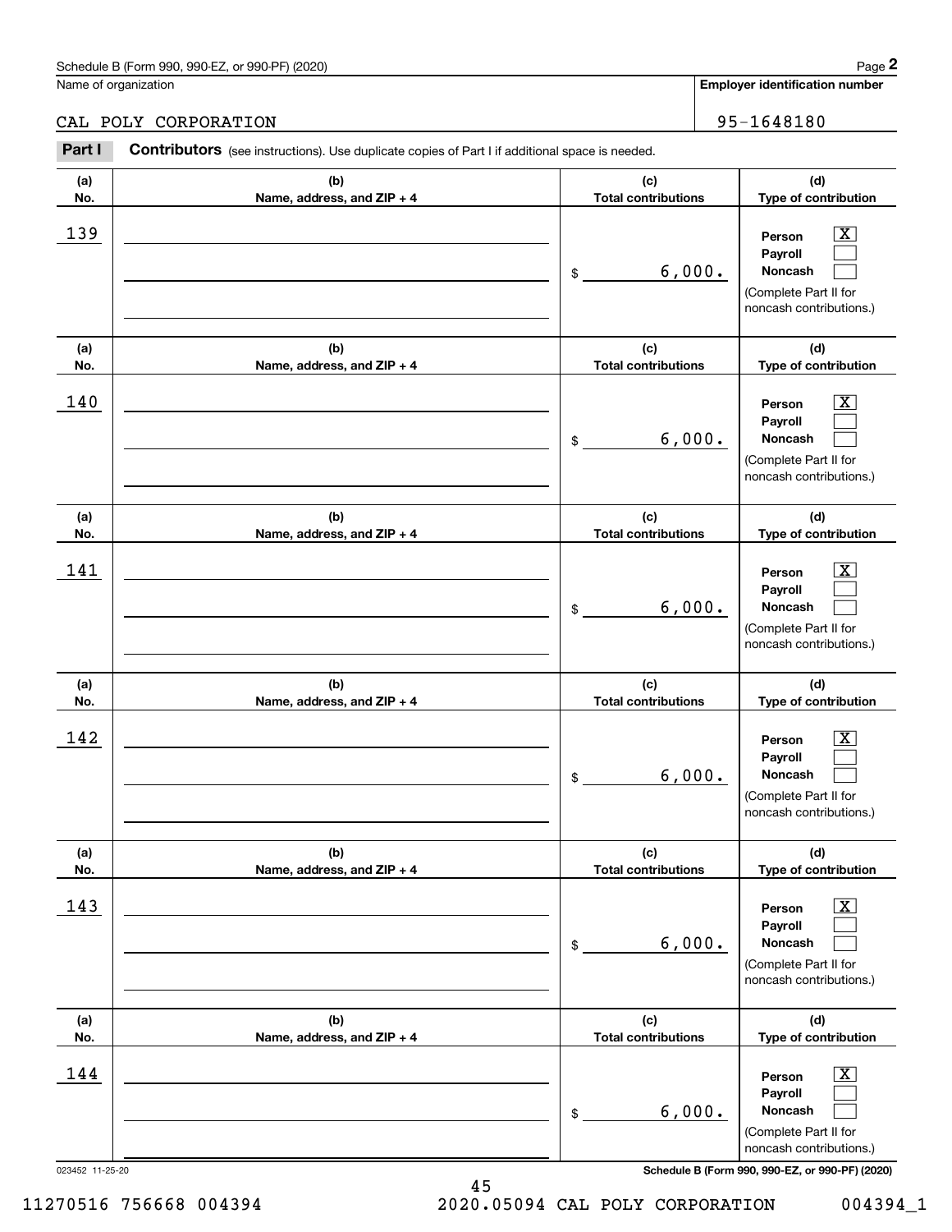Schedule B (Form 990, 990-EZ, or 990-PF) (2020)

Name of organization: CAL POLY CORPORATION

Employer identification number: 95-1648180

**Part I** **Contributors** (see instructions). Use duplicate copies of Part I if additional space is needed.

| (a) No. | (b) Name, address, and ZIP + 4 | (c) Total contributions | (d) Type of contribution |
|---|---|---|---|
| 139 | | $ 6,000. | Person [X] Payroll [ ] Noncash [ ] (Complete Part II for noncash contributions.) |
| 140 | | $ 6,000. | Person [X] Payroll [ ] Noncash [ ] (Complete Part II for noncash contributions.) |
| 141 | | $ 6,000. | Person [X] Payroll [ ] Noncash [ ] (Complete Part II for noncash contributions.) |
| 142 | | $ 6,000. | Person [X] Payroll [ ] Noncash [ ] (Complete Part II for noncash contributions.) |
| 143 | | $ 6,000. | Person [X] Payroll [ ] Noncash [ ] (Complete Part II for noncash contributions.) |
| 144 | | $ 6,000. | Person [X] Payroll [ ] Noncash [ ] (Complete Part II for noncash contributions.) |

023452 11-25-20

11270516 756668 004394 2020.05094 CAL POLY CORPORATION 004394_1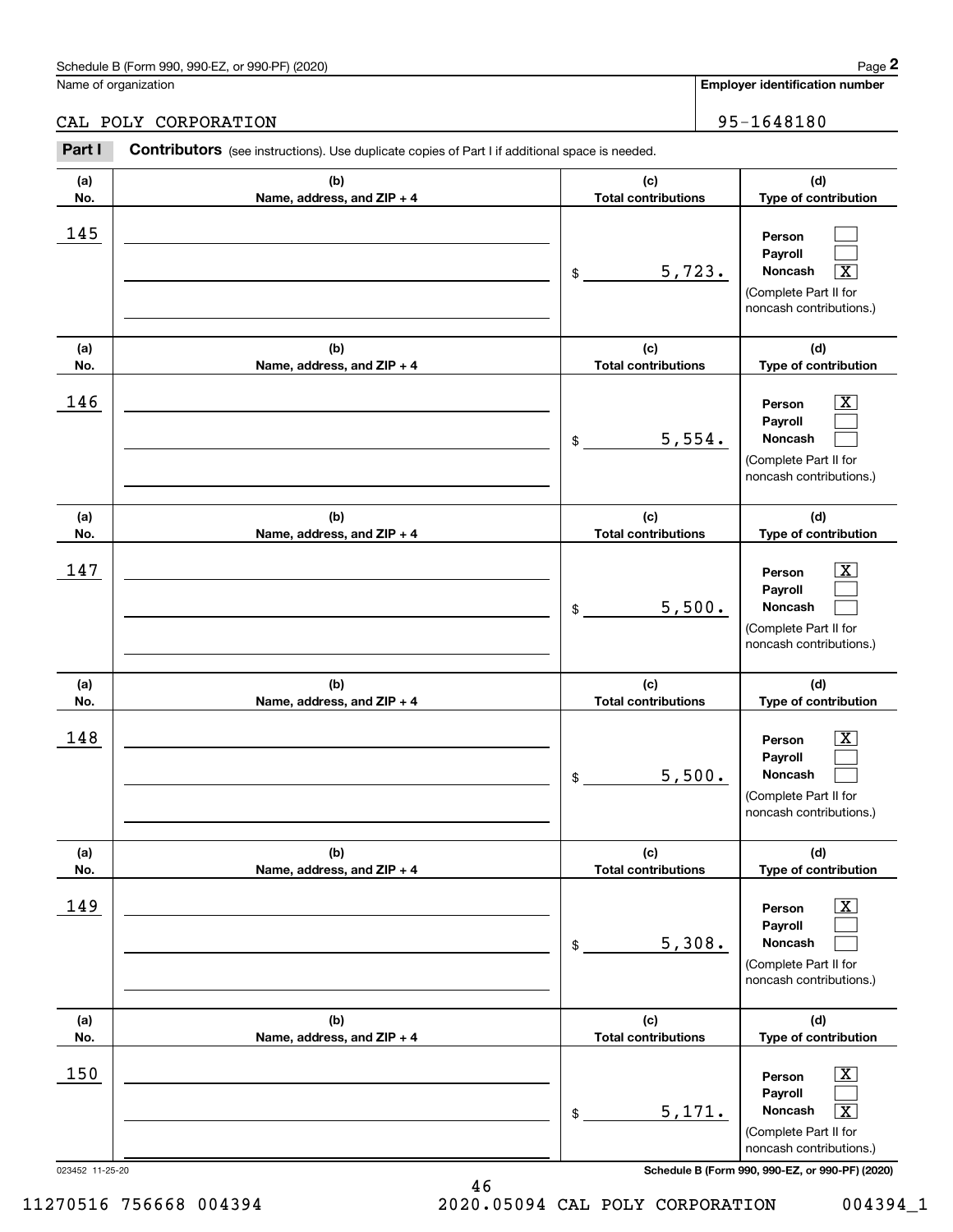Schedule B (Form 990, 990-EZ, or 990-PF) (2020) Page **2**

Name of organization: CAL POLY CORPORATION

**Employer identification number**: 95-1648180

**Part I** **Contributors** (see instructions). Use duplicate copies of Part I if additional space is needed.

| (a) No. | (b) Name, address, and ZIP + 4 | (c) Total contributions | (d) Type of contribution |
|---|---|---|---|
| 145 | | $ 5,723. | Person [ ] Payroll [ ] Noncash [X] (Complete Part II for noncash contributions.) |
| 146 | | $ 5,554. | Person [X] Payroll [ ] Noncash [ ] (Complete Part II for noncash contributions.) |
| 147 | | $ 5,500. | Person [X] Payroll [ ] Noncash [ ] (Complete Part II for noncash contributions.) |
| 148 | | $ 5,500. | Person [X] Payroll [ ] Noncash [ ] (Complete Part II for noncash contributions.) |
| 149 | | $ 5,308. | Person [X] Payroll [ ] Noncash [ ] (Complete Part II for noncash contributions.) |
| 150 | | $ 5,171. | Person [X] Payroll [ ] Noncash [X] (Complete Part II for noncash contributions.) |

023452 11-25-20 **Schedule B (Form 990, 990-EZ, or 990-PF) (2020)**

11270516 756668 004394 2020.05094 CAL POLY CORPORATION 004394_1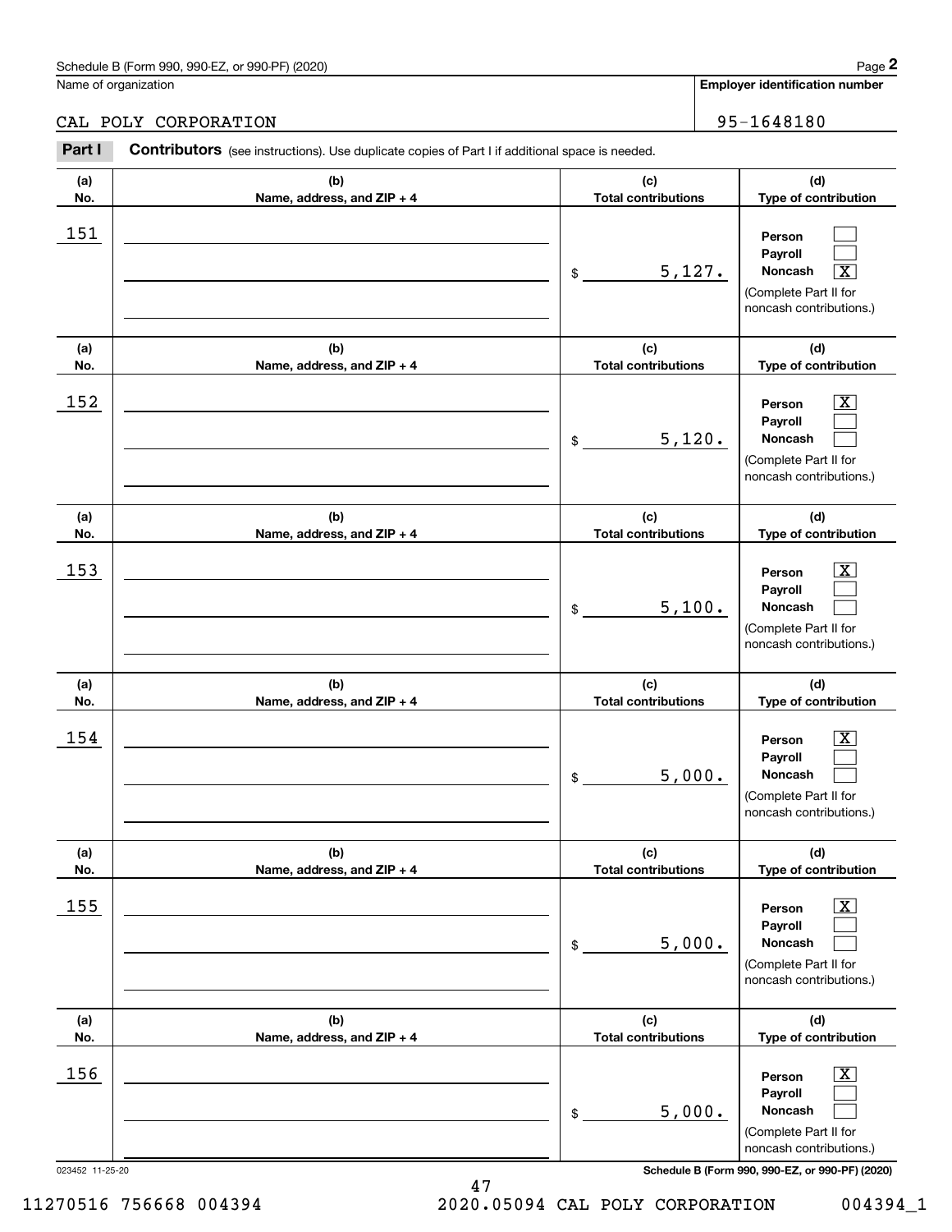Schedule B (Form 990, 990-EZ, or 990-PF) (2020)

Name of organization: CAL POLY CORPORATION

Employer identification number: 95-1648180

**Part I** **Contributors** (see instructions). Use duplicate copies of Part I if additional space is needed.

| (a) No. | (b) Name, address, and ZIP + 4 | (c) Total contributions | (d) Type of contribution |
|---|---|---|---|
| 151 | | $ 5,127. | Person [ ] Payroll [ ] Noncash [X] (Complete Part II for noncash contributions.) |
| 152 | | $ 5,120. | Person [X] Payroll [ ] Noncash [ ] (Complete Part II for noncash contributions.) |
| 153 | | $ 5,100. | Person [X] Payroll [ ] Noncash [ ] (Complete Part II for noncash contributions.) |
| 154 | | $ 5,000. | Person [X] Payroll [ ] Noncash [ ] (Complete Part II for noncash contributions.) |
| 155 | | $ 5,000. | Person [X] Payroll [ ] Noncash [ ] (Complete Part II for noncash contributions.) |
| 156 | | $ 5,000. | Person [X] Payroll [ ] Noncash [ ] (Complete Part II for noncash contributions.) |

023452 11-25-20

Schedule B (Form 990, 990-EZ, or 990-PF) (2020)

11270516 756668 004394 2020.05094 CAL POLY CORPORATION 004394_1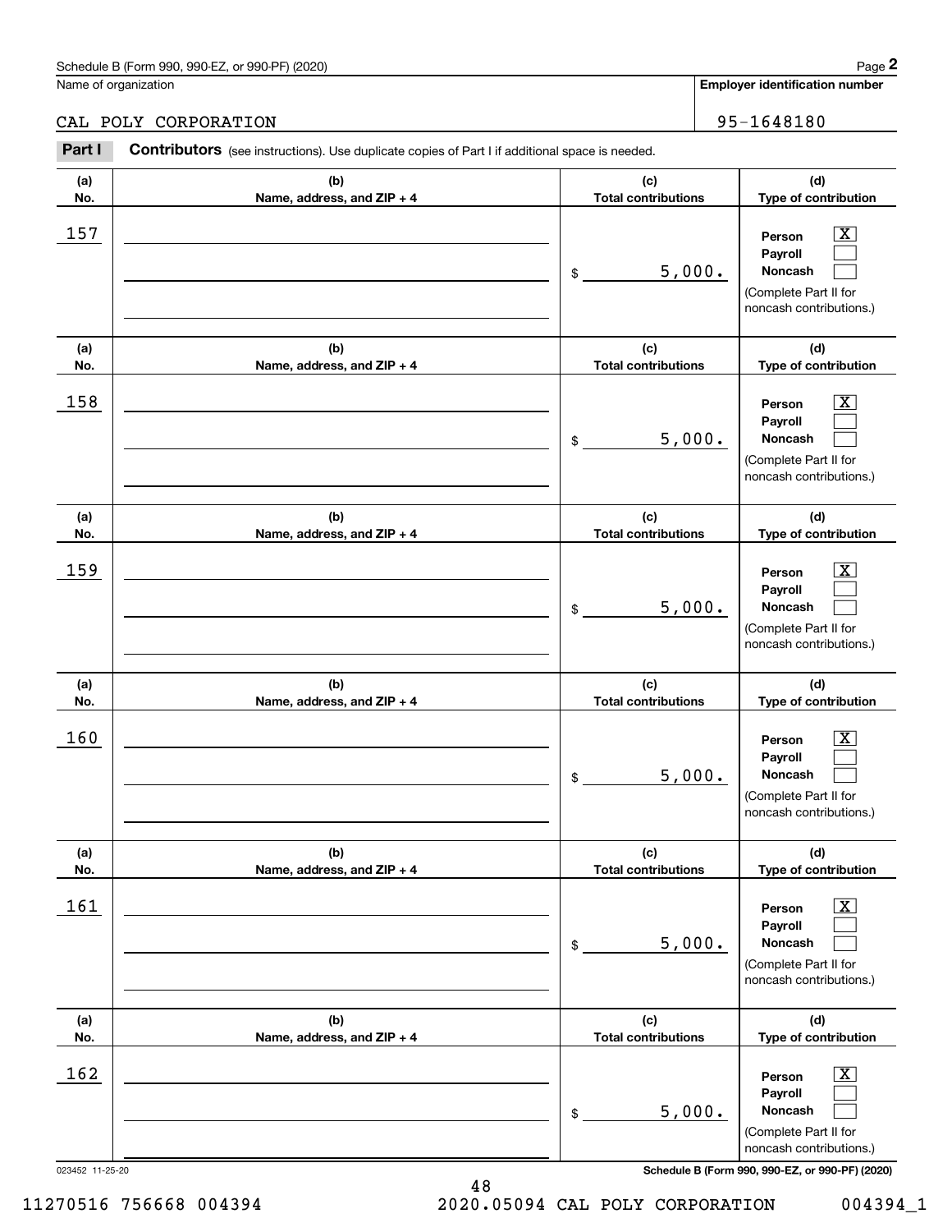Schedule B (Form 990, 990-EZ, or 990-PF) (2020)

Name of organization: CAL POLY CORPORATION

Employer identification number: 95-1648180

**Part I** **Contributors** (see instructions). Use duplicate copies of Part I if additional space is needed.

| (a) No. | (b) Name, address, and ZIP + 4 | (c) Total contributions | (d) Type of contribution |
|---|---|---|---|
| 157 | | $ 5,000. | Person [X] Payroll [ ] Noncash [ ] (Complete Part II for noncash contributions.) |
| 158 | | $ 5,000. | Person [X] Payroll [ ] Noncash [ ] (Complete Part II for noncash contributions.) |
| 159 | | $ 5,000. | Person [X] Payroll [ ] Noncash [ ] (Complete Part II for noncash contributions.) |
| 160 | | $ 5,000. | Person [X] Payroll [ ] Noncash [ ] (Complete Part II for noncash contributions.) |
| 161 | | $ 5,000. | Person [X] Payroll [ ] Noncash [ ] (Complete Part II for noncash contributions.) |
| 162 | | $ 5,000. | Person [X] Payroll [ ] Noncash [ ] (Complete Part II for noncash contributions.) |

023452 11-25-20

11270516 756668 004394 2020.05094 CAL POLY CORPORATION 004394_1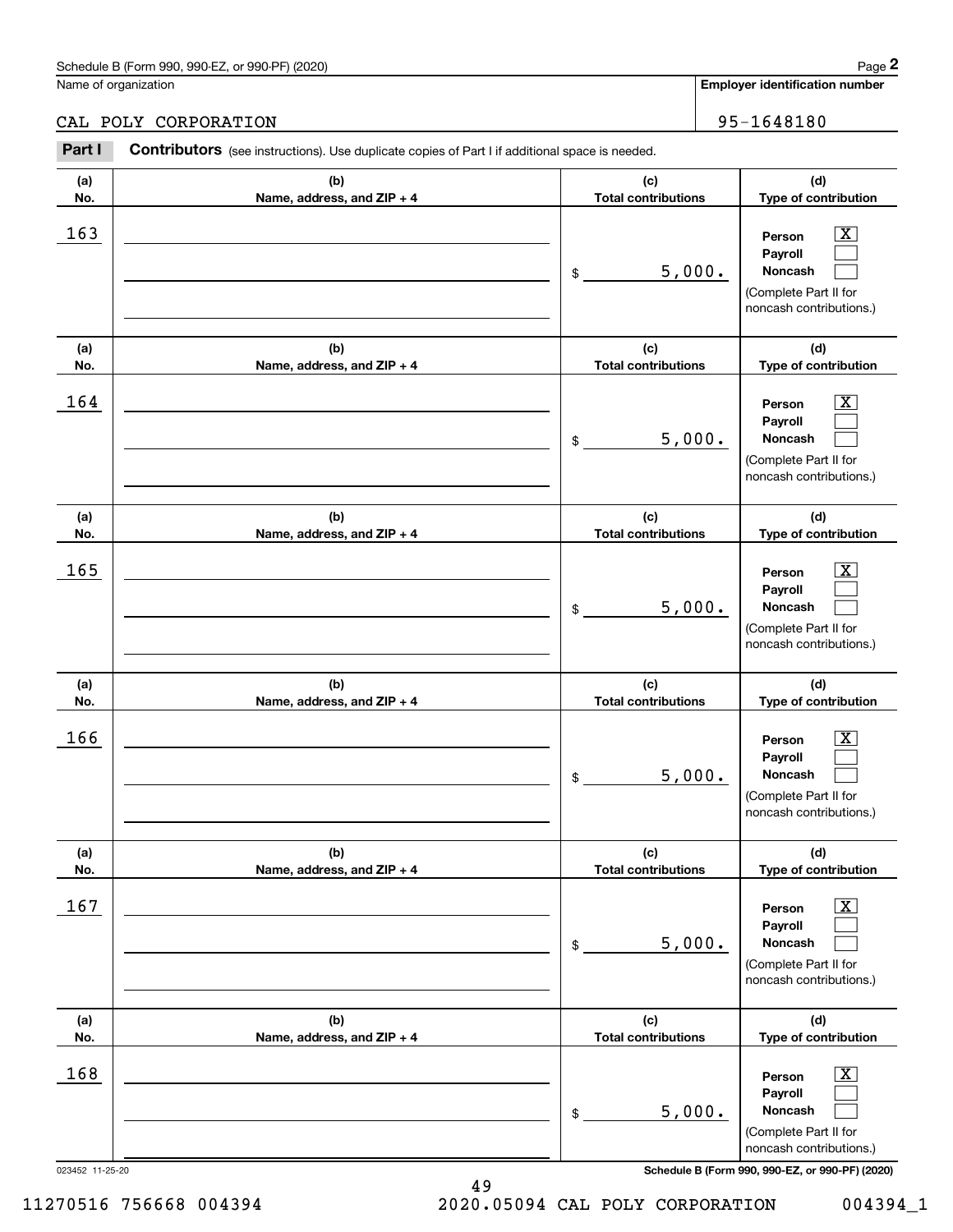Schedule B (Form 990, 990-EZ, or 990-PF) (2020)

Name of organization: CAL POLY CORPORATION

Employer identification number: 95-1648180

**Part I** **Contributors** (see instructions). Use duplicate copies of Part I if additional space is needed.

| (a) No. | (b) Name, address, and ZIP + 4 | (c) Total contributions | (d) Type of contribution |
|---|---|---|---|
| 163 | | $ 5,000. | Person [X] Payroll [ ] Noncash [ ] (Complete Part II for noncash contributions.) |
| 164 | | $ 5,000. | Person [X] Payroll [ ] Noncash [ ] (Complete Part II for noncash contributions.) |
| 165 | | $ 5,000. | Person [X] Payroll [ ] Noncash [ ] (Complete Part II for noncash contributions.) |
| 166 | | $ 5,000. | Person [X] Payroll [ ] Noncash [ ] (Complete Part II for noncash contributions.) |
| 167 | | $ 5,000. | Person [X] Payroll [ ] Noncash [ ] (Complete Part II for noncash contributions.) |
| 168 | | $ 5,000. | Person [X] Payroll [ ] Noncash [ ] (Complete Part II for noncash contributions.) |

023452 11-25-20

Schedule B (Form 990, 990-EZ, or 990-PF) (2020)

11270516 756668 004394 2020.05094 CAL POLY CORPORATION 004394_1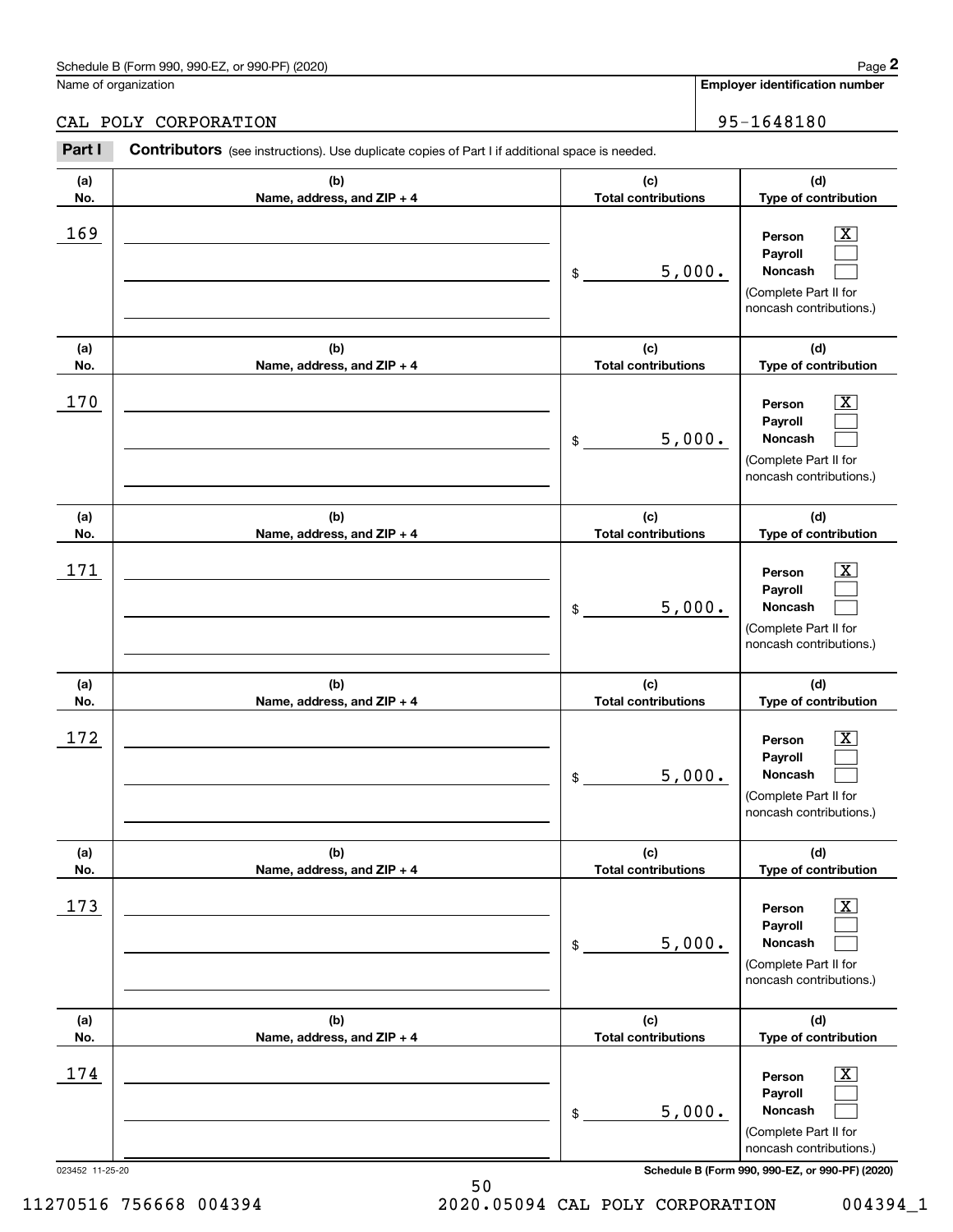Schedule B (Form 990, 990-EZ, or 990-PF) (2020)

Name of organization: CAL POLY CORPORATION

Employer identification number: 95-1648180

**Part I** **Contributors** (see instructions). Use duplicate copies of Part I if additional space is needed.

| (a) No. | (b) Name, address, and ZIP + 4 | (c) Total contributions | (d) Type of contribution |
|---|---|---|---|
| 169 | | $ 5,000. | Person [X] Payroll [ ] Noncash [ ] (Complete Part II for noncash contributions.) |
| 170 | | $ 5,000. | Person [X] Payroll [ ] Noncash [ ] (Complete Part II for noncash contributions.) |
| 171 | | $ 5,000. | Person [X] Payroll [ ] Noncash [ ] (Complete Part II for noncash contributions.) |
| 172 | | $ 5,000. | Person [X] Payroll [ ] Noncash [ ] (Complete Part II for noncash contributions.) |
| 173 | | $ 5,000. | Person [X] Payroll [ ] Noncash [ ] (Complete Part II for noncash contributions.) |
| 174 | | $ 5,000. | Person [X] Payroll [ ] Noncash [ ] (Complete Part II for noncash contributions.) |

023452 11-25-20

Schedule B (Form 990, 990-EZ, or 990-PF) (2020)

11270516 756668 004394 2020.05094 CAL POLY CORPORATION 004394_1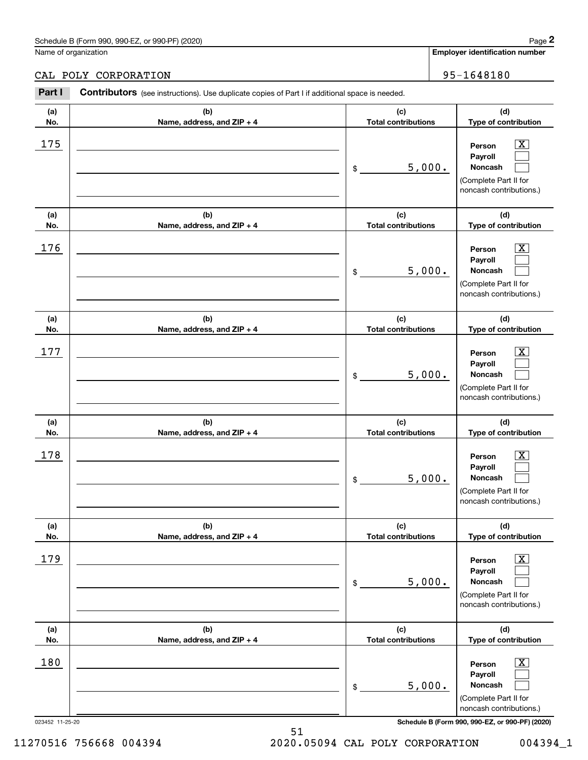Schedule B (Form 990, 990-EZ, or 990-PF) (2020)

Name of organization: CAL POLY CORPORATION

**Employer identification number:** 95-1648180

**Part I** **Contributors** (see instructions). Use duplicate copies of Part I if additional space is needed.

| (a) No. | (b) Name, address, and ZIP + 4 | (c) Total contributions | (d) Type of contribution |
|---|---|---|---|
| 175 | | $ 5,000. | Person [X] Payroll [ ] Noncash [ ] (Complete Part II for noncash contributions.) |
| 176 | | $ 5,000. | Person [X] Payroll [ ] Noncash [ ] (Complete Part II for noncash contributions.) |
| 177 | | $ 5,000. | Person [X] Payroll [ ] Noncash [ ] (Complete Part II for noncash contributions.) |
| 178 | | $ 5,000. | Person [X] Payroll [ ] Noncash [ ] (Complete Part II for noncash contributions.) |
| 179 | | $ 5,000. | Person [X] Payroll [ ] Noncash [ ] (Complete Part II for noncash contributions.) |
| 180 | | $ 5,000. | Person [X] Payroll [ ] Noncash [ ] (Complete Part II for noncash contributions.) |

023452 11-25-20

Schedule B (Form 990, 990-EZ, or 990-PF) (2020)

11270516 756668 004394 2020.05094 CAL POLY CORPORATION 004394_1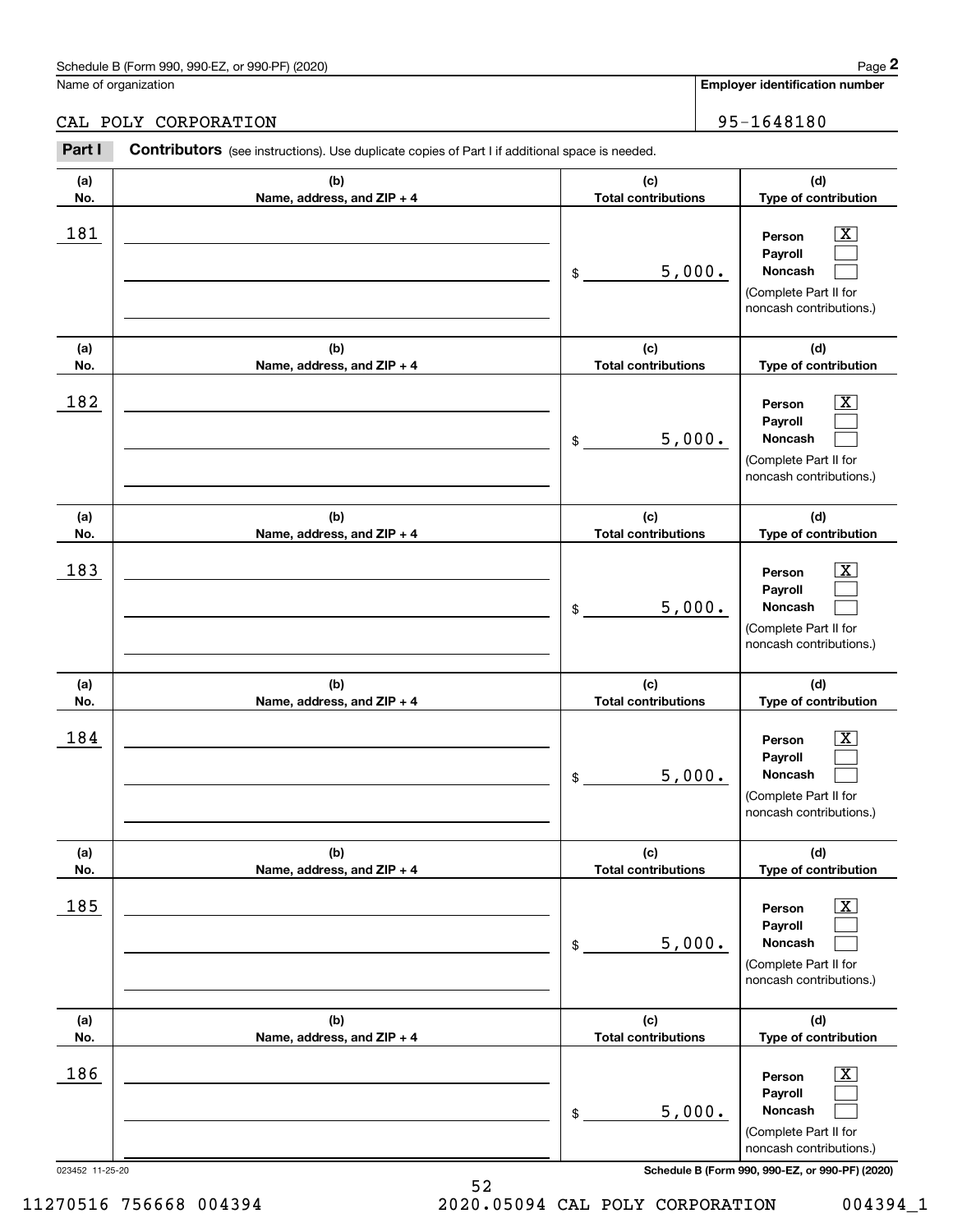Schedule B (Form 990, 990-EZ, or 990-PF) (2020)

Name of organization: CAL POLY CORPORATION

**Employer identification number:** 95-1648180

**Part I** **Contributors** (see instructions). Use duplicate copies of Part I if additional space is needed.

| (a) No. | (b) Name, address, and ZIP + 4 | (c) Total contributions | (d) Type of contribution |
|---|---|---|---|
| 181 | | $ 5,000. | Person [X] Payroll [ ] Noncash [ ] (Complete Part II for noncash contributions.) |
| 182 | | $ 5,000. | Person [X] Payroll [ ] Noncash [ ] (Complete Part II for noncash contributions.) |
| 183 | | $ 5,000. | Person [X] Payroll [ ] Noncash [ ] (Complete Part II for noncash contributions.) |
| 184 | | $ 5,000. | Person [X] Payroll [ ] Noncash [ ] (Complete Part II for noncash contributions.) |
| 185 | | $ 5,000. | Person [X] Payroll [ ] Noncash [ ] (Complete Part II for noncash contributions.) |
| 186 | | $ 5,000. | Person [X] Payroll [ ] Noncash [ ] (Complete Part II for noncash contributions.) |

023452 11-25-20

**Schedule B (Form 990, 990-EZ, or 990-PF) (2020)**

11270516 756668 004394 2020.05094 CAL POLY CORPORATION 004394_1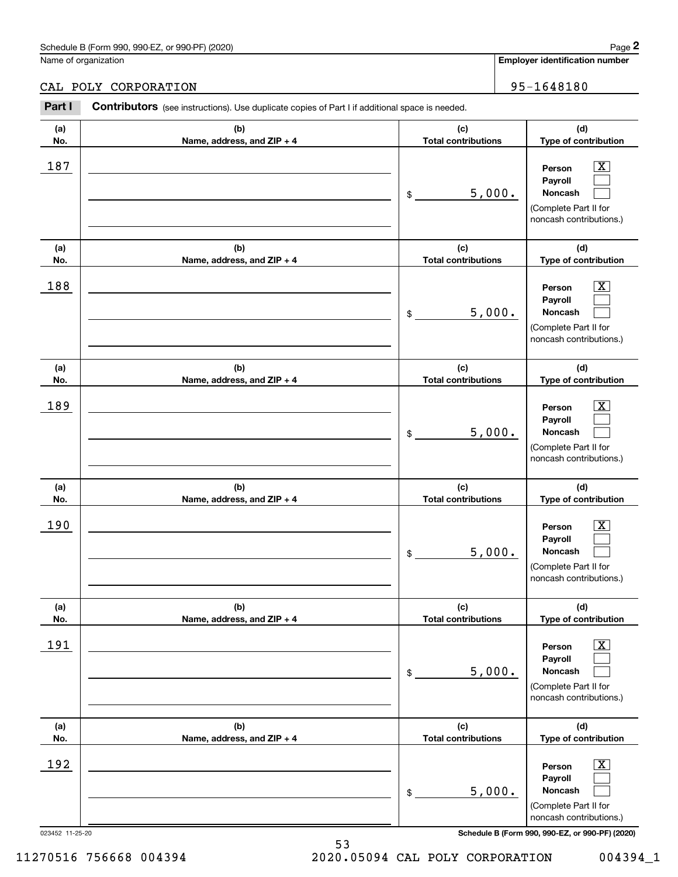Schedule B (Form 990, 990-EZ, or 990-PF) (2020)

Name of organization: CAL POLY CORPORATION

Employer identification number: 95-1648180

**Part I** **Contributors** (see instructions). Use duplicate copies of Part I if additional space is needed.

| (a) No. | (b) Name, address, and ZIP + 4 | (c) Total contributions | (d) Type of contribution |
|---|---|---|---|
| 187 | | $ 5,000. | Person [X] Payroll [ ] Noncash [ ] (Complete Part II for noncash contributions.) |
| 188 | | $ 5,000. | Person [X] Payroll [ ] Noncash [ ] (Complete Part II for noncash contributions.) |
| 189 | | $ 5,000. | Person [X] Payroll [ ] Noncash [ ] (Complete Part II for noncash contributions.) |
| 190 | | $ 5,000. | Person [X] Payroll [ ] Noncash [ ] (Complete Part II for noncash contributions.) |
| 191 | | $ 5,000. | Person [X] Payroll [ ] Noncash [ ] (Complete Part II for noncash contributions.) |
| 192 | | $ 5,000. | Person [X] Payroll [ ] Noncash [ ] (Complete Part II for noncash contributions.) |

023452 11-25-20 Schedule B (Form 990, 990-EZ, or 990-PF) (2020)

11270516 756668 004394 2020.05094 CAL POLY CORPORATION 004394_1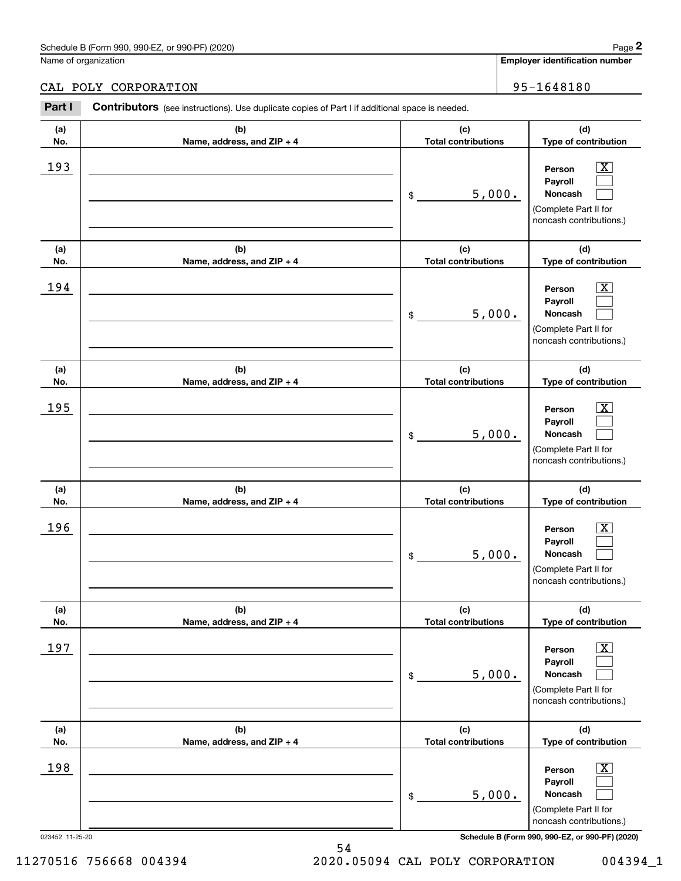Schedule B (Form 990, 990-EZ, or 990-PF) (2020)

Name of organization: CAL POLY CORPORATION

**Employer identification number**: 95-1648180

**Part I** **Contributors** (see instructions). Use duplicate copies of Part I if additional space is needed.

| (a) No. | (b) Name, address, and ZIP + 4 | (c) Total contributions | (d) Type of contribution |
|---|---|---|---|
| 193 | | $ 5,000. | Person [X] Payroll [ ] Noncash [ ] (Complete Part II for noncash contributions.) |
| 194 | | $ 5,000. | Person [X] Payroll [ ] Noncash [ ] (Complete Part II for noncash contributions.) |
| 195 | | $ 5,000. | Person [X] Payroll [ ] Noncash [ ] (Complete Part II for noncash contributions.) |
| 196 | | $ 5,000. | Person [X] Payroll [ ] Noncash [ ] (Complete Part II for noncash contributions.) |
| 197 | | $ 5,000. | Person [X] Payroll [ ] Noncash [ ] (Complete Part II for noncash contributions.) |
| 198 | | $ 5,000. | Person [X] Payroll [ ] Noncash [ ] (Complete Part II for noncash contributions.) |

023452 11-25-20

Schedule B (Form 990, 990-EZ, or 990-PF) (2020)

11270516 756668 004394 2020.05094 CAL POLY CORPORATION 004394_1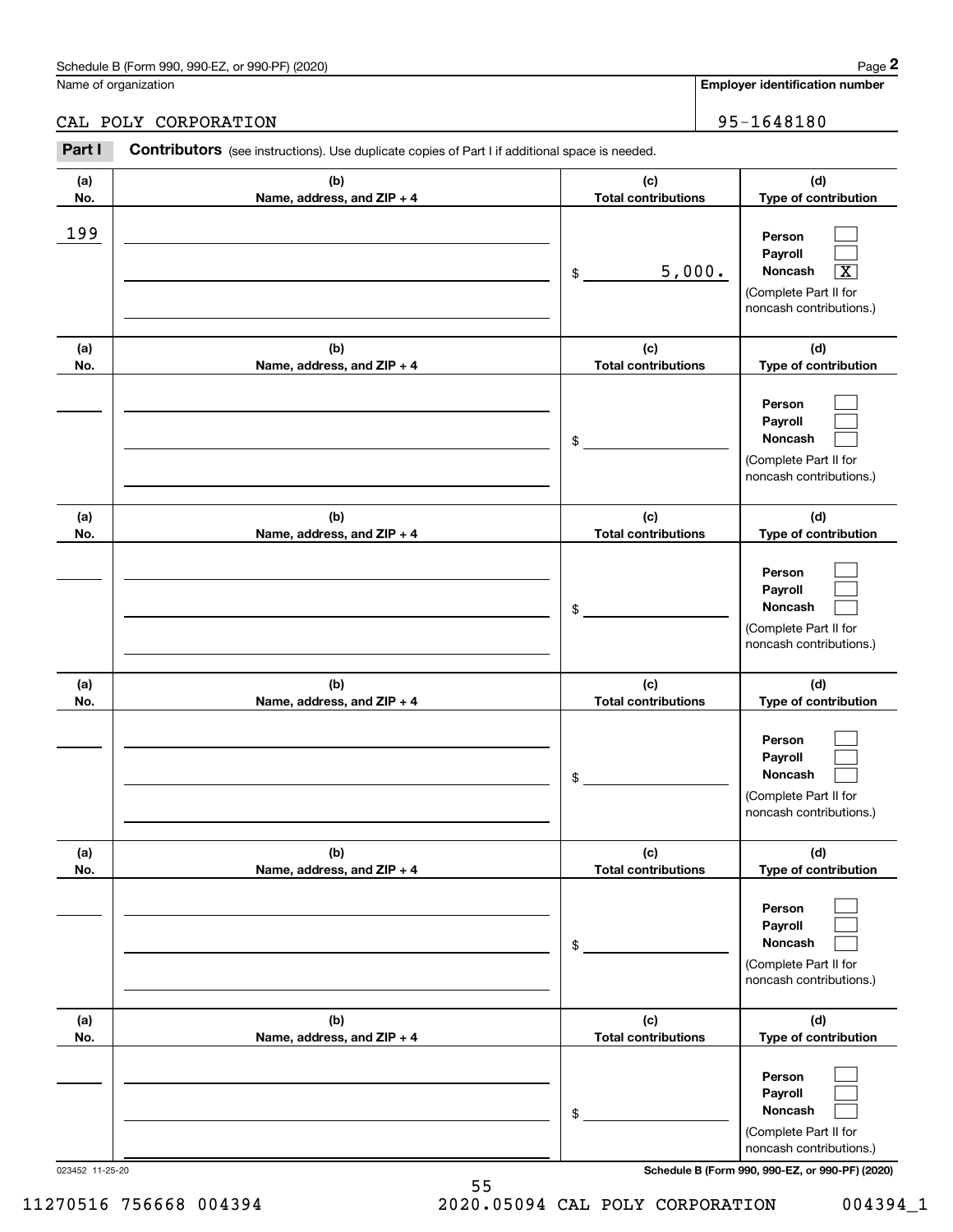Schedule B (Form 990, 990-EZ, or 990-PF) (2020)

Name of organization: CAL POLY CORPORATION

Employer identification number: 95-1648180

**Part I** **Contributors** (see instructions). Use duplicate copies of Part I if additional space is needed.

| (a) No. | (b) Name, address, and ZIP + 4 | (c) Total contributions | (d) Type of contribution |
|---|---|---|---|
| 199 | | $ 5,000. | Person [ ] Payroll [ ] Noncash [X] (Complete Part II for noncash contributions.) |
| | | $ | Person [ ] Payroll [ ] Noncash [ ] (Complete Part II for noncash contributions.) |
| | | $ | Person [ ] Payroll [ ] Noncash [ ] (Complete Part II for noncash contributions.) |
| | | $ | Person [ ] Payroll [ ] Noncash [ ] (Complete Part II for noncash contributions.) |
| | | $ | Person [ ] Payroll [ ] Noncash [ ] (Complete Part II for noncash contributions.) |
| | | $ | Person [ ] Payroll [ ] Noncash [ ] (Complete Part II for noncash contributions.) |

023452 11-25-20

Schedule B (Form 990, 990-EZ, or 990-PF) (2020)

11270516 756668 004394 2020.05094 CAL POLY CORPORATION 004394_1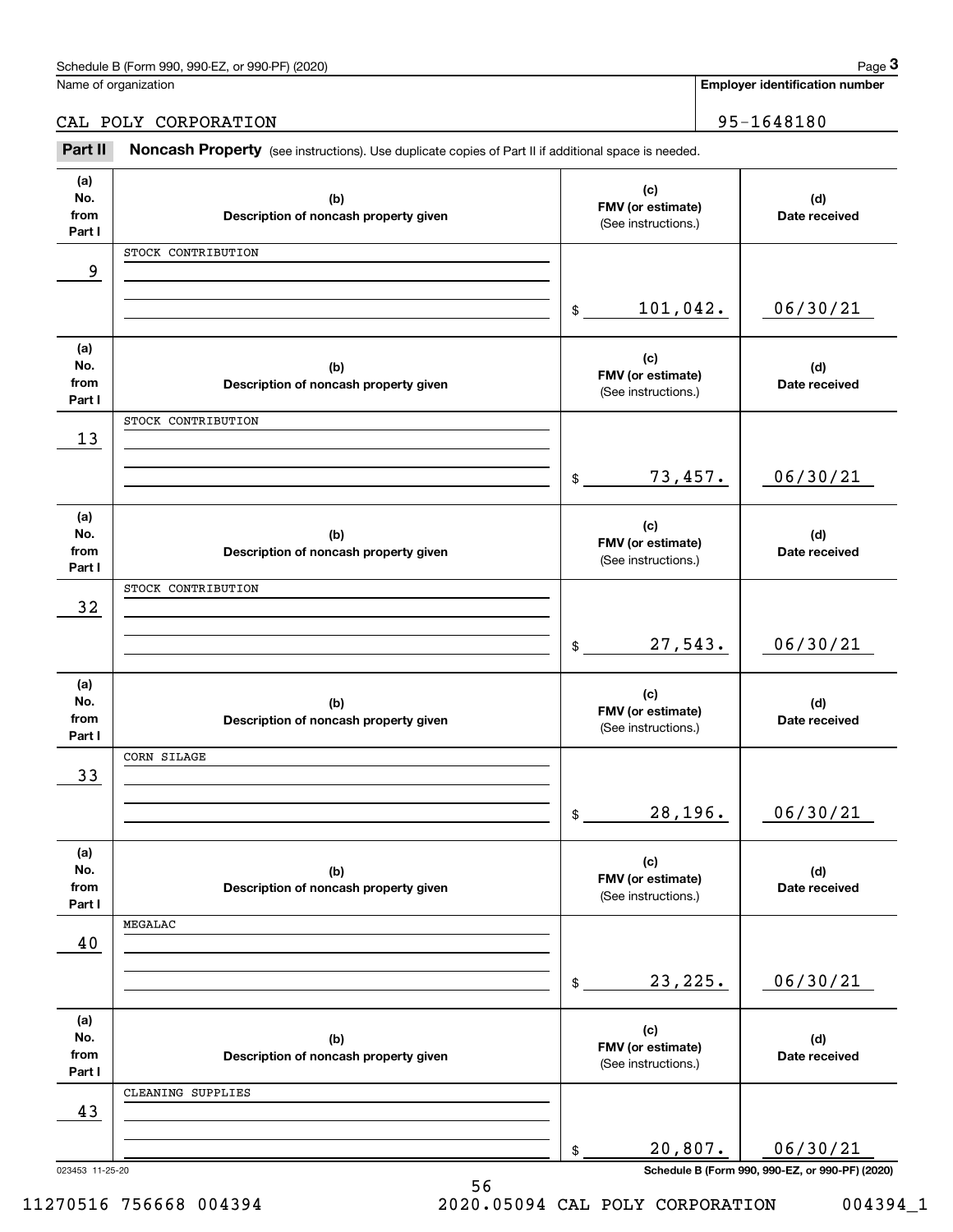Schedule B (Form 990, 990-EZ, or 990-PF) (2020)

Name of organization: CAL POLY CORPORATION

Employer identification number: 95-1648180

## Part II Noncash Property

(see instructions). Use duplicate copies of Part II if additional space is needed.

| (a) No. from Part I | (b) Description of noncash property given | (c) FMV (or estimate) (See instructions.) | (d) Date received |
|---|---|---|---|
| 9 | STOCK CONTRIBUTION | $ 101,042. | 06/30/21 |
| 13 | STOCK CONTRIBUTION | $ 73,457. | 06/30/21 |
| 32 | STOCK CONTRIBUTION | $ 27,543. | 06/30/21 |
| 33 | CORN SILAGE | $ 28,196. | 06/30/21 |
| 40 | MEGALAC | $ 23,225. | 06/30/21 |
| 43 | CLEANING SUPPLIES | $ 20,807. | 06/30/21 |

023453 11-25-20

Schedule B (Form 990, 990-EZ, or 990-PF) (2020)

11270516 756668 004394 2020.05094 CAL POLY CORPORATION 004394_1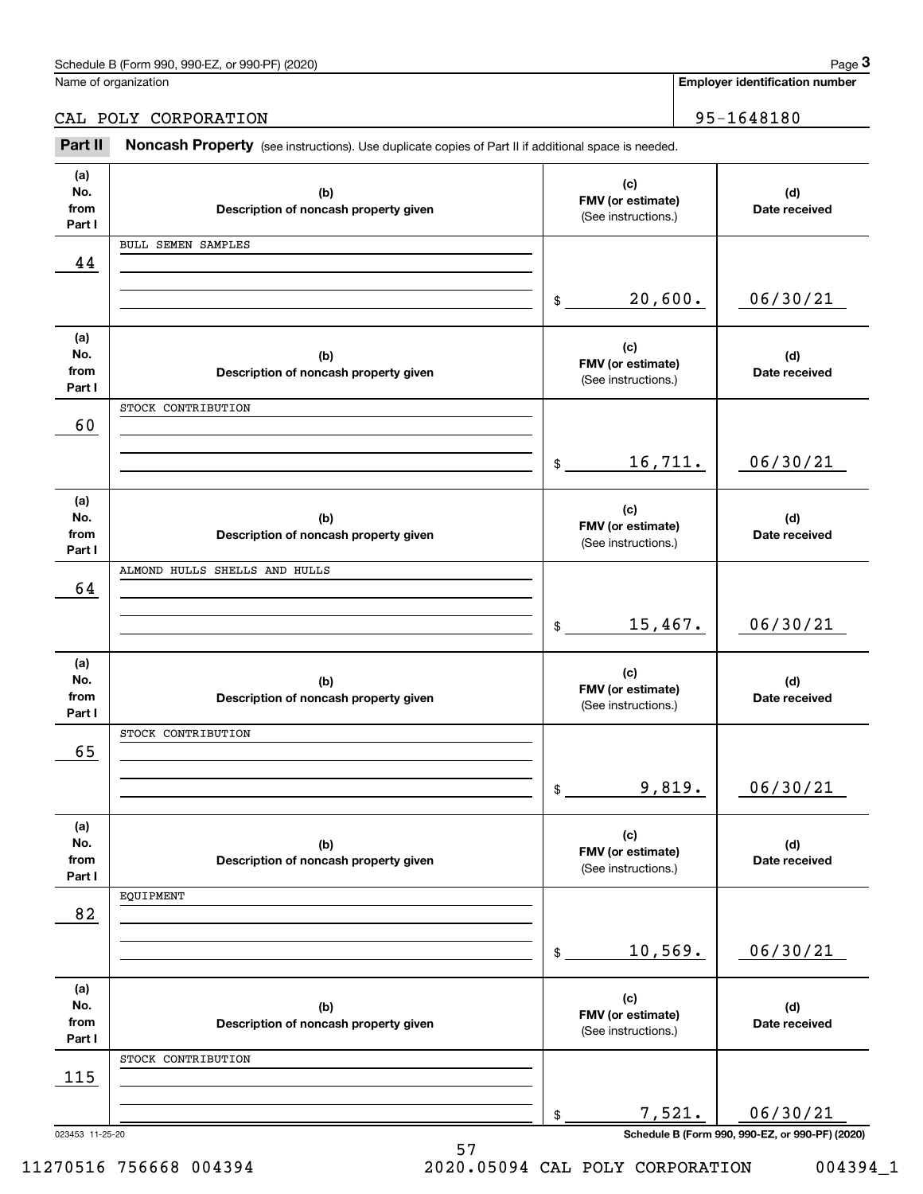Schedule B (Form 990, 990-EZ, or 990-PF) (2020)

Name of organization: CAL POLY CORPORATION

Employer identification number: 95-1648180

**Part II** **Noncash Property** (see instructions). Use duplicate copies of Part II if additional space is needed.

| (a) No. from Part I | (b) Description of noncash property given | (c) FMV (or estimate) (See instructions.) | (d) Date received |
|---|---|---|---|
| 44 | BULL SEMEN SAMPLES | $ 20,600. | 06/30/21 |
| 60 | STOCK CONTRIBUTION | $ 16,711. | 06/30/21 |
| 64 | ALMOND HULLS SHELLS AND HULLS | $ 15,467. | 06/30/21 |
| 65 | STOCK CONTRIBUTION | $ 9,819. | 06/30/21 |
| 82 | EQUIPMENT | $ 10,569. | 06/30/21 |
| 115 | STOCK CONTRIBUTION | $ 7,521. | 06/30/21 |

023453 11-25-20

Schedule B (Form 990, 990-EZ, or 990-PF) (2020)

11270516 756668 004394 2020.05094 CAL POLY CORPORATION 004394_1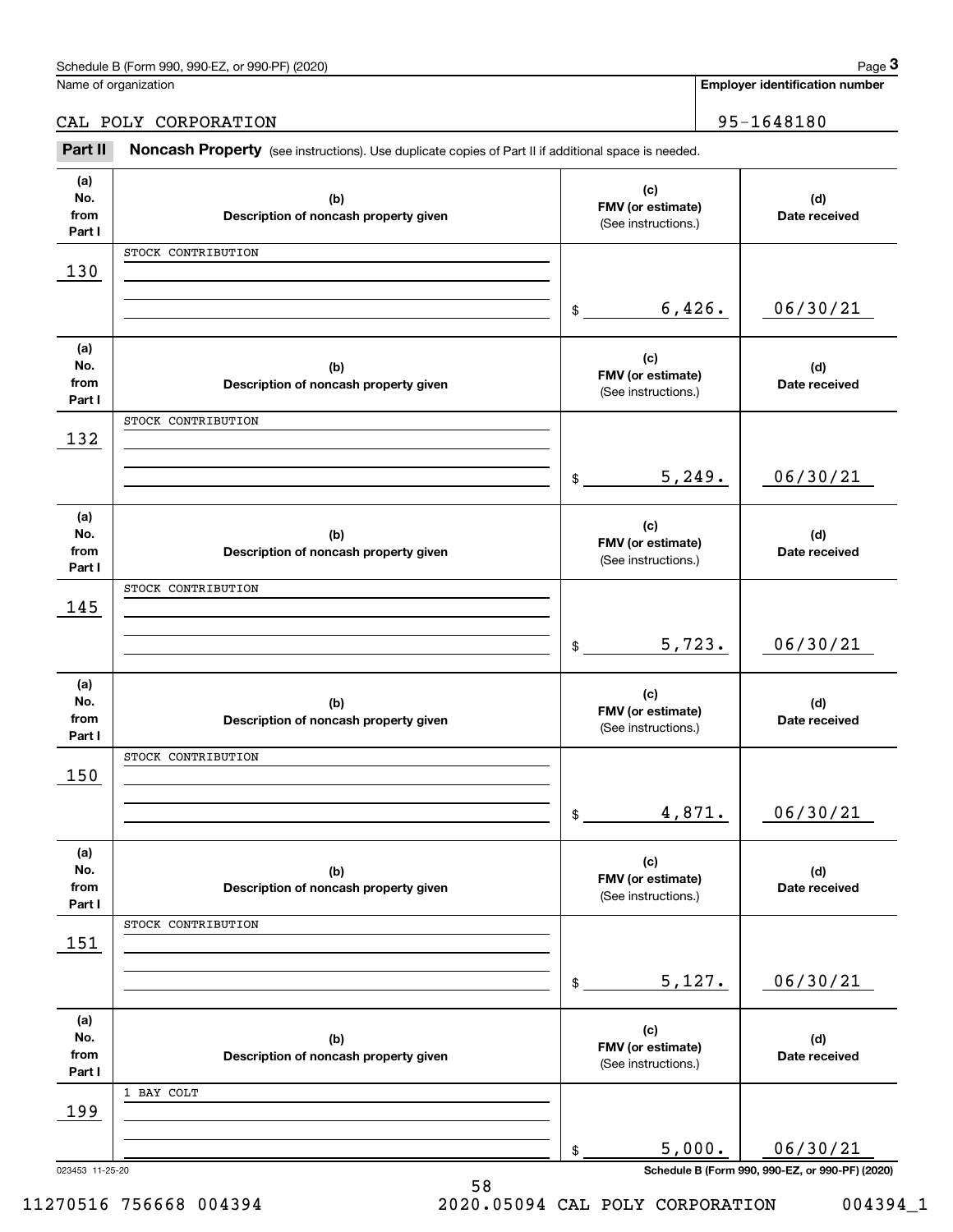Schedule B (Form 990, 990-EZ, or 990-PF) (2020) Page **3**

Name of organization: CAL POLY CORPORATION

Employer identification number: 95-1648180

**Part II** **Noncash Property** (see instructions). Use duplicate copies of Part II if additional space is needed.

| (a) No. from Part I | (b) Description of noncash property given | (c) FMV (or estimate) (See instructions.) | (d) Date received |
|---|---|---|---|
| 130 | STOCK CONTRIBUTION | $ 6,426. | 06/30/21 |
| 132 | STOCK CONTRIBUTION | $ 5,249. | 06/30/21 |
| 145 | STOCK CONTRIBUTION | $ 5,723. | 06/30/21 |
| 150 | STOCK CONTRIBUTION | $ 4,871. | 06/30/21 |
| 151 | STOCK CONTRIBUTION | $ 5,127. | 06/30/21 |
| 199 | 1 BAY COLT | $ 5,000. | 06/30/21 |

023453 11-25-20

Schedule B (Form 990, 990-EZ, or 990-PF) (2020)

11270516 756668 004394 2020.05094 CAL POLY CORPORATION 004394_1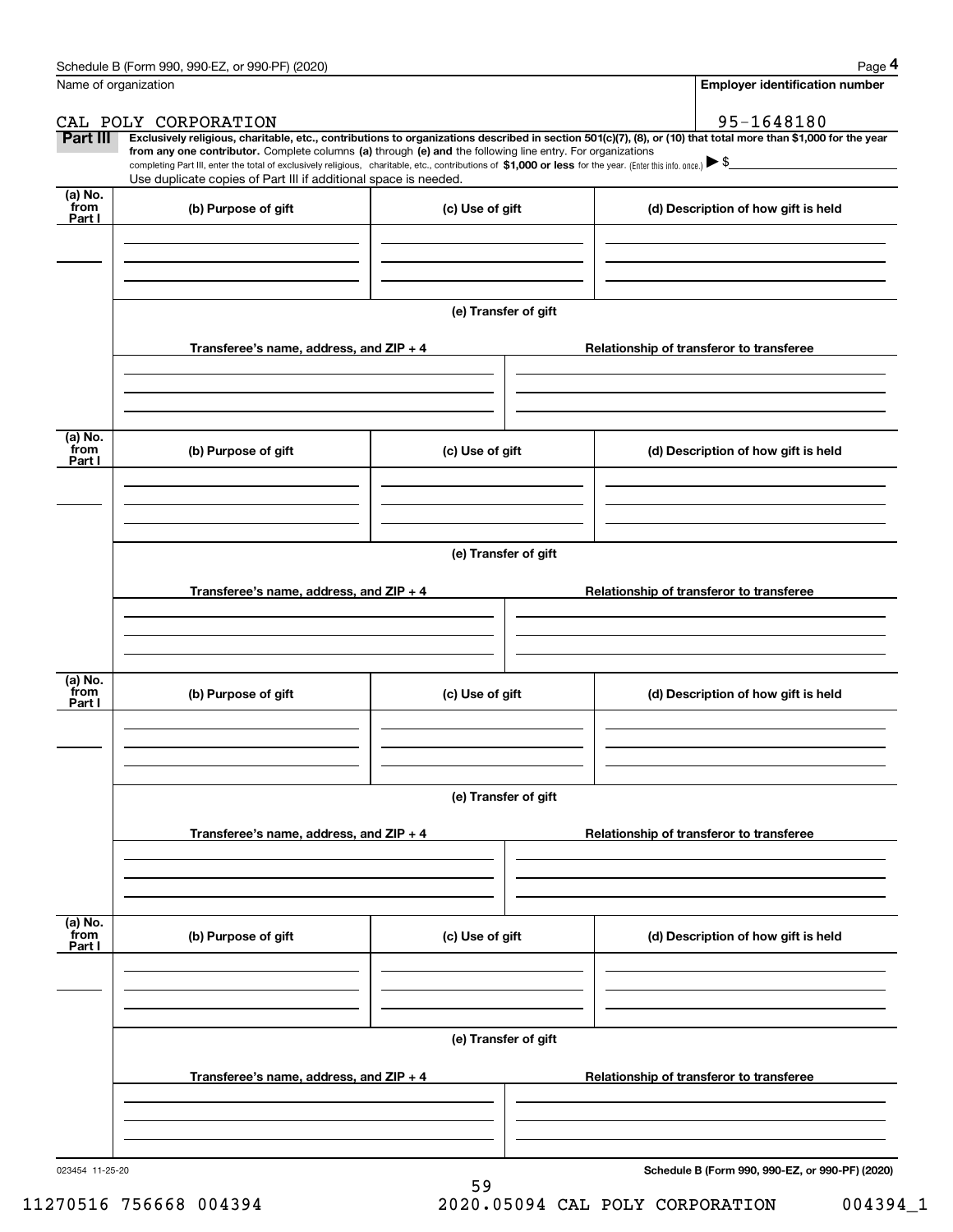Schedule B (Form 990, 990-EZ, or 990-PF) (2020)

Name of organization: CAL POLY CORPORATION

Employer identification number: 95-1648180

**Part III** **Exclusively religious, charitable, etc., contributions to organizations described in section 501(c)(7), (8), or (10) that total more than $1,000 for the year from any one contributor.** Complete columns **(a)** through **(e) and** the following line entry. For organizations completing Part III, enter the total of exclusively religious, charitable, etc., contributions of **$1,000 or less** for the year. (Enter this info. once.) ▶ $

Use duplicate copies of Part III if additional space is needed.

| (a) No. from Part I | (b) Purpose of gift | (c) Use of gift | (d) Description of how gift is held |
|---|---|---|---|
| | | | |

(e) Transfer of gift

| Transferee's name, address, and ZIP + 4 | Relationship of transferor to transferee |
|---|---|
| | |

| (a) No. from Part I | (b) Purpose of gift | (c) Use of gift | (d) Description of how gift is held |
|---|---|---|---|
| | | | |

(e) Transfer of gift

| Transferee's name, address, and ZIP + 4 | Relationship of transferor to transferee |
|---|---|
| | |

| (a) No. from Part I | (b) Purpose of gift | (c) Use of gift | (d) Description of how gift is held |
|---|---|---|---|
| | | | |

(e) Transfer of gift

| Transferee's name, address, and ZIP + 4 | Relationship of transferor to transferee |
|---|---|
| | |

| (a) No. from Part I | (b) Purpose of gift | (c) Use of gift | (d) Description of how gift is held |
|---|---|---|---|
| | | | |

(e) Transfer of gift

| Transferee's name, address, and ZIP + 4 | Relationship of transferor to transferee |
|---|---|
| | |

023454 11-25-20

**Schedule B (Form 990, 990-EZ, or 990-PF) (2020)**

11270516 756668 004394 2020.05094 CAL POLY CORPORATION 004394_1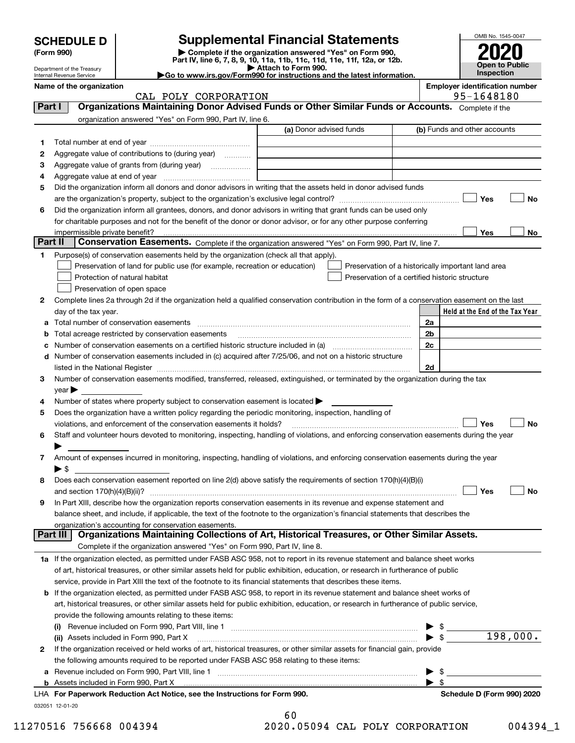# SCHEDULE D (Form 990)

Department of the Treasury
Internal Revenue Service

## Supplemental Financial Statements

▶ Complete if the organization answered "Yes" on Form 990, Part IV, line 6, 7, 8, 9, 10, 11a, 11b, 11c, 11d, 11e, 11f, 12a, or 12b.
▶ Attach to Form 990.
▶Go to www.irs.gov/Form990 for instructions and the latest information.

OMB No. 1545-0047

**2020**

**Open to Public Inspection**

Name of the organization: CAL POLY CORPORATION

Employer identification number: 95-1648180

## Part I Organizations Maintaining Donor Advised Funds or Other Similar Funds or Accounts. Complete if the organization answered "Yes" on Form 990, Part IV, line 6.

| | | (a) Donor advised funds | (b) Funds and other accounts |
|---|---|---|---|
| 1 | Total number at end of year | | |
| 2 | Aggregate value of contributions to (during year) | | |
| 3 | Aggregate value of grants from (during year) | | |
| 4 | Aggregate value at end of year | | |

5 Did the organization inform all donors and donor advisors in writing that the assets held in donor advised funds are the organization's property, subject to the organization's exclusive legal control? ☐ Yes ☐ No

6 Did the organization inform all grantees, donors, and donor advisors in writing that grant funds can be used only for charitable purposes and not for the benefit of the donor or donor advisor, or for any other purpose conferring impermissible private benefit? ☐ Yes ☐ No

## Part II Conservation Easements. Complete if the organization answered "Yes" on Form 990, Part IV, line 7.

1 Purpose(s) of conservation easements held by the organization (check all that apply).

- ☐ Preservation of land for public use (for example, recreation or education)
- ☐ Protection of natural habitat
- ☐ Preservation of open space
- ☐ Preservation of a historically important land area
- ☐ Preservation of a certified historic structure

2 Complete lines 2a through 2d if the organization held a qualified conservation contribution in the form of a conservation easement on the last day of the tax year.

| | | | Held at the End of the Tax Year |
|---|---|---|---|
| a | Total number of conservation easements | 2a | |
| b | Total acreage restricted by conservation easements | 2b | |
| c | Number of conservation easements on a certified historic structure included in (a) | 2c | |
| d | Number of conservation easements included in (c) acquired after 7/25/06, and not on a historic structure listed in the National Register | 2d | |

3 Number of conservation easements modified, transferred, released, extinguished, or terminated by the organization during the tax year ▶

4 Number of states where property subject to conservation easement is located ▶

5 Does the organization have a written policy regarding the periodic monitoring, inspection, handling of violations, and enforcement of the conservation easements it holds? ☐ Yes ☐ No

6 Staff and volunteer hours devoted to monitoring, inspecting, handling of violations, and enforcing conservation easements during the year ▶

7 Amount of expenses incurred in monitoring, inspecting, handling of violations, and enforcing conservation easements during the year ▶ $

8 Does each conservation easement reported on line 2(d) above satisfy the requirements of section 170(h)(4)(B)(i) and section 170(h)(4)(B)(ii)? ☐ Yes ☐ No

9 In Part XIII, describe how the organization reports conservation easements in its revenue and expense statement and balance sheet, and include, if applicable, the text of the footnote to the organization's financial statements that describes the organization's accounting for conservation easements.

## Part III Organizations Maintaining Collections of Art, Historical Treasures, or Other Similar Assets. Complete if the organization answered "Yes" on Form 990, Part IV, line 8.

1a If the organization elected, as permitted under FASB ASC 958, not to report in its revenue statement and balance sheet works of art, historical treasures, or other similar assets held for public exhibition, education, or research in furtherance of public service, provide in Part XIII the text of the footnote to its financial statements that describes these items.

b If the organization elected, as permitted under FASB ASC 958, to report in its revenue statement and balance sheet works of art, historical treasures, or other similar assets held for public exhibition, education, or research in furtherance of public service, provide the following amounts relating to these items:

(i) Revenue included on Form 990, Part VIII, line 1 ▶ $

(ii) Assets included in Form 990, Part X ▶ $ 198,000.

2 If the organization received or held works of art, historical treasures, or other similar assets for financial gain, provide the following amounts required to be reported under FASB ASC 958 relating to these items:

a Revenue included on Form 990, Part VIII, line 1 ▶ $

b Assets included in Form 990, Part X ▶ $

LHA For Paperwork Reduction Act Notice, see the Instructions for Form 990. Schedule D (Form 990) 2020

032051 12-01-20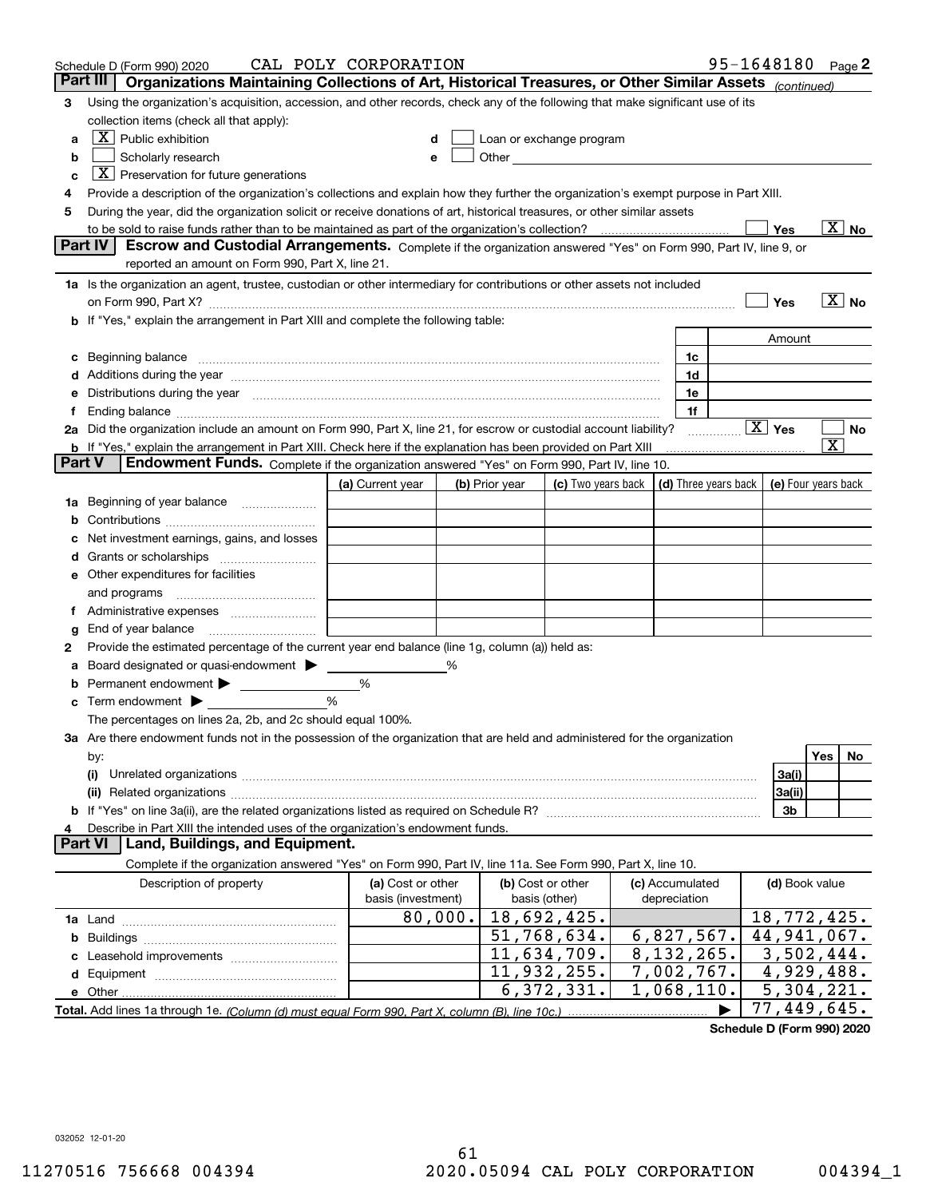Schedule D (Form 990) 2020 CAL POLY CORPORATION 95-1648180 Page 2

## Part III Organizations Maintaining Collections of Art, Historical Treasures, or Other Similar Assets *(continued)*

**3** Using the organization's acquisition, accession, and other records, check any of the following that make significant use of its collection items (check all that apply):

- **a** [X] Public exhibition
- **b** [ ] Scholarly research
- **c** [X] Preservation for future generations
- **d** [ ] Loan or exchange program
- **e** [ ] Other

**4** Provide a description of the organization's collections and explain how they further the organization's exempt purpose in Part XIII.

**5** During the year, did the organization solicit or receive donations of art, historical treasures, or other similar assets to be sold to raise funds rather than to be maintained as part of the organization's collection? [ ] Yes [X] No

## Part IV Escrow and Custodial Arrangements.

Complete if the organization answered "Yes" on Form 990, Part IV, line 9, or reported an amount on Form 990, Part X, line 21.

**1a** Is the organization an agent, trustee, custodian or other intermediary for contributions or other assets not included on Form 990, Part X? [ ] Yes [X] No

**b** If "Yes," explain the arrangement in Part XIII and complete the following table:

| | | Amount |
|---|---|---|
| **c** Beginning balance | 1c | |
| **d** Additions during the year | 1d | |
| **e** Distributions during the year | 1e | |
| **f** Ending balance | 1f | |

**2a** Did the organization include an amount on Form 990, Part X, line 21, for escrow or custodial account liability? [X] Yes [ ] No

**b** If "Yes," explain the arrangement in Part XIII. Check here if the explanation has been provided on Part XIII [X]

## Part V Endowment Funds.

Complete if the organization answered "Yes" on Form 990, Part IV, line 10.

| | (a) Current year | (b) Prior year | (c) Two years back | (d) Three years back | (e) Four years back |
|---|---|---|---|---|---|
| **1a** Beginning of year balance | | | | | |
| **b** Contributions | | | | | |
| **c** Net investment earnings, gains, and losses | | | | | |
| **d** Grants or scholarships | | | | | |
| **e** Other expenditures for facilities and programs | | | | | |
| **f** Administrative expenses | | | | | |
| **g** End of year balance | | | | | |

**2** Provide the estimated percentage of the current year end balance (line 1g, column (a)) held as:

- **a** Board designated or quasi-endowment ▶ ______ %
- **b** Permanent endowment ▶ ______ %
- **c** Term endowment ▶ ______ %

The percentages on lines 2a, 2b, and 2c should equal 100%.

**3a** Are there endowment funds not in the possession of the organization that are held and administered for the organization by:

| | | Yes | No |
|---|---|---|---|
| **(i)** Unrelated organizations | 3a(i) | | |
| **(ii)** Related organizations | 3a(ii) | | |
| **b** If "Yes" on line 3a(ii), are the related organizations listed as required on Schedule R? | 3b | | |

**4** Describe in Part XIII the intended uses of the organization's endowment funds.

## Part VI Land, Buildings, and Equipment.

Complete if the organization answered "Yes" on Form 990, Part IV, line 11a. See Form 990, Part X, line 10.

| Description of property | (a) Cost or other basis (investment) | (b) Cost or other basis (other) | (c) Accumulated depreciation | (d) Book value |
|---|---|---|---|---|
| **1a** Land | 80,000. | 18,692,425. | | 18,772,425. |
| **b** Buildings | | 51,768,634. | 6,827,567. | 44,941,067. |
| **c** Leasehold improvements | | 11,634,709. | 8,132,265. | 3,502,444. |
| **d** Equipment | | 11,932,255. | 7,002,767. | 4,929,488. |
| **e** Other | | 6,372,331. | 1,068,110. | 5,304,221. |
| **Total.** Add lines 1a through 1e. *(Column (d) must equal Form 990, Part X, column (B), line 10c.)* ▶ | | | | 77,449,645. |

**Schedule D (Form 990) 2020**

032052 12-01-20

11270516 756668 004394 2020.05094 CAL POLY CORPORATION 004394_1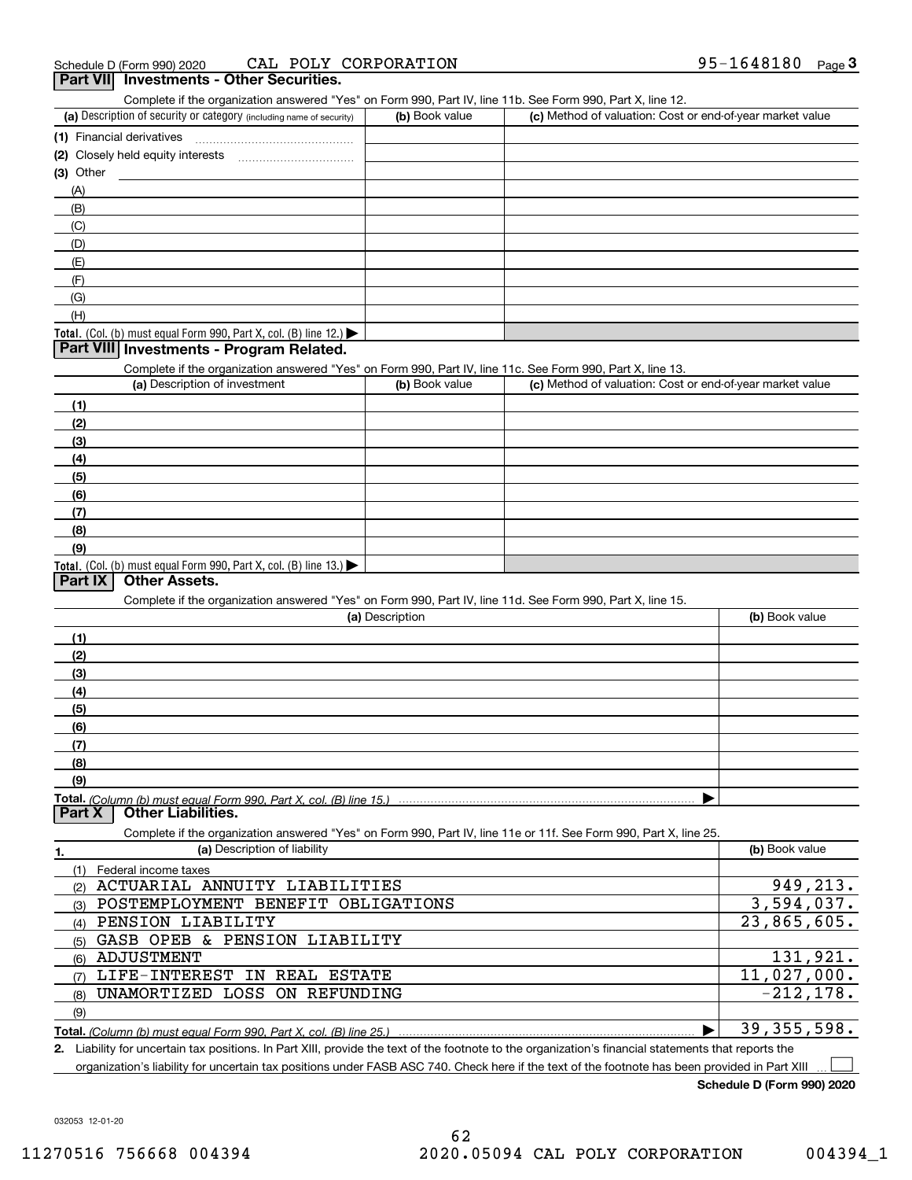Schedule D (Form 990) 2020 CAL POLY CORPORATION 95-1648180 Page 3

## Part VII Investments - Other Securities.

Complete if the organization answered "Yes" on Form 990, Part IV, line 11b. See Form 990, Part X, line 12.

| (a) Description of security or category (including name of security) | (b) Book value | (c) Method of valuation: Cost or end-of-year market value |
|---|---|---|
| (1) Financial derivatives | | |
| (2) Closely held equity interests | | |
| (3) Other | | |
| (A) | | |
| (B) | | |
| (C) | | |
| (D) | | |
| (E) | | |
| (F) | | |
| (G) | | |
| (H) | | |
| **Total.** (Col. (b) must equal Form 990, Part X, col. (B) line 12.) | | |

## Part VIII Investments - Program Related.

Complete if the organization answered "Yes" on Form 990, Part IV, line 11c. See Form 990, Part X, line 13.

| (a) Description of investment | (b) Book value | (c) Method of valuation: Cost or end-of-year market value |
|---|---|---|
| (1) | | |
| (2) | | |
| (3) | | |
| (4) | | |
| (5) | | |
| (6) | | |
| (7) | | |
| (8) | | |
| (9) | | |
| **Total.** (Col. (b) must equal Form 990, Part X, col. (B) line 13.) | | |

## Part IX Other Assets.

Complete if the organization answered "Yes" on Form 990, Part IV, line 11d. See Form 990, Part X, line 15.

| (a) Description | (b) Book value |
|---|---|
| (1) | |
| (2) | |
| (3) | |
| (4) | |
| (5) | |
| (6) | |
| (7) | |
| (8) | |
| (9) | |
| **Total.** *(Column (b) must equal Form 990, Part X, col. (B) line 15.)* | |

## Part X Other Liabilities.

Complete if the organization answered "Yes" on Form 990, Part IV, line 11e or 11f. See Form 990, Part X, line 25.

| 1. (a) Description of liability | (b) Book value |
|---|---|
| (1) Federal income taxes | |
| (2) ACTUARIAL ANNUITY LIABILITIES | 949,213. |
| (3) POSTEMPLOYMENT BENEFIT OBLIGATIONS | 3,594,037. |
| (4) PENSION LIABILITY | 23,865,605. |
| (5) GASB OPEB & PENSION LIABILITY | |
| (6) ADJUSTMENT | 131,921. |
| (7) LIFE-INTEREST IN REAL ESTATE | 11,027,000. |
| (8) UNAMORTIZED LOSS ON REFUNDING | -212,178. |
| (9) | |
| **Total.** *(Column (b) must equal Form 990, Part X, col. (B) line 25.)* | 39,355,598. |

2. Liability for uncertain tax positions. In Part XIII, provide the text of the footnote to the organization's financial statements that reports the organization's liability for uncertain tax positions under FASB ASC 740. Check here if the text of the footnote has been provided in Part XIII ☐

**Schedule D (Form 990) 2020**

032053 12-01-20

11270516 756668 004394 2020.05094 CAL POLY CORPORATION 004394_1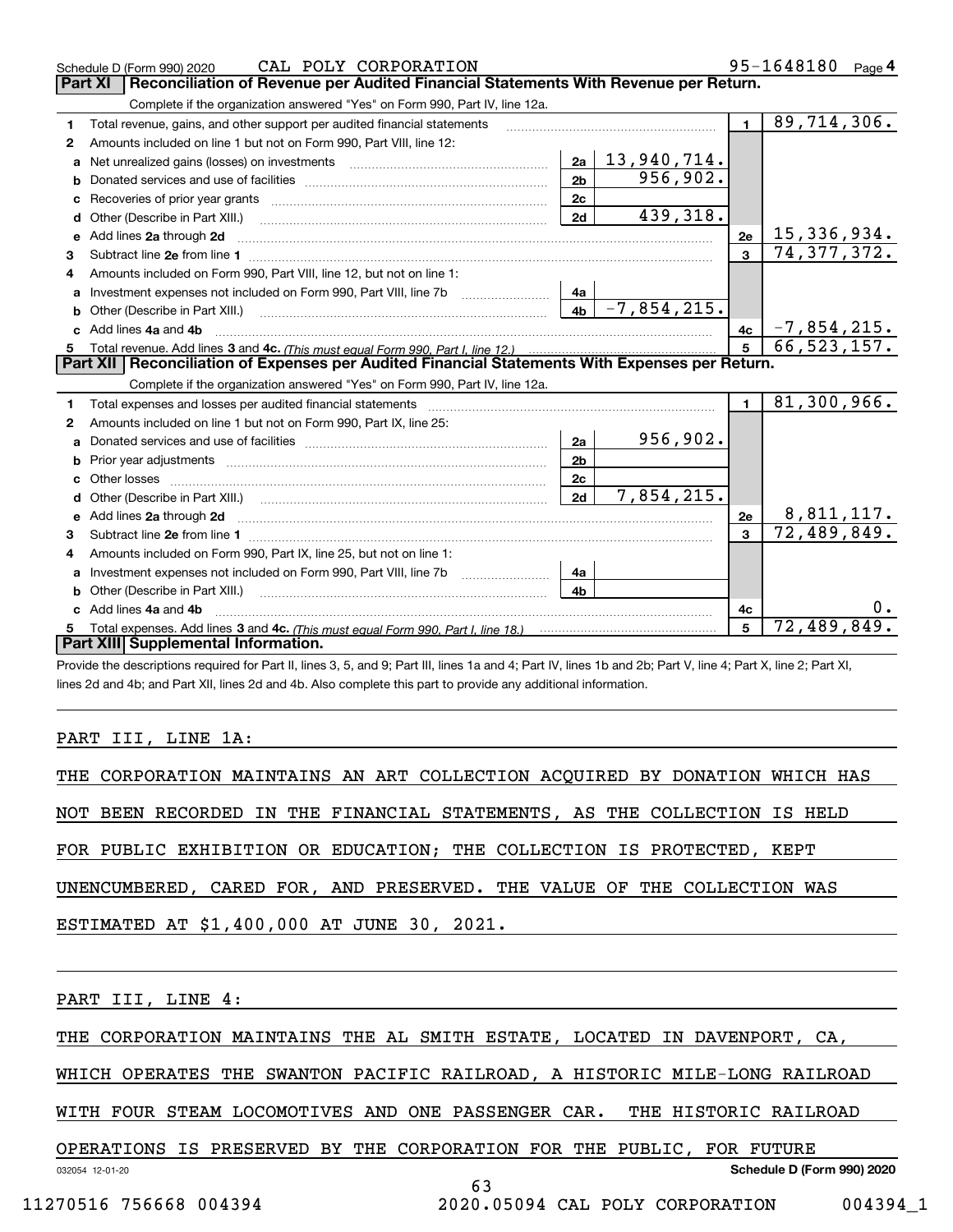Schedule D (Form 990) 2020 CAL POLY CORPORATION 95-1648180 Page 4

## Part XI Reconciliation of Revenue per Audited Financial Statements With Revenue per Return.

Complete if the organization answered "Yes" on Form 990, Part IV, line 12a.

| | | | | | |
|---|---|---|---|---|---|
| 1 | Total revenue, gains, and other support per audited financial statements | | | 1 | 89,714,306. |
| 2 | Amounts included on line 1 but not on Form 990, Part VIII, line 12: | | | | |
| a | Net unrealized gains (losses) on investments | 2a | 13,940,714. | | |
| b | Donated services and use of facilities | 2b | 956,902. | | |
| c | Recoveries of prior year grants | 2c | | | |
| d | Other (Describe in Part XIII.) | 2d | 439,318. | | |
| e | Add lines 2a through 2d | | | 2e | 15,336,934. |
| 3 | Subtract line 2e from line 1 | | | 3 | 74,377,372. |
| 4 | Amounts included on Form 990, Part VIII, line 12, but not on line 1: | | | | |
| a | Investment expenses not included on Form 990, Part VIII, line 7b | 4a | | | |
| b | Other (Describe in Part XIII.) | 4b | -7,854,215. | | |
| c | Add lines 4a and 4b | | | 4c | -7,854,215. |
| 5 | Total revenue. Add lines 3 and 4c. *(This must equal Form 990, Part I, line 12.)* | | | 5 | 66,523,157. |

## Part XII Reconciliation of Expenses per Audited Financial Statements With Expenses per Return.

Complete if the organization answered "Yes" on Form 990, Part IV, line 12a.

| | | | | | |
|---|---|---|---|---|---|
| 1 | Total expenses and losses per audited financial statements | | | 1 | 81,300,966. |
| 2 | Amounts included on line 1 but not on Form 990, Part IX, line 25: | | | | |
| a | Donated services and use of facilities | 2a | 956,902. | | |
| b | Prior year adjustments | 2b | | | |
| c | Other losses | 2c | | | |
| d | Other (Describe in Part XIII.) | 2d | 7,854,215. | | |
| e | Add lines 2a through 2d | | | 2e | 8,811,117. |
| 3 | Subtract line 2e from line 1 | | | 3 | 72,489,849. |
| 4 | Amounts included on Form 990, Part IX, line 25, but not on line 1: | | | | |
| a | Investment expenses not included on Form 990, Part VIII, line 7b | 4a | | | |
| b | Other (Describe in Part XIII.) | 4b | | | |
| c | Add lines 4a and 4b | | | 4c | 0. |
| 5 | Total expenses. Add lines 3 and 4c. *(This must equal Form 990, Part I, line 18.)* | | | 5 | 72,489,849. |

## Part XIII Supplemental Information.

Provide the descriptions required for Part II, lines 3, 5, and 9; Part III, lines 1a and 4; Part IV, lines 1b and 2b; Part V, line 4; Part X, line 2; Part XI, lines 2d and 4b; and Part XII, lines 2d and 4b. Also complete this part to provide any additional information.

PART III, LINE 1A:

THE CORPORATION MAINTAINS AN ART COLLECTION ACQUIRED BY DONATION WHICH HAS NOT BEEN RECORDED IN THE FINANCIAL STATEMENTS, AS THE COLLECTION IS HELD FOR PUBLIC EXHIBITION OR EDUCATION; THE COLLECTION IS PROTECTED, KEPT UNENCUMBERED, CARED FOR, AND PRESERVED. THE VALUE OF THE COLLECTION WAS ESTIMATED AT $1,400,000 AT JUNE 30, 2021.

PART III, LINE 4:

THE CORPORATION MAINTAINS THE AL SMITH ESTATE, LOCATED IN DAVENPORT, CA, WHICH OPERATES THE SWANTON PACIFIC RAILROAD, A HISTORIC MILE-LONG RAILROAD WITH FOUR STEAM LOCOMOTIVES AND ONE PASSENGER CAR. THE HISTORIC RAILROAD OPERATIONS IS PRESERVED BY THE CORPORATION FOR THE PUBLIC, FOR FUTURE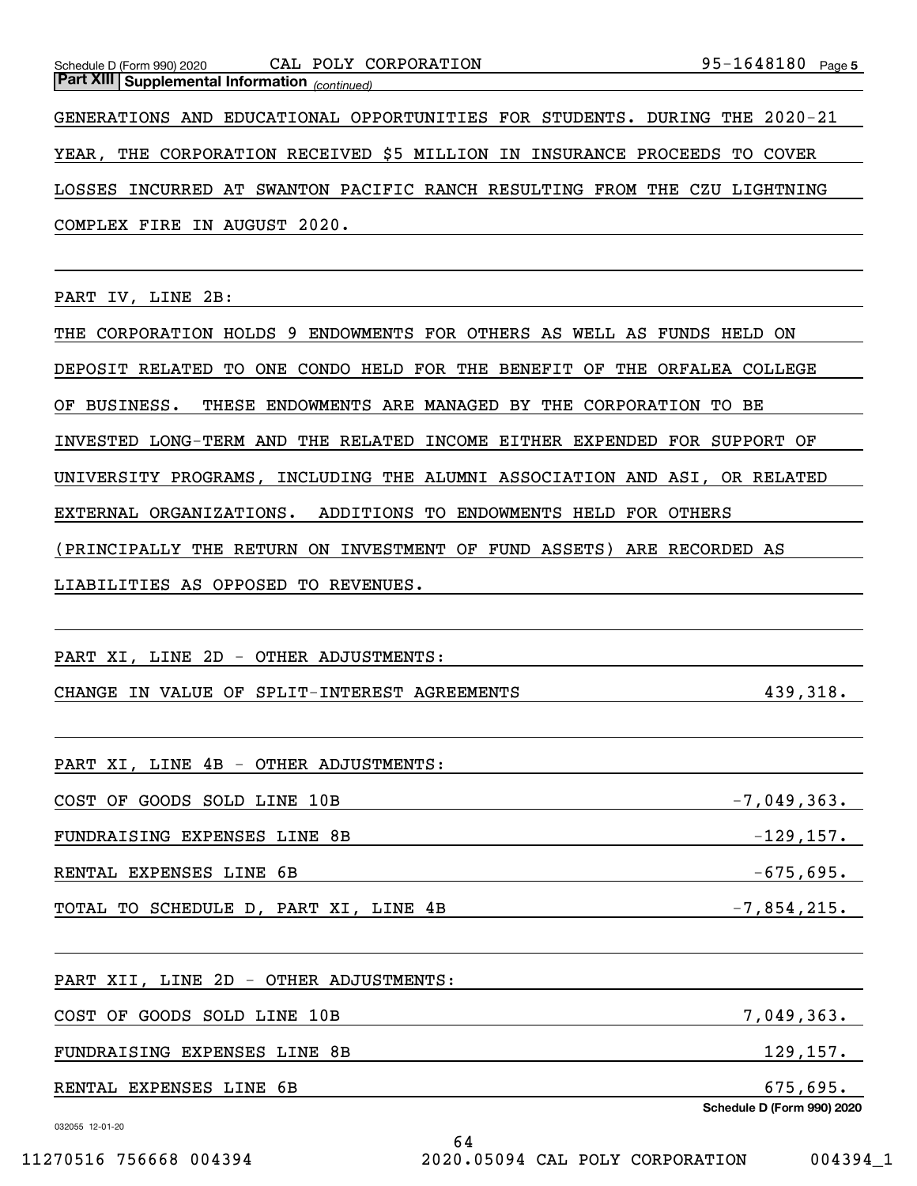Schedule D (Form 990) 2020 CAL POLY CORPORATION 95-1648180 Page 5

**Part XIII | Supplemental Information** *(continued)*

GENERATIONS AND EDUCATIONAL OPPORTUNITIES FOR STUDENTS. DURING THE 2020-21 YEAR, THE CORPORATION RECEIVED $5 MILLION IN INSURANCE PROCEEDS TO COVER LOSSES INCURRED AT SWANTON PACIFIC RANCH RESULTING FROM THE CZU LIGHTNING COMPLEX FIRE IN AUGUST 2020.

PART IV, LINE 2B:

THE CORPORATION HOLDS 9 ENDOWMENTS FOR OTHERS AS WELL AS FUNDS HELD ON DEPOSIT RELATED TO ONE CONDO HELD FOR THE BENEFIT OF THE ORFALEA COLLEGE OF BUSINESS. THESE ENDOWMENTS ARE MANAGED BY THE CORPORATION TO BE INVESTED LONG-TERM AND THE RELATED INCOME EITHER EXPENDED FOR SUPPORT OF UNIVERSITY PROGRAMS, INCLUDING THE ALUMNI ASSOCIATION AND ASI, OR RELATED EXTERNAL ORGANIZATIONS. ADDITIONS TO ENDOWMENTS HELD FOR OTHERS (PRINCIPALLY THE RETURN ON INVESTMENT OF FUND ASSETS) ARE RECORDED AS LIABILITIES AS OPPOSED TO REVENUES.

PART XI, LINE 2D - OTHER ADJUSTMENTS:

| | |
|---|---|
| CHANGE IN VALUE OF SPLIT-INTEREST AGREEMENTS | 439,318. |

PART XI, LINE 4B - OTHER ADJUSTMENTS:

| | |
|---|---|
| COST OF GOODS SOLD LINE 10B | -7,049,363. |
| FUNDRAISING EXPENSES LINE 8B | -129,157. |
| RENTAL EXPENSES LINE 6B | -675,695. |
| TOTAL TO SCHEDULE D, PART XI, LINE 4B | -7,854,215. |

PART XII, LINE 2D - OTHER ADJUSTMENTS:

| | |
|---|---|
| COST OF GOODS SOLD LINE 10B | 7,049,363. |
| FUNDRAISING EXPENSES LINE 8B | 129,157. |
| RENTAL EXPENSES LINE 6B | 675,695. |

**Schedule D (Form 990) 2020**

032055 12-01-20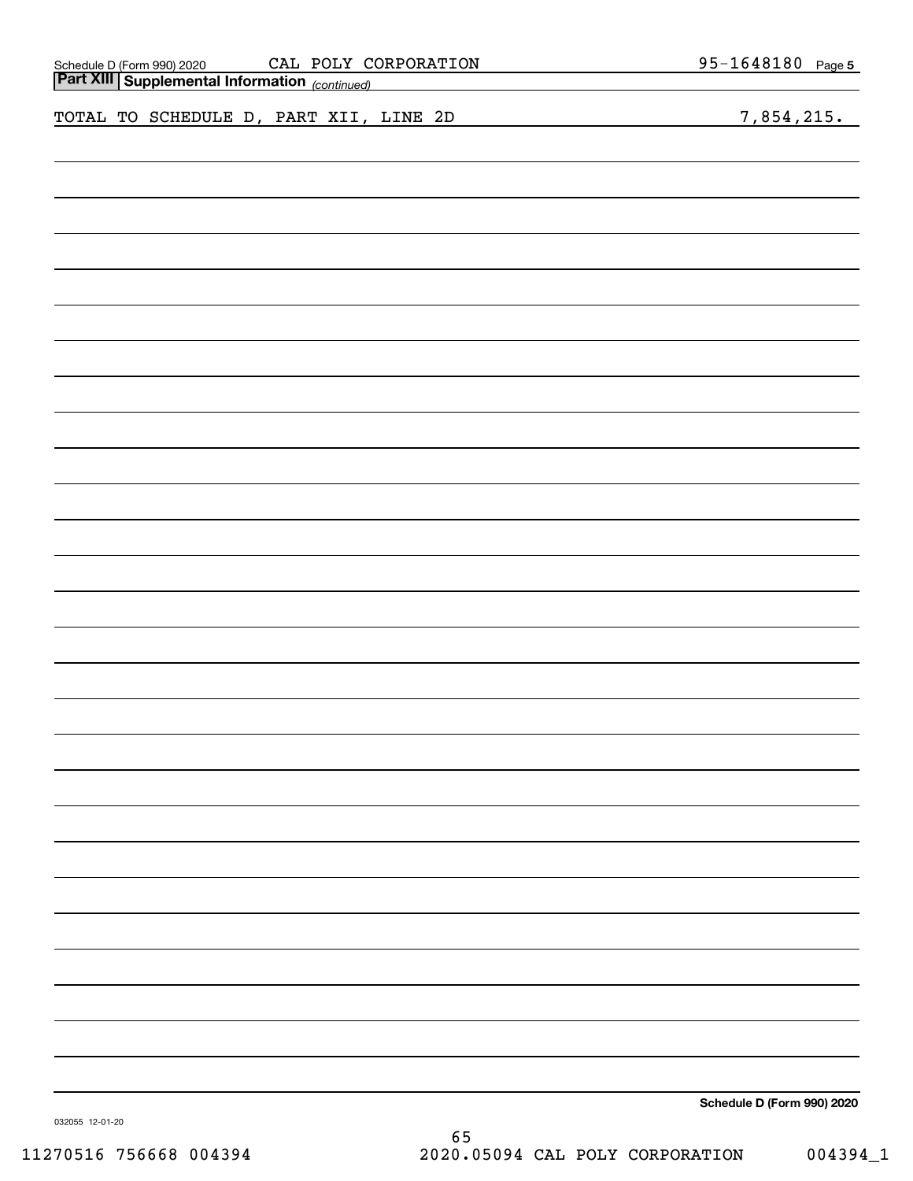## Part XIII Supplemental Information *(continued)*

| TOTAL TO SCHEDULE D, PART XII, LINE 2D | 7,854,215. |
|---|---|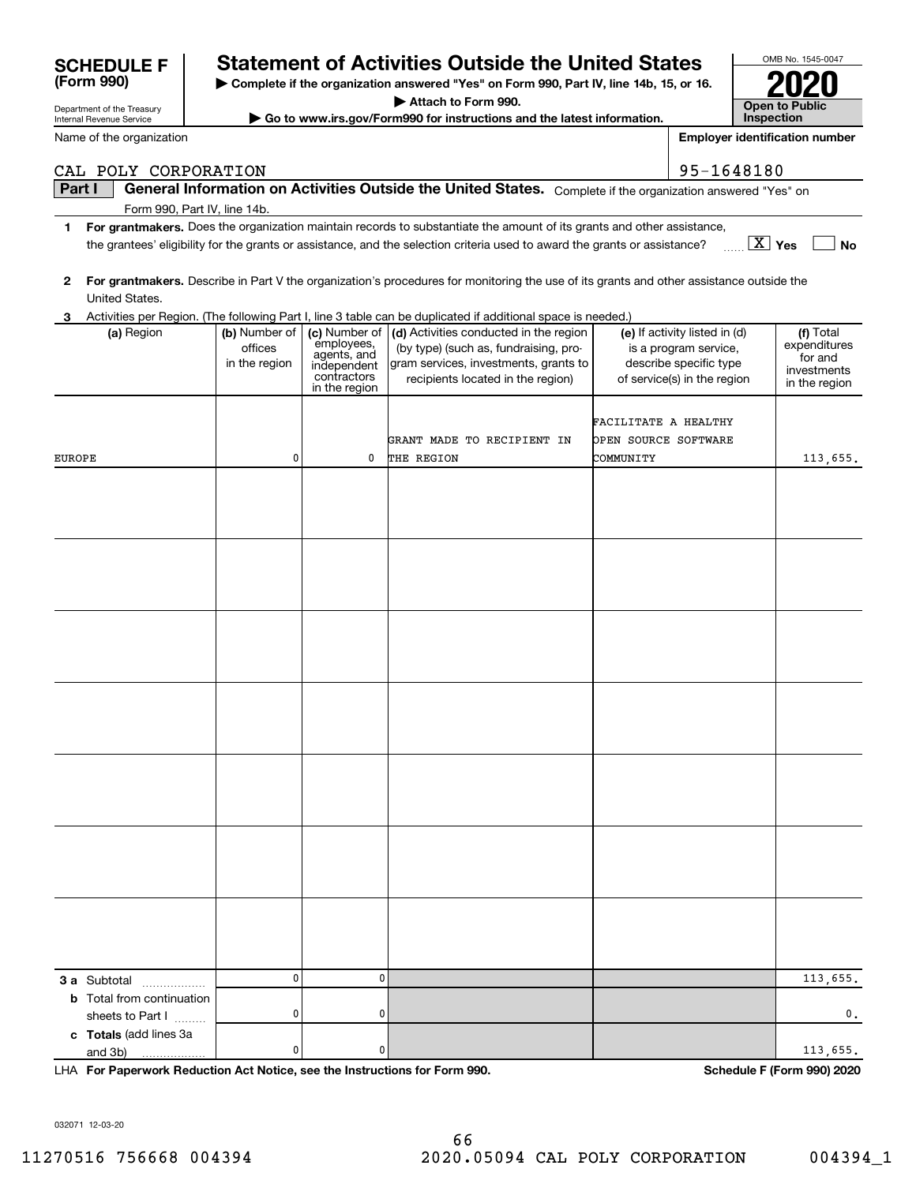**SCHEDULE F (Form 990)**

Department of the Treasury
Internal Revenue Service

# Statement of Activities Outside the United States

▶ Complete if the organization answered "Yes" on Form 990, Part IV, line 14b, 15, or 16.
▶ Attach to Form 990.
▶ Go to www.irs.gov/Form990 for instructions and the latest information.

OMB No. 1545-0047

**2020**

**Open to Public Inspection**

Name of the organization: CAL POLY CORPORATION

**Employer identification number:** 95-1648180

**Part I — General Information on Activities Outside the United States.** Complete if the organization answered "Yes" on Form 990, Part IV, line 14b.

**1** **For grantmakers.** Does the organization maintain records to substantiate the amount of its grants and other assistance, the grantees' eligibility for the grants or assistance, and the selection criteria used to award the grants or assistance? [X] Yes [ ] No

**2** **For grantmakers.** Describe in Part V the organization's procedures for monitoring the use of its grants and other assistance outside the United States.

**3** Activities per Region. (The following Part I, line 3 table can be duplicated if additional space is needed.)

| (a) Region | (b) Number of offices in the region | (c) Number of employees, agents, and independent contractors in the region | (d) Activities conducted in the region (by type) (such as, fundraising, program services, investments, grants to recipients located in the region) | (e) If activity listed in (d) is a program service, describe specific type of service(s) in the region | (f) Total expenditures for and investments in the region |
|---|---|---|---|---|---|
| EUROPE | 0 | 0 | GRANT MADE TO RECIPIENT IN THE REGION | FACILITATE A HEALTHY OPEN SOURCE SOFTWARE COMMUNITY | 113,655. |
| | | | | | |
| | | | | | |
| | | | | | |
| | | | | | |
| | | | | | |
| | | | | | |
| | | | | | |
| **3 a** Subtotal | 0 | 0 | | | 113,655. |
| **b** Total from continuation sheets to Part I | 0 | 0 | | | 0. |
| **c Totals** (add lines 3a and 3b) | 0 | 0 | | | 113,655. |

LHA **For Paperwork Reduction Act Notice, see the Instructions for Form 990.** **Schedule F (Form 990) 2020**

032071 12-03-20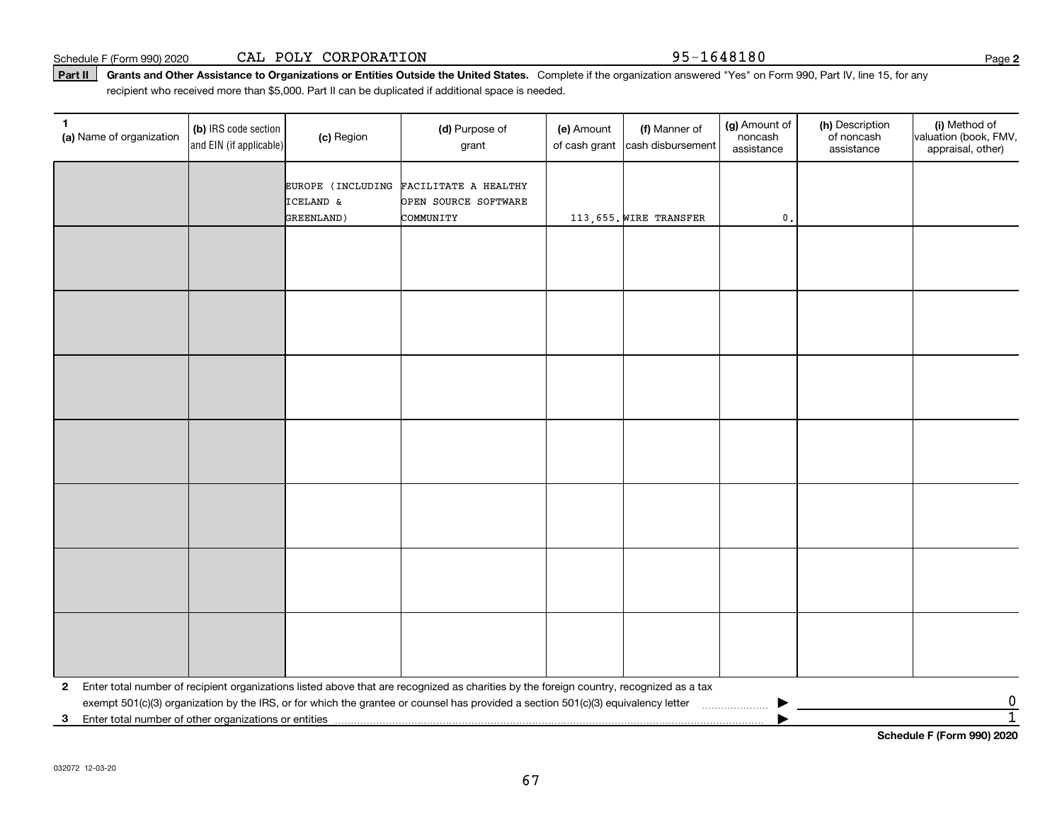Schedule F (Form 990) 2020 CAL POLY CORPORATION 95-1648180

**Part II** **Grants and Other Assistance to Organizations or Entities Outside the United States.** Complete if the organization answered "Yes" on Form 990, Part IV, line 15, for any recipient who received more than $5,000. Part II can be duplicated if additional space is needed.

| 1 (a) Name of organization | (b) IRS code section and EIN (if applicable) | (c) Region | (d) Purpose of grant | (e) Amount of cash grant | (f) Manner of cash disbursement | (g) Amount of noncash assistance | (h) Description of noncash assistance | (i) Method of valuation (book, FMV, appraisal, other) |
|---|---|---|---|---|---|---|---|---|
| | | EUROPE (INCLUDING ICELAND & GREENLAND) | FACILITATE A HEALTHY OPEN SOURCE SOFTWARE COMMUNITY | 113,655. | WIRE TRANSFER | 0. | | |
| | | | | | | | | |
| | | | | | | | | |
| | | | | | | | | |
| | | | | | | | | |
| | | | | | | | | |
| | | | | | | | | |
| | | | | | | | | |

**2** Enter total number of recipient organizations listed above that are recognized as charities by the foreign country, recognized as a tax exempt 501(c)(3) organization by the IRS, or for which the grantee or counsel has provided a section 501(c)(3) equivalency letter ▶ 0

**3** Enter total number of other organizations or entities ▶ 1

**Schedule F (Form 990) 2020**

032072 12-03-20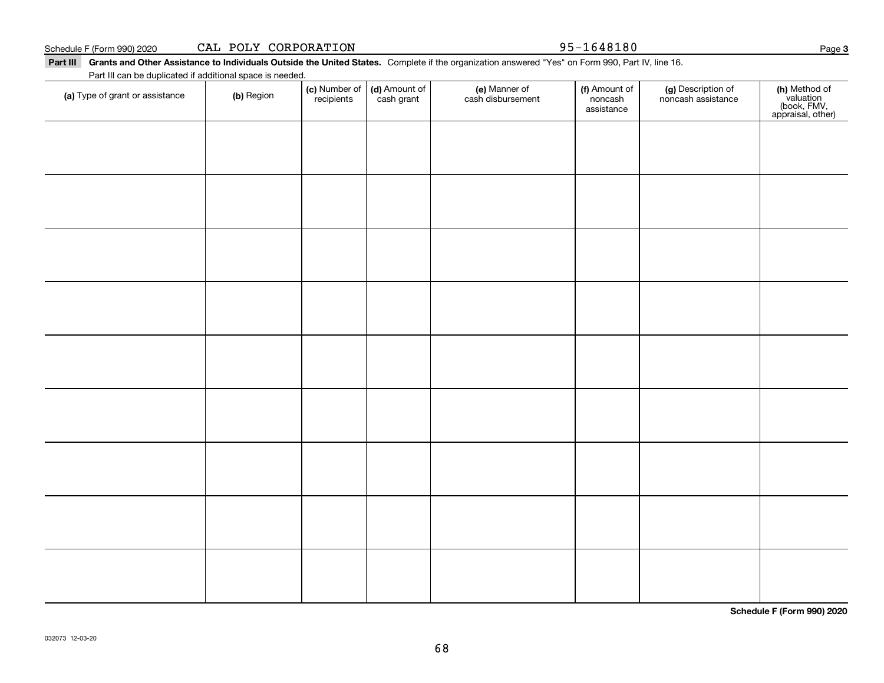Schedule F (Form 990) 2020 CAL POLY CORPORATION 95-1648180

**Part III Grants and Other Assistance to Individuals Outside the United States.** Complete if the organization answered "Yes" on Form 990, Part IV, line 16.

Part III can be duplicated if additional space is needed.

| (a) Type of grant or assistance | (b) Region | (c) Number of recipients | (d) Amount of cash grant | (e) Manner of cash disbursement | (f) Amount of noncash assistance | (g) Description of noncash assistance | (h) Method of valuation (book, FMV, appraisal, other) |
|---|---|---|---|---|---|---|---|
| | | | | | | | |
| | | | | | | | |
| | | | | | | | |
| | | | | | | | |
| | | | | | | | |
| | | | | | | | |
| | | | | | | | |
| | | | | | | | |
| | | | | | | | |

**Schedule F (Form 990) 2020**

032073 12-03-20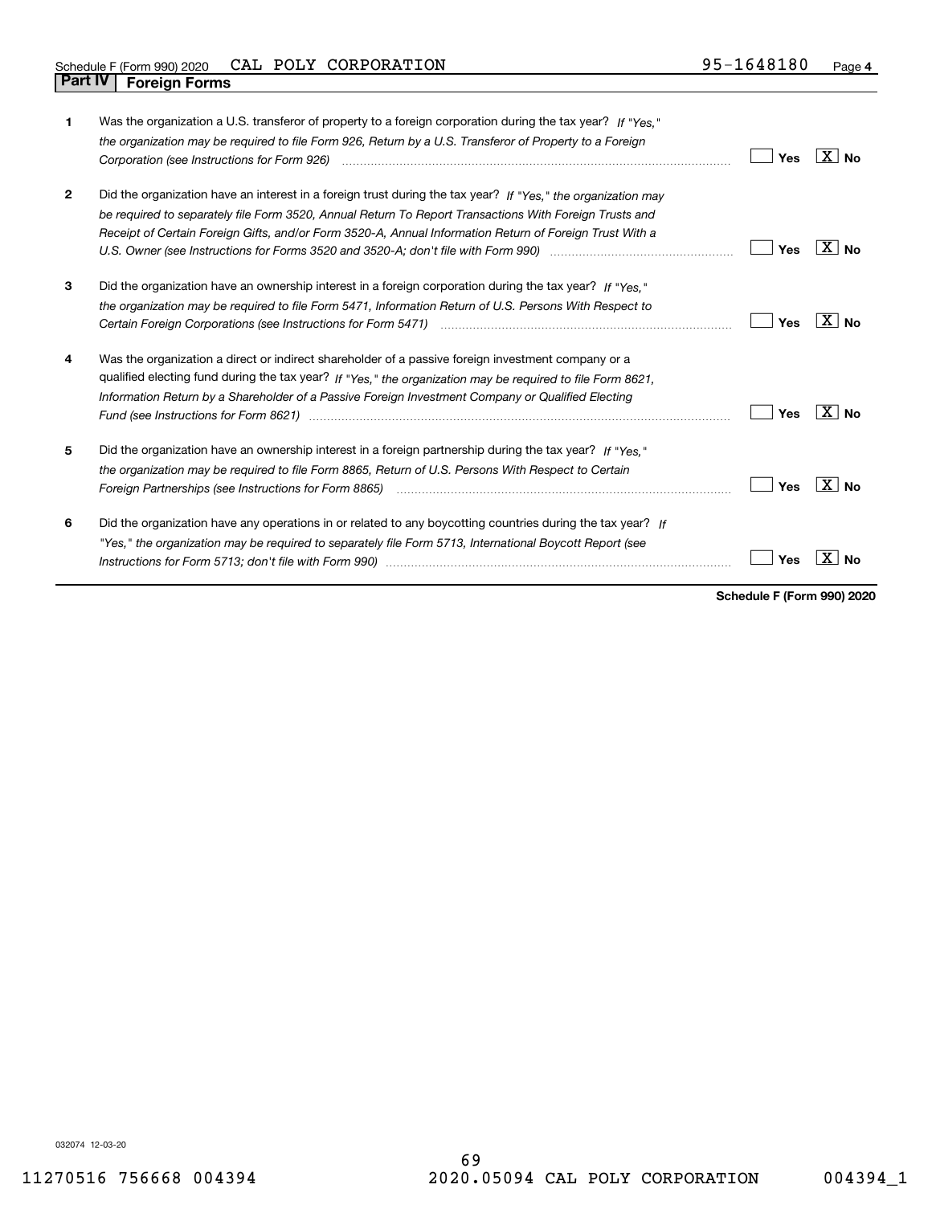Schedule F (Form 990) 2020 CAL POLY CORPORATION 95-1648180 Page **4**

## Part IV Foreign Forms

| | | | |
|---|---|---|---|
| **1** | Was the organization a U.S. transferor of property to a foreign corporation during the tax year? *If "Yes," the organization may be required to file Form 926, Return by a U.S. Transferor of Property to a Foreign Corporation (see Instructions for Form 926)* | Yes | [X] No |
| **2** | Did the organization have an interest in a foreign trust during the tax year? *If "Yes," the organization may be required to separately file Form 3520, Annual Return To Report Transactions With Foreign Trusts and Receipt of Certain Foreign Gifts, and/or Form 3520-A, Annual Information Return of Foreign Trust With a U.S. Owner (see Instructions for Forms 3520 and 3520-A; don't file with Form 990)* | Yes | [X] No |
| **3** | Did the organization have an ownership interest in a foreign corporation during the tax year? *If "Yes," the organization may be required to file Form 5471, Information Return of U.S. Persons With Respect to Certain Foreign Corporations (see Instructions for Form 5471)* | Yes | [X] No |
| **4** | Was the organization a direct or indirect shareholder of a passive foreign investment company or a qualified electing fund during the tax year? *If "Yes," the organization may be required to file Form 8621, Information Return by a Shareholder of a Passive Foreign Investment Company or Qualified Electing Fund (see Instructions for Form 8621)* | Yes | [X] No |
| **5** | Did the organization have an ownership interest in a foreign partnership during the tax year? *If "Yes," the organization may be required to file Form 8865, Return of U.S. Persons With Respect to Certain Foreign Partnerships (see Instructions for Form 8865)* | Yes | [X] No |
| **6** | Did the organization have any operations in or related to any boycotting countries during the tax year? *If "Yes," the organization may be required to separately file Form 5713, International Boycott Report (see Instructions for Form 5713; don't file with Form 990)* | Yes | [X] No |

**Schedule F (Form 990) 2020**

032074 12-03-20

11270516 756668 004394 2020.05094 CAL POLY CORPORATION 004394_1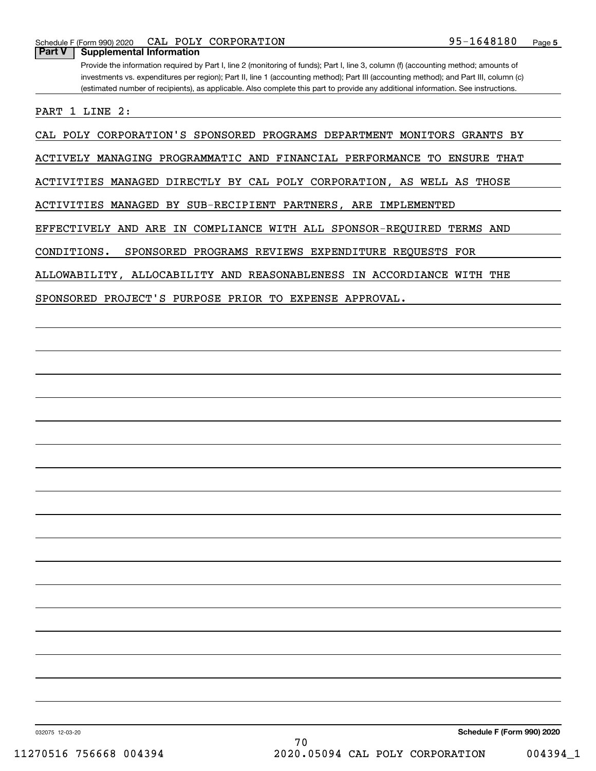Schedule F (Form 990) 2020 CAL POLY CORPORATION 95-1648180

## Part V Supplemental Information

Provide the information required by Part I, line 2 (monitoring of funds); Part I, line 3, column (f) (accounting method; amounts of investments vs. expenditures per region); Part II, line 1 (accounting method); Part III (accounting method); and Part III, column (c) (estimated number of recipients), as applicable. Also complete this part to provide any additional information. See instructions.

PART 1 LINE 2:

CAL POLY CORPORATION'S SPONSORED PROGRAMS DEPARTMENT MONITORS GRANTS BY ACTIVELY MANAGING PROGRAMMATIC AND FINANCIAL PERFORMANCE TO ENSURE THAT ACTIVITIES MANAGED DIRECTLY BY CAL POLY CORPORATION, AS WELL AS THOSE ACTIVITIES MANAGED BY SUB-RECIPIENT PARTNERS, ARE IMPLEMENTED EFFECTIVELY AND ARE IN COMPLIANCE WITH ALL SPONSOR-REQUIRED TERMS AND CONDITIONS. SPONSORED PROGRAMS REVIEWS EXPENDITURE REQUESTS FOR ALLOWABILITY, ALLOCABILITY AND REASONABLENESS IN ACCORDIANCE WITH THE SPONSORED PROJECT'S PURPOSE PRIOR TO EXPENSE APPROVAL.

032075 12-03-20 Schedule F (Form 990) 2020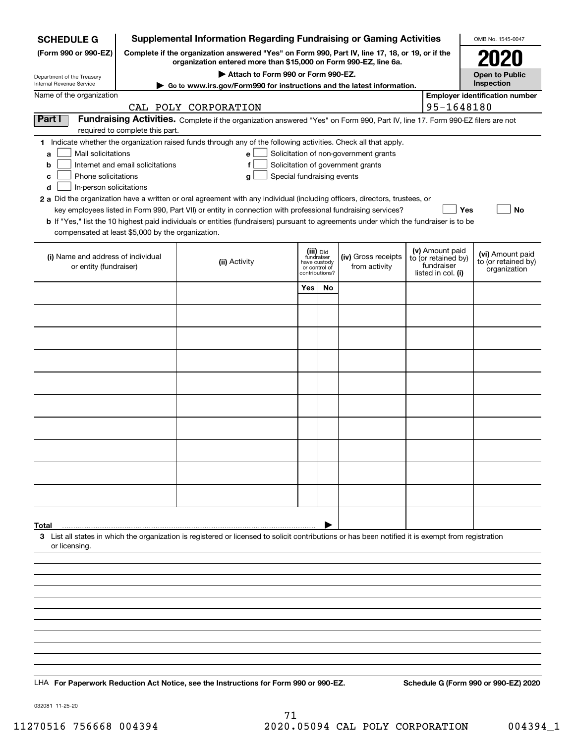**SCHEDULE G** (Form 990 or 990-EZ)

Department of the Treasury
Internal Revenue Service

# Supplemental Information Regarding Fundraising or Gaming Activities

**Complete if the organization answered "Yes" on Form 990, Part IV, line 17, 18, or 19, or if the organization entered more than $15,000 on Form 990-EZ, line 6a.**

**▶ Attach to Form 990 or Form 990-EZ.**

**▶ Go to www.irs.gov/Form990 for instructions and the latest information.**

OMB No. 1545-0047

**2020**

**Open to Public Inspection**

Name of the organization: CAL POLY CORPORATION

Employer identification number: 95-1648180

**Part I** **Fundraising Activities.** Complete if the organization answered "Yes" on Form 990, Part IV, line 17. Form 990-EZ filers are not required to complete this part.

**1** Indicate whether the organization raised funds through any of the following activities. Check all that apply.

- **a** ☐ Mail solicitations
- **b** ☐ Internet and email solicitations
- **c** ☐ Phone solicitations
- **d** ☐ In-person solicitations
- **e** ☐ Solicitation of non-government grants
- **f** ☐ Solicitation of government grants
- **g** ☐ Special fundraising events

**2 a** Did the organization have a written or oral agreement with any individual (including officers, directors, trustees, or key employees listed in Form 990, Part VII) or entity in connection with professional fundraising services? ☐ **Yes** ☐ **No**

**b** If "Yes," list the 10 highest paid individuals or entities (fundraisers) pursuant to agreements under which the fundraiser is to be compensated at least $5,000 by the organization.

| (i) Name and address of individual or entity (fundraiser) | (ii) Activity | (iii) Did fundraiser have custody or control of contributions? Yes | No | (iv) Gross receipts from activity | (v) Amount paid to (or retained by) fundraiser listed in col. (i) | (vi) Amount paid to (or retained by) organization |
|---|---|---|---|---|---|---|
| | | | | | | |
| | | | | | | |
| | | | | | | |
| | | | | | | |
| | | | | | | |
| | | | | | | |
| | | | | | | |
| | | | | | | |
| | | | | | | |
| | | | | | | |
| **Total** | | | ▶ | | | |

**3** List all states in which the organization is registered or licensed to solicit contributions or has been notified it is exempt from registration or licensing.

LHA **For Paperwork Reduction Act Notice, see the Instructions for Form 990 or 990-EZ.** **Schedule G (Form 990 or 990-EZ) 2020**

032081 11-25-20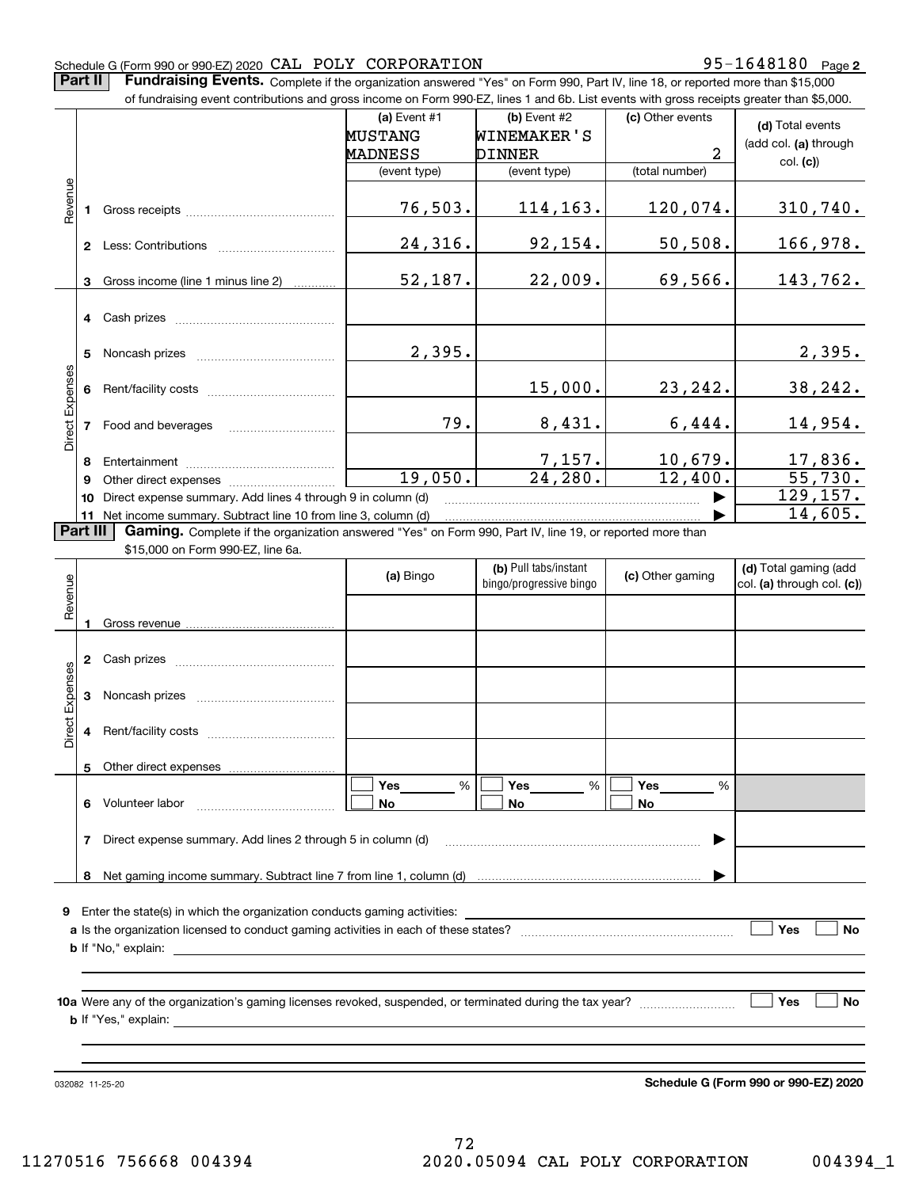Schedule G (Form 990 or 990-EZ) 2020 CAL POLY CORPORATION 95-1648180 Page 2

**Part II** **Fundraising Events.** Complete if the organization answered "Yes" on Form 990, Part IV, line 18, or reported more than $15,000 of fundraising event contributions and gross income on Form 990-EZ, lines 1 and 6b. List events with gross receipts greater than $5,000.

| | | (a) Event #1 MUSTANG MADNESS (event type) | (b) Event #2 WINEMAKER'S DINNER (event type) | (c) Other events 2 (total number) | (d) Total events (add col. (a) through col. (c)) |
|---|---|---|---|---|---|
| Revenue | 1 Gross receipts | 76,503. | 114,163. | 120,074. | 310,740. |
| | 2 Less: Contributions | 24,316. | 92,154. | 50,508. | 166,978. |
| | 3 Gross income (line 1 minus line 2) | 52,187. | 22,009. | 69,566. | 143,762. |
| Direct Expenses | 4 Cash prizes | | | | |
| | 5 Noncash prizes | 2,395. | | | 2,395. |
| | 6 Rent/facility costs | | 15,000. | 23,242. | 38,242. |
| | 7 Food and beverages | 79. | 8,431. | 6,444. | 14,954. |
| | 8 Entertainment | | 7,157. | 10,679. | 17,836. |
| | 9 Other direct expenses | 19,050. | 24,280. | 12,400. | 55,730. |
| | 10 Direct expense summary. Add lines 4 through 9 in column (d) | | | ▶ | 129,157. |
| | 11 Net income summary. Subtract line 10 from line 3, column (d) | | | ▶ | 14,605. |

**Part III** **Gaming.** Complete if the organization answered "Yes" on Form 990, Part IV, line 19, or reported more than $15,000 on Form 990-EZ, line 6a.

| | | (a) Bingo | (b) Pull tabs/instant bingo/progressive bingo | (c) Other gaming | (d) Total gaming (add col. (a) through col. (c)) |
|---|---|---|---|---|---|
| Revenue | 1 Gross revenue | | | | |
| Direct Expenses | 2 Cash prizes | | | | |
| | 3 Noncash prizes | | | | |
| | 4 Rent/facility costs | | | | |
| | 5 Other direct expenses | | | | |
| | 6 Volunteer labor | ☐ Yes ____ % ☐ No | ☐ Yes ____ % ☐ No | ☐ Yes ____ % ☐ No | |
| | 7 Direct expense summary. Add lines 2 through 5 in column (d) | | | ▶ | |
| | 8 Net gaming income summary. Subtract line 7 from line 1, column (d) | | | ▶ | |

**9** Enter the state(s) in which the organization conducts gaming activities: ______

**a** Is the organization licensed to conduct gaming activities in each of these states? ☐ Yes ☐ No

**b** If "No," explain: ______

**10a** Were any of the organization's gaming licenses revoked, suspended, or terminated during the tax year? ☐ Yes ☐ No

**b** If "Yes," explain: ______

032082 11-25-20 **Schedule G (Form 990 or 990-EZ) 2020**

11270516 756668 004394 2020.05094 CAL POLY CORPORATION 004394_1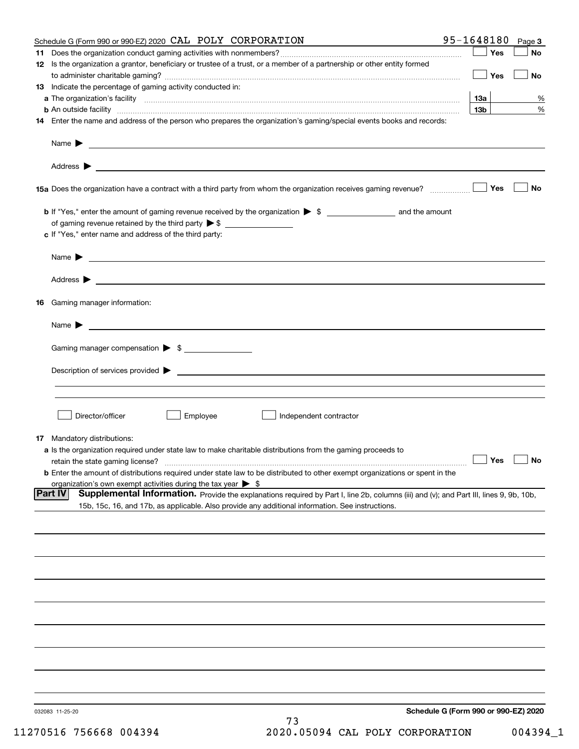Schedule G (Form 990 or 990-EZ) 2020 CAL POLY CORPORATION 95-1648180 Page 3

**11** Does the organization conduct gaming activities with nonmembers? ☐ Yes ☐ No

**12** Is the organization a grantor, beneficiary or trustee of a trust, or a member of a partnership or other entity formed to administer charitable gaming? ☐ Yes ☐ No

**13** Indicate the percentage of gaming activity conducted in:

**a** The organization's facility **13a** %

**b** An outside facility **13b** %

**14** Enter the name and address of the person who prepares the organization's gaming/special events books and records:

Name ▶

Address ▶

**15a** Does the organization have a contract with a third party from whom the organization receives gaming revenue? ☐ Yes ☐ No

**b** If "Yes," enter the amount of gaming revenue received by the organization ▶ $ ________ and the amount of gaming revenue retained by the third party ▶ $ ________

**c** If "Yes," enter name and address of the third party:

Name ▶

Address ▶

**16** Gaming manager information:

Name ▶

Gaming manager compensation ▶ $ ________

Description of services provided ▶

☐ Director/officer ☐ Employee ☐ Independent contractor

**17** Mandatory distributions:

**a** Is the organization required under state law to make charitable distributions from the gaming proceeds to retain the state gaming license? ☐ Yes ☐ No

**b** Enter the amount of distributions required under state law to be distributed to other exempt organizations or spent in the organization's own exempt activities during the tax year ▶ $

**Part IV** **Supplemental Information.** Provide the explanations required by Part I, line 2b, columns (iii) and (v); and Part III, lines 9, 9b, 10b, 15b, 15c, 16, and 17b, as applicable. Also provide any additional information. See instructions.

032083 11-25-20 **Schedule G (Form 990 or 990-EZ) 2020**

11270516 756668 004394 2020.05094 CAL POLY CORPORATION 004394_1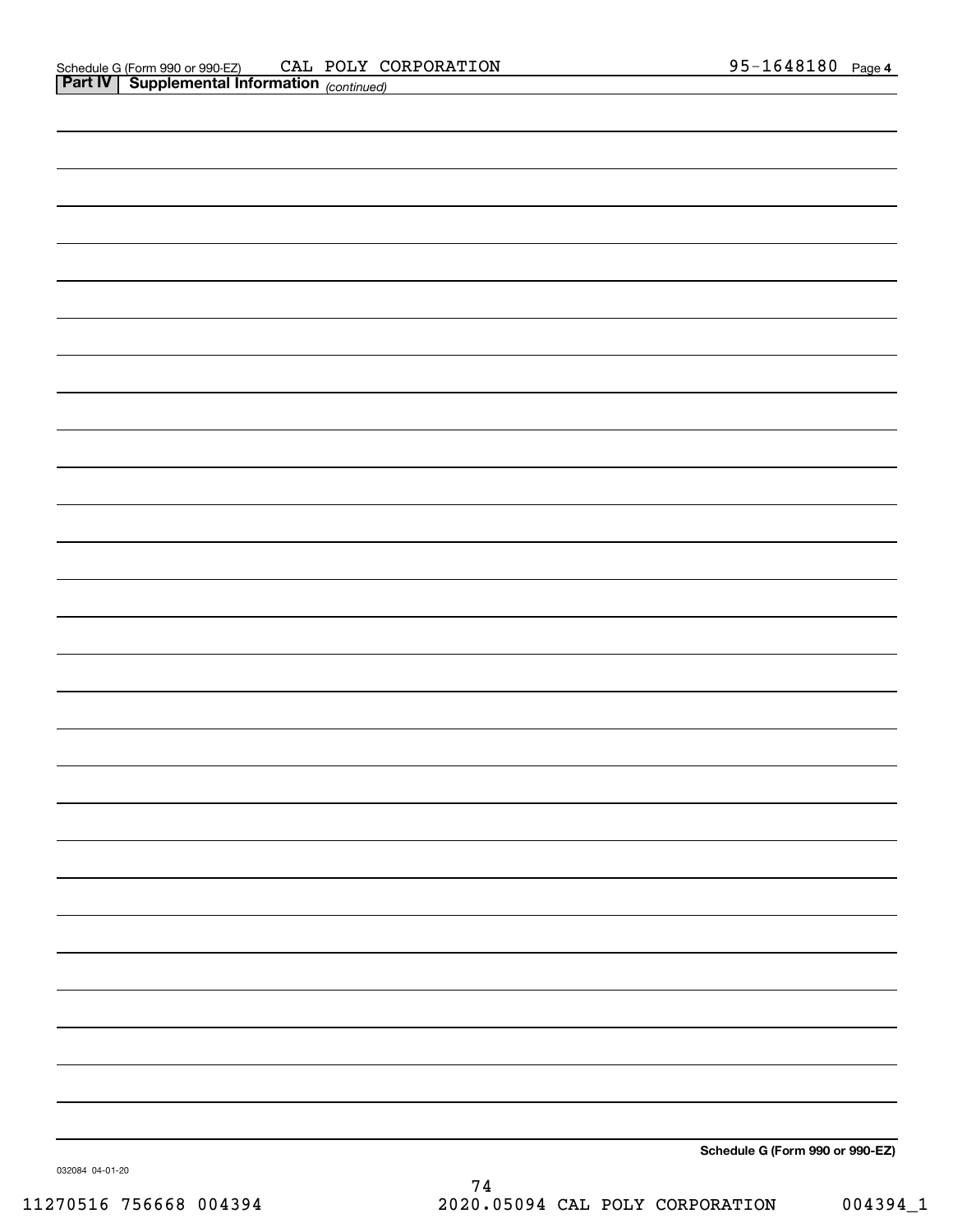Schedule G (Form 990 or 990-EZ) CAL POLY CORPORATION 95-1648180 Page **4**

**Part IV | Supplemental Information** *(continued)*

**Schedule G (Form 990 or 990-EZ)**

032084 04-01-20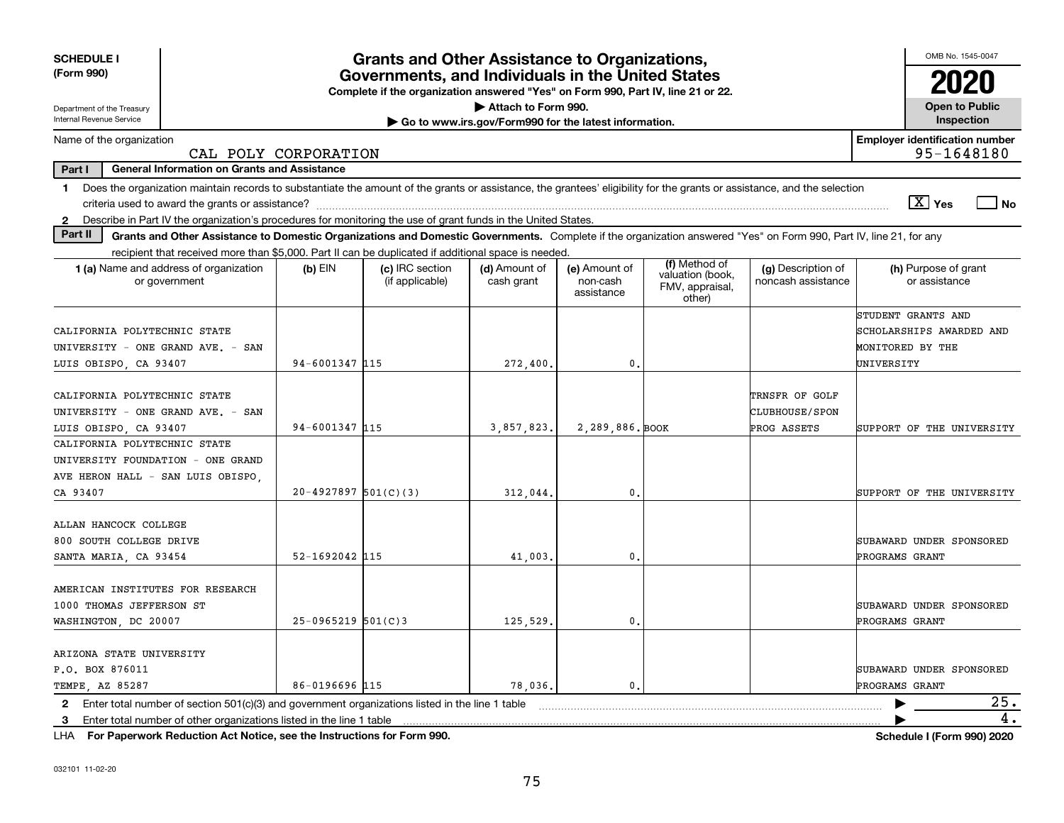**SCHEDULE I (Form 990)**

Department of the Treasury
Internal Revenue Service

# Grants and Other Assistance to Organizations, Governments, and Individuals in the United States

**Complete if the organization answered "Yes" on Form 990, Part IV, line 21 or 22.**
**▶ Attach to Form 990.**
**▶ Go to www.irs.gov/Form990 for the latest information.**

OMB No. 1545-0047

**2020**

**Open to Public Inspection**

Name of the organization: CAL POLY CORPORATION

Employer identification number: 95-1648180

**Part I — General Information on Grants and Assistance**

1 Does the organization maintain records to substantiate the amount of the grants or assistance, the grantees' eligibility for the grants or assistance, and the selection criteria used to award the grants or assistance? [X] Yes [ ] No

2 Describe in Part IV the organization's procedures for monitoring the use of grant funds in the United States.

**Part II — Grants and Other Assistance to Domestic Organizations and Domestic Governments.** Complete if the organization answered "Yes" on Form 990, Part IV, line 21, for any recipient that received more than $5,000. Part II can be duplicated if additional space is needed.

| 1 (a) Name and address of organization or government | (b) EIN | (c) IRC section (if applicable) | (d) Amount of cash grant | (e) Amount of non-cash assistance | (f) Method of valuation (book, FMV, appraisal, other) | (g) Description of noncash assistance | (h) Purpose of grant or assistance |
|---|---|---|---|---|---|---|---|
| CALIFORNIA POLYTECHNIC STATE UNIVERSITY - ONE GRAND AVE. - SAN LUIS OBISPO, CA 93407 | 94-6001347 | 115 | 272,400. | 0. | | | STUDENT GRANTS AND SCHOLARSHIPS AWARDED AND MONITORED BY THE UNIVERSITY |
| CALIFORNIA POLYTECHNIC STATE UNIVERSITY - ONE GRAND AVE. - SAN LUIS OBISPO, CA 93407 | 94-6001347 | 115 | 3,857,823. | 2,289,886. | BOOK | TRNSFR OF GOLF CLUBHOUSE/SPON PROG ASSETS | SUPPORT OF THE UNIVERSITY |
| CALIFORNIA POLYTECHNIC STATE UNIVERSITY FOUNDATION - ONE GRAND AVE HERON HALL - SAN LUIS OBISPO, CA 93407 | 20-4927897 | 501(C)(3) | 312,044. | 0. | | | SUPPORT OF THE UNIVERSITY |
| ALLAN HANCOCK COLLEGE 800 SOUTH COLLEGE DRIVE SANTA MARIA, CA 93454 | 52-1692042 | 115 | 41,003. | 0. | | | SUBAWARD UNDER SPONSORED PROGRAMS GRANT |
| AMERICAN INSTITUTES FOR RESEARCH 1000 THOMAS JEFFERSON ST WASHINGTON, DC 20007 | 25-0965219 | 501(C)3 | 125,529. | 0. | | | SUBAWARD UNDER SPONSORED PROGRAMS GRANT |
| ARIZONA STATE UNIVERSITY P.O. BOX 876011 TEMPE, AZ 85287 | 86-0196696 | 115 | 78,036. | 0. | | | SUBAWARD UNDER SPONSORED PROGRAMS GRANT |

2 Enter total number of section 501(c)(3) and government organizations listed in the line 1 table ▶ 25.

3 Enter total number of other organizations listed in the line 1 table ▶ 4.

LHA **For Paperwork Reduction Act Notice, see the Instructions for Form 990.** **Schedule I (Form 990) 2020**

032101 11-02-20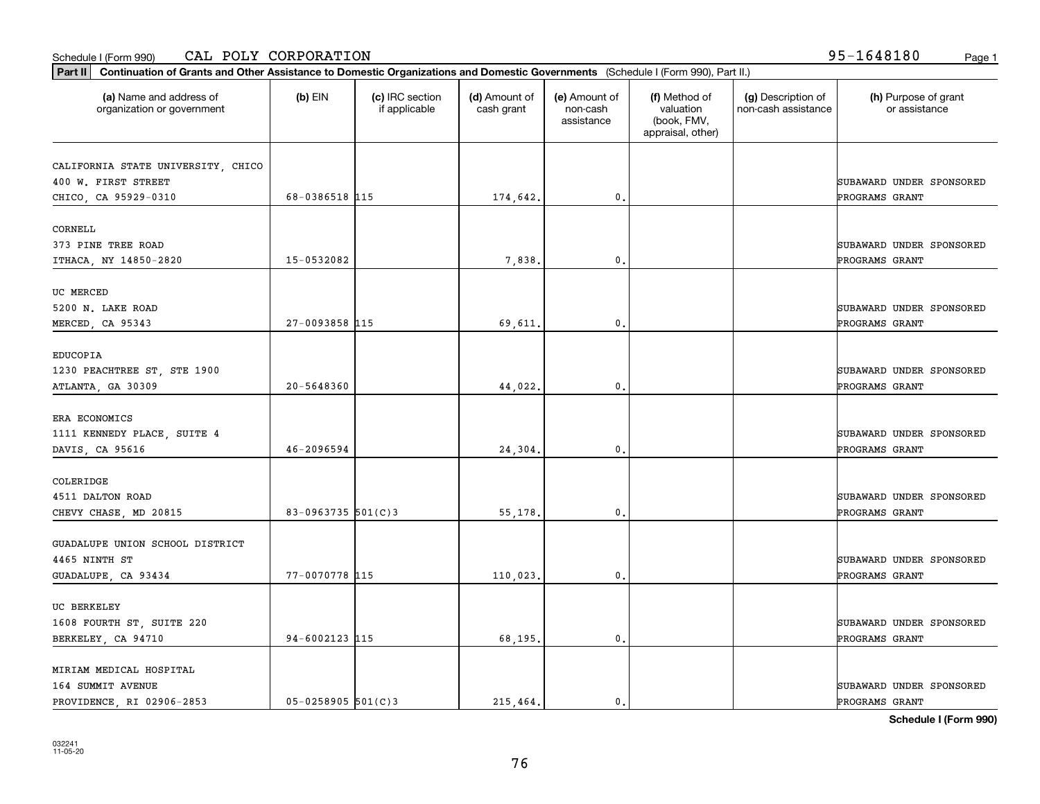Schedule I (Form 990) CAL POLY CORPORATION 95-1648180

**Part II** **Continuation of Grants and Other Assistance to Domestic Organizations and Domestic Governments** (Schedule I (Form 990), Part II.)

| (a) Name and address of organization or government | (b) EIN | (c) IRC section if applicable | (d) Amount of cash grant | (e) Amount of non-cash assistance | (f) Method of valuation (book, FMV, appraisal, other) | (g) Description of non-cash assistance | (h) Purpose of grant or assistance |
|---|---|---|---|---|---|---|---|
| CALIFORNIA STATE UNIVERSITY, CHICO 400 W. FIRST STREET CHICO, CA 95929-0310 | 68-0386518 | 115 | 174,642. | 0. | | | SUBAWARD UNDER SPONSORED PROGRAMS GRANT |
| CORNELL 373 PINE TREE ROAD ITHACA, NY 14850-2820 | 15-0532082 | | 7,838. | 0. | | | SUBAWARD UNDER SPONSORED PROGRAMS GRANT |
| UC MERCED 5200 N. LAKE ROAD MERCED, CA 95343 | 27-0093858 | 115 | 69,611. | 0. | | | SUBAWARD UNDER SPONSORED PROGRAMS GRANT |
| EDUCOPIA 1230 PEACHTREE ST, STE 1900 ATLANTA, GA 30309 | 20-5648360 | | 44,022. | 0. | | | SUBAWARD UNDER SPONSORED PROGRAMS GRANT |
| ERA ECONOMICS 1111 KENNEDY PLACE, SUITE 4 DAVIS, CA 95616 | 46-2096594 | | 24,304. | 0. | | | SUBAWARD UNDER SPONSORED PROGRAMS GRANT |
| COLERIDGE 4511 DALTON ROAD CHEVY CHASE, MD 20815 | 83-0963735 | 501(C)3 | 55,178. | 0. | | | SUBAWARD UNDER SPONSORED PROGRAMS GRANT |
| GUADALUPE UNION SCHOOL DISTRICT 4465 NINTH ST GUADALUPE, CA 93434 | 77-0070778 | 115 | 110,023. | 0. | | | SUBAWARD UNDER SPONSORED PROGRAMS GRANT |
| UC BERKELEY 1608 FOURTH ST, SUITE 220 BERKELEY, CA 94710 | 94-6002123 | 115 | 68,195. | 0. | | | SUBAWARD UNDER SPONSORED PROGRAMS GRANT |
| MIRIAM MEDICAL HOSPITAL 164 SUMMIT AVENUE PROVIDENCE, RI 02906-2853 | 05-0258905 | 501(C)3 | 215,464. | 0. | | | SUBAWARD UNDER SPONSORED PROGRAMS GRANT |

**Schedule I (Form 990)**

032241 11-05-20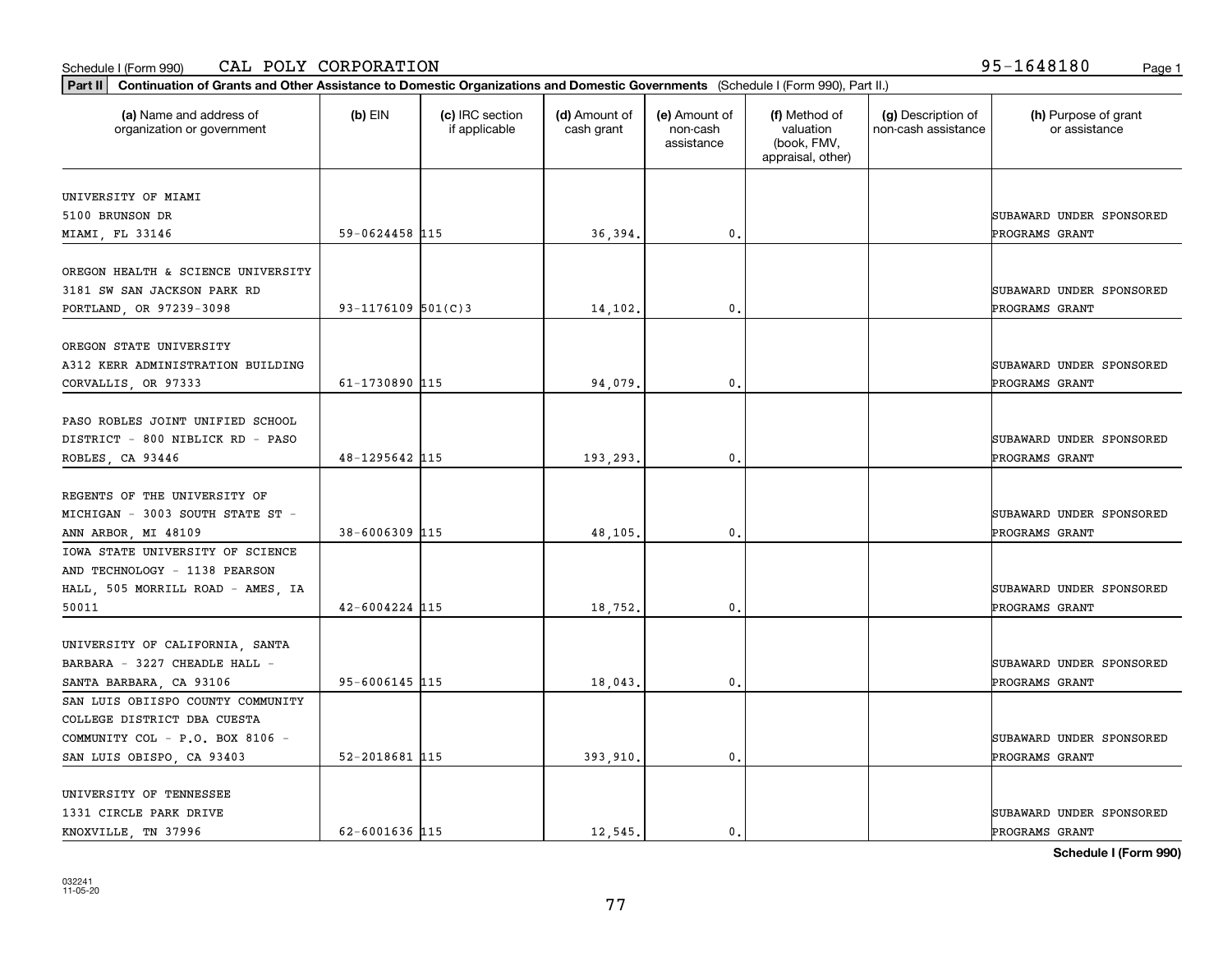Schedule I (Form 990) CAL POLY CORPORATION 95-1648180

**Part II** **Continuation of Grants and Other Assistance to Domestic Organizations and Domestic Governments** (Schedule I (Form 990), Part II.)

| (a) Name and address of organization or government | (b) EIN | (c) IRC section if applicable | (d) Amount of cash grant | (e) Amount of non-cash assistance | (f) Method of valuation (book, FMV, appraisal, other) | (g) Description of non-cash assistance | (h) Purpose of grant or assistance |
|---|---|---|---|---|---|---|---|
| UNIVERSITY OF MIAMI 5100 BRUNSON DR MIAMI, FL 33146 | 59-0624458 | 115 | 36,394. | 0. | | | SUBAWARD UNDER SPONSORED PROGRAMS GRANT |
| OREGON HEALTH & SCIENCE UNIVERSITY 3181 SW SAN JACKSON PARK RD PORTLAND, OR 97239-3098 | 93-1176109 | 501(C)3 | 14,102. | 0. | | | SUBAWARD UNDER SPONSORED PROGRAMS GRANT |
| OREGON STATE UNIVERSITY A312 KERR ADMINISTRATION BUILDING CORVALLIS, OR 97333 | 61-1730890 | 115 | 94,079. | 0. | | | SUBAWARD UNDER SPONSORED PROGRAMS GRANT |
| PASO ROBLES JOINT UNIFIED SCHOOL DISTRICT - 800 NIBLICK RD - PASO ROBLES, CA 93446 | 48-1295642 | 115 | 193,293. | 0. | | | SUBAWARD UNDER SPONSORED PROGRAMS GRANT |
| REGENTS OF THE UNIVERSITY OF MICHIGAN - 3003 SOUTH STATE ST - ANN ARBOR, MI 48109 | 38-6006309 | 115 | 48,105. | 0. | | | SUBAWARD UNDER SPONSORED PROGRAMS GRANT |
| IOWA STATE UNIVERSITY OF SCIENCE AND TECHNOLOGY - 1138 PEARSON HALL, 505 MORRILL ROAD - AMES, IA 50011 | 42-6004224 | 115 | 18,752. | 0. | | | SUBAWARD UNDER SPONSORED PROGRAMS GRANT |
| UNIVERSITY OF CALIFORNIA, SANTA BARBARA - 3227 CHEADLE HALL - SANTA BARBARA, CA 93106 | 95-6006145 | 115 | 18,043. | 0. | | | SUBAWARD UNDER SPONSORED PROGRAMS GRANT |
| SAN LUIS OBIISPO COUNTY COMMUNITY COLLEGE DISTRICT DBA CUESTA COMMUNITY COL - P.O. BOX 8106 - SAN LUIS OBISPO, CA 93403 | 52-2018681 | 115 | 393,910. | 0. | | | SUBAWARD UNDER SPONSORED PROGRAMS GRANT |
| UNIVERSITY OF TENNESSEE 1331 CIRCLE PARK DRIVE KNOXVILLE, TN 37996 | 62-6001636 | 115 | 12,545. | 0. | | | SUBAWARD UNDER SPONSORED PROGRAMS GRANT |

**Schedule I (Form 990)**

032241
11-05-20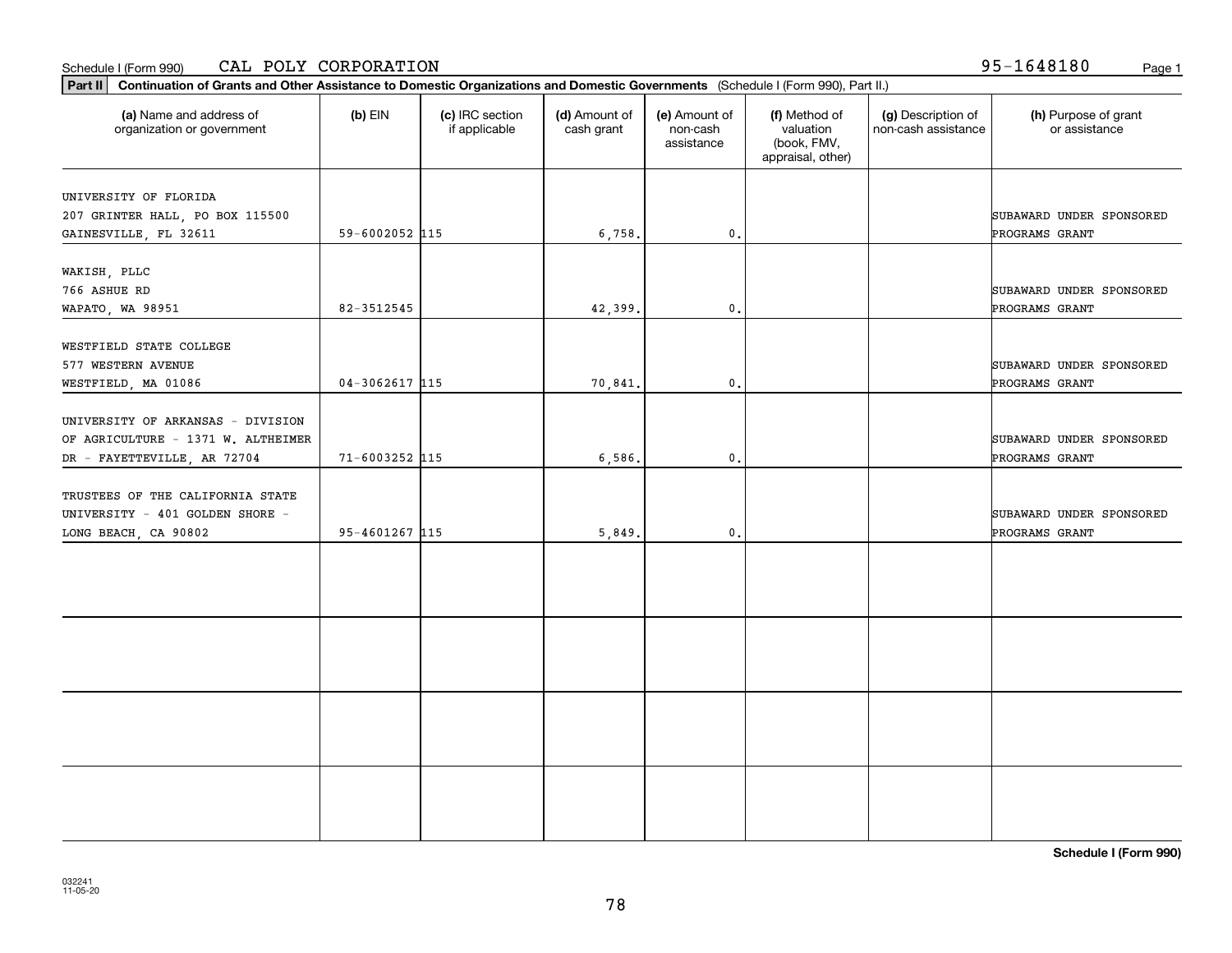Schedule I (Form 990) CAL POLY CORPORATION 95-1648180

**Part II** **Continuation of Grants and Other Assistance to Domestic Organizations and Domestic Governments** (Schedule I (Form 990), Part II.)

| (a) Name and address of organization or government | (b) EIN | (c) IRC section if applicable | (d) Amount of cash grant | (e) Amount of non-cash assistance | (f) Method of valuation (book, FMV, appraisal, other) | (g) Description of non-cash assistance | (h) Purpose of grant or assistance |
|---|---|---|---|---|---|---|---|
| UNIVERSITY OF FLORIDA 207 GRINTER HALL, PO BOX 115500 GAINESVILLE, FL 32611 | 59-6002052 | 115 | 6,758. | 0. | | | SUBAWARD UNDER SPONSORED PROGRAMS GRANT |
| WAKISH, PLLC 766 ASHUE RD WAPATO, WA 98951 | 82-3512545 | | 42,399. | 0. | | | SUBAWARD UNDER SPONSORED PROGRAMS GRANT |
| WESTFIELD STATE COLLEGE 577 WESTERN AVENUE WESTFIELD, MA 01086 | 04-3062617 | 115 | 70,841. | 0. | | | SUBAWARD UNDER SPONSORED PROGRAMS GRANT |
| UNIVERSITY OF ARKANSAS - DIVISION OF AGRICULTURE - 1371 W. ALTHEIMER DR - FAYETTEVILLE, AR 72704 | 71-6003252 | 115 | 6,586. | 0. | | | SUBAWARD UNDER SPONSORED PROGRAMS GRANT |
| TRUSTEES OF THE CALIFORNIA STATE UNIVERSITY - 401 GOLDEN SHORE - LONG BEACH, CA 90802 | 95-4601267 | 115 | 5,849. | 0. | | | SUBAWARD UNDER SPONSORED PROGRAMS GRANT |
| | | | | | | | |
| | | | | | | | |
| | | | | | | | |
| | | | | | | | |

**Schedule I (Form 990)**

032241
11-05-20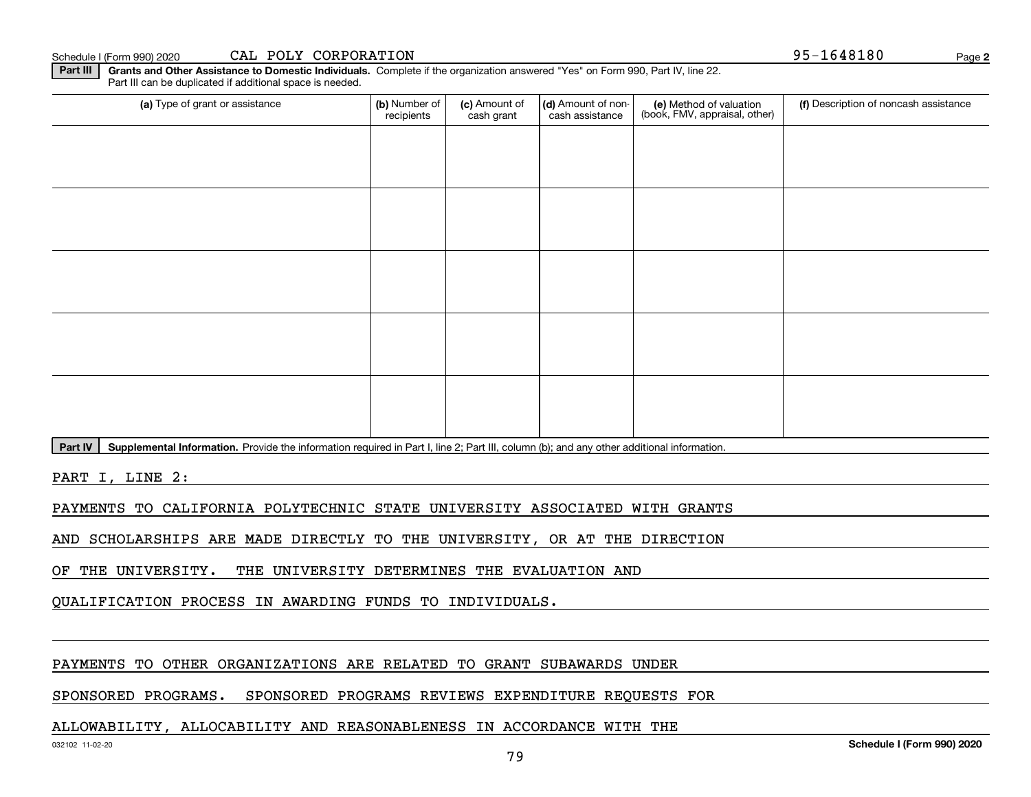Schedule I (Form 990) 2020 CAL POLY CORPORATION 95-1648180 Page **2**

**Part III** **Grants and Other Assistance to Domestic Individuals.** Complete if the organization answered "Yes" on Form 990, Part IV, line 22. Part III can be duplicated if additional space is needed.

| (a) Type of grant or assistance | (b) Number of recipients | (c) Amount of cash grant | (d) Amount of non-cash assistance | (e) Method of valuation (book, FMV, appraisal, other) | (f) Description of noncash assistance |
|---|---|---|---|---|---|
| | | | | | |
| | | | | | |
| | | | | | |
| | | | | | |
| | | | | | |

**Part IV** **Supplemental Information.** Provide the information required in Part I, line 2; Part III, column (b); and any other additional information.

PART I, LINE 2:

PAYMENTS TO CALIFORNIA POLYTECHNIC STATE UNIVERSITY ASSOCIATED WITH GRANTS AND SCHOLARSHIPS ARE MADE DIRECTLY TO THE UNIVERSITY, OR AT THE DIRECTION OF THE UNIVERSITY. THE UNIVERSITY DETERMINES THE EVALUATION AND QUALIFICATION PROCESS IN AWARDING FUNDS TO INDIVIDUALS.

PAYMENTS TO OTHER ORGANIZATIONS ARE RELATED TO GRANT SUBAWARDS UNDER SPONSORED PROGRAMS. SPONSORED PROGRAMS REVIEWS EXPENDITURE REQUESTS FOR ALLOWABILITY, ALLOCABILITY AND REASONABLENESS IN ACCORDANCE WITH THE

032102 11-02-20 **Schedule I (Form 990) 2020**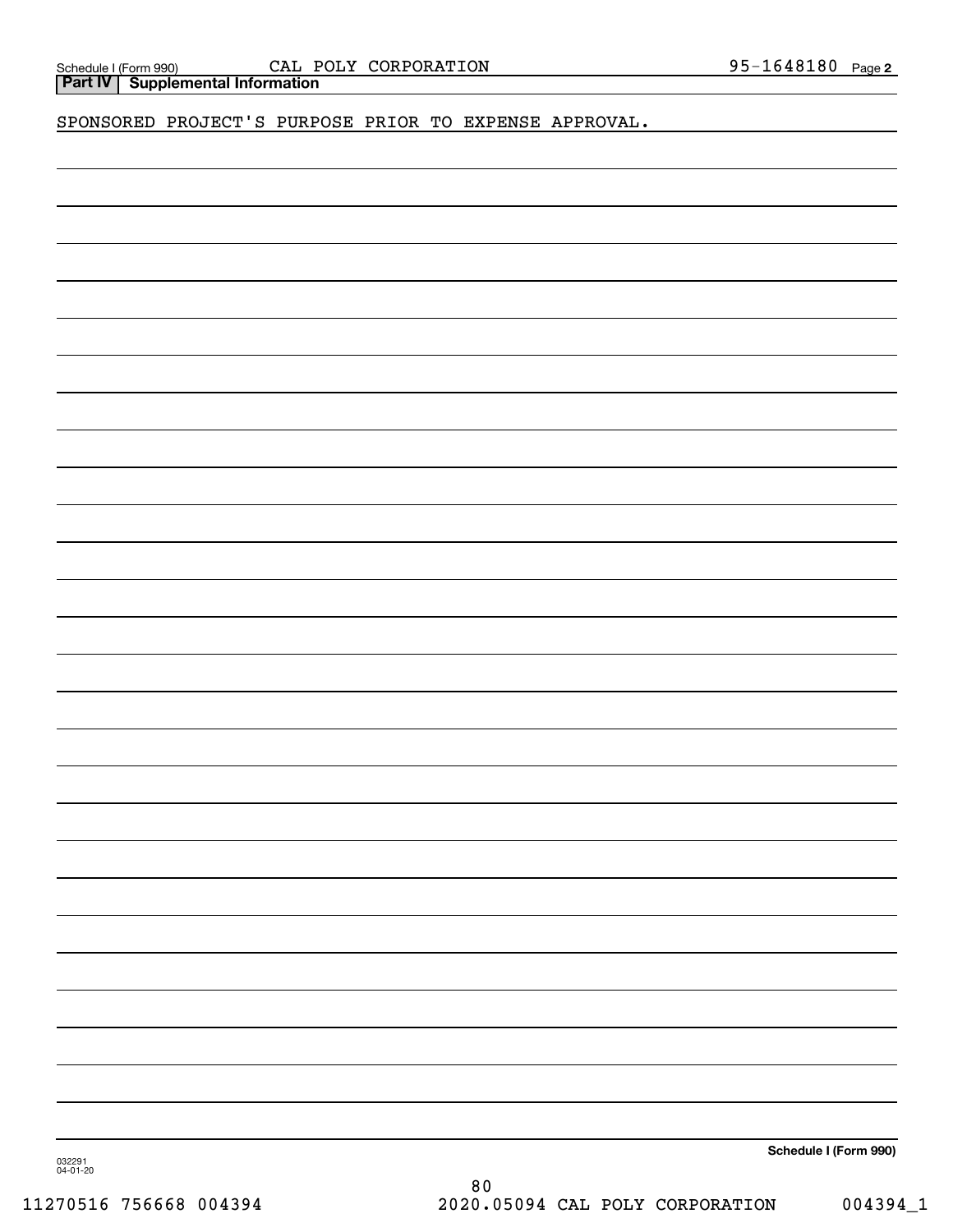Schedule I (Form 990) CAL POLY CORPORATION 95-1648180 Page 2

**Part IV | Supplemental Information**

SPONSORED PROJECT'S PURPOSE PRIOR TO EXPENSE APPROVAL.

**Schedule I (Form 990)**

032291
04-01-20

11270516 756668 004394 2020.05094 CAL POLY CORPORATION 004394_1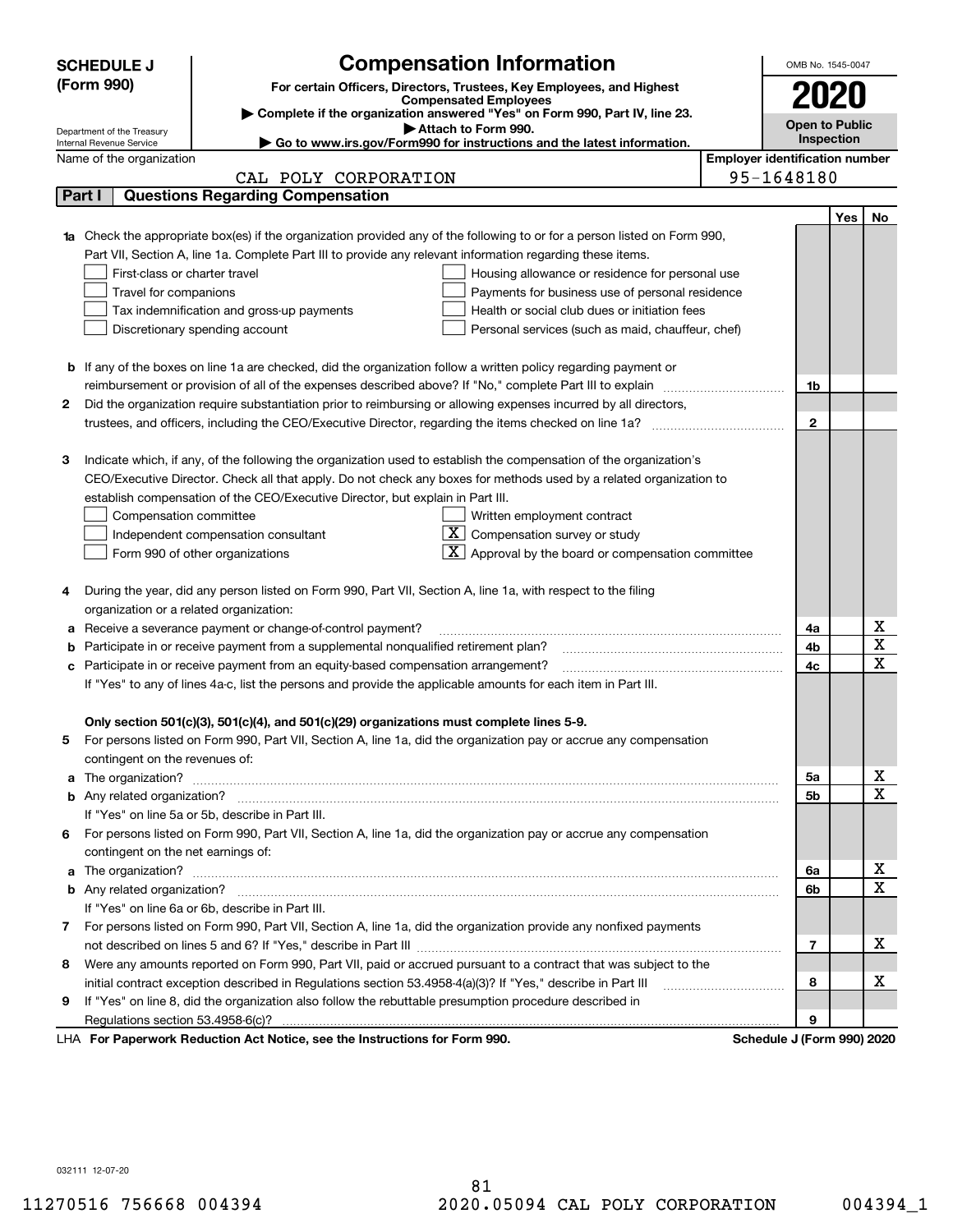**SCHEDULE J (Form 990)**

Department of the Treasury
Internal Revenue Service

# Compensation Information

**For certain Officers, Directors, Trustees, Key Employees, and Highest Compensated Employees**

▶ **Complete if the organization answered "Yes" on Form 990, Part IV, line 23.**

▶ **Attach to Form 990.**

▶ **Go to www.irs.gov/Form990 for instructions and the latest information.**

OMB No. 1545-0047

**2020**

**Open to Public Inspection**

Name of the organization: CAL POLY CORPORATION

Employer identification number: 95-1648180

## Part I Questions Regarding Compensation

| | | | Yes | No |
|---|---|---|---|---|
| **1a** | Check the appropriate box(es) if the organization provided any of the following to or for a person listed on Form 990, Part VII, Section A, line 1a. Complete Part III to provide any relevant information regarding these items.<br>☐ First-class or charter travel ☐ Housing allowance or residence for personal use<br>☐ Travel for companions ☐ Payments for business use of personal residence<br>☐ Tax indemnification and gross-up payments ☐ Health or social club dues or initiation fees<br>☐ Discretionary spending account ☐ Personal services (such as maid, chauffeur, chef) | | | |
| **b** | If any of the boxes on line 1a are checked, did the organization follow a written policy regarding payment or reimbursement or provision of all of the expenses described above? If "No," complete Part III to explain | 1b | | |
| **2** | Did the organization require substantiation prior to reimbursing or allowing expenses incurred by all directors, trustees, and officers, including the CEO/Executive Director, regarding the items checked on line 1a? | 2 | | |
| **3** | Indicate which, if any, of the following the organization used to establish the compensation of the organization's CEO/Executive Director. Check all that apply. Do not check any boxes for methods used by a related organization to establish compensation of the CEO/Executive Director, but explain in Part III.<br>☐ Compensation committee ☐ Written employment contract<br>☐ Independent compensation consultant ☒ Compensation survey or study<br>☐ Form 990 of other organizations ☒ Approval by the board or compensation committee | | | |
| **4** | During the year, did any person listed on Form 990, Part VII, Section A, line 1a, with respect to the filing organization or a related organization: | | | |
| **a** | Receive a severance payment or change-of-control payment? | 4a | | X |
| **b** | Participate in or receive payment from a supplemental nonqualified retirement plan? | 4b | | X |
| **c** | Participate in or receive payment from an equity-based compensation arrangement? | 4c | | X |
| | If "Yes" to any of lines 4a-c, list the persons and provide the applicable amounts for each item in Part III. | | | |
| | **Only section 501(c)(3), 501(c)(4), and 501(c)(29) organizations must complete lines 5-9.** | | | |
| **5** | For persons listed on Form 990, Part VII, Section A, line 1a, did the organization pay or accrue any compensation contingent on the revenues of: | | | |
| **a** | The organization? | 5a | | X |
| **b** | Any related organization? | 5b | | X |
| | If "Yes" on line 5a or 5b, describe in Part III. | | | |
| **6** | For persons listed on Form 990, Part VII, Section A, line 1a, did the organization pay or accrue any compensation contingent on the net earnings of: | | | |
| **a** | The organization? | 6a | | X |
| **b** | Any related organization? | 6b | | X |
| | If "Yes" on line 6a or 6b, describe in Part III. | | | |
| **7** | For persons listed on Form 990, Part VII, Section A, line 1a, did the organization provide any nonfixed payments not described on lines 5 and 6? If "Yes," describe in Part III | 7 | | X |
| **8** | Were any amounts reported on Form 990, Part VII, paid or accrued pursuant to a contract that was subject to the initial contract exception described in Regulations section 53.4958-4(a)(3)? If "Yes," describe in Part III | 8 | | X |
| **9** | If "Yes" on line 8, did the organization also follow the rebuttable presumption procedure described in Regulations section 53.4958-6(c)? | 9 | | |

LHA **For Paperwork Reduction Act Notice, see the Instructions for Form 990.** **Schedule J (Form 990) 2020**

032111 12-07-20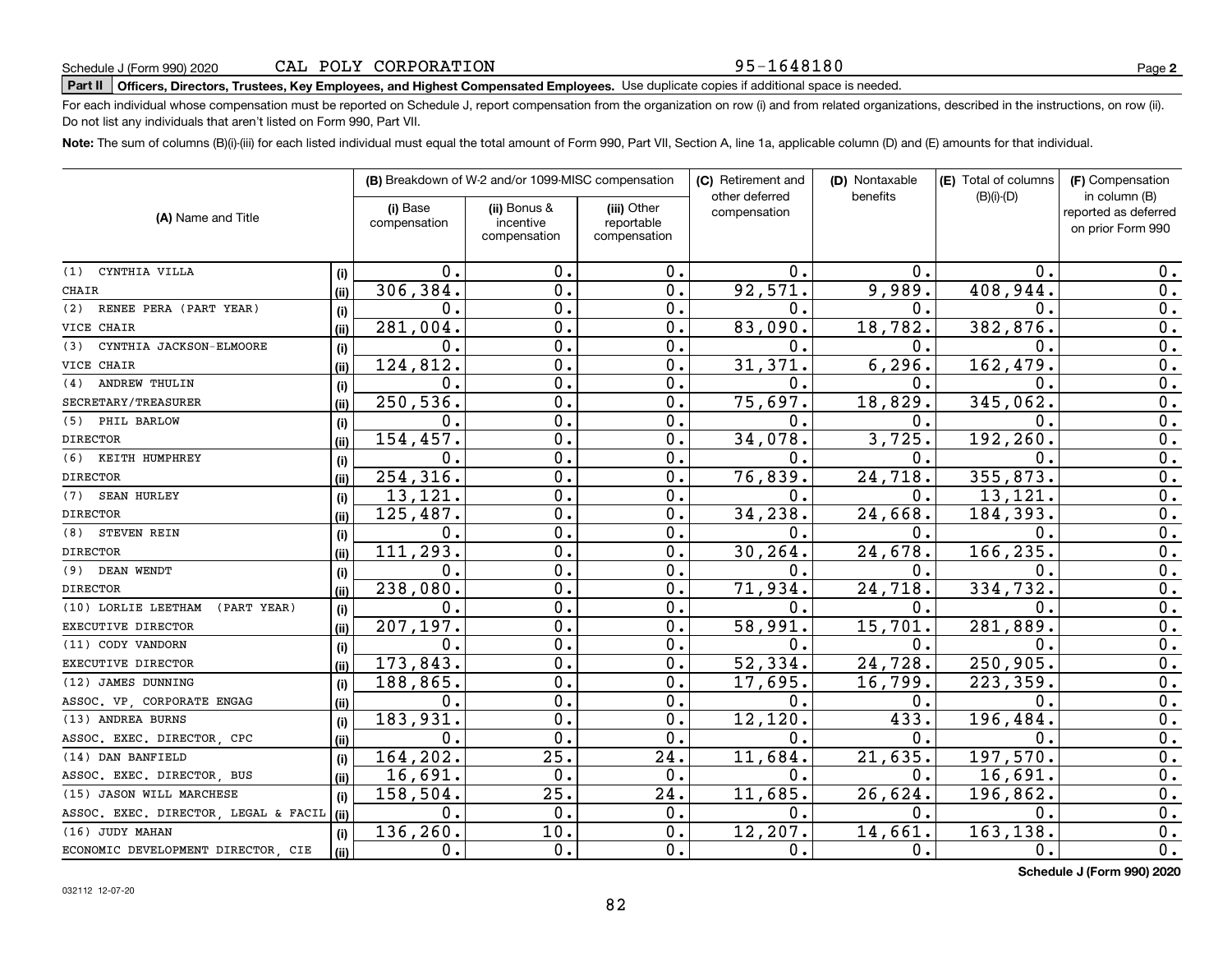Schedule J (Form 990) 2020 CAL POLY CORPORATION 95-1648180

**Part II** **Officers, Directors, Trustees, Key Employees, and Highest Compensated Employees.** Use duplicate copies if additional space is needed.

For each individual whose compensation must be reported on Schedule J, report compensation from the organization on row (i) and from related organizations, described in the instructions, on row (ii). Do not list any individuals that aren't listed on Form 990, Part VII.

**Note:** The sum of columns (B)(i)-(iii) for each listed individual must equal the total amount of Form 990, Part VII, Section A, line 1a, applicable column (D) and (E) amounts for that individual.

| (A) Name and Title | | (B) Breakdown of W-2 and/or 1099-MISC compensation | | | (C) Retirement and other deferred compensation | (D) Nontaxable benefits | (E) Total of columns (B)(i)-(D) | (F) Compensation in column (B) reported as deferred on prior Form 990 |
|---|---|---|---|---|---|---|---|---|
| | | (i) Base compensation | (ii) Bonus & incentive compensation | (iii) Other reportable compensation | | | | |
| (1) CYNTHIA VILLA | (i) | 0. | 0. | 0. | 0. | 0. | 0. | 0. |
| CHAIR | (ii) | 306,384. | 0. | 0. | 92,571. | 9,989. | 408,944. | 0. |
| (2) RENEE PERA (PART YEAR) | (i) | 0. | 0. | 0. | 0. | 0. | 0. | 0. |
| VICE CHAIR | (ii) | 281,004. | 0. | 0. | 83,090. | 18,782. | 382,876. | 0. |
| (3) CYNTHIA JACKSON-ELMOORE | (i) | 0. | 0. | 0. | 0. | 0. | 0. | 0. |
| VICE CHAIR | (ii) | 124,812. | 0. | 0. | 31,371. | 6,296. | 162,479. | 0. |
| (4) ANDREW THULIN | (i) | 0. | 0. | 0. | 0. | 0. | 0. | 0. |
| SECRETARY/TREASURER | (ii) | 250,536. | 0. | 0. | 75,697. | 18,829. | 345,062. | 0. |
| (5) PHIL BARLOW | (i) | 0. | 0. | 0. | 0. | 0. | 0. | 0. |
| DIRECTOR | (ii) | 154,457. | 0. | 0. | 34,078. | 3,725. | 192,260. | 0. |
| (6) KEITH HUMPHREY | (i) | 0. | 0. | 0. | 0. | 0. | 0. | 0. |
| DIRECTOR | (ii) | 254,316. | 0. | 0. | 76,839. | 24,718. | 355,873. | 0. |
| (7) SEAN HURLEY | (i) | 13,121. | 0. | 0. | 0. | 0. | 13,121. | 0. |
| DIRECTOR | (ii) | 125,487. | 0. | 0. | 34,238. | 24,668. | 184,393. | 0. |
| (8) STEVEN REIN | (i) | 0. | 0. | 0. | 0. | 0. | 0. | 0. |
| DIRECTOR | (ii) | 111,293. | 0. | 0. | 30,264. | 24,678. | 166,235. | 0. |
| (9) DEAN WENDT | (i) | 0. | 0. | 0. | 0. | 0. | 0. | 0. |
| DIRECTOR | (ii) | 238,080. | 0. | 0. | 71,934. | 24,718. | 334,732. | 0. |
| (10) LORLIE LEETHAM (PART YEAR) | (i) | 0. | 0. | 0. | 0. | 0. | 0. | 0. |
| EXECUTIVE DIRECTOR | (ii) | 207,197. | 0. | 0. | 58,991. | 15,701. | 281,889. | 0. |
| (11) CODY VANDORN | (i) | 0. | 0. | 0. | 0. | 0. | 0. | 0. |
| EXECUTIVE DIRECTOR | (ii) | 173,843. | 0. | 0. | 52,334. | 24,728. | 250,905. | 0. |
| (12) JAMES DUNNING | (i) | 188,865. | 0. | 0. | 17,695. | 16,799. | 223,359. | 0. |
| ASSOC. VP, CORPORATE ENGAG | (ii) | 0. | 0. | 0. | 0. | 0. | 0. | 0. |
| (13) ANDREA BURNS | (i) | 183,931. | 0. | 0. | 12,120. | 433. | 196,484. | 0. |
| ASSOC. EXEC. DIRECTOR, CPC | (ii) | 0. | 0. | 0. | 0. | 0. | 0. | 0. |
| (14) DAN BANFIELD | (i) | 164,202. | 25. | 24. | 11,684. | 21,635. | 197,570. | 0. |
| ASSOC. EXEC. DIRECTOR, BUS | (ii) | 16,691. | 0. | 0. | 0. | 0. | 16,691. | 0. |
| (15) JASON WILL MARCHESE | (i) | 158,504. | 25. | 24. | 11,685. | 26,624. | 196,862. | 0. |
| ASSOC. EXEC. DIRECTOR, LEGAL & FACIL | (ii) | 0. | 0. | 0. | 0. | 0. | 0. | 0. |
| (16) JUDY MAHAN | (i) | 136,260. | 10. | 0. | 12,207. | 14,661. | 163,138. | 0. |
| ECONOMIC DEVELOPMENT DIRECTOR, CIE | (ii) | 0. | 0. | 0. | 0. | 0. | 0. | 0. |

**Schedule J (Form 990) 2020**

032112 12-07-20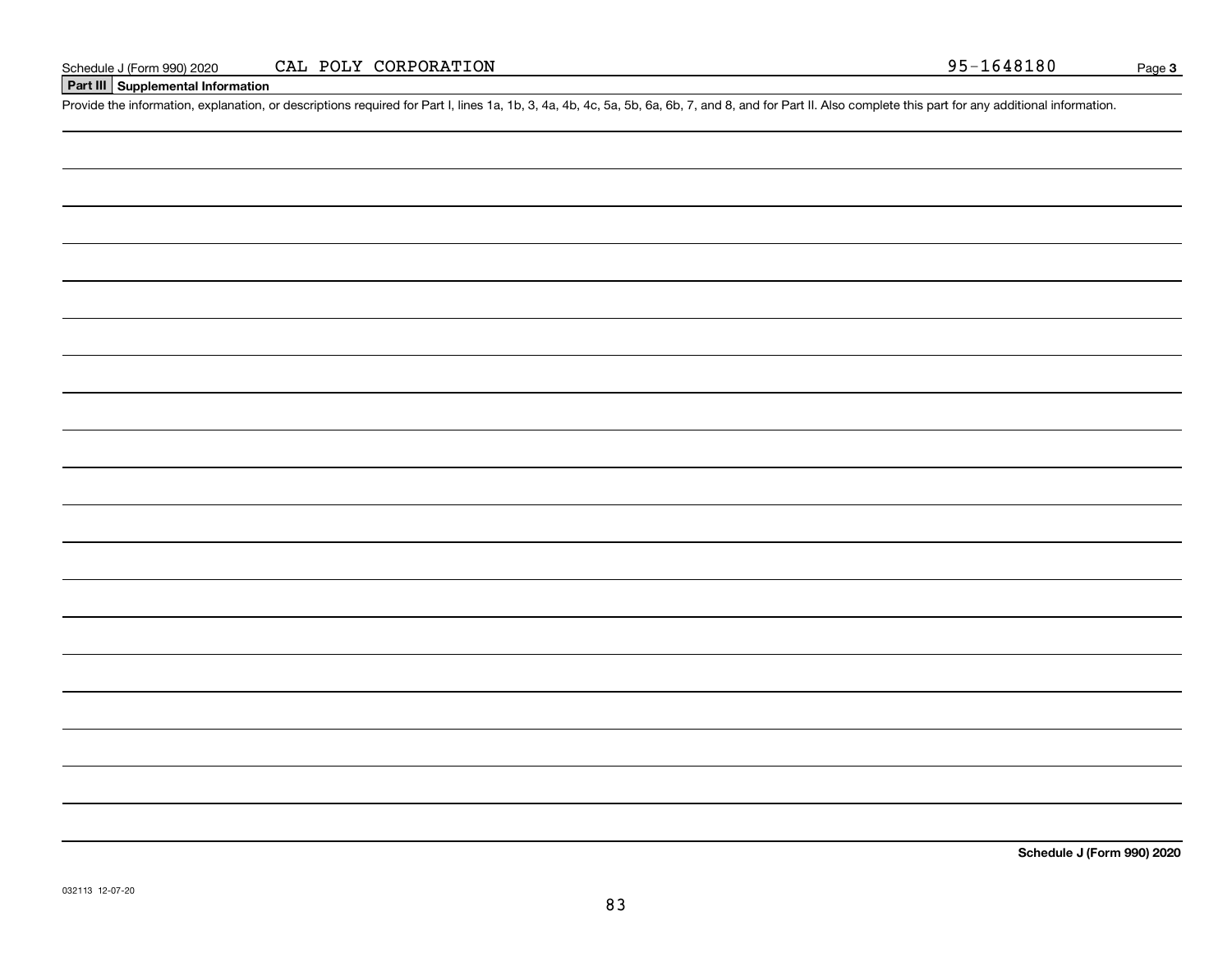Schedule J (Form 990) 2020 CAL POLY CORPORATION 95-1648180 Page **3**

**Part III | Supplemental Information**

Provide the information, explanation, or descriptions required for Part I, lines 1a, 1b, 3, 4a, 4b, 4c, 5a, 5b, 6a, 6b, 7, and 8, and for Part II. Also complete this part for any additional information.

**Schedule J (Form 990) 2020**

032113 12-07-20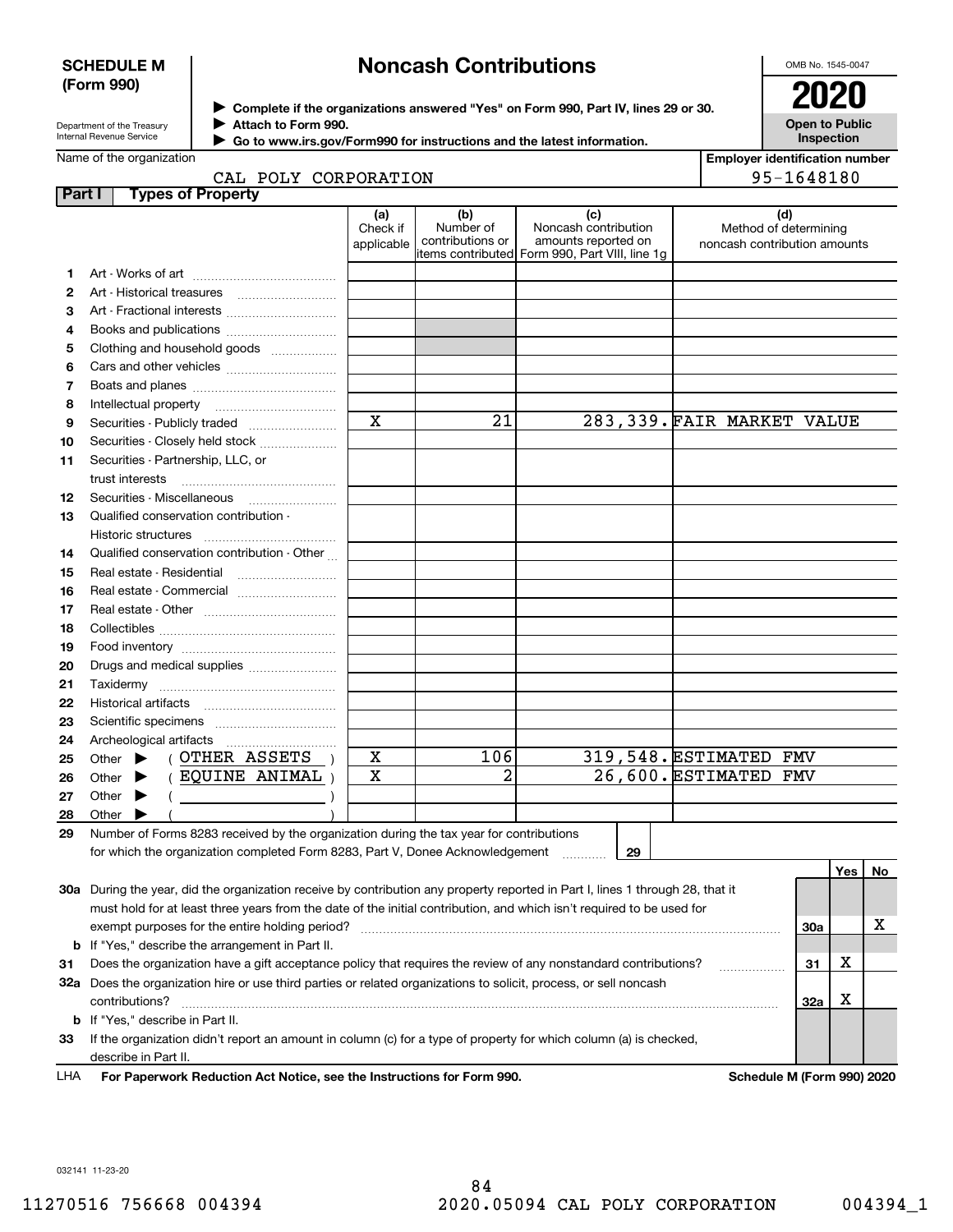**SCHEDULE M (Form 990)**

Department of the Treasury
Internal Revenue Service

# Noncash Contributions

▶ Complete if the organizations answered "Yes" on Form 990, Part IV, lines 29 or 30.
▶ Attach to Form 990.
▶ Go to www.irs.gov/Form990 for instructions and the latest information.

OMB No. 1545-0047

**2020**

**Open to Public Inspection**

Name of the organization: CAL POLY CORPORATION

Employer identification number: 95-1648180

## Part I Types of Property

| | | (a) Check if applicable | (b) Number of contributions or items contributed | (c) Noncash contribution amounts reported on Form 990, Part VIII, line 1g | (d) Method of determining noncash contribution amounts |
|---|---|---|---|---|---|
| 1 | Art - Works of art | | | | |
| 2 | Art - Historical treasures | | | | |
| 3 | Art - Fractional interests | | | | |
| 4 | Books and publications | | | | |
| 5 | Clothing and household goods | | | | |
| 6 | Cars and other vehicles | | | | |
| 7 | Boats and planes | | | | |
| 8 | Intellectual property | | | | |
| 9 | Securities - Publicly traded | X | 21 | 283,339. | FAIR MARKET VALUE |
| 10 | Securities - Closely held stock | | | | |
| 11 | Securities - Partnership, LLC, or trust interests | | | | |
| 12 | Securities - Miscellaneous | | | | |
| 13 | Qualified conservation contribution - Historic structures | | | | |
| 14 | Qualified conservation contribution - Other | | | | |
| 15 | Real estate - Residential | | | | |
| 16 | Real estate - Commercial | | | | |
| 17 | Real estate - Other | | | | |
| 18 | Collectibles | | | | |
| 19 | Food inventory | | | | |
| 20 | Drugs and medical supplies | | | | |
| 21 | Taxidermy | | | | |
| 22 | Historical artifacts | | | | |
| 23 | Scientific specimens | | | | |
| 24 | Archeological artifacts | | | | |
| 25 | Other ▶ ( OTHER ASSETS ) | X | 106 | 319,548. | ESTIMATED FMV |
| 26 | Other ▶ ( EQUINE ANIMAL ) | X | 2 | 26,600. | ESTIMATED FMV |
| 27 | Other ▶ ( ) | | | | |
| 28 | Other ▶ ( ) | | | | |

29 Number of Forms 8283 received by the organization during the tax year for contributions for which the organization completed Form 8283, Part V, Donee Acknowledgement ..... 29

| | | | Yes | No |
|---|---|---|---|---|
| 30a | During the year, did the organization receive by contribution any property reported in Part I, lines 1 through 28, that it must hold for at least three years from the date of the initial contribution, and which isn't required to be used for exempt purposes for the entire holding period? | 30a | | X |
| b | If "Yes," describe the arrangement in Part II. | | | |
| 31 | Does the organization have a gift acceptance policy that requires the review of any nonstandard contributions? | 31 | X | |
| 32a | Does the organization hire or use third parties or related organizations to solicit, process, or sell noncash contributions? | 32a | X | |
| b | If "Yes," describe in Part II. | | | |
| 33 | If the organization didn't report an amount in column (c) for a type of property for which column (a) is checked, describe in Part II. | | | |

LHA **For Paperwork Reduction Act Notice, see the Instructions for Form 990.** **Schedule M (Form 990) 2020**

032141 11-23-20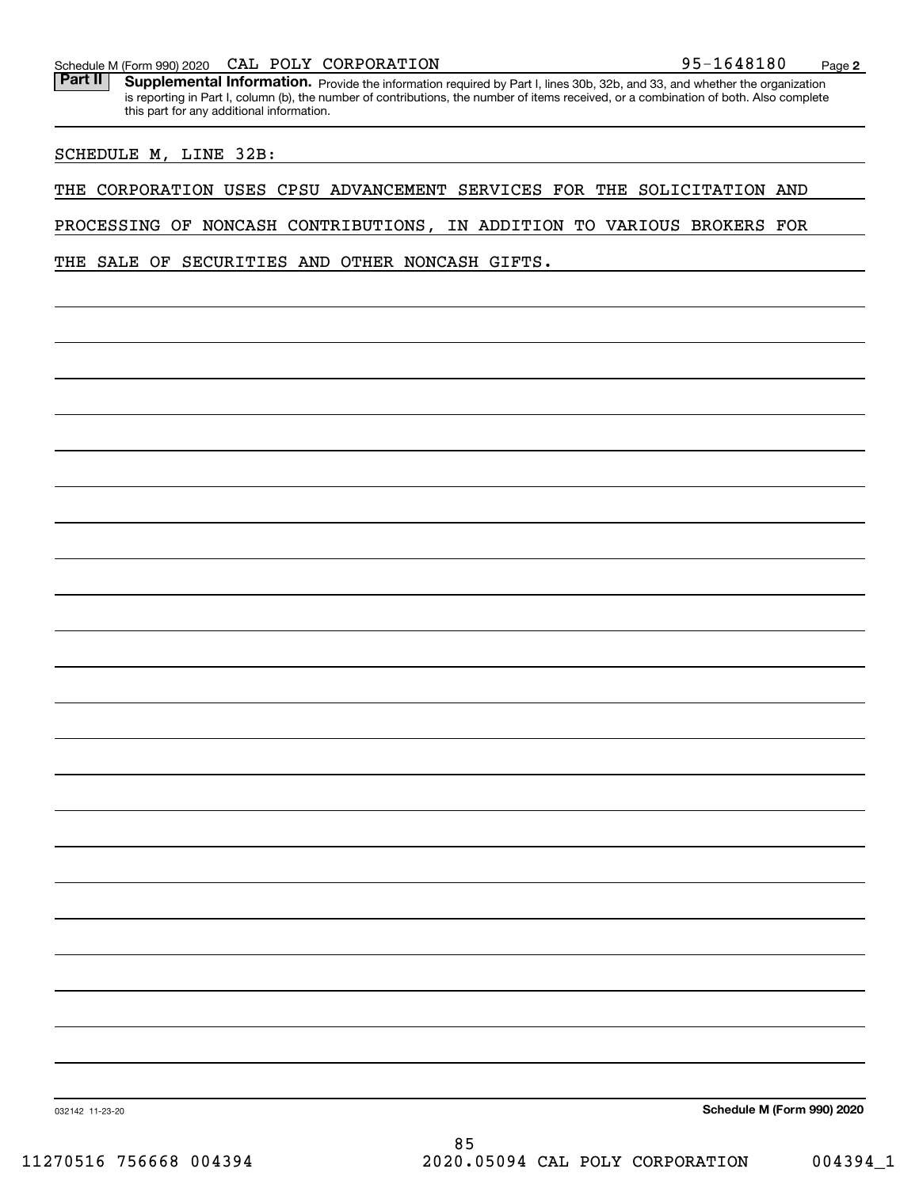Schedule M (Form 990) 2020 CAL POLY CORPORATION 95-1648180 Page 2

**Part II Supplemental Information.** Provide the information required by Part I, lines 30b, 32b, and 33, and whether the organization is reporting in Part I, column (b), the number of contributions, the number of items received, or a combination of both. Also complete this part for any additional information.

SCHEDULE M, LINE 32B:

THE CORPORATION USES CPSU ADVANCEMENT SERVICES FOR THE SOLICITATION AND PROCESSING OF NONCASH CONTRIBUTIONS, IN ADDITION TO VARIOUS BROKERS FOR THE SALE OF SECURITIES AND OTHER NONCASH GIFTS.

032142 11-23-20 **Schedule M (Form 990) 2020**

11270516 756668 004394 2020.05094 CAL POLY CORPORATION 004394_1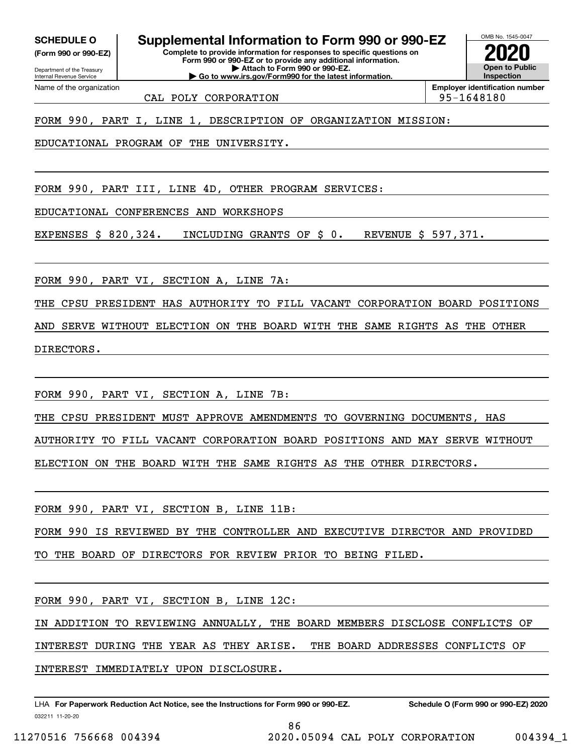**SCHEDULE O** **(Form 990 or 990-EZ)**

Department of the Treasury
Internal Revenue Service

# Supplemental Information to Form 990 or 990-EZ

**Complete to provide information for responses to specific questions on Form 990 or 990-EZ or to provide any additional information.**
**▶ Attach to Form 990 or 990-EZ.**
**▶ Go to www.irs.gov/Form990 for the latest information.**

OMB No. 1545-0047

**2020**

**Open to Public Inspection**

Name of the organization: CAL POLY CORPORATION

**Employer identification number:** 95-1648180

FORM 990, PART I, LINE 1, DESCRIPTION OF ORGANIZATION MISSION:

EDUCATIONAL PROGRAM OF THE UNIVERSITY.

FORM 990, PART III, LINE 4D, OTHER PROGRAM SERVICES:

EDUCATIONAL CONFERENCES AND WORKSHOPS

EXPENSES $ 820,324. INCLUDING GRANTS OF $ 0. REVENUE $ 597,371.

FORM 990, PART VI, SECTION A, LINE 7A:

THE CPSU PRESIDENT HAS AUTHORITY TO FILL VACANT CORPORATION BOARD POSITIONS AND SERVE WITHOUT ELECTION ON THE BOARD WITH THE SAME RIGHTS AS THE OTHER DIRECTORS.

FORM 990, PART VI, SECTION A, LINE 7B:

THE CPSU PRESIDENT MUST APPROVE AMENDMENTS TO GOVERNING DOCUMENTS, HAS AUTHORITY TO FILL VACANT CORPORATION BOARD POSITIONS AND MAY SERVE WITHOUT ELECTION ON THE BOARD WITH THE SAME RIGHTS AS THE OTHER DIRECTORS.

FORM 990, PART VI, SECTION B, LINE 11B:

FORM 990 IS REVIEWED BY THE CONTROLLER AND EXECUTIVE DIRECTOR AND PROVIDED TO THE BOARD OF DIRECTORS FOR REVIEW PRIOR TO BEING FILED.

FORM 990, PART VI, SECTION B, LINE 12C:

IN ADDITION TO REVIEWING ANNUALLY, THE BOARD MEMBERS DISCLOSE CONFLICTS OF INTEREST DURING THE YEAR AS THEY ARISE. THE BOARD ADDRESSES CONFLICTS OF INTEREST IMMEDIATELY UPON DISCLOSURE.

LHA **For Paperwork Reduction Act Notice, see the Instructions for Form 990 or 990-EZ.** **Schedule O (Form 990 or 990-EZ) 2020**

032211 11-20-20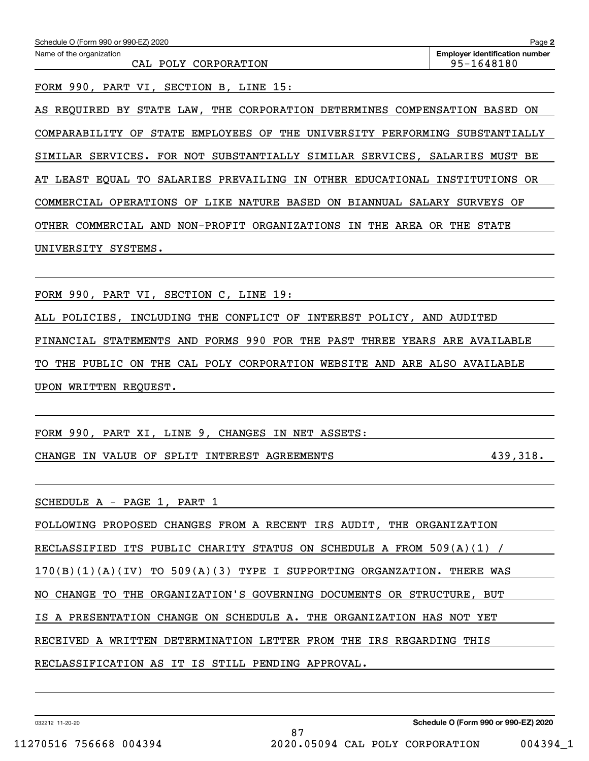Schedule O (Form 990 or 990-EZ) 2020 Page **2**

Name of the organization: CAL POLY CORPORATION

**Employer identification number**: 95-1648180

FORM 990, PART VI, SECTION B, LINE 15:

AS REQUIRED BY STATE LAW, THE CORPORATION DETERMINES COMPENSATION BASED ON COMPARABILITY OF STATE EMPLOYEES OF THE UNIVERSITY PERFORMING SUBSTANTIALLY SIMILAR SERVICES. FOR NOT SUBSTANTIALLY SIMILAR SERVICES, SALARIES MUST BE AT LEAST EQUAL TO SALARIES PREVAILING IN OTHER EDUCATIONAL INSTITUTIONS OR COMMERCIAL OPERATIONS OF LIKE NATURE BASED ON BIANNUAL SALARY SURVEYS OF OTHER COMMERCIAL AND NON-PROFIT ORGANIZATIONS IN THE AREA OR THE STATE UNIVERSITY SYSTEMS.

FORM 990, PART VI, SECTION C, LINE 19:

ALL POLICIES, INCLUDING THE CONFLICT OF INTEREST POLICY, AND AUDITED FINANCIAL STATEMENTS AND FORMS 990 FOR THE PAST THREE YEARS ARE AVAILABLE TO THE PUBLIC ON THE CAL POLY CORPORATION WEBSITE AND ARE ALSO AVAILABLE UPON WRITTEN REQUEST.

FORM 990, PART XI, LINE 9, CHANGES IN NET ASSETS:

| | |
|---|---|
| CHANGE IN VALUE OF SPLIT INTEREST AGREEMENTS | 439,318. |

SCHEDULE A - PAGE 1, PART 1

FOLLOWING PROPOSED CHANGES FROM A RECENT IRS AUDIT, THE ORGANIZATION RECLASSIFIED ITS PUBLIC CHARITY STATUS ON SCHEDULE A FROM 509(A)(1) / 170(B)(1)(A)(IV) TO 509(A)(3) TYPE I SUPPORTING ORGANZATION. THERE WAS NO CHANGE TO THE ORGANIZATION'S GOVERNING DOCUMENTS OR STRUCTURE, BUT IS A PRESENTATION CHANGE ON SCHEDULE A. THE ORGANIZATION HAS NOT YET RECEIVED A WRITTEN DETERMINATION LETTER FROM THE IRS REGARDING THIS RECLASSIFICATION AS IT IS STILL PENDING APPROVAL.

032212 11-20-20 **Schedule O (Form 990 or 990-EZ) 2020**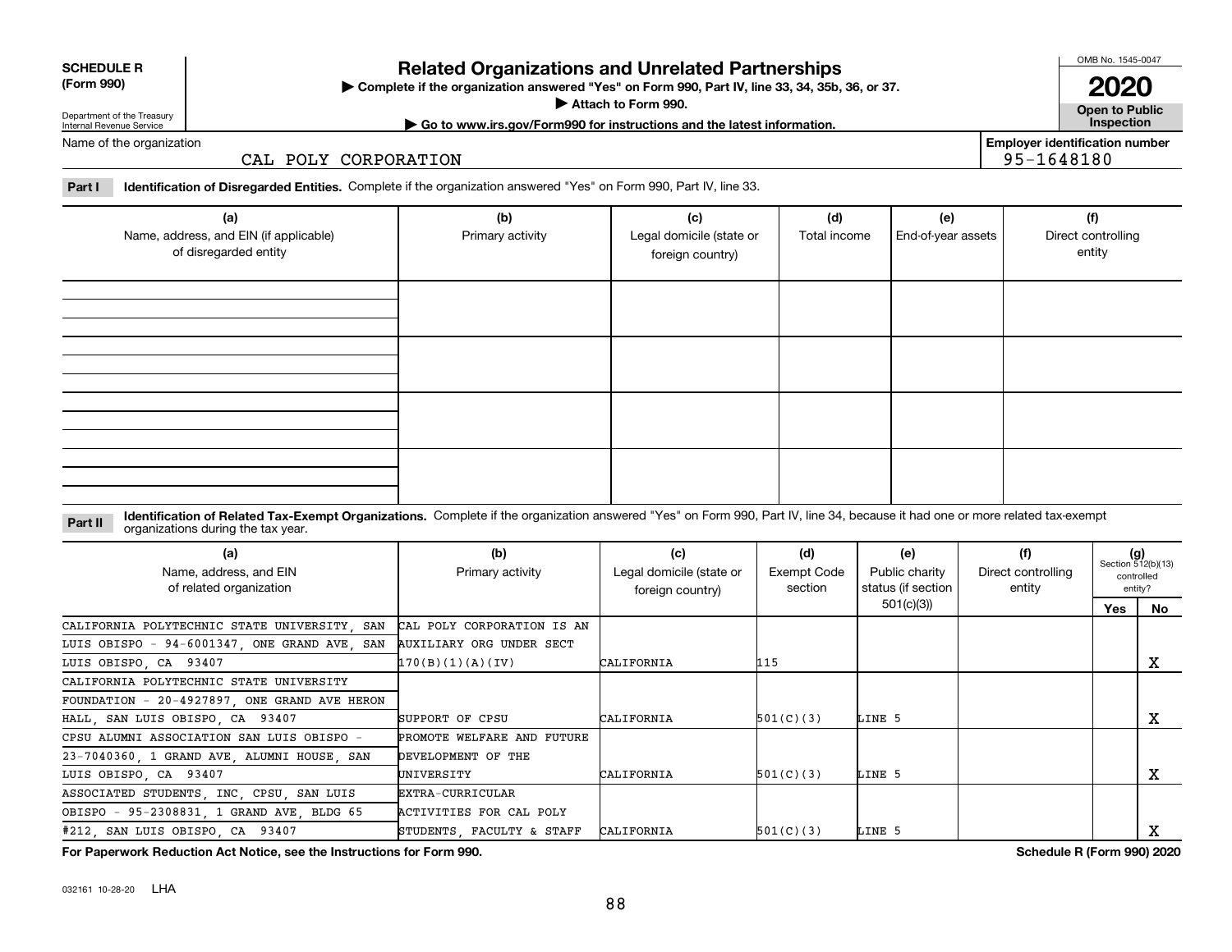**SCHEDULE R (Form 990)**

Department of the Treasury
Internal Revenue Service

# Related Organizations and Unrelated Partnerships

▶ Complete if the organization answered "Yes" on Form 990, Part IV, line 33, 34, 35b, 36, or 37.

▶ Attach to Form 990.

▶ Go to www.irs.gov/Form990 for instructions and the latest information.

OMB No. 1545-0047

**2020**

**Open to Public Inspection**

Name of the organization: CAL POLY CORPORATION

Employer identification number: 95-1648180

**Part I** **Identification of Disregarded Entities.** Complete if the organization answered "Yes" on Form 990, Part IV, line 33.

| (a) Name, address, and EIN (if applicable) of disregarded entity | (b) Primary activity | (c) Legal domicile (state or foreign country) | (d) Total income | (e) End-of-year assets | (f) Direct controlling entity |
|---|---|---|---|---|---|
| | | | | | |
| | | | | | |
| | | | | | |
| | | | | | |

**Part II** **Identification of Related Tax-Exempt Organizations.** Complete if the organization answered "Yes" on Form 990, Part IV, line 34, because it had one or more related tax-exempt organizations during the tax year.

| (a) Name, address, and EIN of related organization | (b) Primary activity | (c) Legal domicile (state or foreign country) | (d) Exempt Code section | (e) Public charity status (if section 501(c)(3)) | (f) Direct controlling entity | (g) Section 512(b)(13) controlled entity? Yes | No |
|---|---|---|---|---|---|---|---|
| CALIFORNIA POLYTECHNIC STATE UNIVERSITY, SAN LUIS OBISPO - 94-6001347, ONE GRAND AVE, SAN LUIS OBISPO, CA 93407 | CAL POLY CORPORATION IS AN AUXILIARY ORG UNDER SECT 170(B)(1)(A)(IV) | CALIFORNIA | 115 | | | | X |
| CALIFORNIA POLYTECHNIC STATE UNIVERSITY FOUNDATION - 20-4927897, ONE GRAND AVE HERON HALL, SAN LUIS OBISPO, CA 93407 | SUPPORT OF CPSU | CALIFORNIA | 501(C)(3) | LINE 5 | | | X |
| CPSU ALUMNI ASSOCIATION SAN LUIS OBISPO - 23-7040360, 1 GRAND AVE, ALUMNI HOUSE, SAN LUIS OBISPO, CA 93407 | PROMOTE WELFARE AND FUTURE DEVELOPMENT OF THE UNIVERSITY | CALIFORNIA | 501(C)(3) | LINE 5 | | | X |
| ASSOCIATED STUDENTS, INC, CPSU, SAN LUIS OBISPO - 95-2308831, 1 GRAND AVE, BLDG 65 #212, SAN LUIS OBISPO, CA 93407 | EXTRA-CURRICULAR ACTIVITIES FOR CAL POLY STUDENTS, FACULTY & STAFF | CALIFORNIA | 501(C)(3) | LINE 5 | | | X |

**For Paperwork Reduction Act Notice, see the Instructions for Form 990.**

**Schedule R (Form 990) 2020**

032161 10-28-20 LHA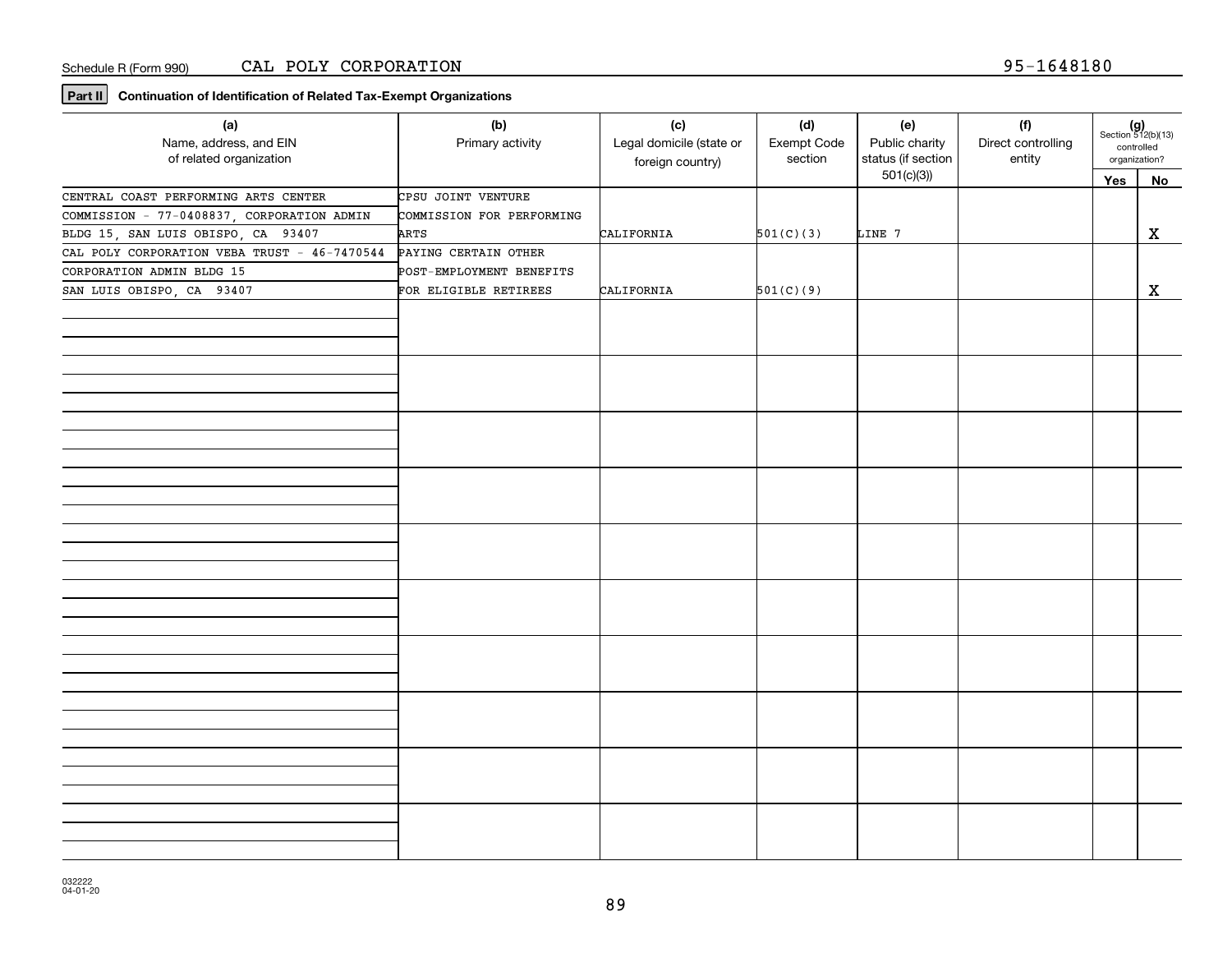Schedule R (Form 990) CAL POLY CORPORATION 95-1648180

**Part II** **Continuation of Identification of Related Tax-Exempt Organizations**

| (a) Name, address, and EIN of related organization | (b) Primary activity | (c) Legal domicile (state or foreign country) | (d) Exempt Code section | (e) Public charity status (if section 501(c)(3)) | (f) Direct controlling entity | (g) Section 512(b)(13) controlled organization? Yes | No |
|---|---|---|---|---|---|---|---|
| CENTRAL COAST PERFORMING ARTS CENTER COMMISSION - 77-0408837, CORPORATION ADMIN BLDG 15, SAN LUIS OBISPO, CA 93407 | CPSU JOINT VENTURE COMMISSION FOR PERFORMING ARTS | CALIFORNIA | 501(C)(3) | LINE 7 | | | X |
| CAL POLY CORPORATION VEBA TRUST - 46-7470544 CORPORATION ADMIN BLDG 15 SAN LUIS OBISPO, CA 93407 | PAYING CERTAIN OTHER POST-EMPLOYMENT BENEFITS FOR ELIGIBLE RETIREES | CALIFORNIA | 501(C)(9) | | | | X |

032222 04-01-20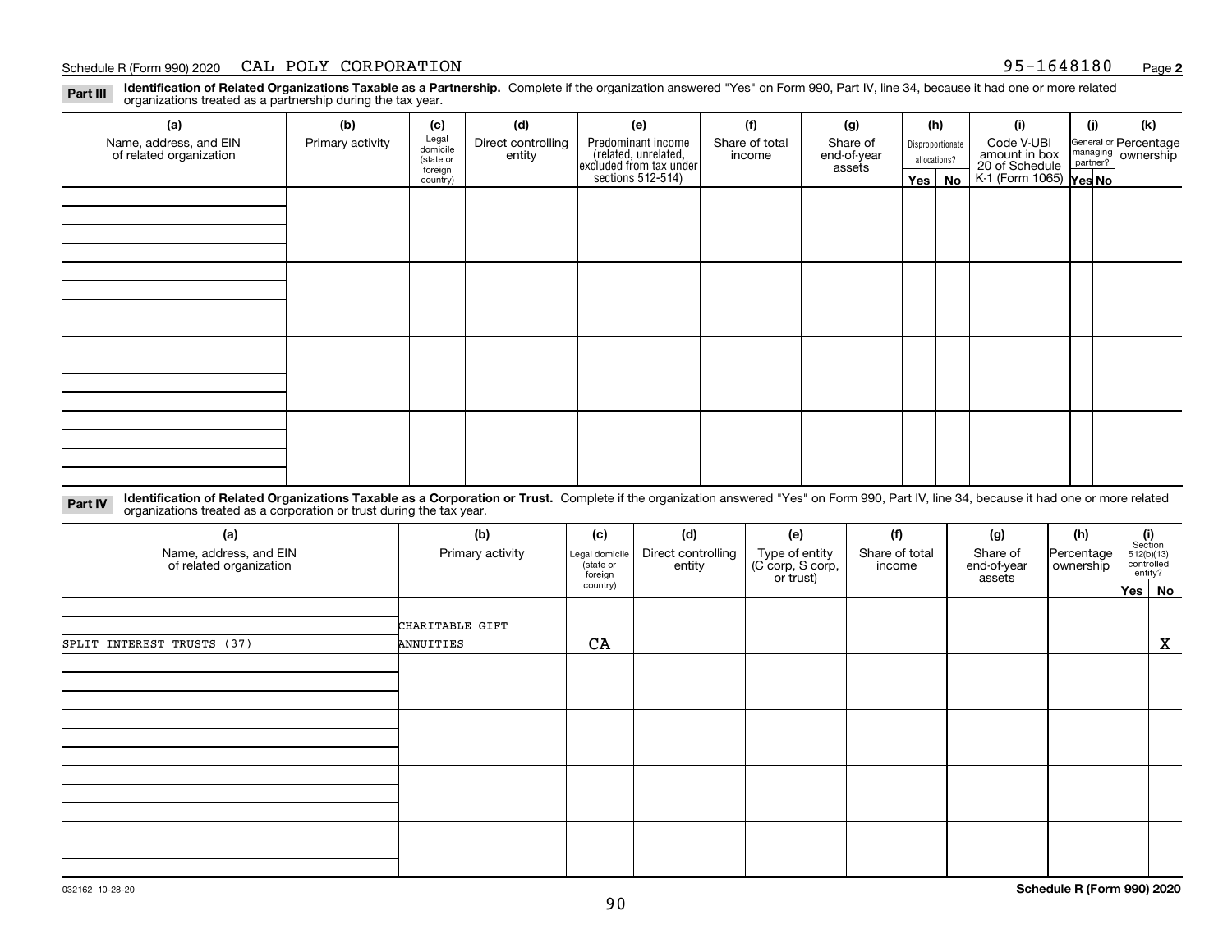Schedule R (Form 990) 2020 CAL POLY CORPORATION 95-1648180 Page **2**

**Part III** **Identification of Related Organizations Taxable as a Partnership.** Complete if the organization answered "Yes" on Form 990, Part IV, line 34, because it had one or more related organizations treated as a partnership during the tax year.

| (a) Name, address, and EIN of related organization | (b) Primary activity | (c) Legal domicile (state or foreign country) | (d) Direct controlling entity | (e) Predominant income (related, unrelated, excluded from tax under sections 512-514) | (f) Share of total income | (g) Share of end-of-year assets | (h) Disproportionate allocations? Yes | (h) No | (i) Code V-UBI amount in box 20 of Schedule K-1 (Form 1065) | (j) General or managing partner? Yes | (j) No | (k) Percentage ownership |
|---|---|---|---|---|---|---|---|---|---|---|---|---|
| | | | | | | | | | | | | |
| | | | | | | | | | | | | |
| | | | | | | | | | | | | |
| | | | | | | | | | | | | |

**Part IV** **Identification of Related Organizations Taxable as a Corporation or Trust.** Complete if the organization answered "Yes" on Form 990, Part IV, line 34, because it had one or more related organizations treated as a corporation or trust during the tax year.

| (a) Name, address, and EIN of related organization | (b) Primary activity | (c) Legal domicile (state or foreign country) | (d) Direct controlling entity | (e) Type of entity (C corp, S corp, or trust) | (f) Share of total income | (g) Share of end-of-year assets | (h) Percentage ownership | (i) Section 512(b)(13) controlled entity? Yes | (i) No |
|---|---|---|---|---|---|---|---|---|---|
| SPLIT INTEREST TRUSTS (37) | CHARITABLE GIFT ANNUITIES | CA | | | | | | | X |
| | | | | | | | | | |
| | | | | | | | | | |
| | | | | | | | | | |
| | | | | | | | | | |

032162 10-28-20 **Schedule R (Form 990) 2020**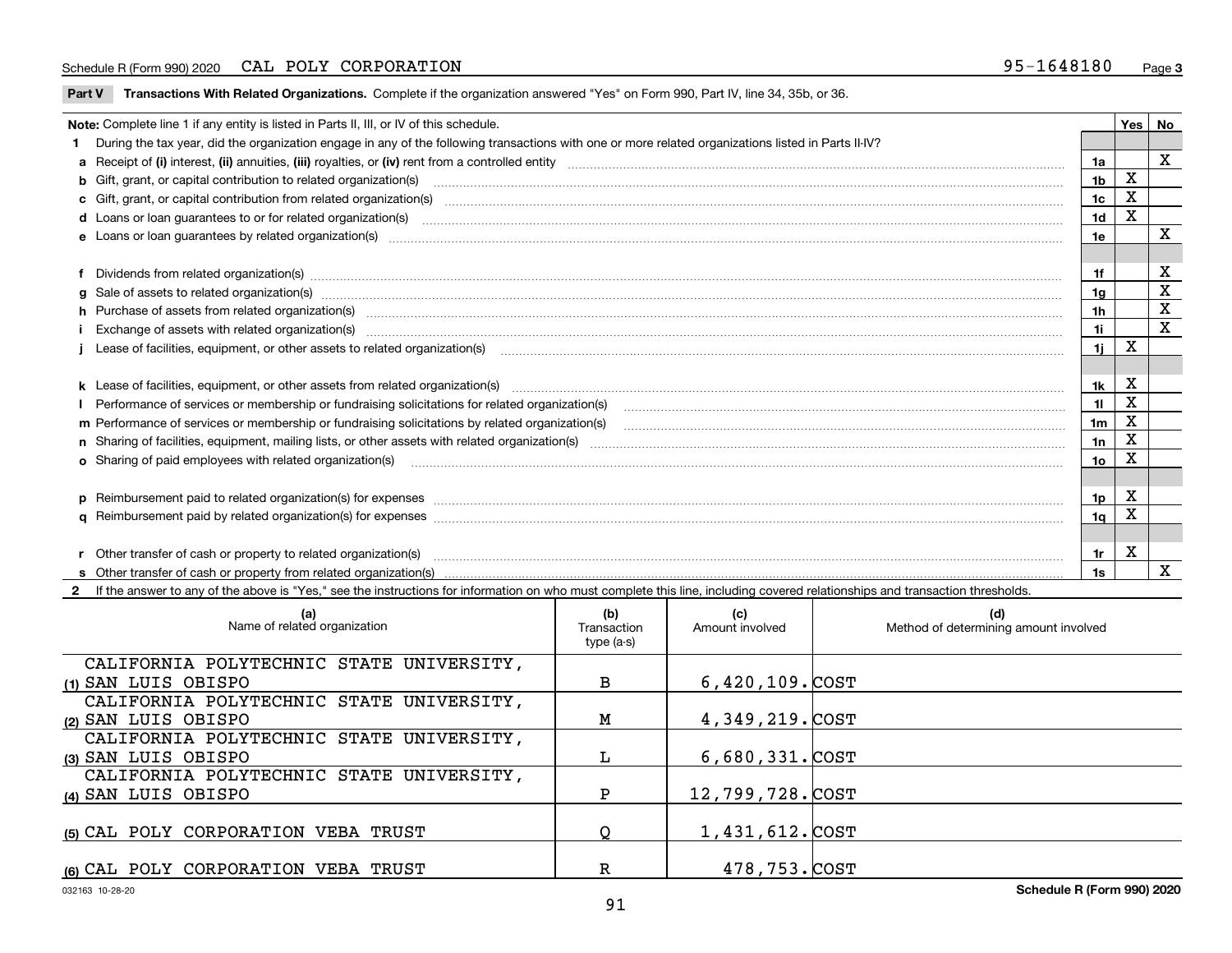Schedule R (Form 990) 2020 CAL POLY CORPORATION 95-1648180

**Part V Transactions With Related Organizations.** Complete if the organization answered "Yes" on Form 990, Part IV, line 34, 35b, or 36.

| **Note:** Complete line 1 if any entity is listed in Parts II, III, or IV of this schedule. | | Yes | No |
|---|---|---|---|
| **1** During the tax year, did the organization engage in any of the following transactions with one or more related organizations listed in Parts II-IV? | | | |
| **a** Receipt of **(i)** interest, **(ii)** annuities, **(iii)** royalties, or **(iv)** rent from a controlled entity | 1a | | X |
| **b** Gift, grant, or capital contribution to related organization(s) | 1b | X | |
| **c** Gift, grant, or capital contribution from related organization(s) | 1c | X | |
| **d** Loans or loan guarantees to or for related organization(s) | 1d | X | |
| **e** Loans or loan guarantees by related organization(s) | 1e | | X |
| **f** Dividends from related organization(s) | 1f | | X |
| **g** Sale of assets to related organization(s) | 1g | | X |
| **h** Purchase of assets from related organization(s) | 1h | | X |
| **i** Exchange of assets with related organization(s) | 1i | | X |
| **j** Lease of facilities, equipment, or other assets to related organization(s) | 1j | X | |
| **k** Lease of facilities, equipment, or other assets from related organization(s) | 1k | X | |
| **l** Performance of services or membership or fundraising solicitations for related organization(s) | 1l | X | |
| **m** Performance of services or membership or fundraising solicitations by related organization(s) | 1m | X | |
| **n** Sharing of facilities, equipment, mailing lists, or other assets with related organization(s) | 1n | X | |
| **o** Sharing of paid employees with related organization(s) | 1o | X | |
| **p** Reimbursement paid to related organization(s) for expenses | 1p | X | |
| **q** Reimbursement paid by related organization(s) for expenses | 1q | X | |
| **r** Other transfer of cash or property to related organization(s) | 1r | X | |
| **s** Other transfer of cash or property from related organization(s) | 1s | | X |

**2** If the answer to any of the above is "Yes," see the instructions for information on who must complete this line, including covered relationships and transaction thresholds.

| | (a) Name of related organization | (b) Transaction type (a-s) | (c) Amount involved | (d) Method of determining amount involved |
|---|---|---|---|---|
| (1) | CALIFORNIA POLYTECHNIC STATE UNIVERSITY, SAN LUIS OBISPO | B | 6,420,109. | COST |
| (2) | CALIFORNIA POLYTECHNIC STATE UNIVERSITY, SAN LUIS OBISPO | M | 4,349,219. | COST |
| (3) | CALIFORNIA POLYTECHNIC STATE UNIVERSITY, SAN LUIS OBISPO | L | 6,680,331. | COST |
| (4) | CALIFORNIA POLYTECHNIC STATE UNIVERSITY, SAN LUIS OBISPO | P | 12,799,728. | COST |
| (5) | CAL POLY CORPORATION VEBA TRUST | Q | 1,431,612. | COST |
| (6) | CAL POLY CORPORATION VEBA TRUST | R | 478,753. | COST |

032163 10-28-20 Schedule R (Form 990) 2020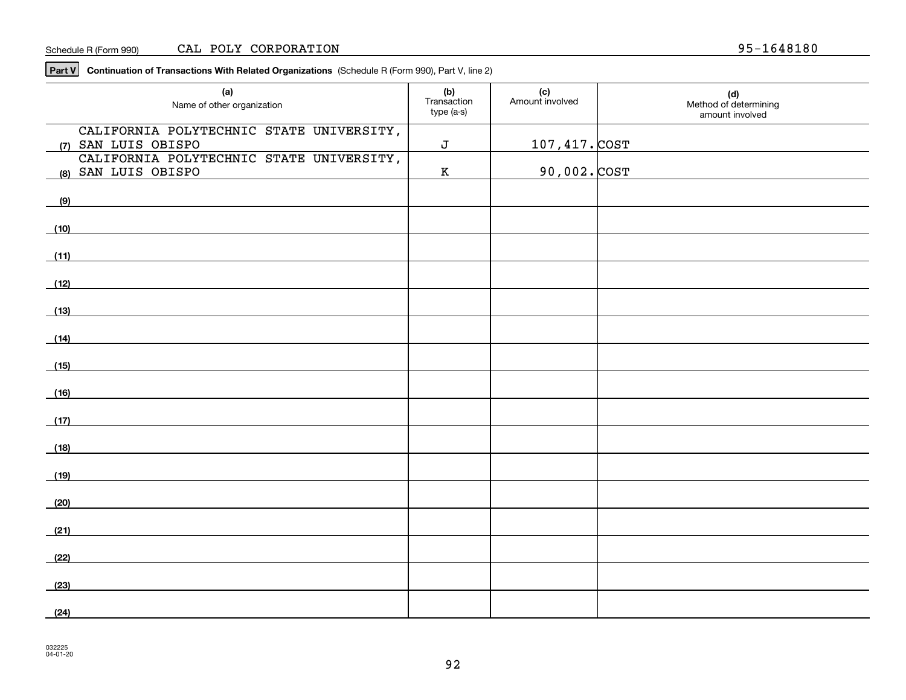Schedule R (Form 990) CAL POLY CORPORATION 95-1648180

**Part V** **Continuation of Transactions With Related Organizations** (Schedule R (Form 990), Part V, line 2)

| | (a) Name of other organization | (b) Transaction type (a-s) | (c) Amount involved | (d) Method of determining amount involved |
|---|---|---|---|---|
| (7) | CALIFORNIA POLYTECHNIC STATE UNIVERSITY, SAN LUIS OBISPO | J | 107,417. | COST |
| (8) | CALIFORNIA POLYTECHNIC STATE UNIVERSITY, SAN LUIS OBISPO | K | 90,002. | COST |
| (9) | | | | |
| (10) | | | | |
| (11) | | | | |
| (12) | | | | |
| (13) | | | | |
| (14) | | | | |
| (15) | | | | |
| (16) | | | | |
| (17) | | | | |
| (18) | | | | |
| (19) | | | | |
| (20) | | | | |
| (21) | | | | |
| (22) | | | | |
| (23) | | | | |
| (24) | | | | |

032225 04-01-20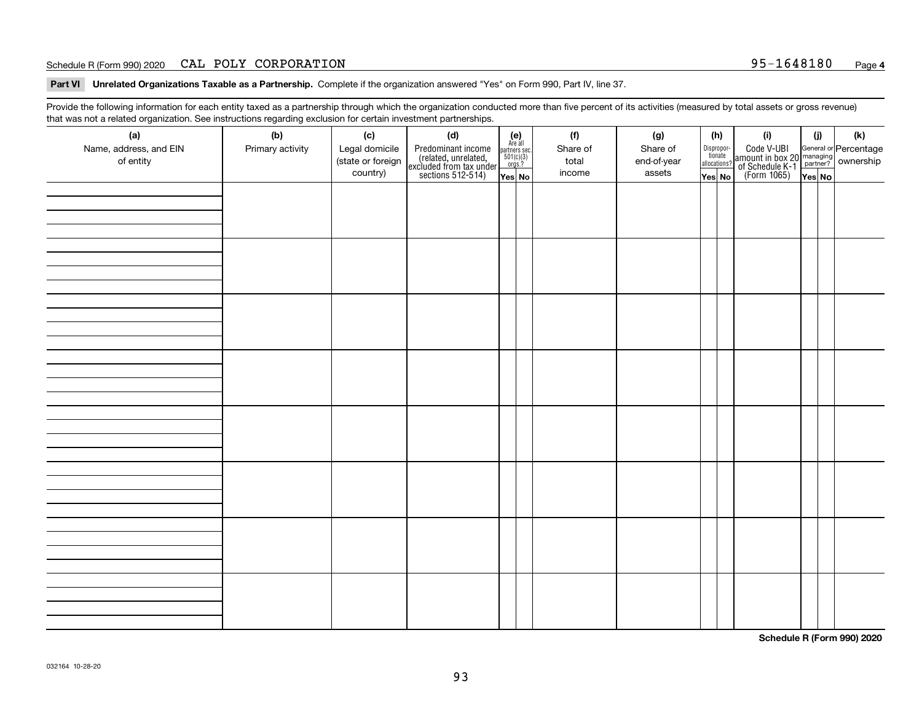Schedule R (Form 990) 2020 CAL POLY CORPORATION 95-1648180 Page **4**

**Part VI Unrelated Organizations Taxable as a Partnership.** Complete if the organization answered "Yes" on Form 990, Part IV, line 37.

Provide the following information for each entity taxed as a partnership through which the organization conducted more than five percent of its activities (measured by total assets or gross revenue) that was not a related organization. See instructions regarding exclusion for certain investment partnerships.

| (a) Name, address, and EIN of entity | (b) Primary activity | (c) Legal domicile (state or foreign country) | (d) Predominant income (related, unrelated, excluded from tax under sections 512-514) | (e) Are all partners sec. 501(c)(3) orgs.? | | (f) Share of total income | (g) Share of end-of-year assets | (h) Disproportionate allocations? | | (i) Code V-UBI amount in box 20 of Schedule K-1 (Form 1065) | (j) General or managing partner? | | (k) Percentage ownership |
|---|---|---|---|---|---|---|---|---|---|---|---|---|---|
| | | | | Yes | No | | | Yes | No | | Yes | No | |
| | | | | | | | | | | | | | |
| | | | | | | | | | | | | | |
| | | | | | | | | | | | | | |
| | | | | | | | | | | | | | |
| | | | | | | | | | | | | | |
| | | | | | | | | | | | | | |
| | | | | | | | | | | | | | |
| | | | | | | | | | | | | | |

**Schedule R (Form 990) 2020**

032164 10-28-20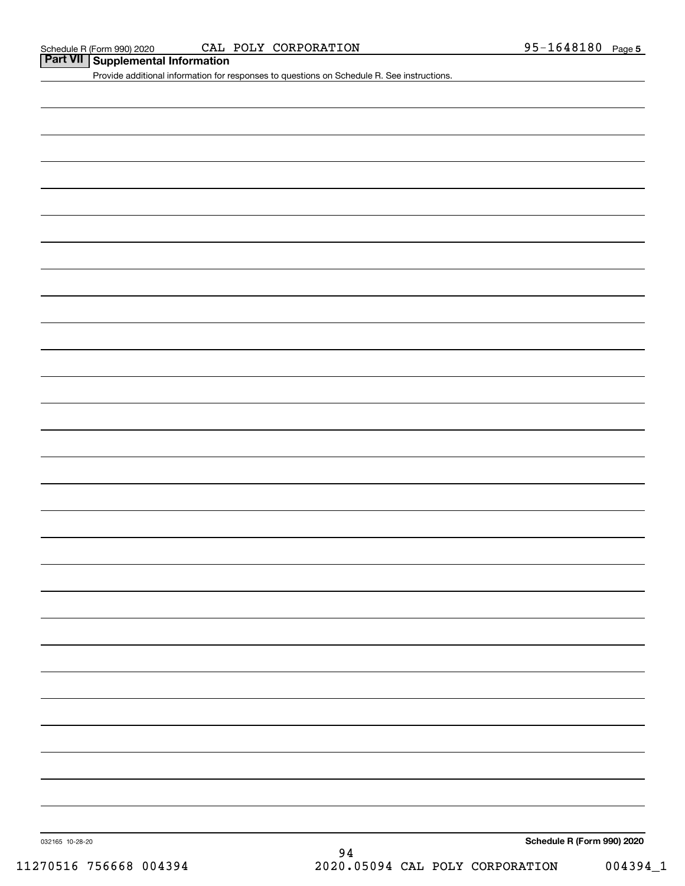Schedule R (Form 990) 2020 CAL POLY CORPORATION 95-1648180 Page **5**

## Part VII Supplemental Information

Provide additional information for responses to questions on Schedule R. See instructions.

032165 10-28-20

**Schedule R (Form 990) 2020**

11270516 756668 004394 2020.05094 CAL POLY CORPORATION 004394_1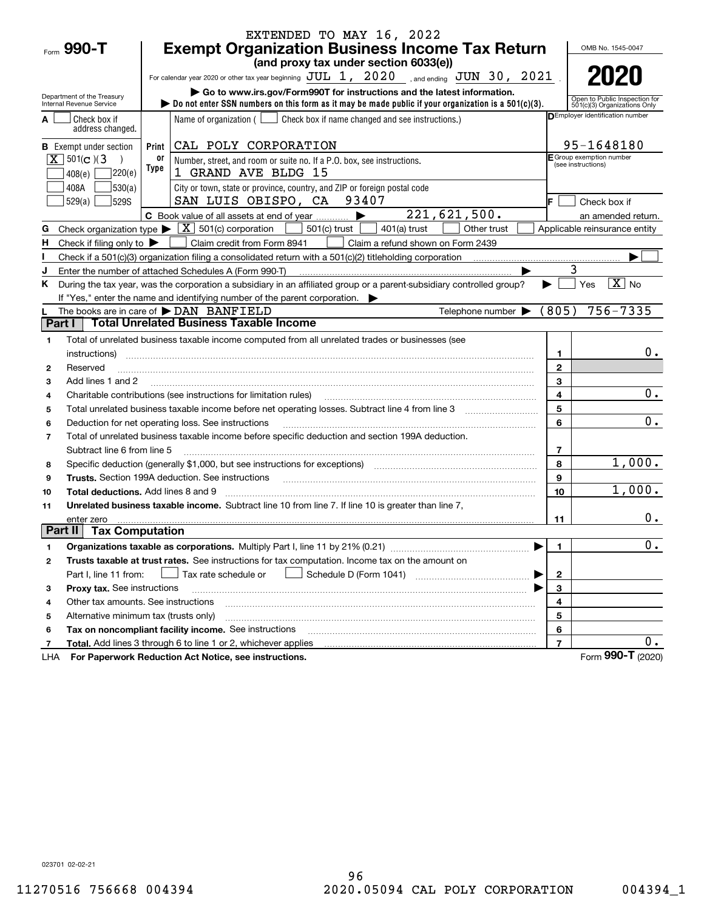EXTENDED TO MAY 16, 2022

# Form 990-T Exempt Organization Business Income Tax Return

**(and proxy tax under section 6033(e))**

For calendar year 2020 or other tax year beginning JUL 1, 2020, and ending JUN 30, 2021.

▶ Go to www.irs.gov/Form990T for instructions and the latest information.

▶ Do not enter SSN numbers on this form as it may be made public if your organization is a 501(c)(3).

OMB No. 1545-0047

**2020**

Open to Public Inspection for 501(c)(3) Organizations Only

Department of the Treasury
Internal Revenue Service

**A** [ ] Check box if address changed.

**B** Exempt under section
[X] 501(C)(3)
[ ] 408(e) [ ] 220(e)
[ ] 408A [ ] 530(a)
[ ] 529(a) [ ] 529S

Name of organization ( [ ] Check box if name changed and see instructions.)

CAL POLY CORPORATION

Number, street, and room or suite no. If a P.O. box, see instructions.

1 GRAND AVE BLDG 15

City or town, state or province, country, and ZIP or foreign postal code

SAN LUIS OBISPO, CA 93407

**C** Book value of all assets at end of year ▶ 221,621,500.

**D** Employer identification number: 95-1648180

**E** Group exemption number (see instructions)

**F** [ ] Check box if an amended return.

**G** Check organization type ▶ [X] 501(c) corporation [ ] 501(c) trust [ ] 401(a) trust [ ] Other trust [ ] Applicable reinsurance entity

**H** Check if filing only to ▶ [ ] Claim credit from Form 8941 [ ] Claim a refund shown on Form 2439

**I** Check if a 501(c)(3) organization filing a consolidated return with a 501(c)(2) titleholding corporation ▶ [ ]

**J** Enter the number of attached Schedules A (Form 990-T) ▶ 3

**K** During the tax year, was the corporation a subsidiary in an affiliated group or a parent-subsidiary controlled group? ▶ [ ] Yes [X] No

If "Yes," enter the name and identifying number of the parent corporation. ▶

**L** The books are in care of ▶ DAN BANFIELD Telephone number ▶ (805) 756-7335

## Part I Total Unrelated Business Taxable Income

| | | | |
|---|---|---|---|
| 1 | Total of unrelated business taxable income computed from all unrelated trades or businesses (see instructions) | 1 | 0. |
| 2 | Reserved | 2 | |
| 3 | Add lines 1 and 2 | 3 | |
| 4 | Charitable contributions (see instructions for limitation rules) | 4 | 0. |
| 5 | Total unrelated business taxable income before net operating losses. Subtract line 4 from line 3 | 5 | |
| 6 | Deduction for net operating loss. See instructions | 6 | 0. |
| 7 | Total of unrelated business taxable income before specific deduction and section 199A deduction. Subtract line 6 from line 5 | 7 | |
| 8 | Specific deduction (generally $1,000, but see instructions for exceptions) | 8 | 1,000. |
| 9 | **Trusts.** Section 199A deduction. See instructions | 9 | |
| 10 | **Total deductions.** Add lines 8 and 9 | 10 | 1,000. |
| 11 | **Unrelated business taxable income.** Subtract line 10 from line 7. If line 10 is greater than line 7, enter zero | 11 | 0. |

## Part II Tax Computation

| | | | |
|---|---|---|---|
| 1 | **Organizations taxable as corporations.** Multiply Part I, line 11 by 21% (0.21) ▶ | 1 | 0. |
| 2 | **Trusts taxable at trust rates.** See instructions for tax computation. Income tax on the amount on Part I, line 11 from: [ ] Tax rate schedule or [ ] Schedule D (Form 1041) ▶ | 2 | |
| 3 | **Proxy tax.** See instructions ▶ | 3 | |
| 4 | Other tax amounts. See instructions | 4 | |
| 5 | Alternative minimum tax (trusts only) | 5 | |
| 6 | **Tax on noncompliant facility income.** See instructions | 6 | |
| 7 | **Total.** Add lines 3 through 6 to line 1 or 2, whichever applies | 7 | 0. |

LHA **For Paperwork Reduction Act Notice, see instructions.** Form **990-T** (2020)

023701 02-02-21

11270516 756668 004394 2020.05094 CAL POLY CORPORATION 004394_1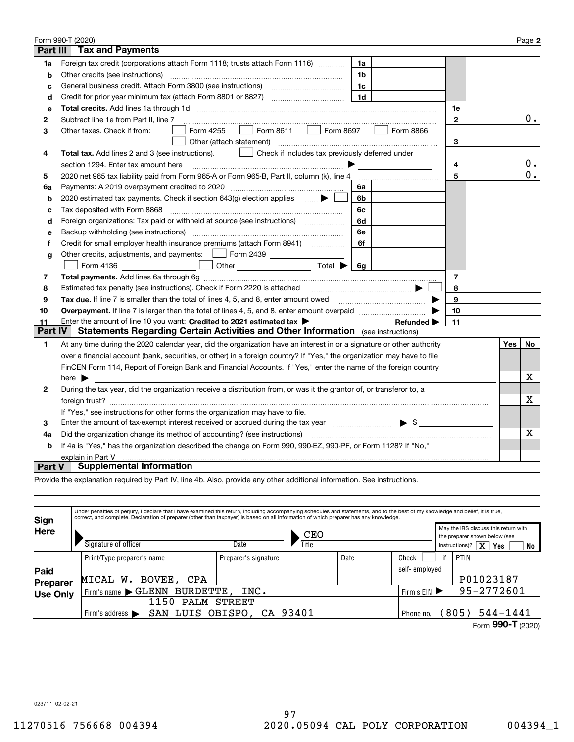Form 990-T (2020) Page **2**

## Part III Tax and Payments

| Line | Description | Ref | Amount | Ref | Amount |
|---|---|---|---|---|---|
| 1a | Foreign tax credit (corporations attach Form 1118; trusts attach Form 1116) | 1a | | | |
| b | Other credits (see instructions) | 1b | | | |
| c | General business credit. Attach Form 3800 (see instructions) | 1c | | | |
| d | Credit for prior year minimum tax (attach Form 8801 or 8827) | 1d | | | |
| e | **Total credits.** Add lines 1a through 1d | | | 1e | |
| 2 | Subtract line 1e from Part II, line 7 | | | 2 | 0. |
| 3 | Other taxes. Check if from: ☐ Form 4255 ☐ Form 8611 ☐ Form 8697 ☐ Form 8866 ☐ Other (attach statement) | | | 3 | |
| 4 | **Total tax.** Add lines 2 and 3 (see instructions). ☐ Check if includes tax previously deferred under section 1294. Enter tax amount here ▶ | | | 4 | 0. |
| 5 | 2020 net 965 tax liability paid from Form 965-A or Form 965-B, Part II, column (k), line 4 | | | 5 | 0. |
| 6a | Payments: A 2019 overpayment credited to 2020 | 6a | | | |
| b | 2020 estimated tax payments. Check if section 643(g) election applies ▶ ☐ | 6b | | | |
| c | Tax deposited with Form 8868 | 6c | | | |
| d | Foreign organizations: Tax paid or withheld at source (see instructions) | 6d | | | |
| e | Backup withholding (see instructions) | 6e | | | |
| f | Credit for small employer health insurance premiums (attach Form 8941) | 6f | | | |
| g | Other credits, adjustments, and payments: ☐ Form 2439 ____ ☐ Form 4136 ____ ☐ Other ____ Total ▶ | 6g | | | |
| 7 | **Total payments.** Add lines 6a through 6g | | | 7 | |
| 8 | Estimated tax penalty (see instructions). Check if Form 2220 is attached ▶ ☐ | | | 8 | |
| 9 | **Tax due.** If line 7 is smaller than the total of lines 4, 5, and 8, enter amount owed ▶ | | | 9 | |
| 10 | **Overpayment.** If line 7 is larger than the total of lines 4, 5, and 8, enter amount overpaid ▶ | | | 10 | |
| 11 | Enter the amount of line 10 you want: **Credited to 2021 estimated tax** ▶ **Refunded** ▶ | | | 11 | |

## Part IV Statements Regarding Certain Activities and Other Information (see instructions)

| Line | Question | Yes | No |
|---|---|---|---|
| 1 | At any time during the 2020 calendar year, did the organization have an interest in or a signature or other authority over a financial account (bank, securities, or other) in a foreign country? If "Yes," the organization may have to file FinCEN Form 114, Report of Foreign Bank and Financial Accounts. If "Yes," enter the name of the foreign country here ▶ | | X |
| 2 | During the tax year, did the organization receive a distribution from, or was it the grantor of, or transferor to, a foreign trust? If "Yes," see instructions for other forms the organization may have to file. | | X |
| 3 | Enter the amount of tax-exempt interest received or accrued during the tax year ▶ $ | | |
| 4a | Did the organization change its method of accounting? (see instructions) | | X |
| b | If 4a is "Yes," has the organization described the change on Form 990, 990-EZ, 990-PF, or Form 1128? If "No," explain in Part V | | |

## Part V Supplemental Information

Provide the explanation required by Part IV, line 4b. Also, provide any other additional information. See instructions.

**Sign Here**

Under penalties of perjury, I declare that I have examined this return, including accompanying schedules and statements, and to the best of my knowledge and belief, it is true, correct, and complete. Declaration of preparer (other than taxpayer) is based on all information of which preparer has any knowledge.

Signature of officer: ____ Date: ____ Title: CEO

May the IRS discuss this return with the preparer shown below (see instructions)? [X] Yes ☐ No

**Paid Preparer Use Only**

| Print/Type preparer's name | Preparer's signature | Date | Check ☐ if self-employed | PTIN |
|---|---|---|---|---|
| MICAL W. BOVEE, CPA | | | | P01023187 |

Firm's name ▶ GLENN BURDETTE, INC. — Firm's EIN ▶ 95-2772601

Firm's address ▶ 1150 PALM STREET, SAN LUIS OBISPO, CA 93401 — Phone no. (805) 544-1441

Form **990-T** (2020)

023711 02-02-21

11270516 756668 004394 2020.05094 CAL POLY CORPORATION 004394_1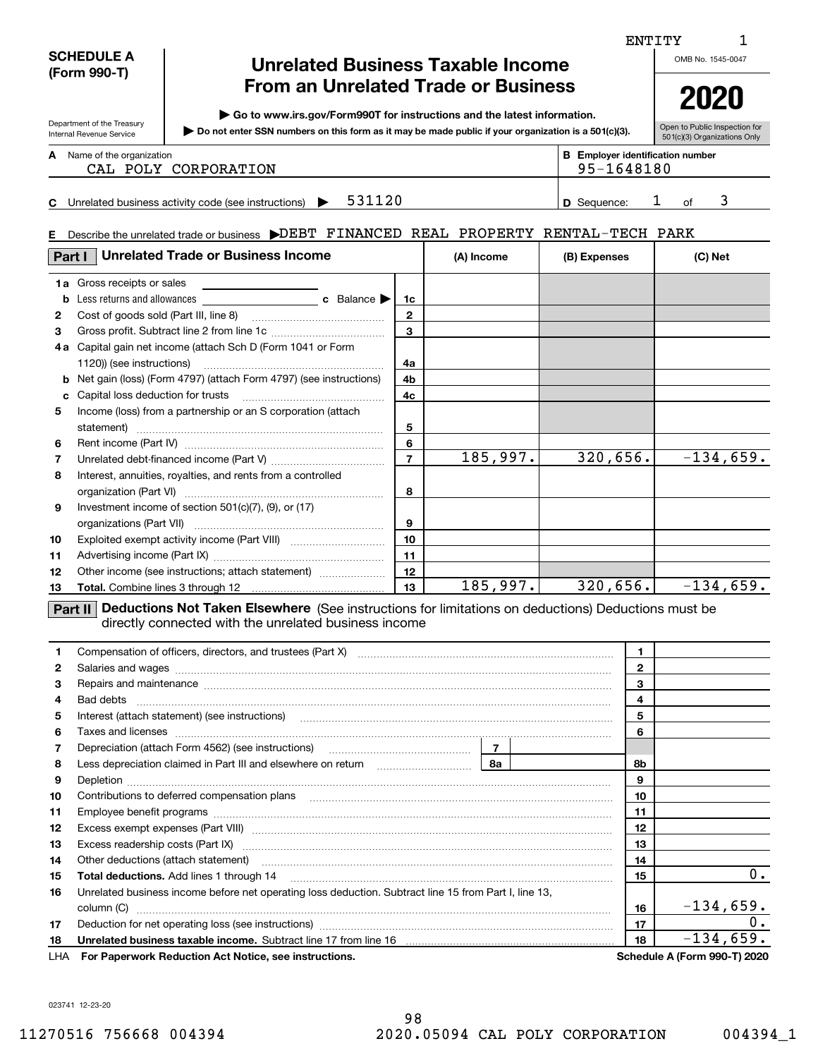ENTITY 1

**SCHEDULE A (Form 990-T)**

Department of the Treasury
Internal Revenue Service

# Unrelated Business Taxable Income From an Unrelated Trade or Business

▶ Go to www.irs.gov/Form990T for instructions and the latest information.
▶ Do not enter SSN numbers on this form as it may be made public if your organization is a 501(c)(3).

OMB No. 1545-0047

**2020**

Open to Public Inspection for 501(c)(3) Organizations Only

**A** Name of the organization: CAL POLY CORPORATION

**B** Employer identification number: 95-1648180

**C** Unrelated business activity code (see instructions) ▶ 531120

**D** Sequence: 1 of 3

**E** Describe the unrelated trade or business ▶ DEBT FINANCED REAL PROPERTY RENTAL-TECH PARK

## Part I Unrelated Trade or Business Income

| | | Line | (A) Income | (B) Expenses | (C) Net |
|---|---|---|---|---|---|
| 1a | Gross receipts or sales | | | | |
| b | Less returns and allowances ___ c Balance ▶ | 1c | | | |
| 2 | Cost of goods sold (Part III, line 8) | 2 | | | |
| 3 | Gross profit. Subtract line 2 from line 1c | 3 | | | |
| 4a | Capital gain net income (attach Sch D (Form 1041 or Form 1120)) (see instructions) | 4a | | | |
| b | Net gain (loss) (Form 4797) (attach Form 4797) (see instructions) | 4b | | | |
| c | Capital loss deduction for trusts | 4c | | | |
| 5 | Income (loss) from a partnership or an S corporation (attach statement) | 5 | | | |
| 6 | Rent income (Part IV) | 6 | | | |
| 7 | Unrelated debt-financed income (Part V) | 7 | 185,997. | 320,656. | -134,659. |
| 8 | Interest, annuities, royalties, and rents from a controlled organization (Part VI) | 8 | | | |
| 9 | Investment income of section 501(c)(7), (9), or (17) organizations (Part VII) | 9 | | | |
| 10 | Exploited exempt activity income (Part VIII) | 10 | | | |
| 11 | Advertising income (Part IX) | 11 | | | |
| 12 | Other income (see instructions; attach statement) | 12 | | | |
| 13 | **Total.** Combine lines 3 through 12 | 13 | 185,997. | 320,656. | -134,659. |

## Part II Deductions Not Taken Elsewhere (See instructions for limitations on deductions) Deductions must be directly connected with the unrelated business income

| | | Line | Amount |
|---|---|---|---|
| 1 | Compensation of officers, directors, and trustees (Part X) | 1 | |
| 2 | Salaries and wages | 2 | |
| 3 | Repairs and maintenance | 3 | |
| 4 | Bad debts | 4 | |
| 5 | Interest (attach statement) (see instructions) | 5 | |
| 6 | Taxes and licenses | 6 | |
| 7 | Depreciation (attach Form 4562) (see instructions) ___ 7 | | |
| 8 | Less depreciation claimed in Part III and elsewhere on return ___ 8a | 8b | |
| 9 | Depletion | 9 | |
| 10 | Contributions to deferred compensation plans | 10 | |
| 11 | Employee benefit programs | 11 | |
| 12 | Excess exempt expenses (Part VIII) | 12 | |
| 13 | Excess readership costs (Part IX) | 13 | |
| 14 | Other deductions (attach statement) | 14 | |
| 15 | **Total deductions.** Add lines 1 through 14 | 15 | 0. |
| 16 | Unrelated business income before net operating loss deduction. Subtract line 15 from Part I, line 13, column (C) | 16 | -134,659. |
| 17 | Deduction for net operating loss (see instructions) | 17 | 0. |
| 18 | **Unrelated business taxable income.** Subtract line 17 from line 16 | 18 | -134,659. |

LHA **For Paperwork Reduction Act Notice, see instructions.** **Schedule A (Form 990-T) 2020**

023741 12-23-20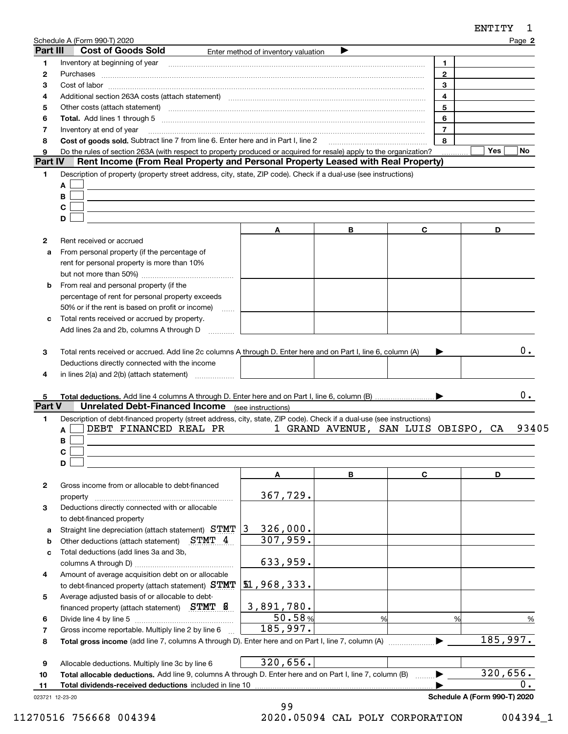ENTITY 1

Schedule A (Form 990-T) 2020 Page **2**

## Part III Cost of Goods Sold

Enter method of inventory valuation ▶

| | | | |
|---|---|---|---|
| 1 | Inventory at beginning of year | 1 | |
| 2 | Purchases | 2 | |
| 3 | Cost of labor | 3 | |
| 4 | Additional section 263A costs (attach statement) | 4 | |
| 5 | Other costs (attach statement) | 5 | |
| 6 | **Total.** Add lines 1 through 5 | 6 | |
| 7 | Inventory at end of year | 7 | |
| 8 | **Cost of goods sold.** Subtract line 7 from line 6. Enter here and in Part I, line 2 | 8 | |
| 9 | Do the rules of section 263A (with respect to property produced or acquired for resale) apply to the organization? | | Yes ☐ No ☐ |

## Part IV Rent Income (From Real Property and Personal Property Leased with Real Property)

1 Description of property (property street address, city, state, ZIP code). Check if a dual-use (see instructions)

A ☐

B ☐

C ☐

D ☐

| | | A | B | C | D |
|---|---|---|---|---|---|
| 2 | Rent received or accrued | | | | |
| a | From personal property (if the percentage of rent for personal property is more than 10% but not more than 50%) | | | | |
| b | From real and personal property (if the percentage of rent for personal property exceeds 50% or if the rent is based on profit or income) | | | | |
| c | Total rents received or accrued by property. Add lines 2a and 2b, columns A through D | | | | |
| 3 | Total rents received or accrued. Add line 2c columns A through D. Enter here and on Part I, line 6, column (A) ▶ | | | | 0. |
| 4 | Deductions directly connected with the income in lines 2(a) and 2(b) (attach statement) | | | | |
| 5 | **Total deductions.** Add line 4 columns A through D. Enter here and on Part I, line 6, column (B) ▶ | | | | 0. |

## Part V Unrelated Debt-Financed Income (see instructions)

1 Description of debt-financed property (street address, city, state, ZIP code). Check if a dual-use (see instructions)

A ☐ DEBT FINANCED REAL PR 1 GRAND AVENUE, SAN LUIS OBISPO, CA 93405

B ☐

C ☐

D ☐

| | | A | B | C | D |
|---|---|---|---|---|---|
| 2 | Gross income from or allocable to debt-financed property | 367,729. | | | |
| 3 | Deductions directly connected with or allocable to debt-financed property | | | | |
| a | Straight line depreciation (attach statement) STMT 3 | 326,000. | | | |
| b | Other deductions (attach statement) STMT 4 | 307,959. | | | |
| c | Total deductions (add lines 3a and 3b, columns A through D) | 633,959. | | | |
| 4 | Amount of average acquisition debt on or allocable to debt-financed property (attach statement) STMT 5 | 1,968,333. | | | |
| 5 | Average adjusted basis of or allocable to debt-financed property (attach statement) STMT 6 | 3,891,780. | | | |
| 6 | Divide line 4 by line 5 | 50.58% | % | % | % |
| 7 | Gross income reportable. Multiply line 2 by line 6 | 185,997. | | | |
| 8 | **Total gross income** (add line 7, columns A through D). Enter here and on Part I, line 7, column (A) ▶ | | | | 185,997. |
| 9 | Allocable deductions. Multiply line 3c by line 6 | 320,656. | | | |
| 10 | **Total allocable deductions.** Add line 9, columns A through D. Enter here and on Part I, line 7, column (B) ▶ | | | | 320,656. |
| 11 | **Total dividends-received deductions** included in line 10 ▶ | | | | 0. |

023721 12-23-20 **Schedule A (Form 990-T) 2020**

11270516 756668 004394 2020.05094 CAL POLY CORPORATION 004394_1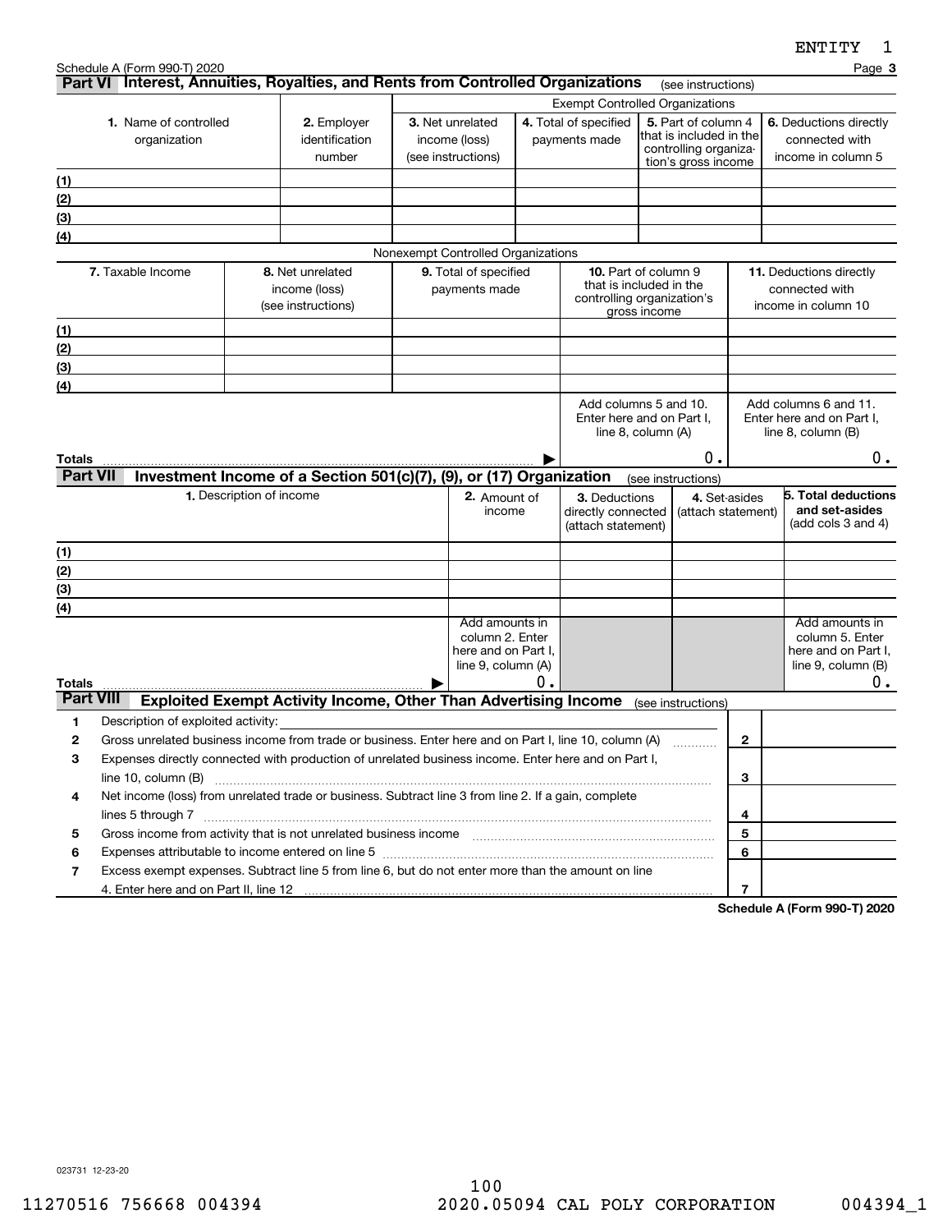ENTITY 1

Schedule A (Form 990-T) 2020 Page **3**

## Part VI Interest, Annuities, Royalties, and Rents from Controlled Organizations (see instructions)

| | | Exempt Controlled Organizations | | | |
|---|---|---|---|---|---|
| **1.** Name of controlled organization | **2.** Employer identification number | **3.** Net unrelated income (loss) (see instructions) | **4.** Total of specified payments made | **5.** Part of column 4 that is included in the controlling organization's gross income | **6.** Deductions directly connected with income in column 5 |
| (1) | | | | | |
| (2) | | | | | |
| (3) | | | | | |
| (4) | | | | | |

| Nonexempt Controlled Organizations | | | | |
|---|---|---|---|---|
| **7.** Taxable Income | **8.** Net unrelated income (loss) (see instructions) | **9.** Total of specified payments made | **10.** Part of column 9 that is included in the controlling organization's gross income | **11.** Deductions directly connected with income in column 10 |
| (1) | | | | |
| (2) | | | | |
| (3) | | | | |
| (4) | | | | |
| **Totals** ▶ | | | Add columns 5 and 10. Enter here and on Part I, line 8, column (A) 0. | Add columns 6 and 11. Enter here and on Part I, line 8, column (B) 0. |

## Part VII Investment Income of a Section 501(c)(7), (9), or (17) Organization (see instructions)

| **1.** Description of income | **2.** Amount of income | **3.** Deductions directly connected (attach statement) | **4.** Set-asides (attach statement) | **5. Total deductions and set-asides** (add cols 3 and 4) |
|---|---|---|---|---|
| (1) | | | | |
| (2) | | | | |
| (3) | | | | |
| (4) | | | | |
| **Totals** ▶ | Add amounts in column 2. Enter here and on Part I, line 9, column (A) 0. | | | Add amounts in column 5. Enter here and on Part I, line 9, column (B) 0. |

## Part VIII Exploited Exempt Activity Income, Other Than Advertising Income (see instructions)

| | | | |
|---|---|---|---|
| **1** | Description of exploited activity: | | |
| **2** | Gross unrelated business income from trade or business. Enter here and on Part I, line 10, column (A) | **2** | |
| **3** | Expenses directly connected with production of unrelated business income. Enter here and on Part I, line 10, column (B) | **3** | |
| **4** | Net income (loss) from unrelated trade or business. Subtract line 3 from line 2. If a gain, complete lines 5 through 7 | **4** | |
| **5** | Gross income from activity that is not unrelated business income | **5** | |
| **6** | Expenses attributable to income entered on line 5 | **6** | |
| **7** | Excess exempt expenses. Subtract line 5 from line 6, but do not enter more than the amount on line 4. Enter here and on Part II, line 12 | **7** | |

**Schedule A (Form 990-T) 2020**

023731 12-23-20

100

11270516 756668 004394 2020.05094 CAL POLY CORPORATION 004394_1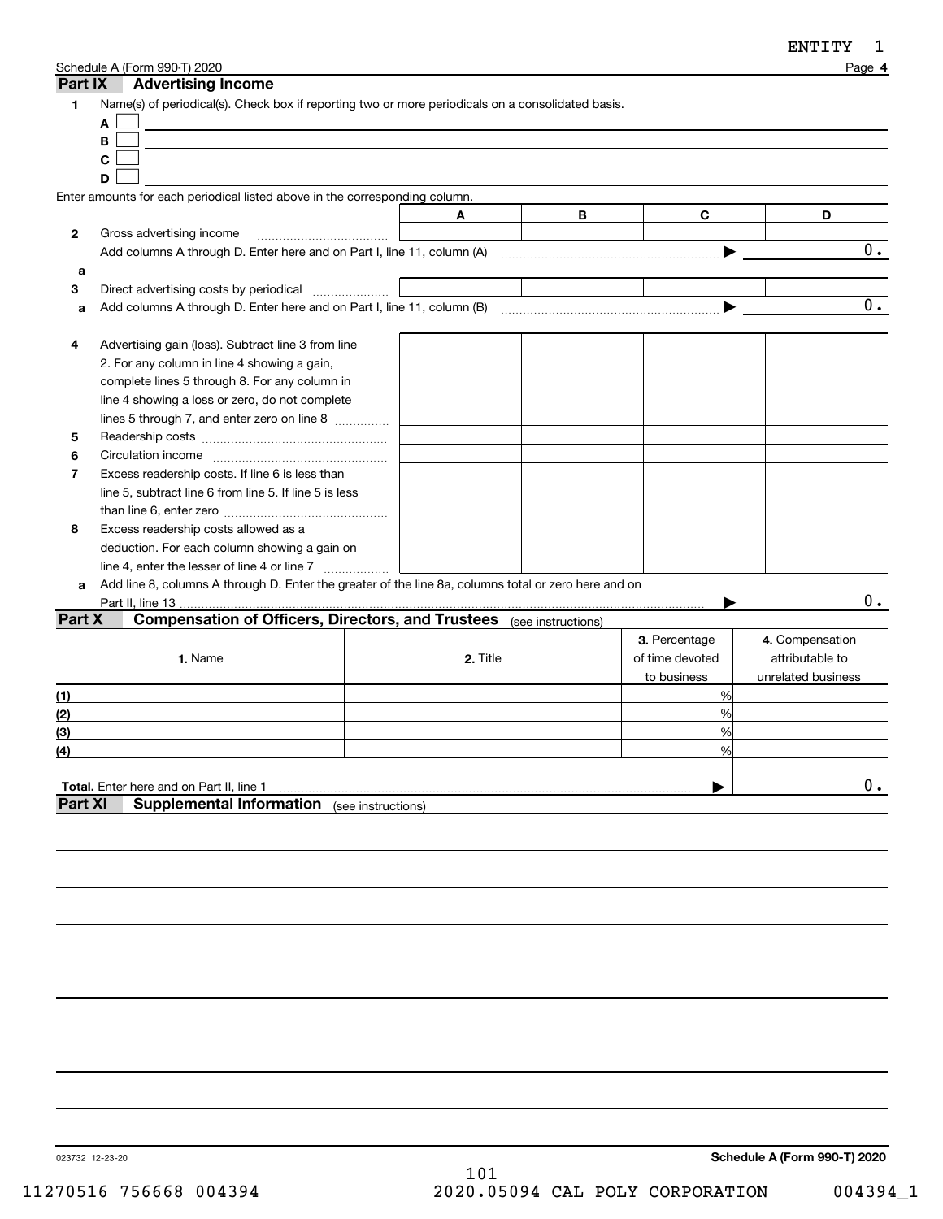ENTITY 1

Schedule A (Form 990-T) 2020

## Part IX Advertising Income

**1** Name(s) of periodical(s). Check box if reporting two or more periodicals on a consolidated basis.

- **A** ☐
- **B** ☐
- **C** ☐
- **D** ☐

Enter amounts for each periodical listed above in the corresponding column.

| | | A | B | C | D |
|---|---|---|---|---|---|
| **2** | Gross advertising income | | | | |
| | Add columns A through D. Enter here and on Part I, line 11, column (A) ▶ | | | | 0. |
| **a** | | | | | |
| **3** | Direct advertising costs by periodical | | | | |
| **a** | Add columns A through D. Enter here and on Part I, line 11, column (B) ▶ | | | | 0. |
| **4** | Advertising gain (loss). Subtract line 3 from line 2. For any column in line 4 showing a gain, complete lines 5 through 8. For any column in line 4 showing a loss or zero, do not complete lines 5 through 7, and enter zero on line 8 | | | | |
| **5** | Readership costs | | | | |
| **6** | Circulation income | | | | |
| **7** | Excess readership costs. If line 6 is less than line 5, subtract line 6 from line 5. If line 5 is less than line 6, enter zero | | | | |
| **8** | Excess readership costs allowed as a deduction. For each column showing a gain on line 4, enter the lesser of line 4 or line 7 | | | | |
| **a** | Add line 8, columns A through D. Enter the greater of the line 8a, columns total or zero here and on Part II, line 13 ▶ | | | | 0. |

## Part X Compensation of Officers, Directors, and Trustees (see instructions)

| | 1. Name | 2. Title | 3. Percentage of time devoted to business | 4. Compensation attributable to unrelated business |
|---|---|---|---|---|
| (1) | | | % | |
| (2) | | | % | |
| (3) | | | % | |
| (4) | | | % | |
| **Total.** Enter here and on Part II, line 1 ▶ | | | | 0. |

## Part XI Supplemental Information (see instructions)

023732 12-23-20

**Schedule A (Form 990-T) 2020**

11270516 756668 004394 2020.05094 CAL POLY CORPORATION 004394_1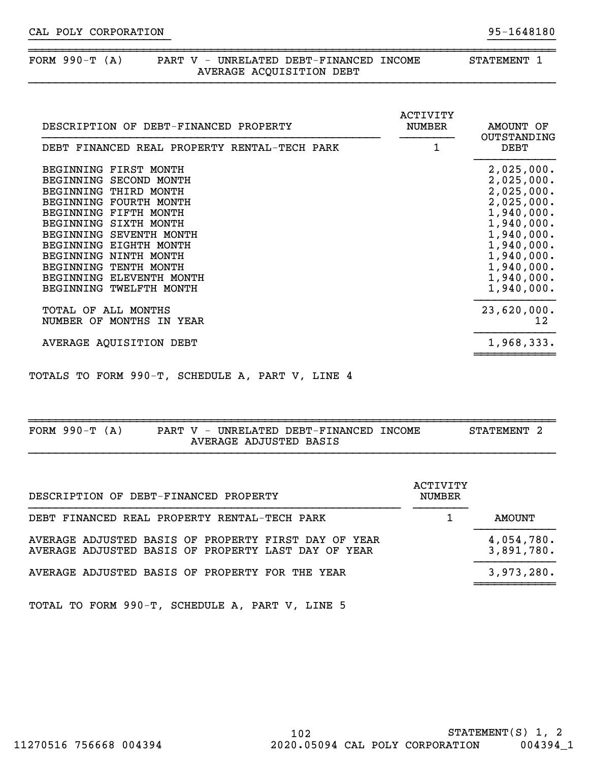CAL POLY CORPORATION 95-1648180

## FORM 990-T (A) PART V - UNRELATED DEBT-FINANCED INCOME AVERAGE ACQUISITION DEBT — STATEMENT 1

| DESCRIPTION OF DEBT-FINANCED PROPERTY | ACTIVITY NUMBER | AMOUNT OF OUTSTANDING DEBT |
|---|---|---|
| DEBT FINANCED REAL PROPERTY RENTAL-TECH PARK | 1 | |
| BEGINNING FIRST MONTH | | 2,025,000. |
| BEGINNING SECOND MONTH | | 2,025,000. |
| BEGINNING THIRD MONTH | | 2,025,000. |
| BEGINNING FOURTH MONTH | | 2,025,000. |
| BEGINNING FIFTH MONTH | | 1,940,000. |
| BEGINNING SIXTH MONTH | | 1,940,000. |
| BEGINNING SEVENTH MONTH | | 1,940,000. |
| BEGINNING EIGHTH MONTH | | 1,940,000. |
| BEGINNING NINTH MONTH | | 1,940,000. |
| BEGINNING TENTH MONTH | | 1,940,000. |
| BEGINNING ELEVENTH MONTH | | 1,940,000. |
| BEGINNING TWELFTH MONTH | | 1,940,000. |
| TOTAL OF ALL MONTHS | | 23,620,000. |
| NUMBER OF MONTHS IN YEAR | | 12 |
| AVERAGE AQUISITION DEBT | | 1,968,333. |

TOTALS TO FORM 990-T, SCHEDULE A, PART V, LINE 4

## FORM 990-T (A) PART V - UNRELATED DEBT-FINANCED INCOME AVERAGE ADJUSTED BASIS — STATEMENT 2

| DESCRIPTION OF DEBT-FINANCED PROPERTY | ACTIVITY NUMBER | AMOUNT |
|---|---|---|
| DEBT FINANCED REAL PROPERTY RENTAL-TECH PARK | 1 | |
| AVERAGE ADJUSTED BASIS OF PROPERTY FIRST DAY OF YEAR | | 4,054,780. |
| AVERAGE ADJUSTED BASIS OF PROPERTY LAST DAY OF YEAR | | 3,891,780. |
| AVERAGE ADJUSTED BASIS OF PROPERTY FOR THE YEAR | | 3,973,280. |

TOTAL TO FORM 990-T, SCHEDULE A, PART V, LINE 5

STATEMENT(S) 1, 2

11270516 756668 004394 2020.05094 CAL POLY CORPORATION 004394_1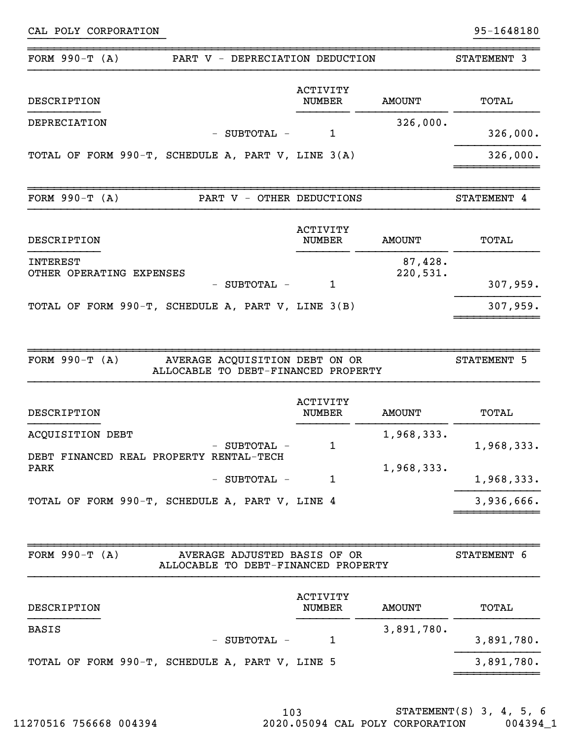CAL POLY CORPORATION 95-1648180

## FORM 990-T (A) PART V - DEPRECIATION DEDUCTION — STATEMENT 3

| DESCRIPTION | ACTIVITY NUMBER | AMOUNT | TOTAL |
|---|---|---|---|
| DEPRECIATION | | 326,000. | |
| - SUBTOTAL - | 1 | | 326,000. |
| TOTAL OF FORM 990-T, SCHEDULE A, PART V, LINE 3(A) | | | 326,000. |

## FORM 990-T (A) PART V - OTHER DEDUCTIONS — STATEMENT 4

| DESCRIPTION | ACTIVITY NUMBER | AMOUNT | TOTAL |
|---|---|---|---|
| INTEREST | | 87,428. | |
| OTHER OPERATING EXPENSES | | 220,531. | |
| - SUBTOTAL - | 1 | | 307,959. |
| TOTAL OF FORM 990-T, SCHEDULE A, PART V, LINE 3(B) | | | 307,959. |

## FORM 990-T (A) AVERAGE ACQUISITION DEBT ON OR ALLOCABLE TO DEBT-FINANCED PROPERTY — STATEMENT 5

| DESCRIPTION | ACTIVITY NUMBER | AMOUNT | TOTAL |
|---|---|---|---|
| ACQUISITION DEBT | | 1,968,333. | |
| - SUBTOTAL - | 1 | | 1,968,333. |
| DEBT FINANCED REAL PROPERTY RENTAL-TECH PARK | | 1,968,333. | |
| - SUBTOTAL - | 1 | | 1,968,333. |
| TOTAL OF FORM 990-T, SCHEDULE A, PART V, LINE 4 | | | 3,936,666. |

## FORM 990-T (A) AVERAGE ADJUSTED BASIS OF OR ALLOCABLE TO DEBT-FINANCED PROPERTY — STATEMENT 6

| DESCRIPTION | ACTIVITY NUMBER | AMOUNT | TOTAL |
|---|---|---|---|
| BASIS | | 3,891,780. | |
| - SUBTOTAL - | 1 | | 3,891,780. |
| TOTAL OF FORM 990-T, SCHEDULE A, PART V, LINE 5 | | | 3,891,780. |

STATEMENT(S) 3, 4, 5, 6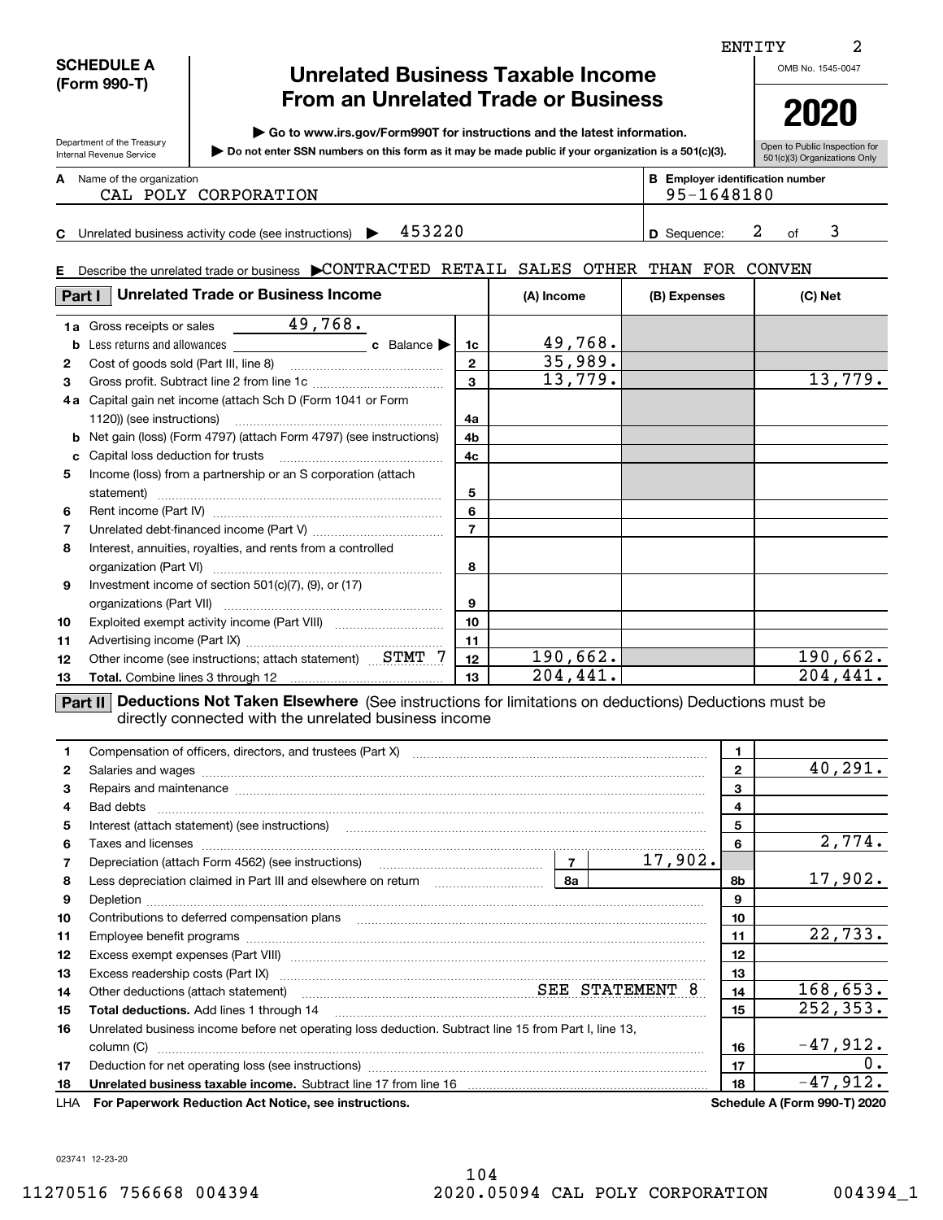ENTITY 2

**SCHEDULE A (Form 990-T)**

Department of the Treasury
Internal Revenue Service

# Unrelated Business Taxable Income From an Unrelated Trade or Business

▶ Go to www.irs.gov/Form990T for instructions and the latest information.

▶ Do not enter SSN numbers on this form as it may be made public if your organization is a 501(c)(3).

OMB No. 1545-0047

**2020**

Open to Public Inspection for 501(c)(3) Organizations Only

**A** Name of the organization: CAL POLY CORPORATION

**B** Employer identification number: 95-1648180

**C** Unrelated business activity code (see instructions) ▶ 453220

**D** Sequence: 2 of 3

**E** Describe the unrelated trade or business ▶CONTRACTED RETAIL SALES OTHER THAN FOR CONVEN

| Part I Unrelated Trade or Business Income | | (A) Income | (B) Expenses | (C) Net |
|---|---|---|---|---|
| 1a Gross receipts or sales 49,768. | | | | |
| b Less returns and allowances c Balance ▶ | 1c | 49,768. | | |
| 2 Cost of goods sold (Part III, line 8) | 2 | 35,989. | | |
| 3 Gross profit. Subtract line 2 from line 1c | 3 | 13,779. | | 13,779. |
| 4a Capital gain net income (attach Sch D (Form 1041 or Form 1120)) (see instructions) | 4a | | | |
| b Net gain (loss) (Form 4797) (attach Form 4797) (see instructions) | 4b | | | |
| c Capital loss deduction for trusts | 4c | | | |
| 5 Income (loss) from a partnership or an S corporation (attach statement) | 5 | | | |
| 6 Rent income (Part IV) | 6 | | | |
| 7 Unrelated debt-financed income (Part V) | 7 | | | |
| 8 Interest, annuities, royalties, and rents from a controlled organization (Part VI) | 8 | | | |
| 9 Investment income of section 501(c)(7), (9), or (17) organizations (Part VII) | 9 | | | |
| 10 Exploited exempt activity income (Part VIII) | 10 | | | |
| 11 Advertising income (Part IX) | 11 | | | |
| 12 Other income (see instructions; attach statement) STMT 7 | 12 | 190,662. | | 190,662. |
| 13 **Total.** Combine lines 3 through 12 | 13 | 204,441. | | 204,441. |

**Part II Deductions Not Taken Elsewhere** (See instructions for limitations on deductions) Deductions must be directly connected with the unrelated business income

| | | | | |
|---|---|---|---|---|
| 1 Compensation of officers, directors, and trustees (Part X) | | | 1 | |
| 2 Salaries and wages | | | 2 | 40,291. |
| 3 Repairs and maintenance | | | 3 | |
| 4 Bad debts | | | 4 | |
| 5 Interest (attach statement) (see instructions) | | | 5 | |
| 6 Taxes and licenses | | | 6 | 2,774. |
| 7 Depreciation (attach Form 4562) (see instructions) | 7 | 17,902. | | |
| 8 Less depreciation claimed in Part III and elsewhere on return | 8a | | 8b | 17,902. |
| 9 Depletion | | | 9 | |
| 10 Contributions to deferred compensation plans | | | 10 | |
| 11 Employee benefit programs | | | 11 | 22,733. |
| 12 Excess exempt expenses (Part VIII) | | | 12 | |
| 13 Excess readership costs (Part IX) | | | 13 | |
| 14 Other deductions (attach statement) SEE STATEMENT 8 | | | 14 | 168,653. |
| 15 **Total deductions.** Add lines 1 through 14 | | | 15 | 252,353. |
| 16 Unrelated business income before net operating loss deduction. Subtract line 15 from Part I, line 13, column (C) | | | 16 | -47,912. |
| 17 Deduction for net operating loss (see instructions) | | | 17 | 0. |
| 18 **Unrelated business taxable income.** Subtract line 17 from line 16 | | | 18 | -47,912. |

LHA **For Paperwork Reduction Act Notice, see instructions.** **Schedule A (Form 990-T) 2020**

023741 12-23-20

11270516 756668 004394 2020.05094 CAL POLY CORPORATION 004394_1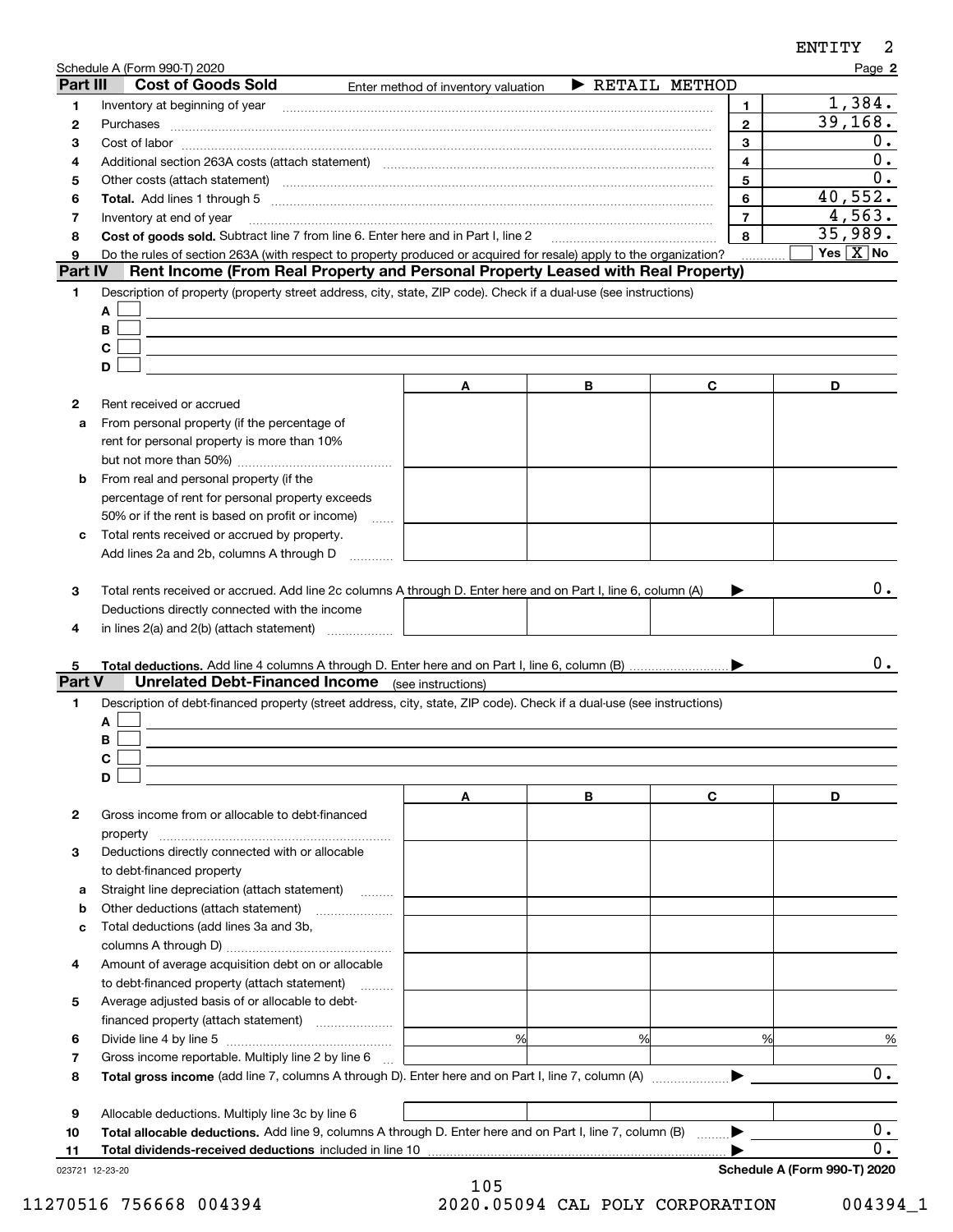ENTITY 2

Schedule A (Form 990-T) 2020

## Part III Cost of Goods Sold

Enter method of inventory valuation ▶ RETAIL METHOD

| | | | |
|---|---|---|---|
| 1 | Inventory at beginning of year | 1 | 1,384. |
| 2 | Purchases | 2 | 39,168. |
| 3 | Cost of labor | 3 | 0. |
| 4 | Additional section 263A costs (attach statement) | 4 | 0. |
| 5 | Other costs (attach statement) | 5 | 0. |
| 6 | **Total.** Add lines 1 through 5 | 6 | 40,552. |
| 7 | Inventory at end of year | 7 | 4,563. |
| 8 | **Cost of goods sold.** Subtract line 7 from line 6. Enter here and in Part I, line 2 | 8 | 35,989. |
| 9 | Do the rules of section 263A (with respect to property produced or acquired for resale) apply to the organization? | | Yes [ ] No [X] |

## Part IV Rent Income (From Real Property and Personal Property Leased with Real Property)

1 Description of property (property street address, city, state, ZIP code). Check if a dual-use (see instructions)

A [ ]
B [ ]
C [ ]
D [ ]

| | | A | B | C | D |
|---|---|---|---|---|---|
| 2 | Rent received or accrued | | | | |
| a | From personal property (if the percentage of rent for personal property is more than 10% but not more than 50%) | | | | |
| b | From real and personal property (if the percentage of rent for personal property exceeds 50% or if the rent is based on profit or income) | | | | |
| c | Total rents received or accrued by property. Add lines 2a and 2b, columns A through D | | | | |
| 3 | Total rents received or accrued. Add line 2c columns A through D. Enter here and on Part I, line 6, column (A) ▶ | | | | 0. |
| 4 | Deductions directly connected with the income in lines 2(a) and 2(b) (attach statement) | | | | |
| 5 | **Total deductions.** Add line 4 columns A through D. Enter here and on Part I, line 6, column (B) ▶ | | | | 0. |

## Part V Unrelated Debt-Financed Income (see instructions)

1 Description of debt-financed property (street address, city, state, ZIP code). Check if a dual-use (see instructions)

A [ ]
B [ ]
C [ ]
D [ ]

| | | A | B | C | D |
|---|---|---|---|---|---|
| 2 | Gross income from or allocable to debt-financed property | | | | |
| 3 | Deductions directly connected with or allocable to debt-financed property | | | | |
| a | Straight line depreciation (attach statement) | | | | |
| b | Other deductions (attach statement) | | | | |
| c | Total deductions (add lines 3a and 3b, columns A through D) | | | | |
| 4 | Amount of average acquisition debt on or allocable to debt-financed property (attach statement) | | | | |
| 5 | Average adjusted basis of or allocable to debt-financed property (attach statement) | | | | |
| 6 | Divide line 4 by line 5 | % | % | % | % |
| 7 | Gross income reportable. Multiply line 2 by line 6 | | | | |
| 8 | **Total gross income** (add line 7, columns A through D). Enter here and on Part I, line 7, column (A) ▶ | | | | 0. |
| 9 | Allocable deductions. Multiply line 3c by line 6 | | | | |
| 10 | **Total allocable deductions.** Add line 9, columns A through D. Enter here and on Part I, line 7, column (B) ▶ | | | | 0. |
| 11 | **Total dividends-received deductions** included in line 10 ▶ | | | | 0. |

023721 12-23-20 **Schedule A (Form 990-T) 2020**

11270516 756668 004394 2020.05094 CAL POLY CORPORATION 004394_1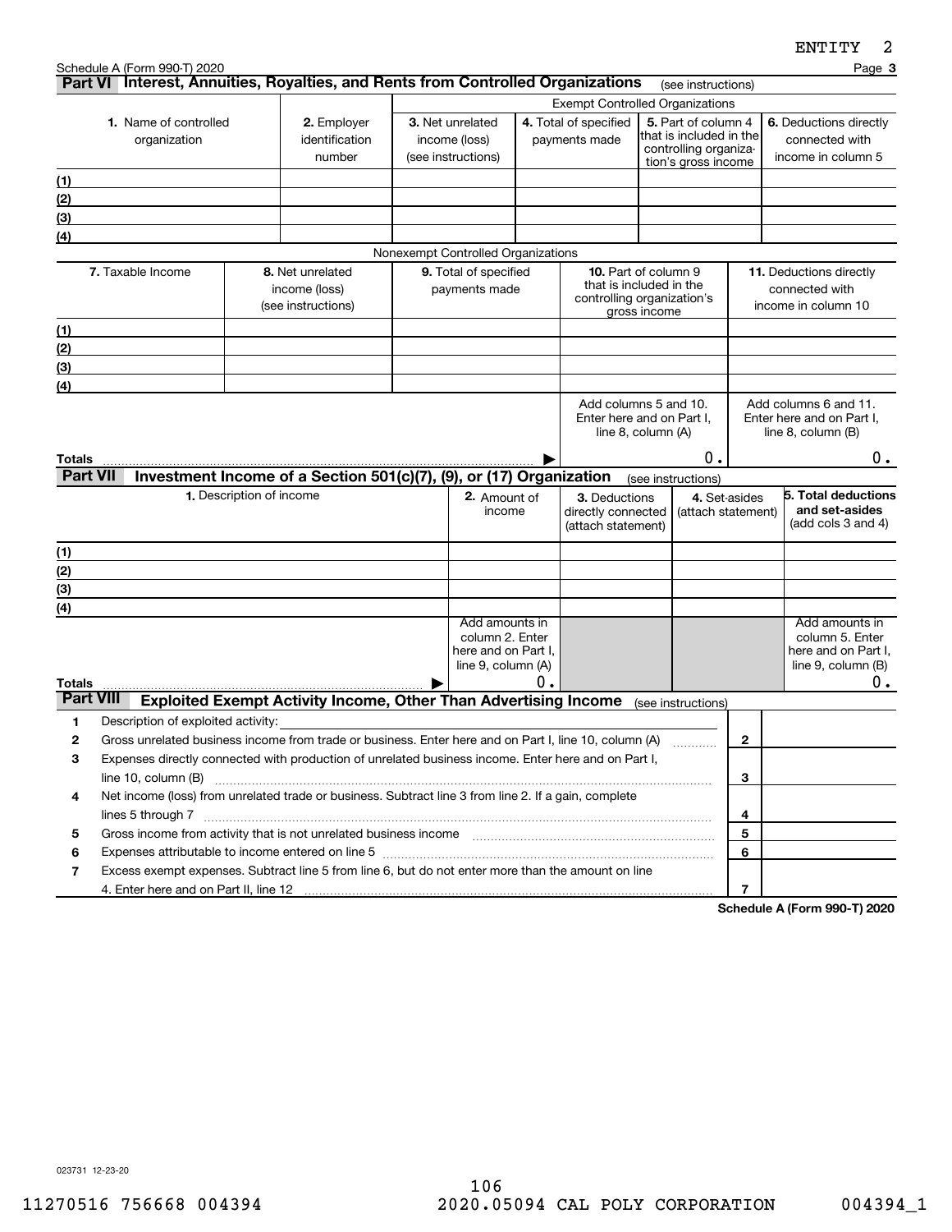Schedule A (Form 990-T) 2020

## Part VI Interest, Annuities, Royalties, and Rents from Controlled Organizations (see instructions)

| 1. Name of controlled organization | 2. Employer identification number | Exempt Controlled Organizations | | | |
|---|---|---|---|---|---|
| | | 3. Net unrelated income (loss) (see instructions) | 4. Total of specified payments made | 5. Part of column 4 that is included in the controlling organization's gross income | 6. Deductions directly connected with income in column 5 |
| (1) | | | | | |
| (2) | | | | | |
| (3) | | | | | |
| (4) | | | | | |

Nonexempt Controlled Organizations

| 7. Taxable Income | 8. Net unrelated income (loss) (see instructions) | 9. Total of specified payments made | 10. Part of column 9 that is included in the controlling organization's gross income | 11. Deductions directly connected with income in column 10 |
|---|---|---|---|---|
| (1) | | | | |
| (2) | | | | |
| (3) | | | | |
| (4) | | | | |
| | | | Add columns 5 and 10. Enter here and on Part I, line 8, column (A) | Add columns 6 and 11. Enter here and on Part I, line 8, column (B) |
| **Totals** ▶ | | | 0. | 0. |

## Part VII Investment Income of a Section 501(c)(7), (9), or (17) Organization (see instructions)

| 1. Description of income | 2. Amount of income | 3. Deductions directly connected (attach statement) | 4. Set-asides (attach statement) | 5. Total deductions and set-asides (add cols 3 and 4) |
|---|---|---|---|---|
| (1) | | | | |
| (2) | | | | |
| (3) | | | | |
| (4) | | | | |
| | Add amounts in column 2. Enter here and on Part I, line 9, column (A) | | | Add amounts in column 5. Enter here and on Part I, line 9, column (B) |
| **Totals** ▶ | 0. | | | 0. |

## Part VIII Exploited Exempt Activity Income, Other Than Advertising Income (see instructions)

| | | | |
|---|---|---|---|
| 1 | Description of exploited activity: | | |
| 2 | Gross unrelated business income from trade or business. Enter here and on Part I, line 10, column (A) | 2 | |
| 3 | Expenses directly connected with production of unrelated business income. Enter here and on Part I, line 10, column (B) | 3 | |
| 4 | Net income (loss) from unrelated trade or business. Subtract line 3 from line 2. If a gain, complete lines 5 through 7 | 4 | |
| 5 | Gross income from activity that is not unrelated business income | 5 | |
| 6 | Expenses attributable to income entered on line 5 | 6 | |
| 7 | Excess exempt expenses. Subtract line 5 from line 6, but do not enter more than the amount on line 4. Enter here and on Part II, line 12 | 7 | |

Schedule A (Form 990-T) 2020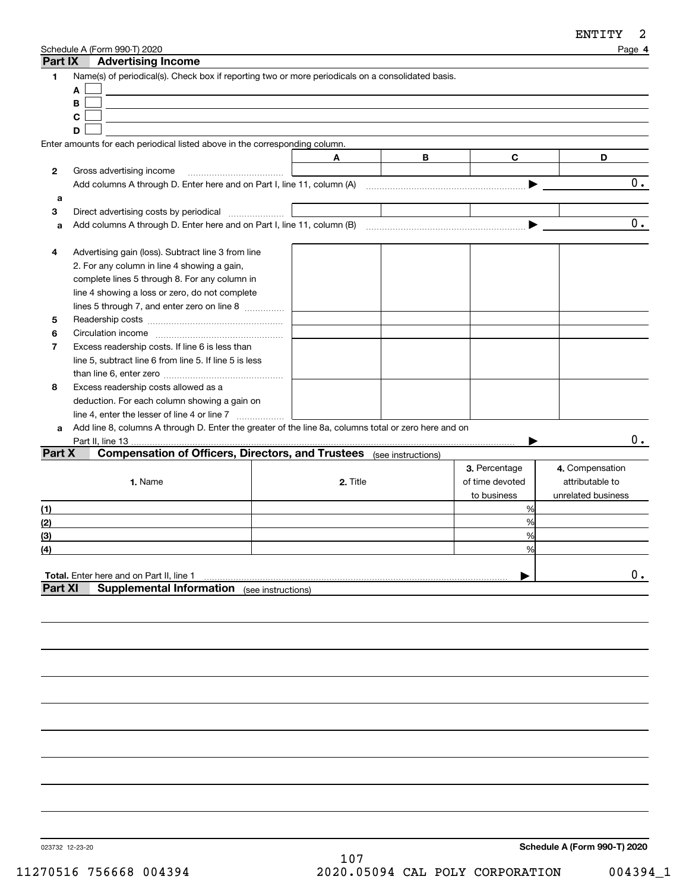ENTITY 2

Schedule A (Form 990-T) 2020 Page **4**

## Part IX Advertising Income

**1** Name(s) of periodical(s). Check box if reporting two or more periodicals on a consolidated basis.

A ☐

B ☐

C ☐

D ☐

Enter amounts for each periodical listed above in the corresponding column.

| | | A | B | C | D |
|---|---|---|---|---|---|
| **2** | Gross advertising income | | | | |
| | Add columns A through D. Enter here and on Part I, line 11, column (A) ▶ | | | | 0. |
| **a** | | | | | |
| **3** | Direct advertising costs by periodical | | | | |
| **a** | Add columns A through D. Enter here and on Part I, line 11, column (B) ▶ | | | | 0. |
| **4** | Advertising gain (loss). Subtract line 3 from line 2. For any column in line 4 showing a gain, complete lines 5 through 8. For any column in line 4 showing a loss or zero, do not complete lines 5 through 7, and enter zero on line 8 | | | | |
| **5** | Readership costs | | | | |
| **6** | Circulation income | | | | |
| **7** | Excess readership costs. If line 6 is less than line 5, subtract line 6 from line 5. If line 5 is less than line 6, enter zero | | | | |
| **8** | Excess readership costs allowed as a deduction. For each column showing a gain on line 4, enter the lesser of line 4 or line 7 | | | | |
| **a** | Add line 8, columns A through D. Enter the greater of the line 8a, columns total or zero here and on Part II, line 13 ▶ | | | | 0. |

## Part X Compensation of Officers, Directors, and Trustees (see instructions)

| 1. Name | 2. Title | 3. Percentage of time devoted to business | 4. Compensation attributable to unrelated business |
|---|---|---|---|
| (1) | | % | |
| (2) | | % | |
| (3) | | % | |
| (4) | | % | |
| **Total.** Enter here and on Part II, line 1 ▶ | | | 0. |

## Part XI Supplemental Information (see instructions)

023732 12-23-20 **Schedule A (Form 990-T) 2020**

11270516 756668 004394 2020.05094 CAL POLY CORPORATION 004394_1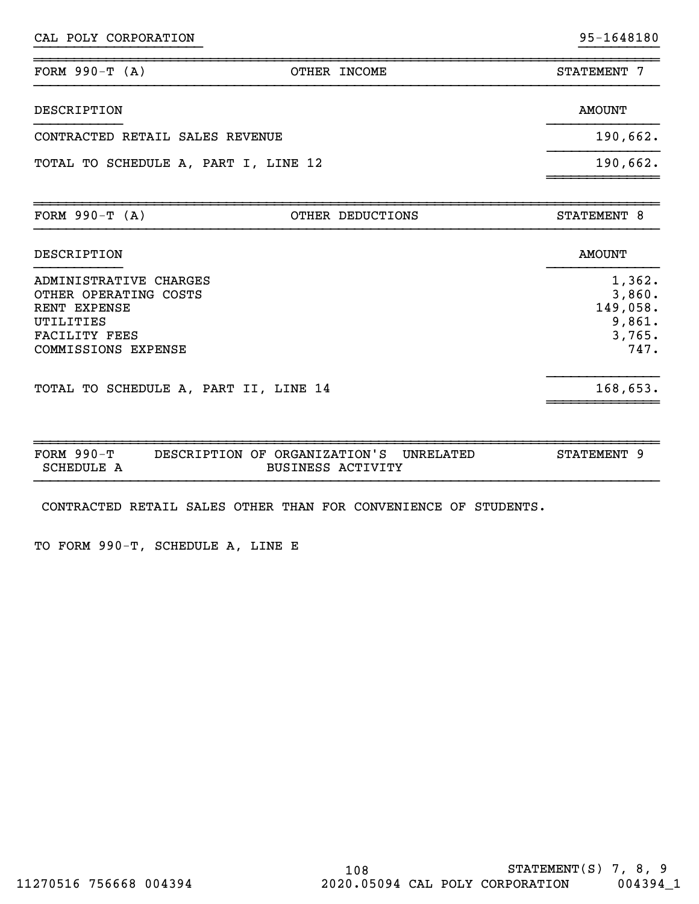CAL POLY CORPORATION 95-1648180

| FORM 990-T (A) | OTHER INCOME | STATEMENT 7 |
|---|---|---|

| DESCRIPTION | AMOUNT |
|---|---|
| CONTRACTED RETAIL SALES REVENUE | 190,662. |
| TOTAL TO SCHEDULE A, PART I, LINE 12 | 190,662. |

| FORM 990-T (A) | OTHER DEDUCTIONS | STATEMENT 8 |
|---|---|---|

| DESCRIPTION | AMOUNT |
|---|---|
| ADMINISTRATIVE CHARGES | 1,362. |
| OTHER OPERATING COSTS | 3,860. |
| RENT EXPENSE | 149,058. |
| UTILITIES | 9,861. |
| FACILITY FEES | 3,765. |
| COMMISSIONS EXPENSE | 747. |
| TOTAL TO SCHEDULE A, PART II, LINE 14 | 168,653. |

| FORM 990-T SCHEDULE A | DESCRIPTION OF ORGANIZATION'S UNRELATED BUSINESS ACTIVITY | STATEMENT 9 |
|---|---|---|

CONTRACTED RETAIL SALES OTHER THAN FOR CONVENIENCE OF STUDENTS.

TO FORM 990-T, SCHEDULE A, LINE E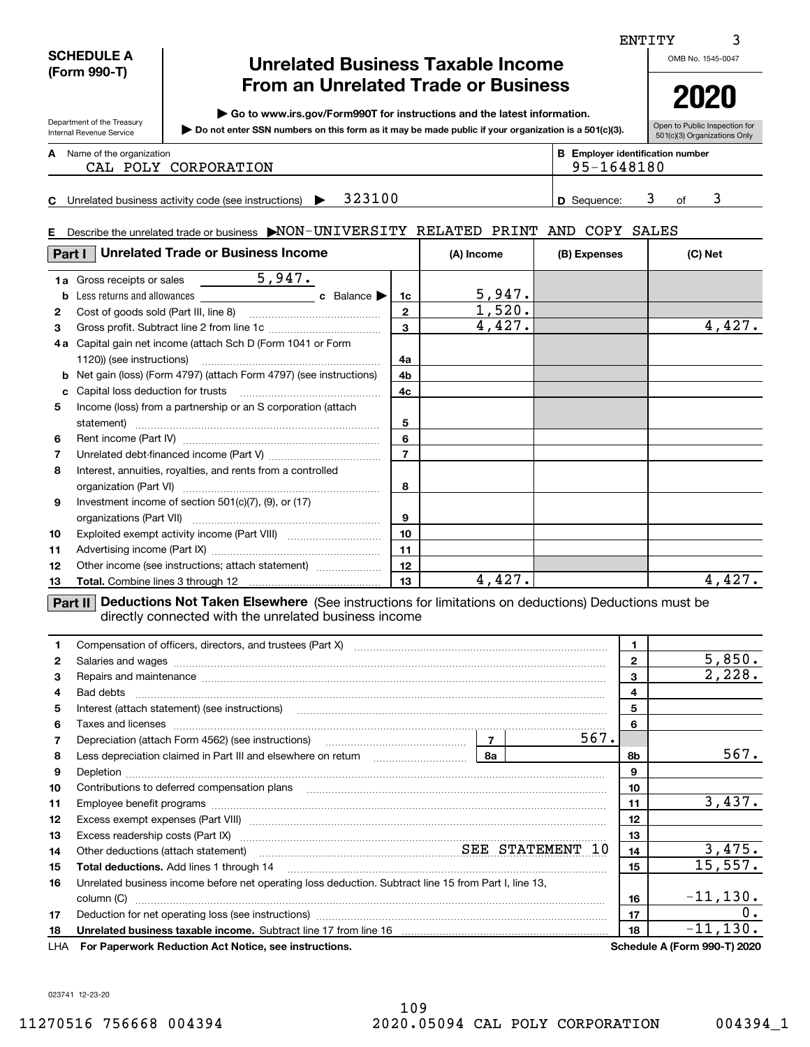ENTITY 3

**SCHEDULE A (Form 990-T)**

Department of the Treasury
Internal Revenue Service

# Unrelated Business Taxable Income From an Unrelated Trade or Business

▶ Go to www.irs.gov/Form990T for instructions and the latest information.

▶ Do not enter SSN numbers on this form as it may be made public if your organization is a 501(c)(3).

OMB No. 1545-0047

**2020**

Open to Public Inspection for 501(c)(3) Organizations Only

**A** Name of the organization: CAL POLY CORPORATION

**B** Employer identification number: 95-1648180

**C** Unrelated business activity code (see instructions) ▶ 323100

**D** Sequence: 3 of 3

**E** Describe the unrelated trade or business ▶NON-UNIVERSITY RELATED PRINT AND COPY SALES

## Part I Unrelated Trade or Business Income

| | | | (A) Income | (B) Expenses | (C) Net |
|---|---|---|---|---|---|
| 1a | Gross receipts or sales 5,947. | | | | |
| b | Less returns and allowances    c Balance ▶ | 1c | 5,947. | | |
| 2 | Cost of goods sold (Part III, line 8) | 2 | 1,520. | | |
| 3 | Gross profit. Subtract line 2 from line 1c | 3 | 4,427. | | 4,427. |
| 4a | Capital gain net income (attach Sch D (Form 1041 or Form 1120)) (see instructions) | 4a | | | |
| b | Net gain (loss) (Form 4797) (attach Form 4797) (see instructions) | 4b | | | |
| c | Capital loss deduction for trusts | 4c | | | |
| 5 | Income (loss) from a partnership or an S corporation (attach statement) | 5 | | | |
| 6 | Rent income (Part IV) | 6 | | | |
| 7 | Unrelated debt-financed income (Part V) | 7 | | | |
| 8 | Interest, annuities, royalties, and rents from a controlled organization (Part VI) | 8 | | | |
| 9 | Investment income of section 501(c)(7), (9), or (17) organizations (Part VII) | 9 | | | |
| 10 | Exploited exempt activity income (Part VIII) | 10 | | | |
| 11 | Advertising income (Part IX) | 11 | | | |
| 12 | Other income (see instructions; attach statement) | 12 | | | |
| 13 | **Total.** Combine lines 3 through 12 | 13 | 4,427. | | 4,427. |

## Part II Deductions Not Taken Elsewhere (See instructions for limitations on deductions) Deductions must be directly connected with the unrelated business income

| | | | |
|---|---|---|---|
| 1 | Compensation of officers, directors, and trustees (Part X) | 1 | |
| 2 | Salaries and wages | 2 | 5,850. |
| 3 | Repairs and maintenance | 3 | 2,228. |
| 4 | Bad debts | 4 | |
| 5 | Interest (attach statement) (see instructions) | 5 | |
| 6 | Taxes and licenses | 6 | |
| 7 | Depreciation (attach Form 4562) (see instructions) — 7: 567. | | |
| 8 | Less depreciation claimed in Part III and elsewhere on return — 8a | 8b | 567. |
| 9 | Depletion | 9 | |
| 10 | Contributions to deferred compensation plans | 10 | |
| 11 | Employee benefit programs | 11 | 3,437. |
| 12 | Excess exempt expenses (Part VIII) | 12 | |
| 13 | Excess readership costs (Part IX) | 13 | |
| 14 | Other deductions (attach statement) SEE STATEMENT 10 | 14 | 3,475. |
| 15 | **Total deductions.** Add lines 1 through 14 | 15 | 15,557. |
| 16 | Unrelated business income before net operating loss deduction. Subtract line 15 from Part I, line 13, column (C) | 16 | -11,130. |
| 17 | Deduction for net operating loss (see instructions) | 17 | 0. |
| 18 | **Unrelated business taxable income.** Subtract line 17 from line 16 | 18 | -11,130. |

LHA **For Paperwork Reduction Act Notice, see instructions.** **Schedule A (Form 990-T) 2020**

023741 12-23-20

11270516 756668 004394    2020.05094 CAL POLY CORPORATION    004394_1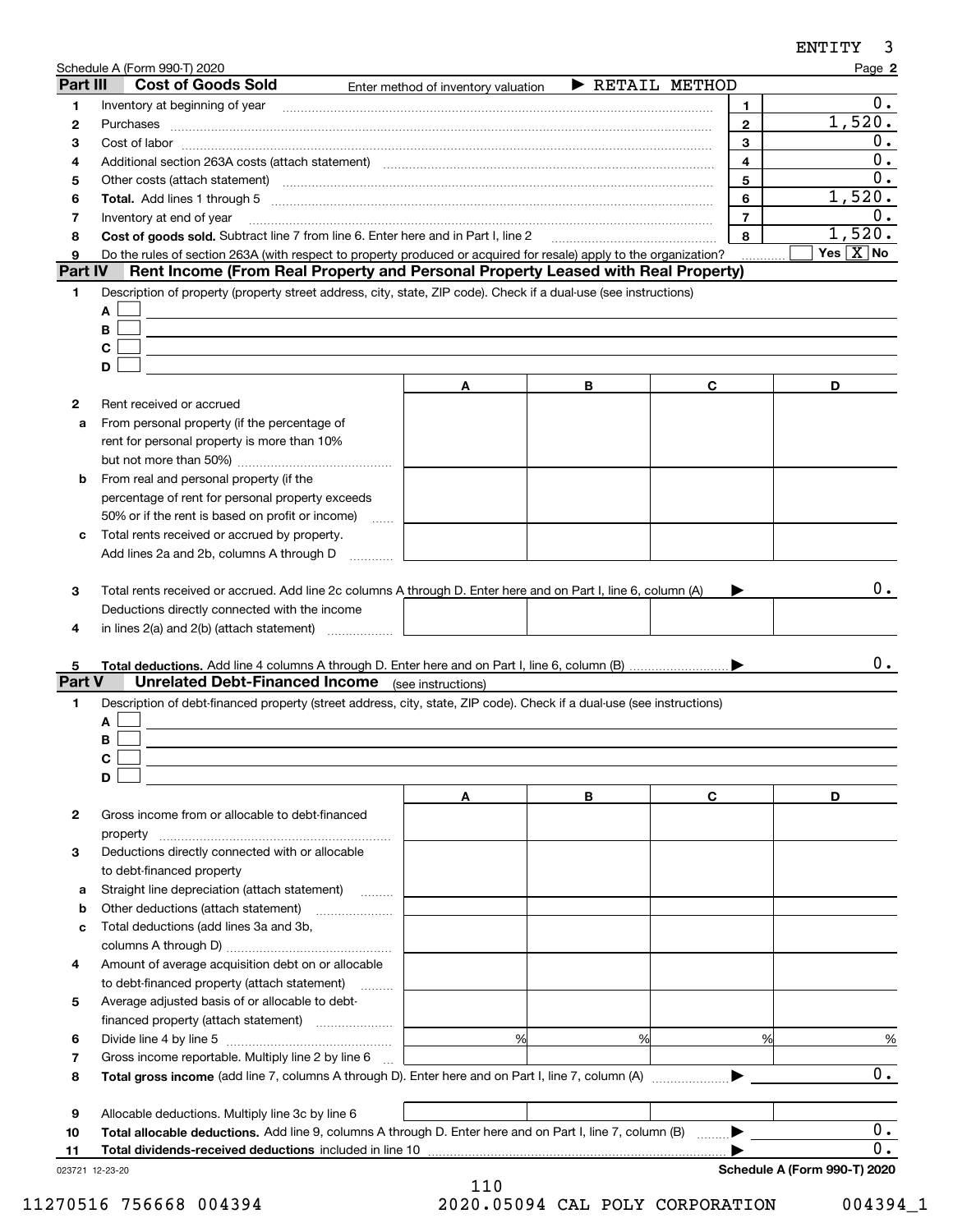ENTITY 3

Schedule A (Form 990-T) 2020 Page **2**

## Part III Cost of Goods Sold

Enter method of inventory valuation ▶ RETAIL METHOD

| | | | |
|---|---|---|---|
| 1 | Inventory at beginning of year | 1 | 0. |
| 2 | Purchases | 2 | 1,520. |
| 3 | Cost of labor | 3 | 0. |
| 4 | Additional section 263A costs (attach statement) | 4 | 0. |
| 5 | Other costs (attach statement) | 5 | 0. |
| 6 | **Total.** Add lines 1 through 5 | 6 | 1,520. |
| 7 | Inventory at end of year | 7 | 0. |
| 8 | **Cost of goods sold.** Subtract line 7 from line 6. Enter here and in Part I, line 2 | 8 | 1,520. |
| 9 | Do the rules of section 263A (with respect to property produced or acquired for resale) apply to the organization? | | Yes [ ] No [X] |

## Part IV Rent Income (From Real Property and Personal Property Leased with Real Property)

**1** Description of property (property street address, city, state, ZIP code). Check if a dual-use (see instructions)

A [ ]
B [ ]
C [ ]
D [ ]

| | | A | B | C | D |
|---|---|---|---|---|---|
| 2 | Rent received or accrued | | | | |
| a | From personal property (if the percentage of rent for personal property is more than 10% but not more than 50%) | | | | |
| b | From real and personal property (if the percentage of rent for personal property exceeds 50% or if the rent is based on profit or income) | | | | |
| c | Total rents received or accrued by property. Add lines 2a and 2b, columns A through D | | | | |

**3** Total rents received or accrued. Add line 2c columns A through D. Enter here and on Part I, line 6, column (A) ▶ 0.

| | | A | B | C | D |
|---|---|---|---|---|---|
| 4 | Deductions directly connected with the income in lines 2(a) and 2(b) (attach statement) | | | | |

**5** **Total deductions.** Add line 4 columns A through D. Enter here and on Part I, line 6, column (B) ▶ 0.

## Part V Unrelated Debt-Financed Income (see instructions)

**1** Description of debt-financed property (street address, city, state, ZIP code). Check if a dual-use (see instructions)

A [ ]
B [ ]
C [ ]
D [ ]

| | | A | B | C | D |
|---|---|---|---|---|---|
| 2 | Gross income from or allocable to debt-financed property | | | | |
| 3 | Deductions directly connected with or allocable to debt-financed property | | | | |
| a | Straight line depreciation (attach statement) | | | | |
| b | Other deductions (attach statement) | | | | |
| c | Total deductions (add lines 3a and 3b, columns A through D) | | | | |
| 4 | Amount of average acquisition debt on or allocable to debt-financed property (attach statement) | | | | |
| 5 | Average adjusted basis of or allocable to debt-financed property (attach statement) | | | | |
| 6 | Divide line 4 by line 5 | % | % | % | % |
| 7 | Gross income reportable. Multiply line 2 by line 6 | | | | |

**8** **Total gross income** (add line 7, columns A through D). Enter here and on Part I, line 7, column (A) ▶ 0.

| | | A | B | C | D |
|---|---|---|---|---|---|
| 9 | Allocable deductions. Multiply line 3c by line 6 | | | | |

**10** **Total allocable deductions.** Add line 9, columns A through D. Enter here and on Part I, line 7, column (B) ▶ 0.

**11** **Total dividends-received deductions** included in line 10 ▶ 0.

023721 12-23-20 **Schedule A (Form 990-T) 2020**

11270516 756668 004394 2020.05094 CAL POLY CORPORATION 004394_1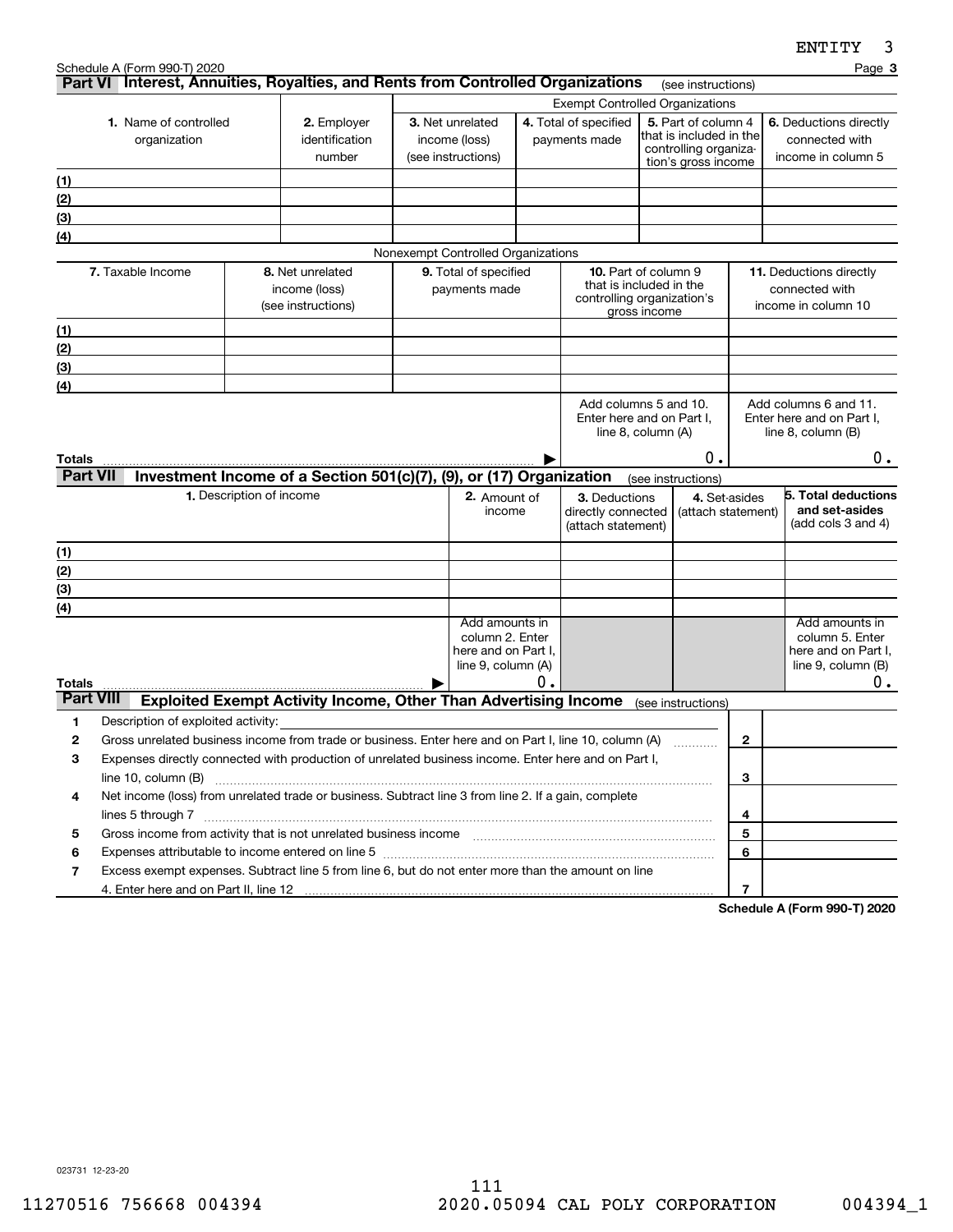Schedule A (Form 990-T) 2020

## Part VI Interest, Annuities, Royalties, and Rents from Controlled Organizations (see instructions)

| 1. Name of controlled organization | 2. Employer identification number | Exempt Controlled Organizations | | | |
|---|---|---|---|---|---|
| | | 3. Net unrelated income (loss) (see instructions) | 4. Total of specified payments made | 5. Part of column 4 that is included in the controlling organization's gross income | 6. Deductions directly connected with income in column 5 |
| (1) | | | | | |
| (2) | | | | | |
| (3) | | | | | |
| (4) | | | | | |

Nonexempt Controlled Organizations

| 7. Taxable Income | 8. Net unrelated income (loss) (see instructions) | 9. Total of specified payments made | 10. Part of column 9 that is included in the controlling organization's gross income | 11. Deductions directly connected with income in column 10 |
|---|---|---|---|---|
| (1) | | | | |
| (2) | | | | |
| (3) | | | | |
| (4) | | | | |
| Totals ▶ | | | Add columns 5 and 10. Enter here and on Part I, line 8, column (A) 0. | Add columns 6 and 11. Enter here and on Part I, line 8, column (B) 0. |

## Part VII Investment Income of a Section 501(c)(7), (9), or (17) Organization (see instructions)

| 1. Description of income | 2. Amount of income | 3. Deductions directly connected (attach statement) | 4. Set-asides (attach statement) | 5. Total deductions and set-asides (add cols 3 and 4) |
|---|---|---|---|---|
| (1) | | | | |
| (2) | | | | |
| (3) | | | | |
| (4) | | | | |
| Totals ▶ | Add amounts in column 2. Enter here and on Part I, line 9, column (A) 0. | | | Add amounts in column 5. Enter here and on Part I, line 9, column (B) 0. |

## Part VIII Exploited Exempt Activity Income, Other Than Advertising Income (see instructions)

| | | | |
|---|---|---|---|
| 1 | Description of exploited activity: | | |
| 2 | Gross unrelated business income from trade or business. Enter here and on Part I, line 10, column (A) | 2 | |
| 3 | Expenses directly connected with production of unrelated business income. Enter here and on Part I, line 10, column (B) | 3 | |
| 4 | Net income (loss) from unrelated trade or business. Subtract line 3 from line 2. If a gain, complete lines 5 through 7 | 4 | |
| 5 | Gross income from activity that is not unrelated business income | 5 | |
| 6 | Expenses attributable to income entered on line 5 | 6 | |
| 7 | Excess exempt expenses. Subtract line 5 from line 6, but do not enter more than the amount on line 4. Enter here and on Part II, line 12 | 7 | |

Schedule A (Form 990-T) 2020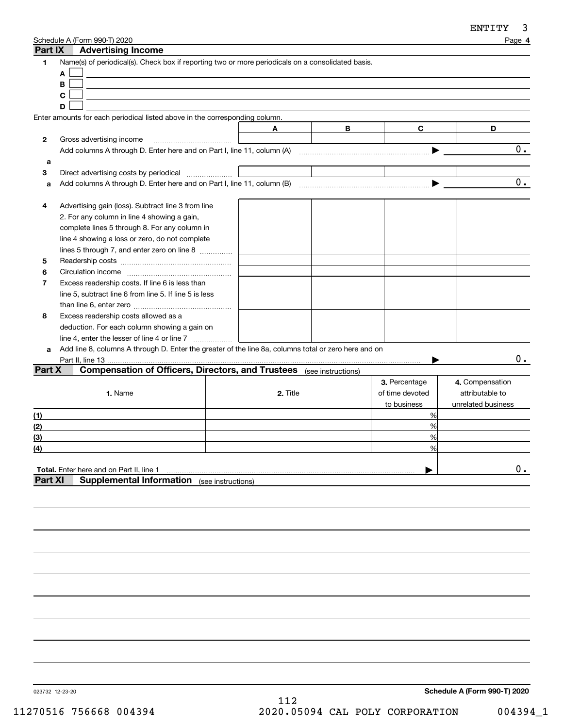Schedule A (Form 990-T) 2020

## Part IX Advertising Income

**1** Name(s) of periodical(s). Check box if reporting two or more periodicals on a consolidated basis.

A ☐

B ☐

C ☐

D ☐

Enter amounts for each periodical listed above in the corresponding column.

| | | A | B | C | D |
|---|---|---|---|---|---|
| 2 | Gross advertising income | | | | |
| | Add columns A through D. Enter here and on Part I, line 11, column (A) ▶ | | | | 0. |
| a | | | | | |
| 3 | Direct advertising costs by periodical | | | | |
| a | Add columns A through D. Enter here and on Part I, line 11, column (B) ▶ | | | | 0. |
| 4 | Advertising gain (loss). Subtract line 3 from line 2. For any column in line 4 showing a gain, complete lines 5 through 8. For any column in line 4 showing a loss or zero, do not complete lines 5 through 7, and enter zero on line 8 | | | | |
| 5 | Readership costs | | | | |
| 6 | Circulation income | | | | |
| 7 | Excess readership costs. If line 6 is less than line 5, subtract line 6 from line 5. If line 5 is less than line 6, enter zero | | | | |
| 8 | Excess readership costs allowed as a deduction. For each column showing a gain on line 4, enter the lesser of line 4 or line 7 | | | | |
| a | Add line 8, columns A through D. Enter the greater of the line 8a, columns total or zero here and on Part II, line 13 ▶ | | | | 0. |

## Part X Compensation of Officers, Directors, and Trustees (see instructions)

| | 1. Name | 2. Title | 3. Percentage of time devoted to business | 4. Compensation attributable to unrelated business |
|---|---|---|---|---|
| (1) | | | % | |
| (2) | | | % | |
| (3) | | | % | |
| (4) | | | % | |
| **Total.** Enter here and on Part II, line 1 ▶ | | | | 0. |

## Part XI Supplemental Information (see instructions)

023732 12-23-20

**Schedule A (Form 990-T) 2020**

11270516 756668 004394 2020.05094 CAL POLY CORPORATION 004394_1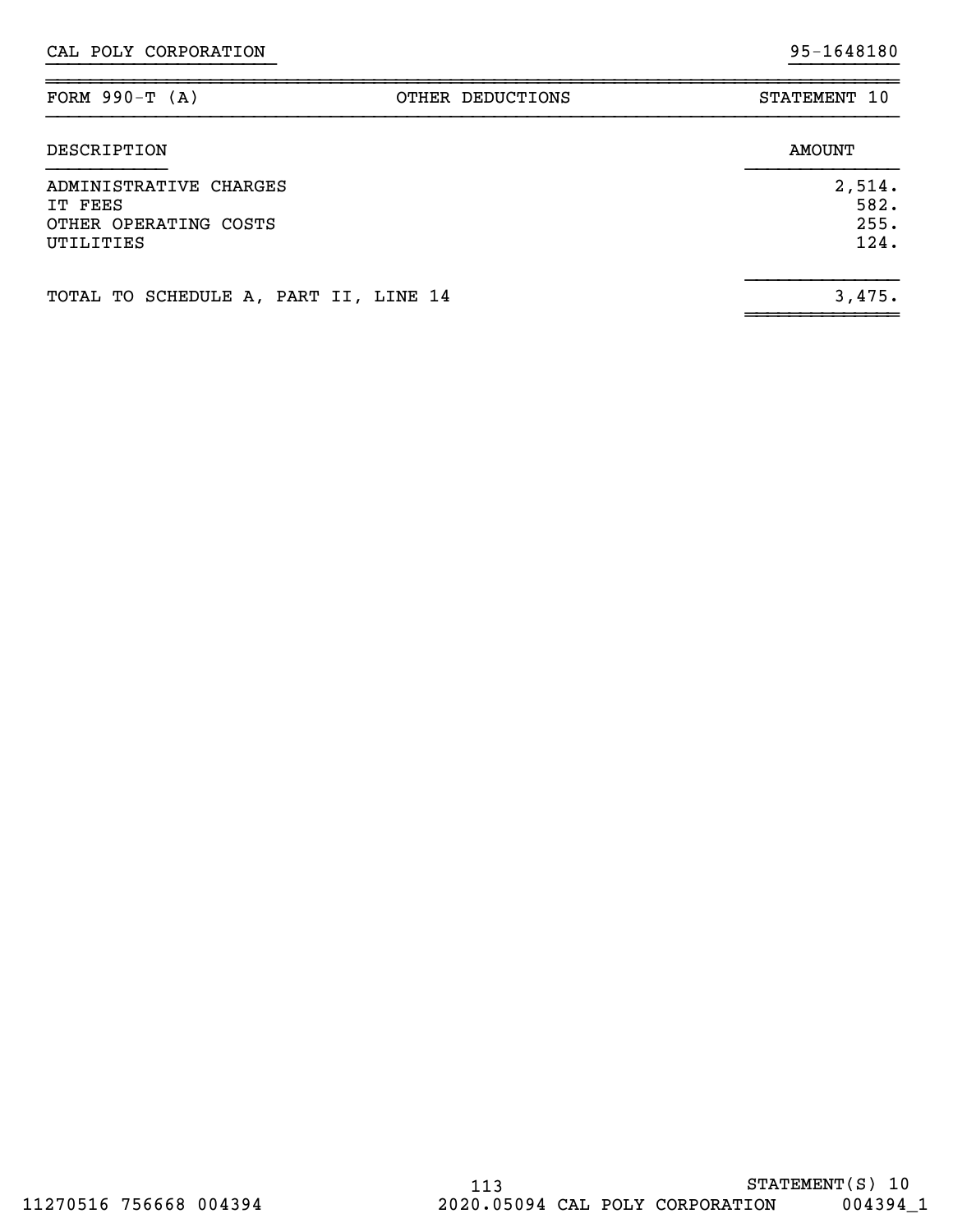CAL POLY CORPORATION 95-1648180

| FORM 990-T (A) | OTHER DEDUCTIONS | STATEMENT 10 |
|---|---|---|

| DESCRIPTION | AMOUNT |
|---|---|
| ADMINISTRATIVE CHARGES | 2,514. |
| IT FEES | 582. |
| OTHER OPERATING COSTS | 255. |
| UTILITIES | 124. |
| TOTAL TO SCHEDULE A, PART II, LINE 14 | 3,475. |

STATEMENT(S) 10

11270516 756668 004394 2020.05094 CAL POLY CORPORATION 004394_1